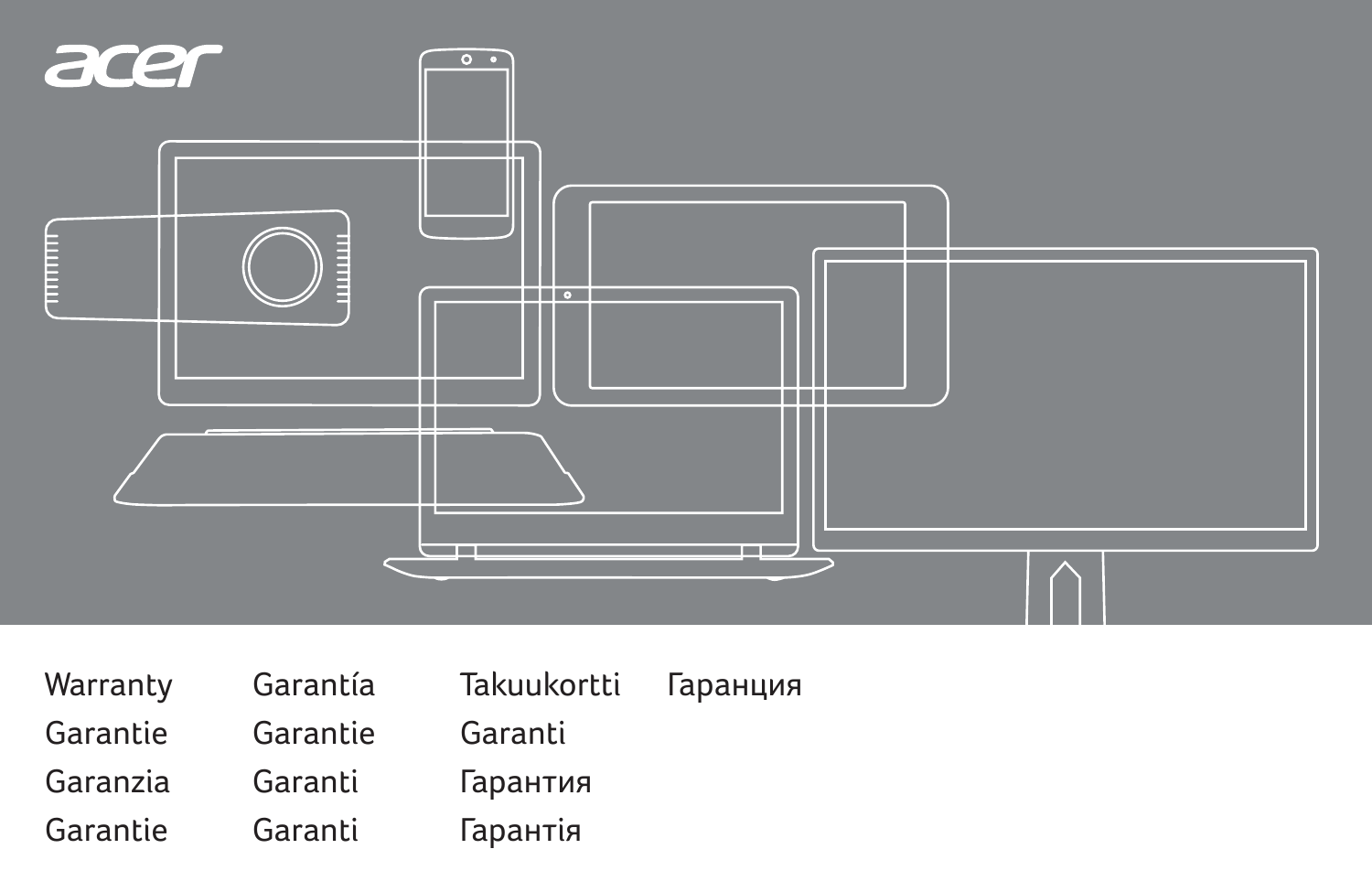acer

Warranty
Garantie
Garanzia
Garantie
Garantía
Garantie
Garanti
Garanti
Takuukortti
Garanti
Гарантия
Гарантія
Гаранция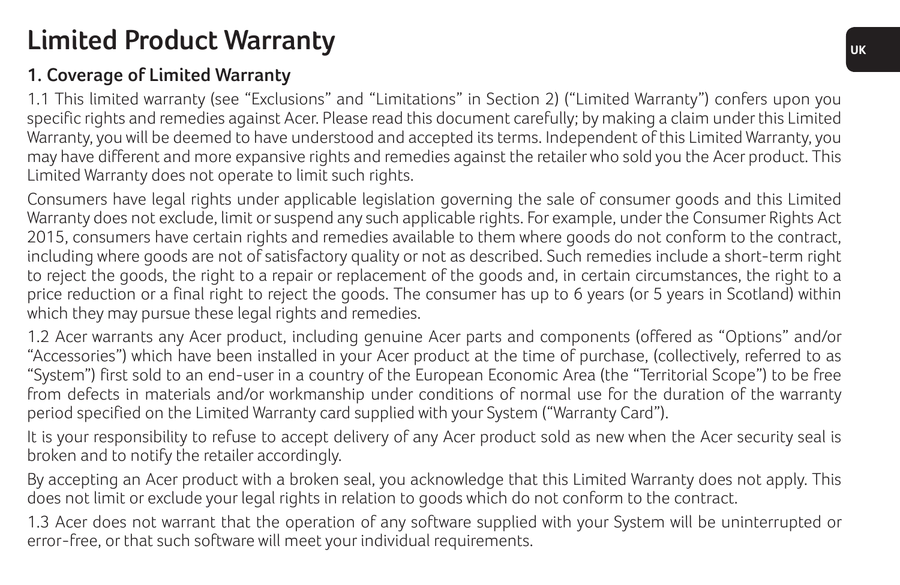# Limited Product Warranty

## 1. Coverage of Limited Warranty

1.1 This limited warranty (see "Exclusions" and "Limitations" in Section 2) ("Limited Warranty") confers upon you specific rights and remedies against Acer. Please read this document carefully; by making a claim under this Limited Warranty, you will be deemed to have understood and accepted its terms. Independent of this Limited Warranty, you may have different and more expansive rights and remedies against the retailer who sold you the Acer product. This Limited Warranty does not operate to limit such rights.

Consumers have legal rights under applicable legislation governing the sale of consumer goods and this Limited Warranty does not exclude, limit or suspend any such applicable rights. For example, under the Consumer Rights Act 2015, consumers have certain rights and remedies available to them where goods do not conform to the contract, including where goods are not of satisfactory quality or not as described. Such remedies include a short-term right to reject the goods, the right to a repair or replacement of the goods and, in certain circumstances, the right to a price reduction or a final right to reject the goods. The consumer has up to 6 years (or 5 years in Scotland) within which they may pursue these legal rights and remedies.

1.2 Acer warrants any Acer product, including genuine Acer parts and components (offered as "Options" and/or "Accessories") which have been installed in your Acer product at the time of purchase, (collectively, referred to as "System") first sold to an end-user in a country of the European Economic Area (the "Territorial Scope") to be free from defects in materials and/or workmanship under conditions of normal use for the duration of the warranty period specified on the Limited Warranty card supplied with your System ("Warranty Card").

It is your responsibility to refuse to accept delivery of any Acer product sold as new when the Acer security seal is broken and to notify the retailer accordingly.

By accepting an Acer product with a broken seal, you acknowledge that this Limited Warranty does not apply. This does not limit or exclude your legal rights in relation to goods which do not conform to the contract.

1.3 Acer does not warrant that the operation of any software supplied with your System will be uninterrupted or error-free, or that such software will meet your individual requirements.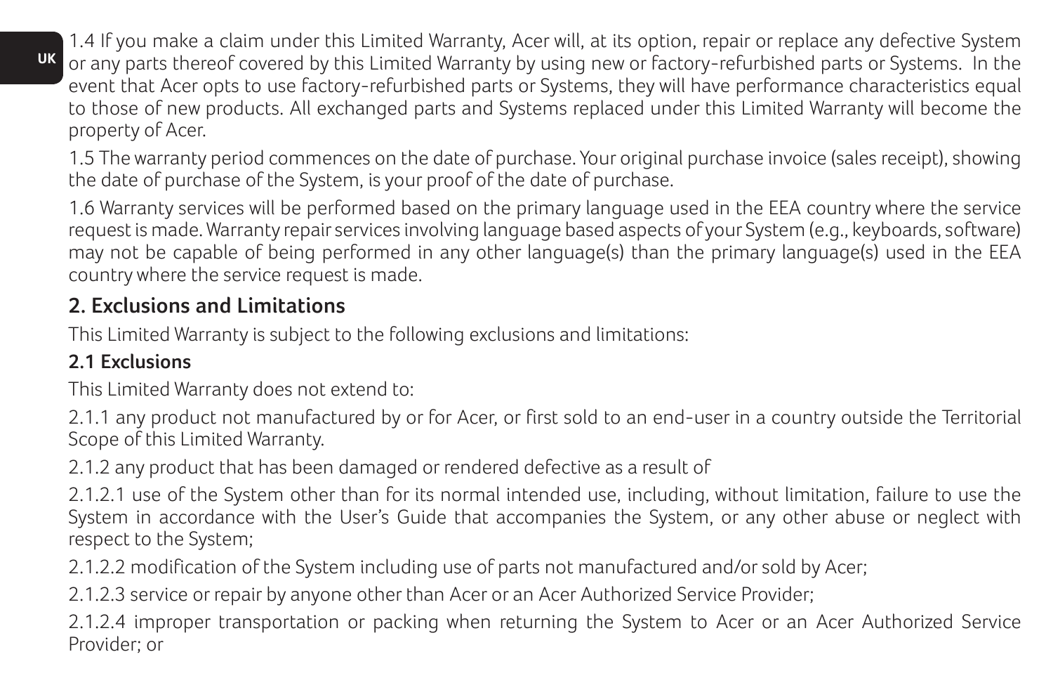1.4 If you make a claim under this Limited Warranty, Acer will, at its option, repair or replace any defective System or any parts thereof covered by this Limited Warranty by using new or factory-refurbished parts or Systems. In the event that Acer opts to use factory-refurbished parts or Systems, they will have performance characteristics equal to those of new products. All exchanged parts and Systems replaced under this Limited Warranty will become the property of Acer.

1.5 The warranty period commences on the date of purchase. Your original purchase invoice (sales receipt), showing the date of purchase of the System, is your proof of the date of purchase.

1.6 Warranty services will be performed based on the primary language used in the EEA country where the service request is made. Warranty repair services involving language based aspects of your System (e.g., keyboards, software) may not be capable of being performed in any other language(s) than the primary language(s) used in the EEA country where the service request is made.

## 2. Exclusions and Limitations

This Limited Warranty is subject to the following exclusions and limitations:

### 2.1 Exclusions

This Limited Warranty does not extend to:

2.1.1 any product not manufactured by or for Acer, or first sold to an end-user in a country outside the Territorial Scope of this Limited Warranty.

2.1.2 any product that has been damaged or rendered defective as a result of

2.1.2.1 use of the System other than for its normal intended use, including, without limitation, failure to use the System in accordance with the User's Guide that accompanies the System, or any other abuse or neglect with respect to the System;

2.1.2.2 modification of the System including use of parts not manufactured and/or sold by Acer;

2.1.2.3 service or repair by anyone other than Acer or an Acer Authorized Service Provider;

2.1.2.4 improper transportation or packing when returning the System to Acer or an Acer Authorized Service Provider; or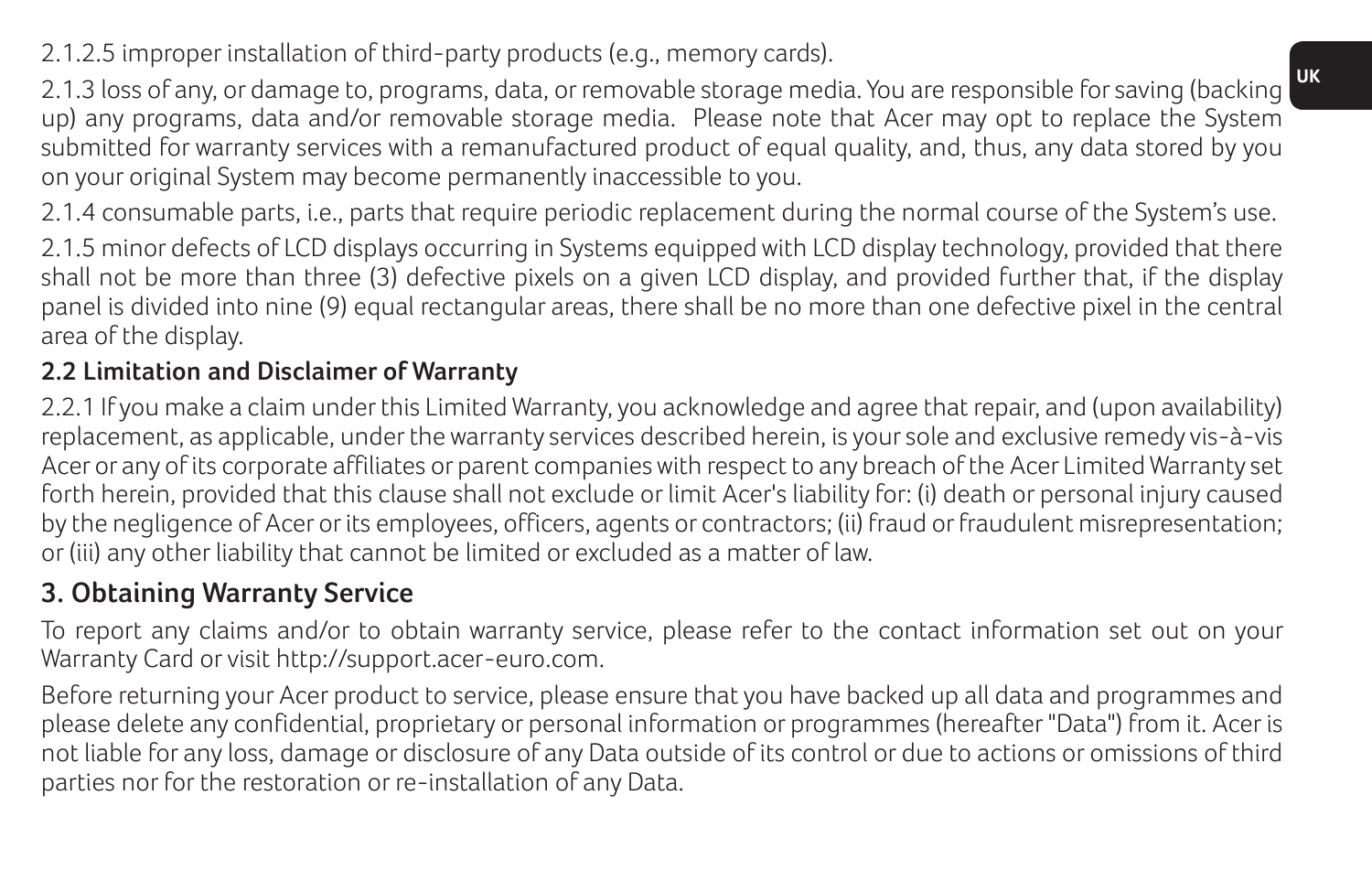2.1.2.5 improper installation of third-party products (e.g., memory cards).

2.1.3 loss of any, or damage to, programs, data, or removable storage media. You are responsible for saving (backing up) any programs, data and/or removable storage media. Please note that Acer may opt to replace the System submitted for warranty services with a remanufactured product of equal quality, and, thus, any data stored by you on your original System may become permanently inaccessible to you.

2.1.4 consumable parts, i.e., parts that require periodic replacement during the normal course of the System's use.

2.1.5 minor defects of LCD displays occurring in Systems equipped with LCD display technology, provided that there shall not be more than three (3) defective pixels on a given LCD display, and provided further that, if the display panel is divided into nine (9) equal rectangular areas, there shall be no more than one defective pixel in the central area of the display.

### 2.2 Limitation and Disclaimer of Warranty

2.2.1 If you make a claim under this Limited Warranty, you acknowledge and agree that repair, and (upon availability) replacement, as applicable, under the warranty services described herein, is your sole and exclusive remedy vis-à-vis Acer or any of its corporate affiliates or parent companies with respect to any breach of the Acer Limited Warranty set forth herein, provided that this clause shall not exclude or limit Acer's liability for: (i) death or personal injury caused by the negligence of Acer or its employees, officers, agents or contractors; (ii) fraud or fraudulent misrepresentation; or (iii) any other liability that cannot be limited or excluded as a matter of law.

## 3. Obtaining Warranty Service

To report any claims and/or to obtain warranty service, please refer to the contact information set out on your Warranty Card or visit http://support.acer-euro.com.

Before returning your Acer product to service, please ensure that you have backed up all data and programmes and please delete any confidential, proprietary or personal information or programmes (hereafter "Data") from it. Acer is not liable for any loss, damage or disclosure of any Data outside of its control or due to actions or omissions of third parties nor for the restoration or re-installation of any Data.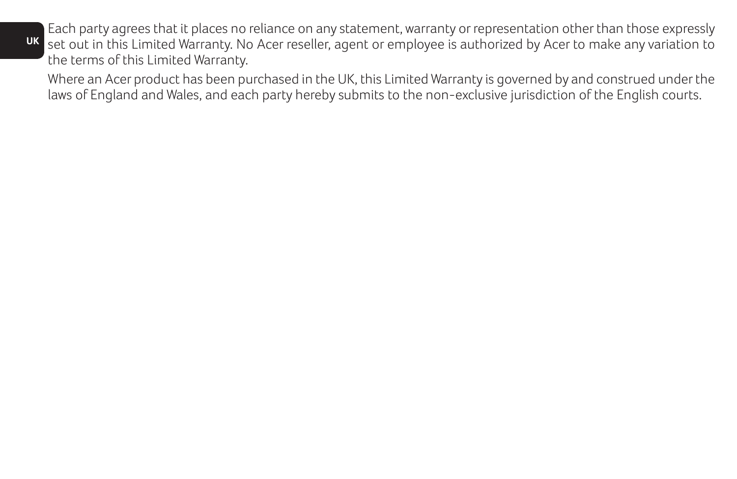Each party agrees that it places no reliance on any statement, warranty or representation other than those expressly set out in this Limited Warranty. No Acer reseller, agent or employee is authorized by Acer to make any variation to the terms of this Limited Warranty.

Where an Acer product has been purchased in the UK, this Limited Warranty is governed by and construed under the laws of England and Wales, and each party hereby submits to the non-exclusive jurisdiction of the English courts.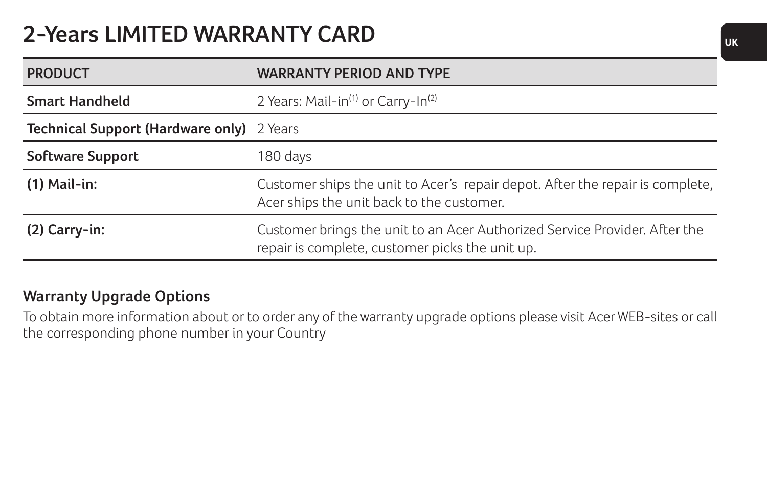# 2-Years LIMITED WARRANTY CARD

| PRODUCT | WARRANTY PERIOD AND TYPE |
| --- | --- |
| **Smart Handheld** | 2 Years: Mail-in[1] or Carry-In[2] |
| **Technical Support (Hardware only)** | 2 Years |
| **Software Support** | 180 days |
| **(1) Mail-in:** | Customer ships the unit to Acer's repair depot. After the repair is complete, Acer ships the unit back to the customer. |
| **(2) Carry-in:** | Customer brings the unit to an Acer Authorized Service Provider. After the repair is complete, customer picks the unit up. |

## Warranty Upgrade Options

To obtain more information about or to order any of the warranty upgrade options please visit Acer WEB-sites or call the corresponding phone number in your Country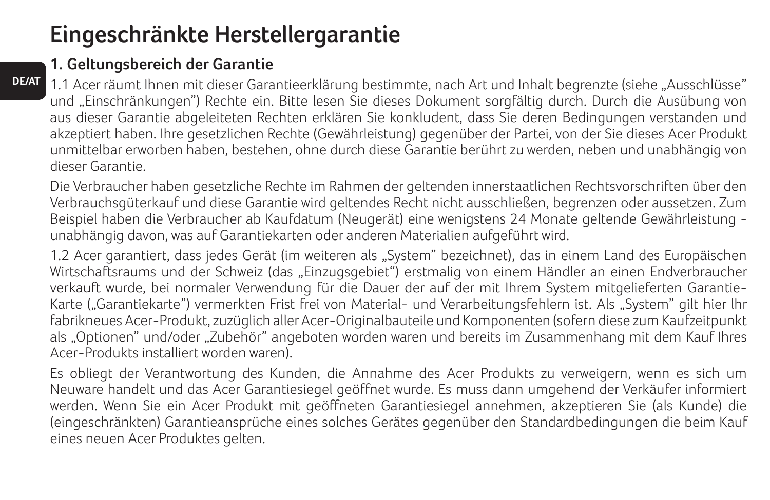# Eingeschränkte Herstellergarantie

## 1. Geltungsbereich der Garantie

1.1 Acer räumt Ihnen mit dieser Garantieerklärung bestimmte, nach Art und Inhalt begrenzte (siehe „Ausschlüsse" und „Einschränkungen") Rechte ein. Bitte lesen Sie dieses Dokument sorgfältig durch. Durch die Ausübung von aus dieser Garantie abgeleiteten Rechten erklären Sie konkludent, dass Sie deren Bedingungen verstanden und akzeptiert haben. Ihre gesetzlichen Rechte (Gewährleistung) gegenüber der Partei, von der Sie dieses Acer Produkt unmittelbar erworben haben, bestehen, ohne durch diese Garantie berührt zu werden, neben und unabhängig von dieser Garantie.

Die Verbraucher haben gesetzliche Rechte im Rahmen der geltenden innerstaatlichen Rechtsvorschriften über den Verbrauchsgüterkauf und diese Garantie wird geltendes Recht nicht ausschließen, begrenzen oder aussetzen. Zum Beispiel haben die Verbraucher ab Kaufdatum (Neugerät) eine wenigstens 24 Monate geltende Gewährleistung - unabhängig davon, was auf Garantiekarten oder anderen Materialien aufgeführt wird.

1.2 Acer garantiert, dass jedes Gerät (im weiteren als „System" bezeichnet), das in einem Land des Europäischen Wirtschaftsraums und der Schweiz (das „Einzugsgebiet") erstmalig von einem Händler an einen Endverbraucher verkauft wurde, bei normaler Verwendung für die Dauer der auf der mit Ihrem System mitgelieferten Garantie-Karte („Garantiekarte") vermerkten Frist frei von Material- und Verarbeitungsfehlern ist. Als „System" gilt hier Ihr fabrikneues Acer-Produkt, zuzüglich aller Acer-Originalbauteile und Komponenten (sofern diese zum Kaufzeitpunkt als „Optionen" und/oder „Zubehör" angeboten worden waren und bereits im Zusammenhang mit dem Kauf Ihres Acer-Produkts installiert worden waren).

Es obliegt der Verantwortung des Kunden, die Annahme des Acer Produkts zu verweigern, wenn es sich um Neuware handelt und das Acer Garantiesiegel geöffnet wurde. Es muss dann umgehend der Verkäufer informiert werden. Wenn Sie ein Acer Produkt mit geöffneten Garantiesiegel annehmen, akzeptieren Sie (als Kunde) die (eingeschränkten) Garantieansprüche eines solches Gerätes gegenüber den Standardbedingungen die beim Kauf eines neuen Acer Produktes gelten.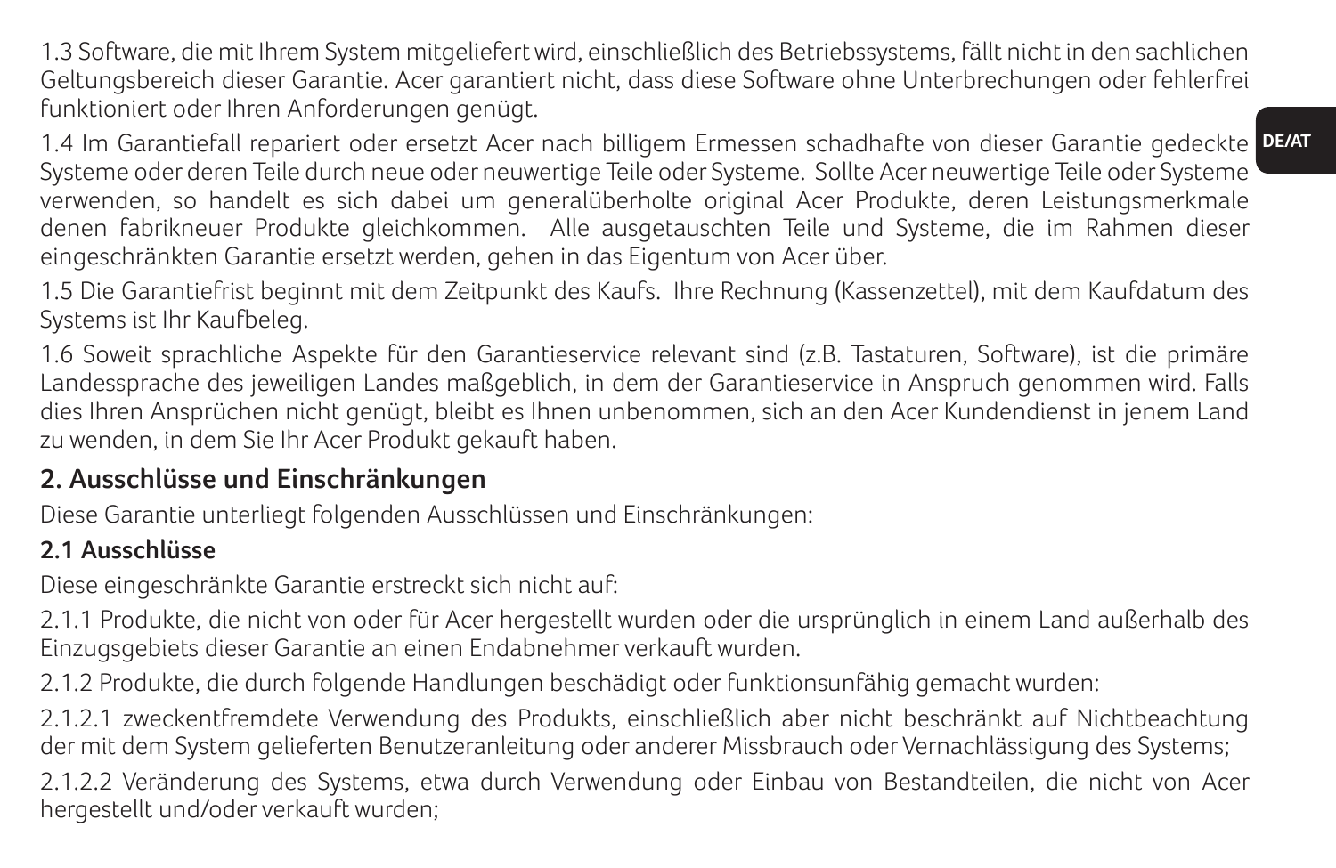1.3 Software, die mit Ihrem System mitgeliefert wird, einschließlich des Betriebssystems, fällt nicht in den sachlichen Geltungsbereich dieser Garantie. Acer garantiert nicht, dass diese Software ohne Unterbrechungen oder fehlerfrei funktioniert oder Ihren Anforderungen genügt.

1.4 Im Garantiefall repariert oder ersetzt Acer nach billigem Ermessen schadhafte von dieser Garantie gedeckte Systeme oder deren Teile durch neue oder neuwertige Teile oder Systeme. Sollte Acer neuwertige Teile oder Systeme verwenden, so handelt es sich dabei um generalüberholte original Acer Produkte, deren Leistungsmerkmale denen fabrikneuer Produkte gleichkommen. Alle ausgetauschten Teile und Systeme, die im Rahmen dieser eingeschränkten Garantie ersetzt werden, gehen in das Eigentum von Acer über.

1.5 Die Garantiefrist beginnt mit dem Zeitpunkt des Kaufs. Ihre Rechnung (Kassenzettel), mit dem Kaufdatum des Systems ist Ihr Kaufbeleg.

1.6 Soweit sprachliche Aspekte für den Garantieservice relevant sind (z.B. Tastaturen, Software), ist die primäre Landessprache des jeweiligen Landes maßgeblich, in dem der Garantieservice in Anspruch genommen wird. Falls dies Ihren Ansprüchen nicht genügt, bleibt es Ihnen unbenommen, sich an den Acer Kundendienst in jenem Land zu wenden, in dem Sie Ihr Acer Produkt gekauft haben.

## 2. Ausschlüsse und Einschränkungen

Diese Garantie unterliegt folgenden Ausschlüssen und Einschränkungen:

### 2.1 Ausschlüsse

Diese eingeschränkte Garantie erstreckt sich nicht auf:

2.1.1 Produkte, die nicht von oder für Acer hergestellt wurden oder die ursprünglich in einem Land außerhalb des Einzugsgebiets dieser Garantie an einen Endabnehmer verkauft wurden.

2.1.2 Produkte, die durch folgende Handlungen beschädigt oder funktionsunfähig gemacht wurden:

2.1.2.1 zweckentfremdete Verwendung des Produkts, einschließlich aber nicht beschränkt auf Nichtbeachtung der mit dem System gelieferten Benutzeranleitung oder anderer Missbrauch oder Vernachlässigung des Systems;

2.1.2.2 Veränderung des Systems, etwa durch Verwendung oder Einbau von Bestandteilen, die nicht von Acer hergestellt und/oder verkauft wurden;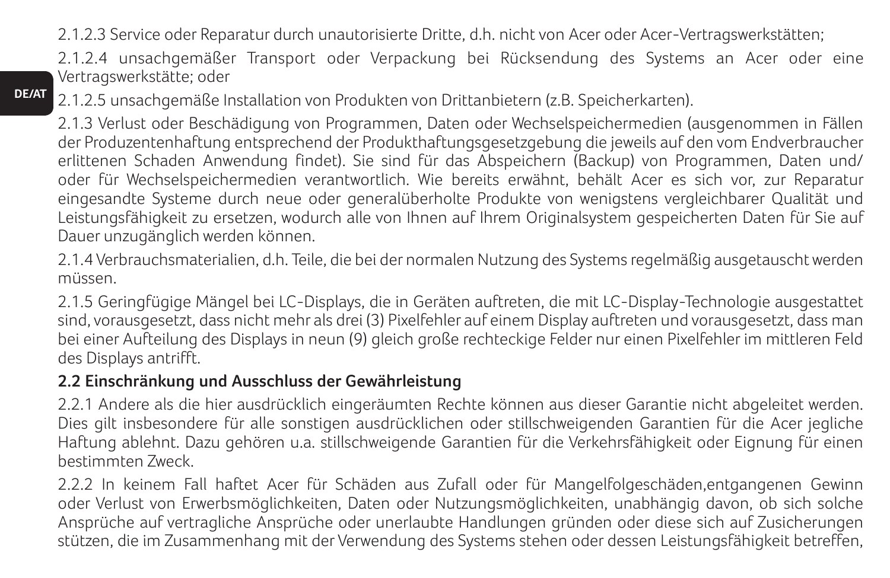2.1.2.3 Service oder Reparatur durch unautorisierte Dritte, d.h. nicht von Acer oder Acer-Vertragswerkstätten;

2.1.2.4 unsachgemäßer Transport oder Verpackung bei Rücksendung des Systems an Acer oder eine Vertragswerkstätte; oder

2.1.2.5 unsachgemäße Installation von Produkten von Drittanbietern (z.B. Speicherkarten).

2.1.3 Verlust oder Beschädigung von Programmen, Daten oder Wechselspeichermedien (ausgenommen in Fällen der Produzentenhaftung entsprechend der Produkthaftungsgesetzgebung die jeweils auf den vom Endverbraucher erlittenen Schaden Anwendung findet). Sie sind für das Abspeichern (Backup) von Programmen, Daten und/oder für Wechselspeichermedien verantwortlich. Wie bereits erwähnt, behält Acer es sich vor, zur Reparatur eingesandte Systeme durch neue oder generalüberholte Produkte von wenigstens vergleichbarer Qualität und Leistungsfähigkeit zu ersetzen, wodurch alle von Ihnen auf Ihrem Originalsystem gespeicherten Daten für Sie auf Dauer unzugänglich werden können.

2.1.4 Verbrauchsmaterialien, d.h. Teile, die bei der normalen Nutzung des Systems regelmäßig ausgetauscht werden müssen.

2.1.5 Geringfügige Mängel bei LC-Displays, die in Geräten auftreten, die mit LC-Display-Technologie ausgestattet sind, vorausgesetzt, dass nicht mehr als drei (3) Pixelfehler auf einem Display auftreten und vorausgesetzt, dass man bei einer Aufteilung des Displays in neun (9) gleich große rechteckige Felder nur einen Pixelfehler im mittleren Feld des Displays antrifft.

**2.2 Einschränkung und Ausschluss der Gewährleistung**

2.2.1 Andere als die hier ausdrücklich eingeräumten Rechte können aus dieser Garantie nicht abgeleitet werden. Dies gilt insbesondere für alle sonstigen ausdrücklichen oder stillschweigenden Garantien für die Acer jegliche Haftung ablehnt. Dazu gehören u.a. stillschweigende Garantien für die Verkehrsfähigkeit oder Eignung für einen bestimmten Zweck.

2.2.2 In keinem Fall haftet Acer für Schäden aus Zufall oder für Mangelfolgeschäden,entgangenen Gewinn oder Verlust von Erwerbsmöglichkeiten, Daten oder Nutzungsmöglichkeiten, unabhängig davon, ob sich solche Ansprüche auf vertragliche Ansprüche oder unerlaubte Handlungen gründen oder diese sich auf Zusicherungen stützen, die im Zusammenhang mit der Verwendung des Systems stehen oder dessen Leistungsfähigkeit betreffen,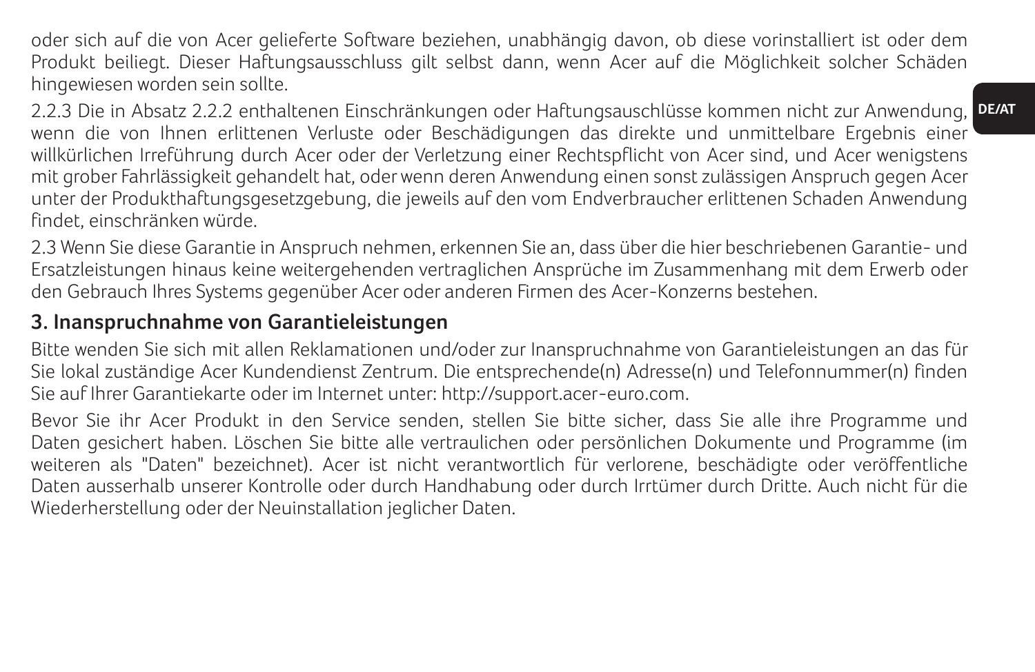oder sich auf die von Acer gelieferte Software beziehen, unabhängig davon, ob diese vorinstalliert ist oder dem Produkt beiliegt. Dieser Haftungsausschluss gilt selbst dann, wenn Acer auf die Möglichkeit solcher Schäden hingewiesen worden sein sollte.

2.2.3 Die in Absatz 2.2.2 enthaltenen Einschränkungen oder Haftungsauschlüsse kommen nicht zur Anwendung, wenn die von Ihnen erlittenen Verluste oder Beschädigungen das direkte und unmittelbare Ergebnis einer willkürlichen Irreführung durch Acer oder der Verletzung einer Rechtspflicht von Acer sind, und Acer wenigstens mit grober Fahrlässigkeit gehandelt hat, oder wenn deren Anwendung einen sonst zulässigen Anspruch gegen Acer unter der Produkthaftungsgesetzgebung, die jeweils auf den vom Endverbraucher erlittenen Schaden Anwendung findet, einschränken würde.

2.3 Wenn Sie diese Garantie in Anspruch nehmen, erkennen Sie an, dass über die hier beschriebenen Garantie- und Ersatzleistungen hinaus keine weitergehenden vertraglichen Ansprüche im Zusammenhang mit dem Erwerb oder den Gebrauch Ihres Systems gegenüber Acer oder anderen Firmen des Acer-Konzerns bestehen.

## 3. Inanspruchnahme von Garantieleistungen

Bitte wenden Sie sich mit allen Reklamationen und/oder zur Inanspruchnahme von Garantieleistungen an das für Sie lokal zuständige Acer Kundendienst Zentrum. Die entsprechende(n) Adresse(n) und Telefonnummer(n) finden Sie auf Ihrer Garantiekarte oder im Internet unter: http://support.acer-euro.com.

Bevor Sie ihr Acer Produkt in den Service senden, stellen Sie bitte sicher, dass Sie alle ihre Programme und Daten gesichert haben. Löschen Sie bitte alle vertraulichen oder persönlichen Dokumente und Programme (im weiteren als "Daten" bezeichnet). Acer ist nicht verantwortlich für verlorene, beschädigte oder veröffentliche Daten ausserhalb unserer Kontrolle oder durch Handhabung oder durch Irrtümer durch Dritte. Auch nicht für die Wiederherstellung oder der Neuinstallation jeglicher Daten.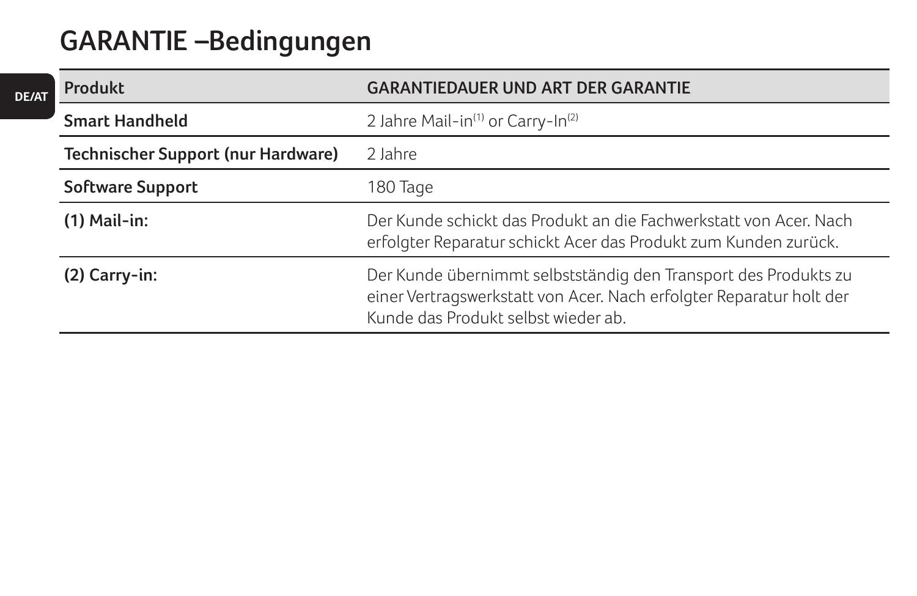# GARANTIE –Bedingungen

DE/AT

| Produkt | GARANTIEDAUER UND ART DER GARANTIE |
| --- | --- |
| **Smart Handheld** | 2 Jahre Mail-in(1) or Carry-In(2) |
| **Technischer Support (nur Hardware)** | 2 Jahre |
| **Software Support** | 180 Tage |
| **(1) Mail-in:** | Der Kunde schickt das Produkt an die Fachwerkstatt von Acer. Nach erfolgter Reparatur schickt Acer das Produkt zum Kunden zurück. |
| **(2) Carry-in:** | Der Kunde übernimmt selbstständig den Transport des Produkts zu einer Vertragswerkstatt von Acer. Nach erfolgter Reparatur holt der Kunde das Produkt selbst wieder ab. |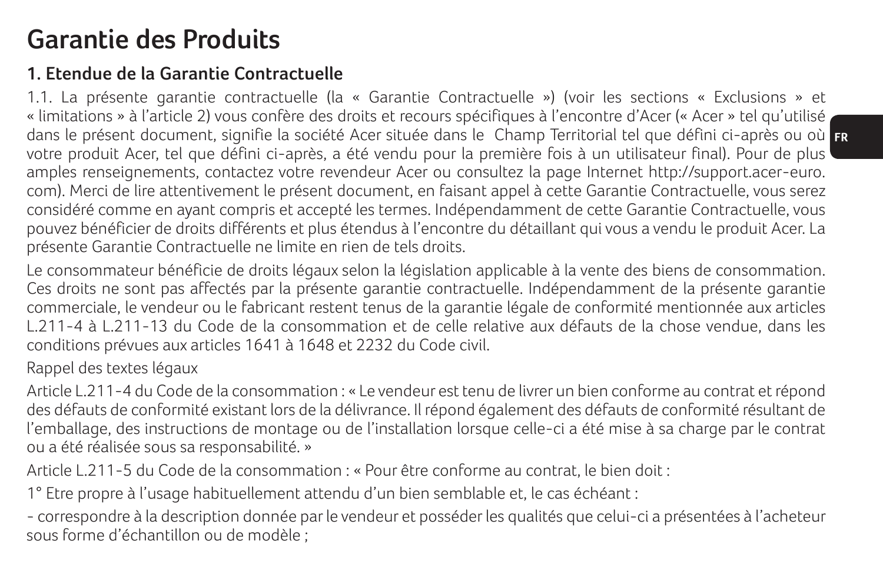# Garantie des Produits

## 1. Etendue de la Garantie Contractuelle

1.1. La présente garantie contractuelle (la « Garantie Contractuelle ») (voir les sections « Exclusions » et « limitations » à l'article 2) vous confère des droits et recours spécifiques à l'encontre d'Acer (« Acer » tel qu'utilisé dans le présent document, signifie la société Acer située dans le Champ Territorial tel que défini ci-après ou où votre produit Acer, tel que défini ci-après, a été vendu pour la première fois à un utilisateur final). Pour de plus amples renseignements, contactez votre revendeur Acer ou consultez la page Internet http://support.acer-euro.com). Merci de lire attentivement le présent document, en faisant appel à cette Garantie Contractuelle, vous serez considéré comme en ayant compris et accepté les termes. Indépendamment de cette Garantie Contractuelle, vous pouvez bénéficier de droits différents et plus étendus à l'encontre du détaillant qui vous a vendu le produit Acer. La présente Garantie Contractuelle ne limite en rien de tels droits.

Le consommateur bénéficie de droits légaux selon la législation applicable à la vente des biens de consommation. Ces droits ne sont pas affectés par la présente garantie contractuelle. Indépendamment de la présente garantie commerciale, le vendeur ou le fabricant restent tenus de la garantie légale de conformité mentionnée aux articles L.211-4 à L.211-13 du Code de la consommation et de celle relative aux défauts de la chose vendue, dans les conditions prévues aux articles 1641 à 1648 et 2232 du Code civil.

Rappel des textes légaux

Article L.211-4 du Code de la consommation : « Le vendeur est tenu de livrer un bien conforme au contrat et répond des défauts de conformité existant lors de la délivrance. Il répond également des défauts de conformité résultant de l'emballage, des instructions de montage ou de l'installation lorsque celle-ci a été mise à sa charge par le contrat ou a été réalisée sous sa responsabilité. »

Article L.211-5 du Code de la consommation : « Pour être conforme au contrat, le bien doit :

1° Etre propre à l'usage habituellement attendu d'un bien semblable et, le cas échéant :

- correspondre à la description donnée par le vendeur et posséder les qualités que celui-ci a présentées à l'acheteur sous forme d'échantillon ou de modèle ;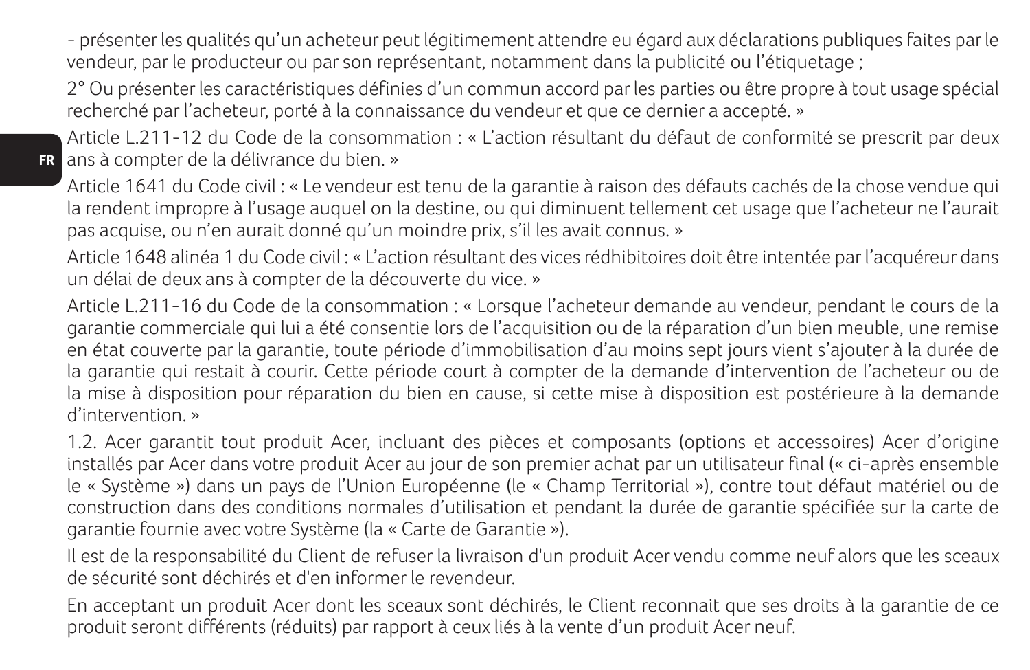- présenter les qualités qu'un acheteur peut légitimement attendre eu égard aux déclarations publiques faites par le vendeur, par le producteur ou par son représentant, notamment dans la publicité ou l'étiquetage ;

2° Ou présenter les caractéristiques définies d'un commun accord par les parties ou être propre à tout usage spécial recherché par l'acheteur, porté à la connaissance du vendeur et que ce dernier a accepté. »

Article L.211-12 du Code de la consommation : « L'action résultant du défaut de conformité se prescrit par deux ans à compter de la délivrance du bien. »

Article 1641 du Code civil : « Le vendeur est tenu de la garantie à raison des défauts cachés de la chose vendue qui la rendent impropre à l'usage auquel on la destine, ou qui diminuent tellement cet usage que l'acheteur ne l'aurait pas acquise, ou n'en aurait donné qu'un moindre prix, s'il les avait connus. »

Article 1648 alinéa 1 du Code civil : « L'action résultant des vices rédhibitoires doit être intentée par l'acquéreur dans un délai de deux ans à compter de la découverte du vice. »

Article L.211-16 du Code de la consommation : « Lorsque l'acheteur demande au vendeur, pendant le cours de la garantie commerciale qui lui a été consentie lors de l'acquisition ou de la réparation d'un bien meuble, une remise en état couverte par la garantie, toute période d'immobilisation d'au moins sept jours vient s'ajouter à la durée de la garantie qui restait à courir. Cette période court à compter de la demande d'intervention de l'acheteur ou de la mise à disposition pour réparation du bien en cause, si cette mise à disposition est postérieure à la demande d'intervention. »

1.2. Acer garantit tout produit Acer, incluant des pièces et composants (options et accessoires) Acer d'origine installés par Acer dans votre produit Acer au jour de son premier achat par un utilisateur final (« ci-après ensemble le « Système ») dans un pays de l'Union Européenne (le « Champ Territorial »), contre tout défaut matériel ou de construction dans des conditions normales d'utilisation et pendant la durée de garantie spécifiée sur la carte de garantie fournie avec votre Système (la « Carte de Garantie »).

Il est de la responsabilité du Client de refuser la livraison d'un produit Acer vendu comme neuf alors que les sceaux de sécurité sont déchirés et d'en informer le revendeur.

En acceptant un produit Acer dont les sceaux sont déchirés, le Client reconnait que ses droits à la garantie de ce produit seront différents (réduits) par rapport à ceux liés à la vente d'un produit Acer neuf.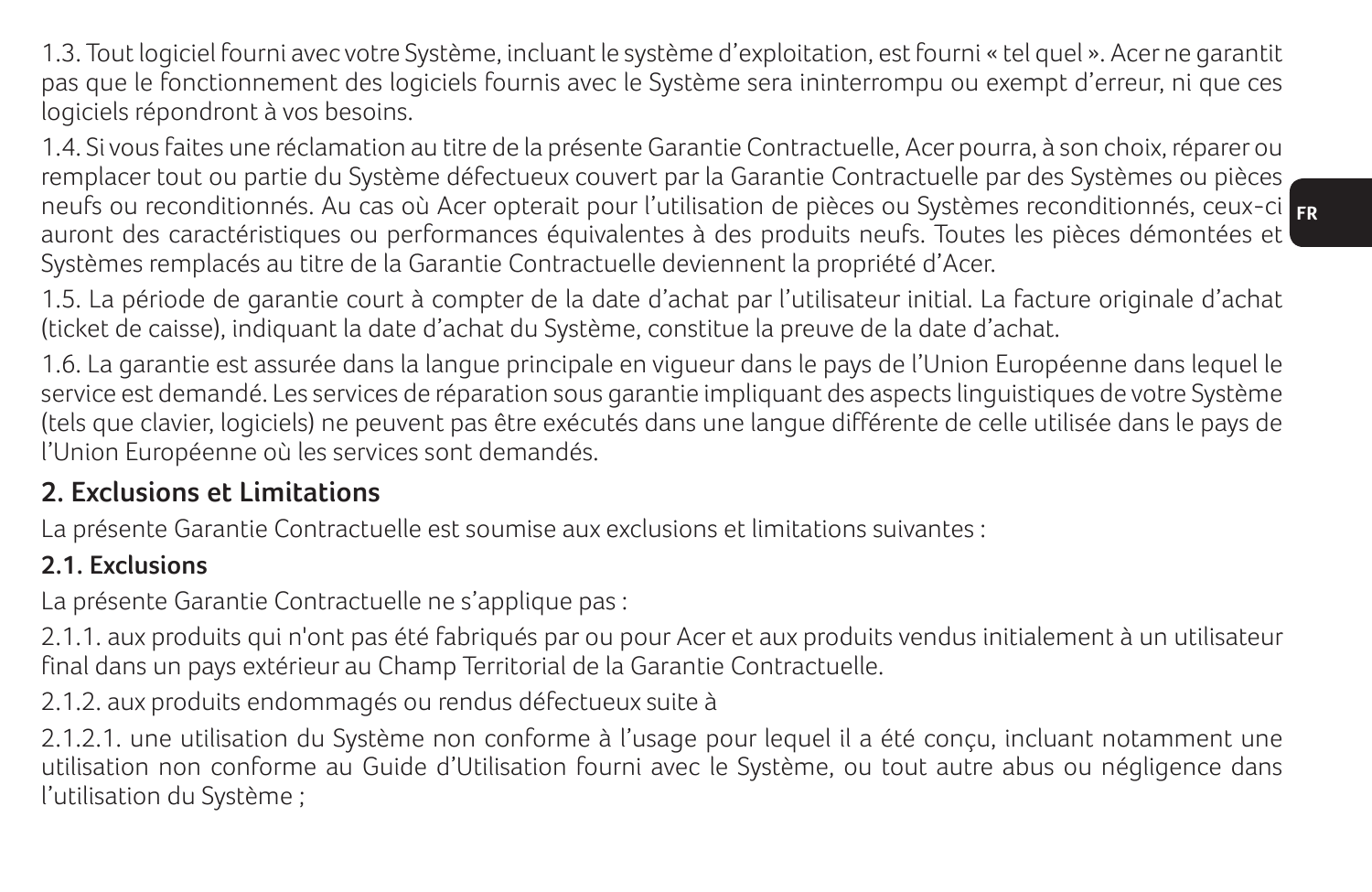1.3. Tout logiciel fourni avec votre Système, incluant le système d'exploitation, est fourni « tel quel ». Acer ne garantit pas que le fonctionnement des logiciels fournis avec le Système sera ininterrompu ou exempt d'erreur, ni que ces logiciels répondront à vos besoins.

1.4. Si vous faites une réclamation au titre de la présente Garantie Contractuelle, Acer pourra, à son choix, réparer ou remplacer tout ou partie du Système défectueux couvert par la Garantie Contractuelle par des Systèmes ou pièces neufs ou reconditionnés. Au cas où Acer opterait pour l'utilisation de pièces ou Systèmes reconditionnés, ceux-ci auront des caractéristiques ou performances équivalentes à des produits neufs. Toutes les pièces démontées et Systèmes remplacés au titre de la Garantie Contractuelle deviennent la propriété d'Acer.

1.5. La période de garantie court à compter de la date d'achat par l'utilisateur initial. La facture originale d'achat (ticket de caisse), indiquant la date d'achat du Système, constitue la preuve de la date d'achat.

1.6. La garantie est assurée dans la langue principale en vigueur dans le pays de l'Union Européenne dans lequel le service est demandé. Les services de réparation sous garantie impliquant des aspects linguistiques de votre Système (tels que clavier, logiciels) ne peuvent pas être exécutés dans une langue différente de celle utilisée dans le pays de l'Union Européenne où les services sont demandés.

## 2. Exclusions et Limitations

La présente Garantie Contractuelle est soumise aux exclusions et limitations suivantes :

### 2.1. Exclusions

La présente Garantie Contractuelle ne s'applique pas :

2.1.1. aux produits qui n'ont pas été fabriqués par ou pour Acer et aux produits vendus initialement à un utilisateur final dans un pays extérieur au Champ Territorial de la Garantie Contractuelle.

2.1.2. aux produits endommagés ou rendus défectueux suite à

2.1.2.1. une utilisation du Système non conforme à l'usage pour lequel il a été conçu, incluant notamment une utilisation non conforme au Guide d'Utilisation fourni avec le Système, ou tout autre abus ou négligence dans l'utilisation du Système ;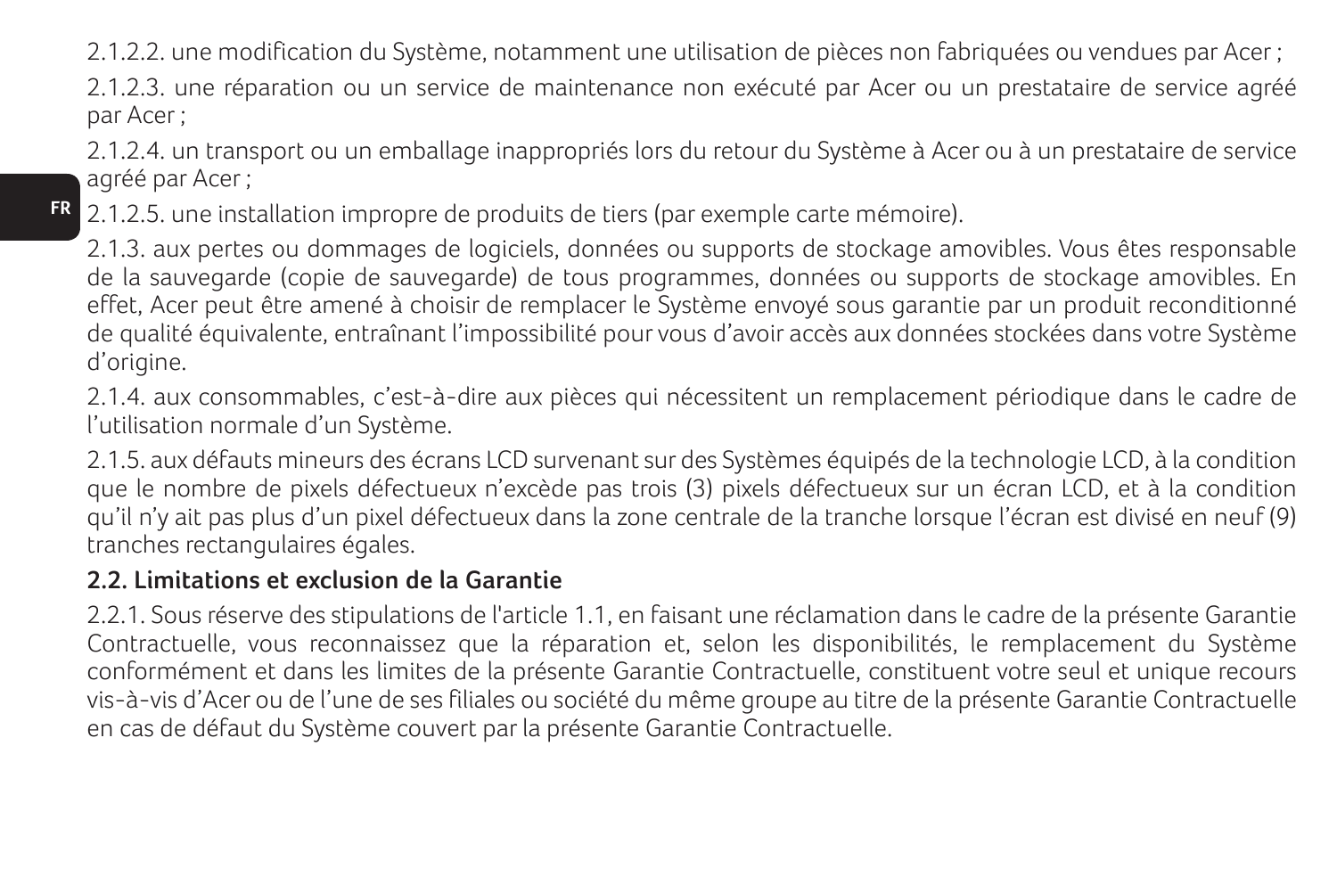2.1.2.2. une modification du Système, notamment une utilisation de pièces non fabriquées ou vendues par Acer ;

2.1.2.3. une réparation ou un service de maintenance non exécuté par Acer ou un prestataire de service agréé par Acer ;

2.1.2.4. un transport ou un emballage inappropriés lors du retour du Système à Acer ou à un prestataire de service agréé par Acer ;

2.1.2.5. une installation impropre de produits de tiers (par exemple carte mémoire).

2.1.3. aux pertes ou dommages de logiciels, données ou supports de stockage amovibles. Vous êtes responsable de la sauvegarde (copie de sauvegarde) de tous programmes, données ou supports de stockage amovibles. En effet, Acer peut être amené à choisir de remplacer le Système envoyé sous garantie par un produit reconditionné de qualité équivalente, entraînant l'impossibilité pour vous d'avoir accès aux données stockées dans votre Système d'origine.

2.1.4. aux consommables, c'est-à-dire aux pièces qui nécessitent un remplacement périodique dans le cadre de l'utilisation normale d'un Système.

2.1.5. aux défauts mineurs des écrans LCD survenant sur des Systèmes équipés de la technologie LCD, à la condition que le nombre de pixels défectueux n'excède pas trois (3) pixels défectueux sur un écran LCD, et à la condition qu'il n'y ait pas plus d'un pixel défectueux dans la zone centrale de la tranche lorsque l'écran est divisé en neuf (9) tranches rectangulaires égales.

**2.2. Limitations et exclusion de la Garantie**

2.2.1. Sous réserve des stipulations de l'article 1.1, en faisant une réclamation dans le cadre de la présente Garantie Contractuelle, vous reconnaissez que la réparation et, selon les disponibilités, le remplacement du Système conformément et dans les limites de la présente Garantie Contractuelle, constituent votre seul et unique recours vis-à-vis d'Acer ou de l'une de ses filiales ou société du même groupe au titre de la présente Garantie Contractuelle en cas de défaut du Système couvert par la présente Garantie Contractuelle.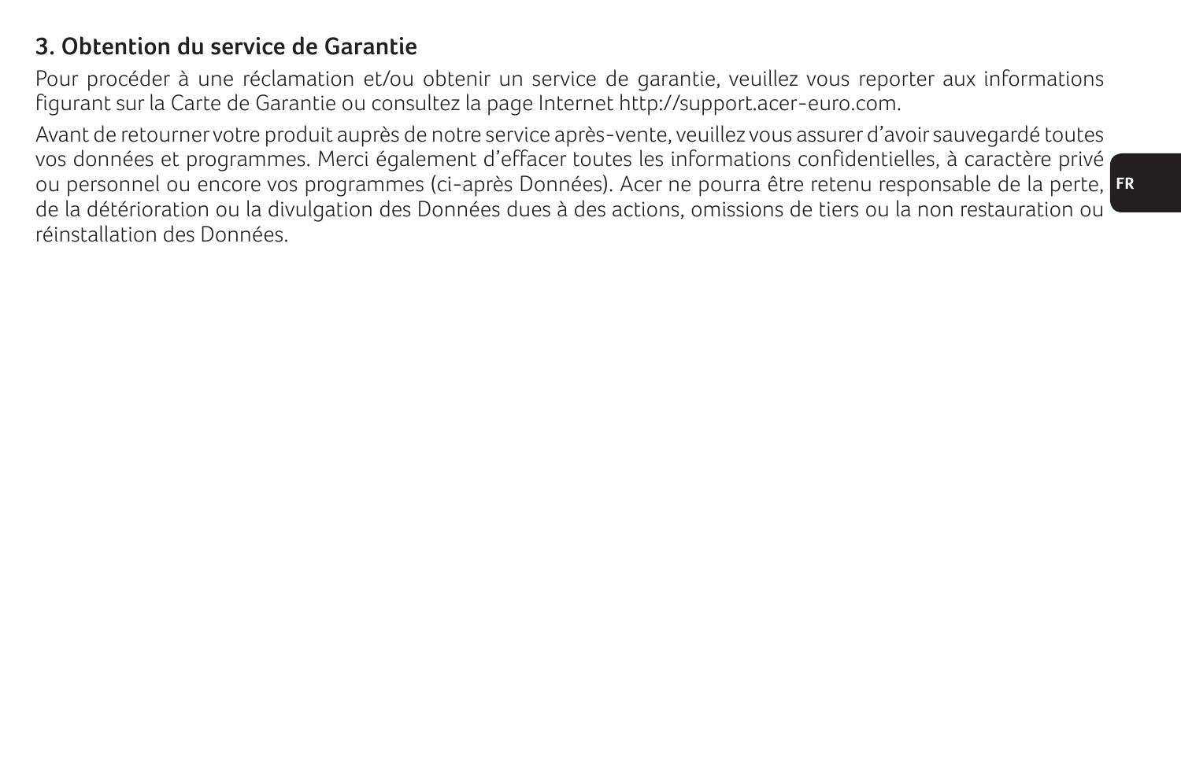### 3. Obtention du service de Garantie

Pour procéder à une réclamation et/ou obtenir un service de garantie, veuillez vous reporter aux informations figurant sur la Carte de Garantie ou consultez la page Internet http://support.acer-euro.com.

Avant de retourner votre produit auprès de notre service après-vente, veuillez vous assurer d'avoir sauvegardé toutes vos données et programmes. Merci également d'effacer toutes les informations confidentielles, à caractère privé ou personnel ou encore vos programmes (ci-après Données). Acer ne pourra être retenu responsable de la perte, de la détérioration ou la divulgation des Données dues à des actions, omissions de tiers ou la non restauration ou réinstallation des Données.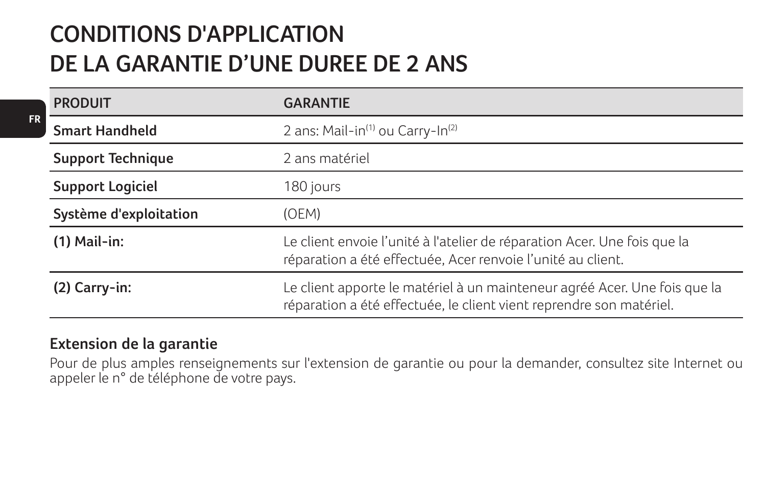# CONDITIONS D'APPLICATION DE LA GARANTIE D’UNE DUREE DE 2 ANS

| PRODUIT | GARANTIE |
|---|---|
| **Smart Handheld** | 2 ans: Mail-in[(1)] ou Carry-In[(2)] |
| **Support Technique** | 2 ans matériel |
| **Support Logiciel** | 180 jours |
| **Système d'exploitation** | (OEM) |
| **(1) Mail-in:** | Le client envoie l’unité à l'atelier de réparation Acer. Une fois que la réparation a été effectuée, Acer renvoie l’unité au client. |
| **(2) Carry-in:** | Le client apporte le matériel à un mainteneur agréé Acer. Une fois que la réparation a été effectuée, le client vient reprendre son matériel. |

## Extension de la garantie

Pour de plus amples renseignements sur l'extension de garantie ou pour la demander, consultez site Internet ou appeler le n° de téléphone de votre pays.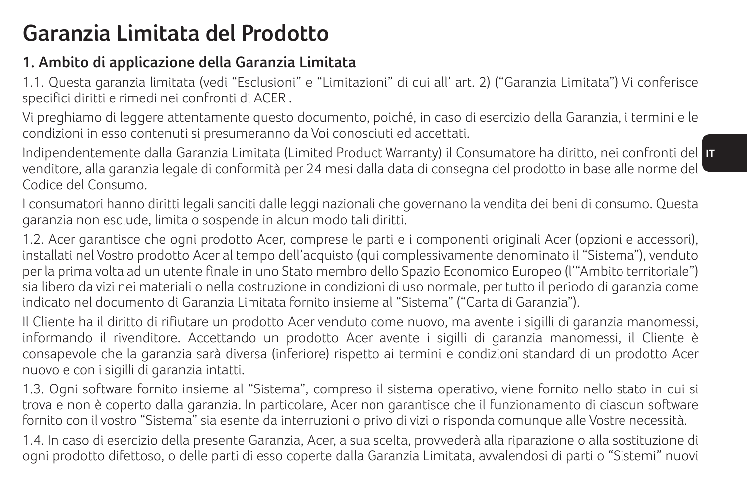# Garanzia Limitata del Prodotto

## 1. Ambito di applicazione della Garanzia Limitata

1.1. Questa garanzia limitata (vedi “Esclusioni” e “Limitazioni” di cui all’ art. 2) (“Garanzia Limitata”) Vi conferisce specifici diritti e rimedi nei confronti di ACER .

Vi preghiamo di leggere attentamente questo documento, poiché, in caso di esercizio della Garanzia, i termini e le condizioni in esso contenuti si presumeranno da Voi conosciuti ed accettati.

Indipendentemente dalla Garanzia Limitata (Limited Product Warranty) il Consumatore ha diritto, nei confronti del venditore, alla garanzia legale di conformità per 24 mesi dalla data di consegna del prodotto in base alle norme del Codice del Consumo.

I consumatori hanno diritti legali sanciti dalle leggi nazionali che governano la vendita dei beni di consumo. Questa garanzia non esclude, limita o sospende in alcun modo tali diritti.

1.2. Acer garantisce che ogni prodotto Acer, comprese le parti e i componenti originali Acer (opzioni e accessori), installati nel Vostro prodotto Acer al tempo dell’acquisto (qui complessivamente denominato il “Sistema”), venduto per la prima volta ad un utente finale in uno Stato membro dello Spazio Economico Europeo (l’“Ambito territoriale”) sia libero da vizi nei materiali o nella costruzione in condizioni di uso normale, per tutto il periodo di garanzia come indicato nel documento di Garanzia Limitata fornito insieme al “Sistema” (“Carta di Garanzia”).

Il Cliente ha il diritto di rifiutare un prodotto Acer venduto come nuovo, ma avente i sigilli di garanzia manomessi, informando il rivenditore. Accettando un prodotto Acer avente i sigilli di garanzia manomessi, il Cliente è consapevole che la garanzia sarà diversa (inferiore) rispetto ai termini e condizioni standard di un prodotto Acer nuovo e con i sigilli di garanzia intatti.

1.3. Ogni software fornito insieme al “Sistema”, compreso il sistema operativo, viene fornito nello stato in cui si trova e non è coperto dalla garanzia. In particolare, Acer non garantisce che il funzionamento di ciascun software fornito con il vostro “Sistema” sia esente da interruzioni o privo di vizi o risponda comunque alle Vostre necessità.

1.4. In caso di esercizio della presente Garanzia, Acer, a sua scelta, provvederà alla riparazione o alla sostituzione di ogni prodotto difettoso, o delle parti di esso coperte dalla Garanzia Limitata, avvalendosi di parti o “Sistemi” nuovi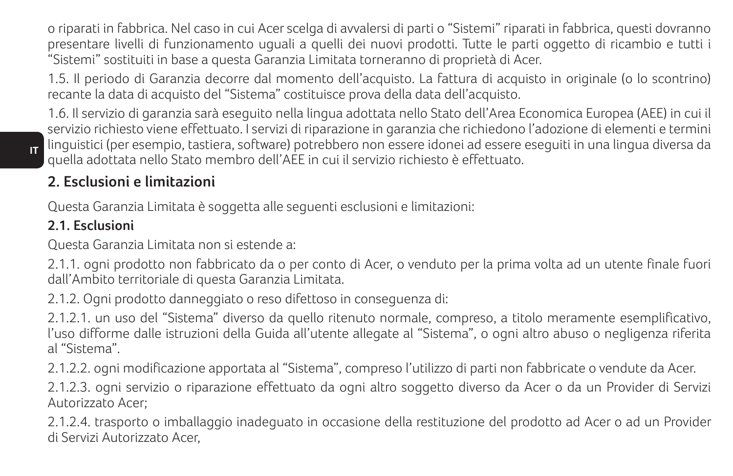o riparati in fabbrica. Nel caso in cui Acer scelga di avvalersi di parti o “Sistemi” riparati in fabbrica, questi dovranno presentare livelli di funzionamento uguali a quelli dei nuovi prodotti. Tutte le parti oggetto di ricambio e tutti i “Sistemi” sostituiti in base a questa Garanzia Limitata torneranno di proprietà di Acer.

1.5. Il periodo di Garanzia decorre dal momento dell’acquisto. La fattura di acquisto in originale (o lo scontrino) recante la data di acquisto del “Sistema” costituisce prova della data dell’acquisto.

1.6. Il servizio di garanzia sarà eseguito nella lingua adottata nello Stato dell’Area Economica Europea (AEE) in cui il servizio richiesto viene effettuato. I servizi di riparazione in garanzia che richiedono l’adozione di elementi e termini linguistici (per esempio, tastiera, software) potrebbero non essere idonei ad essere eseguiti in una lingua diversa da quella adottata nello Stato membro dell’AEE in cui il servizio richiesto è effettuato.

## 2. Esclusioni e limitazioni

Questa Garanzia Limitata è soggetta alle seguenti esclusioni e limitazioni:

### 2.1. Esclusioni

Questa Garanzia Limitata non si estende a:

2.1.1. ogni prodotto non fabbricato da o per conto di Acer, o venduto per la prima volta ad un utente finale fuori dall’Ambito territoriale di questa Garanzia Limitata.

2.1.2. Ogni prodotto danneggiato o reso difettoso in conseguenza di:

2.1.2.1. un uso del “Sistema” diverso da quello ritenuto normale, compreso, a titolo meramente esemplificativo, l’uso difforme dalle istruzioni della Guida all’utente allegate al “Sistema”, o ogni altro abuso o negligenza riferita al “Sistema”.

2.1.2.2. ogni modificazione apportata al “Sistema”, compreso l’utilizzo di parti non fabbricate o vendute da Acer.

2.1.2.3. ogni servizio o riparazione effettuato da ogni altro soggetto diverso da Acer o da un Provider di Servizi Autorizzato Acer;

2.1.2.4. trasporto o imballaggio inadeguato in occasione della restituzione del prodotto ad Acer o ad un Provider di Servizi Autorizzato Acer,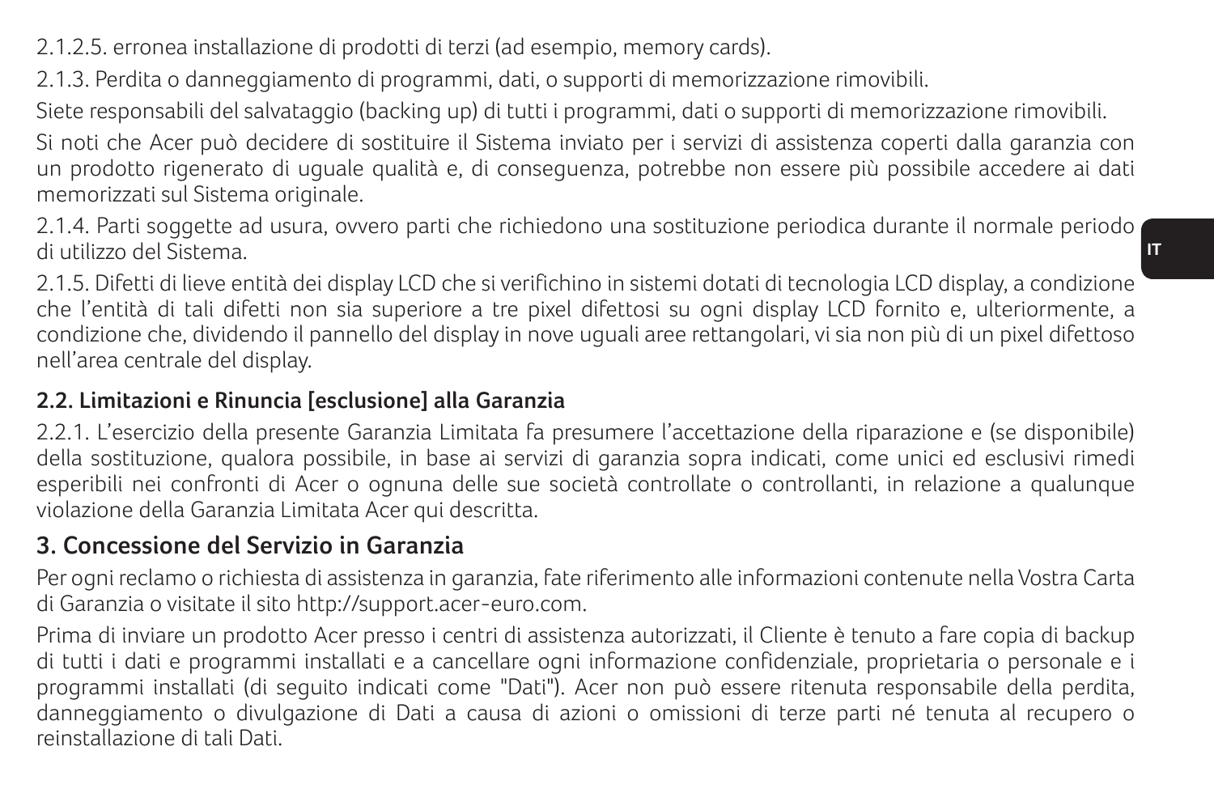2.1.2.5. erronea installazione di prodotti di terzi (ad esempio, memory cards).

2.1.3. Perdita o danneggiamento di programmi, dati, o supporti di memorizzazione rimovibili.

Siete responsabili del salvataggio (backing up) di tutti i programmi, dati o supporti di memorizzazione rimovibili.

Si noti che Acer può decidere di sostituire il Sistema inviato per i servizi di assistenza coperti dalla garanzia con un prodotto rigenerato di uguale qualità e, di conseguenza, potrebbe non essere più possibile accedere ai dati memorizzati sul Sistema originale.

2.1.4. Parti soggette ad usura, ovvero parti che richiedono una sostituzione periodica durante il normale periodo di utilizzo del Sistema.

2.1.5. Difetti di lieve entità dei display LCD che si verifichino in sistemi dotati di tecnologia LCD display, a condizione che l'entità di tali difetti non sia superiore a tre pixel difettosi su ogni display LCD fornito e, ulteriormente, a condizione che, dividendo il pannello del display in nove uguali aree rettangolari, vi sia non più di un pixel difettoso nell'area centrale del display.

### 2.2. Limitazioni e Rinuncia [esclusione] alla Garanzia

2.2.1. L'esercizio della presente Garanzia Limitata fa presumere l'accettazione della riparazione e (se disponibile) della sostituzione, qualora possibile, in base ai servizi di garanzia sopra indicati, come unici ed esclusivi rimedi esperibili nei confronti di Acer o ognuna delle sue società controllate o controllanti, in relazione a qualunque violazione della Garanzia Limitata Acer qui descritta.

## 3. Concessione del Servizio in Garanzia

Per ogni reclamo o richiesta di assistenza in garanzia, fate riferimento alle informazioni contenute nella Vostra Carta di Garanzia o visitate il sito http://support.acer-euro.com.

Prima di inviare un prodotto Acer presso i centri di assistenza autorizzati, il Cliente è tenuto a fare copia di backup di tutti i dati e programmi installati e a cancellare ogni informazione confidenziale, proprietaria o personale e i programmi installati (di seguito indicati come "Dati"). Acer non può essere ritenuta responsabile della perdita, danneggiamento o divulgazione di Dati a causa di azioni o omissioni di terze parti né tenuta al recupero o reinstallazione di tali Dati.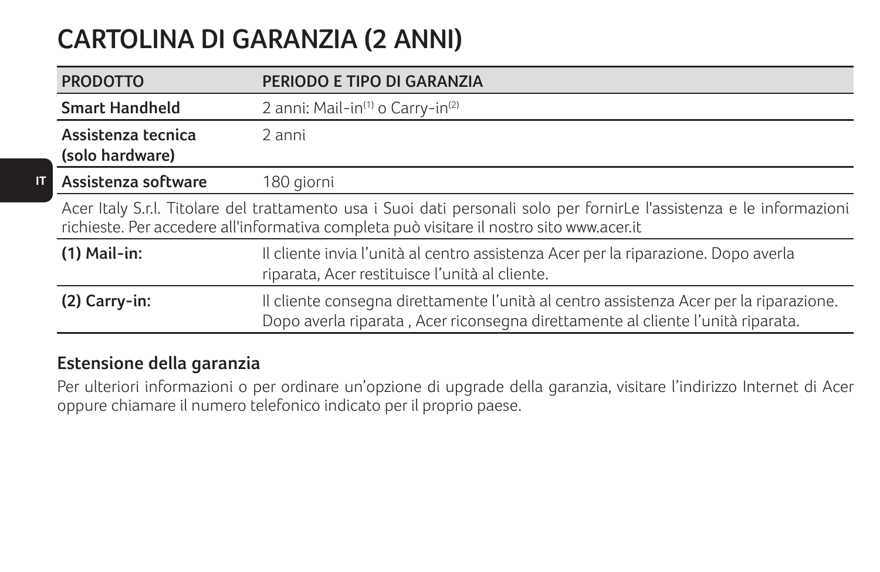# CARTOLINA DI GARANZIA (2 ANNI)

| PRODOTTO | PERIODO E TIPO DI GARANZIA |
| --- | --- |
| **Smart Handheld** | 2 anni: Mail-in[1] o Carry-in[2] |
| **Assistenza tecnica (solo hardware)** | 2 anni |
| **Assistenza software** | 180 giorni |
| Acer Italy S.r.l. Titolare del trattamento usa i Suoi dati personali solo per fornirLe l'assistenza e le informazioni richieste. Per accedere all'informativa completa può visitare il nostro sito www.acer.it | |
| **(1) Mail-in:** | Il cliente invia l'unità al centro assistenza Acer per la riparazione. Dopo averla riparata, Acer restituisce l'unità al cliente. |
| **(2) Carry-in:** | Il cliente consegna direttamente l'unità al centro assistenza Acer per la riparazione. Dopo averla riparata , Acer riconsegna direttamente al cliente l'unità riparata. |

## Estensione della garanzia

Per ulteriori informazioni o per ordinare un'opzione di upgrade della garanzia, visitare l'indirizzo Internet di Acer oppure chiamare il numero telefonico indicato per il proprio paese.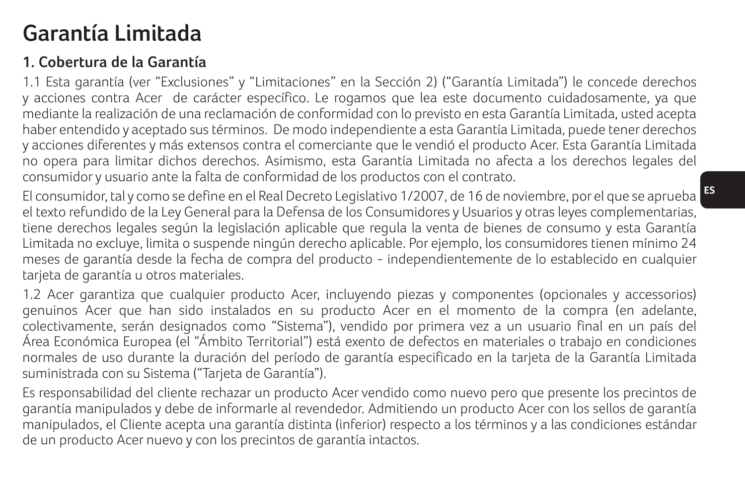# Garantía Limitada

## 1. Cobertura de la Garantía

1.1 Esta garantía (ver "Exclusiones" y "Limitaciones" en la Sección 2) ("Garantía Limitada") le concede derechos y acciones contra Acer de carácter específico. Le rogamos que lea este documento cuidadosamente, ya que mediante la realización de una reclamación de conformidad con lo previsto en esta Garantía Limitada, usted acepta haber entendido y aceptado sus términos. De modo independiente a esta Garantía Limitada, puede tener derechos y acciones diferentes y más extensos contra el comerciante que le vendió el producto Acer. Esta Garantía Limitada no opera para limitar dichos derechos. Asimismo, esta Garantía Limitada no afecta a los derechos legales del consumidor y usuario ante la falta de conformidad de los productos con el contrato.

El consumidor, tal y como se define en el Real Decreto Legislativo 1/2007, de 16 de noviembre, por el que se aprueba el texto refundido de la Ley General para la Defensa de los Consumidores y Usuarios y otras leyes complementarias, tiene derechos legales según la legislación aplicable que regula la venta de bienes de consumo y esta Garantía Limitada no excluye, limita o suspende ningún derecho aplicable. Por ejemplo, los consumidores tienen mínimo 24 meses de garantía desde la fecha de compra del producto - independientemente de lo establecido en cualquier tarjeta de garantía u otros materiales.

1.2 Acer garantiza que cualquier producto Acer, incluyendo piezas y componentes (opcionales y accessorios) genuinos Acer que han sido instalados en su producto Acer en el momento de la compra (en adelante, colectivamente, serán designados como "Sistema"), vendido por primera vez a un usuario final en un país del Área Económica Europea (el "Ámbito Territorial") está exento de defectos en materiales o trabajo en condiciones normales de uso durante la duración del período de garantía especificado en la tarjeta de la Garantía Limitada suministrada con su Sistema ("Tarjeta de Garantía").

Es responsabilidad del cliente rechazar un producto Acer vendido como nuevo pero que presente los precintos de garantía manipulados y debe de informarle al revendedor. Admitiendo un producto Acer con los sellos de garantía manipulados, el Cliente acepta una garantía distinta (inferior) respecto a los términos y a las condiciones estándar de un producto Acer nuevo y con los precintos de garantía intactos.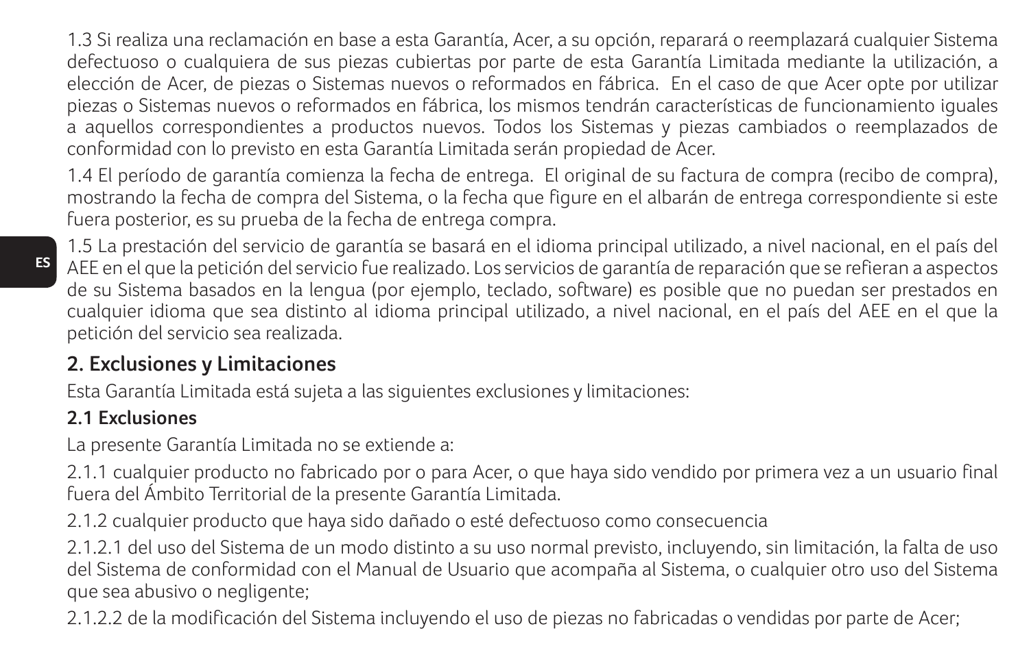1.3 Si realiza una reclamación en base a esta Garantía, Acer, a su opción, reparará o reemplazará cualquier Sistema defectuoso o cualquiera de sus piezas cubiertas por parte de esta Garantía Limitada mediante la utilización, a elección de Acer, de piezas o Sistemas nuevos o reformados en fábrica. En el caso de que Acer opte por utilizar piezas o Sistemas nuevos o reformados en fábrica, los mismos tendrán características de funcionamiento iguales a aquellos correspondientes a productos nuevos. Todos los Sistemas y piezas cambiados o reemplazados de conformidad con lo previsto en esta Garantía Limitada serán propiedad de Acer.

1.4 El período de garantía comienza la fecha de entrega. El original de su factura de compra (recibo de compra), mostrando la fecha de compra del Sistema, o la fecha que figure en el albarán de entrega correspondiente si este fuera posterior, es su prueba de la fecha de entrega compra.

1.5 La prestación del servicio de garantía se basará en el idioma principal utilizado, a nivel nacional, en el país del AEE en el que la petición del servicio fue realizado. Los servicios de garantía de reparación que se refieran a aspectos de su Sistema basados en la lengua (por ejemplo, teclado, software) es posible que no puedan ser prestados en cualquier idioma que sea distinto al idioma principal utilizado, a nivel nacional, en el país del AEE en el que la petición del servicio sea realizada.

## 2. Exclusiones y Limitaciones

Esta Garantía Limitada está sujeta a las siguientes exclusiones y limitaciones:

### 2.1 Exclusiones

La presente Garantía Limitada no se extiende a:

2.1.1 cualquier producto no fabricado por o para Acer, o que haya sido vendido por primera vez a un usuario final fuera del Ámbito Territorial de la presente Garantía Limitada.

2.1.2 cualquier producto que haya sido dañado o esté defectuoso como consecuencia

2.1.2.1 del uso del Sistema de un modo distinto a su uso normal previsto, incluyendo, sin limitación, la falta de uso del Sistema de conformidad con el Manual de Usuario que acompaña al Sistema, o cualquier otro uso del Sistema que sea abusivo o negligente;

2.1.2.2 de la modificación del Sistema incluyendo el uso de piezas no fabricadas o vendidas por parte de Acer;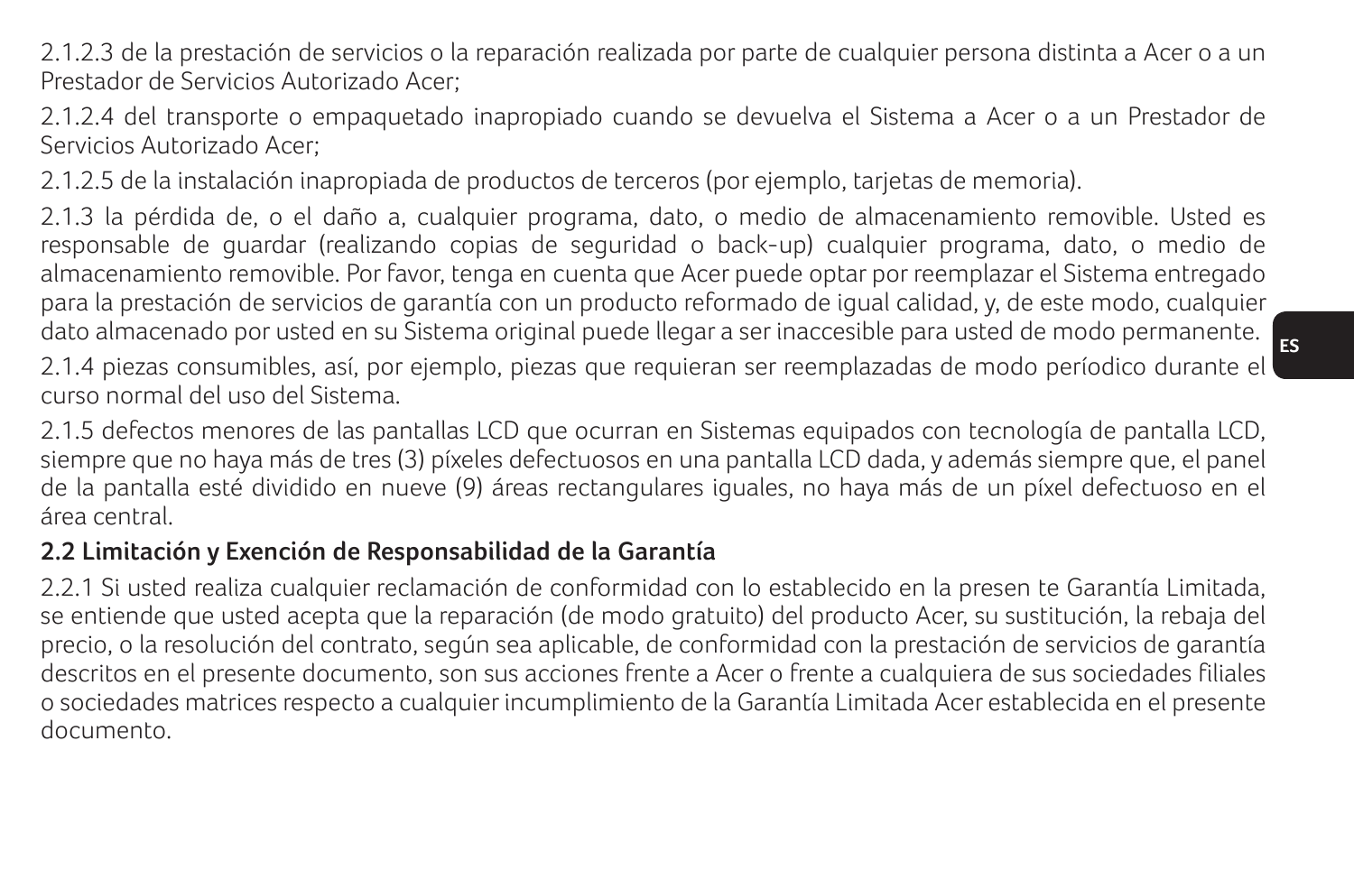2.1.2.3 de la prestación de servicios o la reparación realizada por parte de cualquier persona distinta a Acer o a un Prestador de Servicios Autorizado Acer;

2.1.2.4 del transporte o empaquetado inapropiado cuando se devuelva el Sistema a Acer o a un Prestador de Servicios Autorizado Acer;

2.1.2.5 de la instalación inapropiada de productos de terceros (por ejemplo, tarjetas de memoria).

2.1.3 la pérdida de, o el daño a, cualquier programa, dato, o medio de almacenamiento removible. Usted es responsable de guardar (realizando copias de seguridad o back-up) cualquier programa, dato, o medio de almacenamiento removible. Por favor, tenga en cuenta que Acer puede optar por reemplazar el Sistema entregado para la prestación de servicios de garantía con un producto reformado de igual calidad, y, de este modo, cualquier dato almacenado por usted en su Sistema original puede llegar a ser inaccesible para usted de modo permanente.

2.1.4 piezas consumibles, así, por ejemplo, piezas que requieran ser reemplazadas de modo períodico durante el curso normal del uso del Sistema.

2.1.5 defectos menores de las pantallas LCD que ocurran en Sistemas equipados con tecnología de pantalla LCD, siempre que no haya más de tres (3) píxeles defectuosos en una pantalla LCD dada, y además siempre que, el panel de la pantalla esté dividido en nueve (9) áreas rectangulares iguales, no haya más de un píxel defectuoso en el área central.

**2.2 Limitación y Exención de Responsabilidad de la Garantía**

2.2.1 Si usted realiza cualquier reclamación de conformidad con lo establecido en la presen te Garantía Limitada, se entiende que usted acepta que la reparación (de modo gratuito) del producto Acer, su sustitución, la rebaja del precio, o la resolución del contrato, según sea aplicable, de conformidad con la prestación de servicios de garantía descritos en el presente documento, son sus acciones frente a Acer o frente a cualquiera de sus sociedades filiales o sociedades matrices respecto a cualquier incumplimiento de la Garantía Limitada Acer establecida en el presente documento.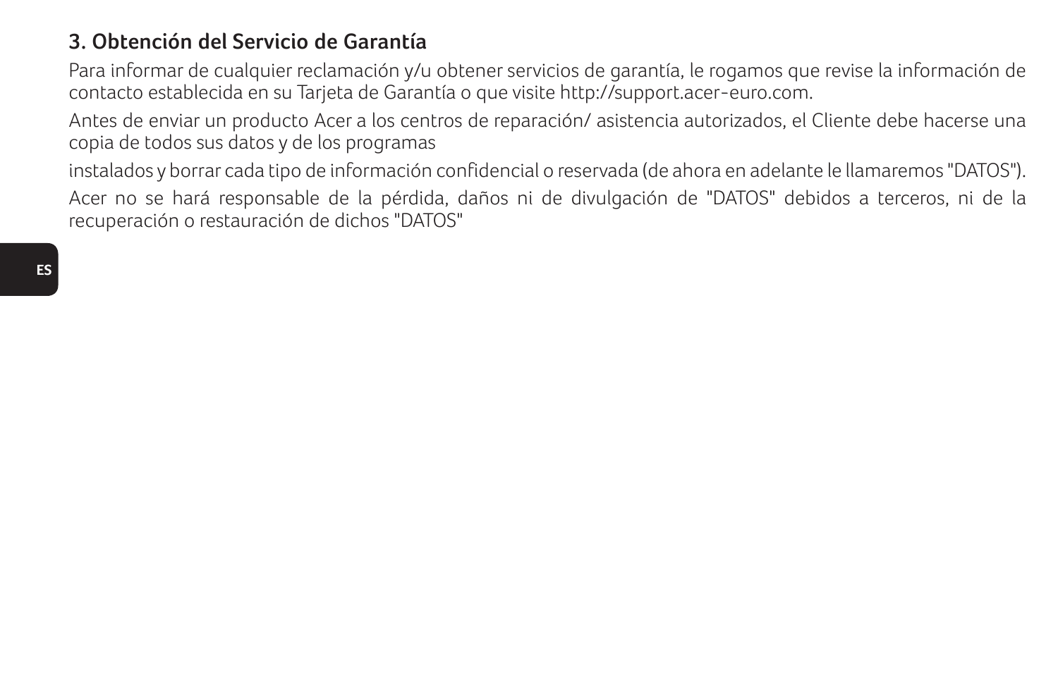### 3. Obtención del Servicio de Garantía

Para informar de cualquier reclamación y/u obtener servicios de garantía, le rogamos que revise la información de contacto establecida en su Tarjeta de Garantía o que visite http://support.acer-euro.com.

Antes de enviar un producto Acer a los centros de reparación/ asistencia autorizados, el Cliente debe hacerse una copia de todos sus datos y de los programas

instalados y borrar cada tipo de información confidencial o reservada (de ahora en adelante le llamaremos "DATOS").

Acer no se hará responsable de la pérdida, daños ni de divulgación de "DATOS" debidos a terceros, ni de la recuperación o restauración de dichos "DATOS"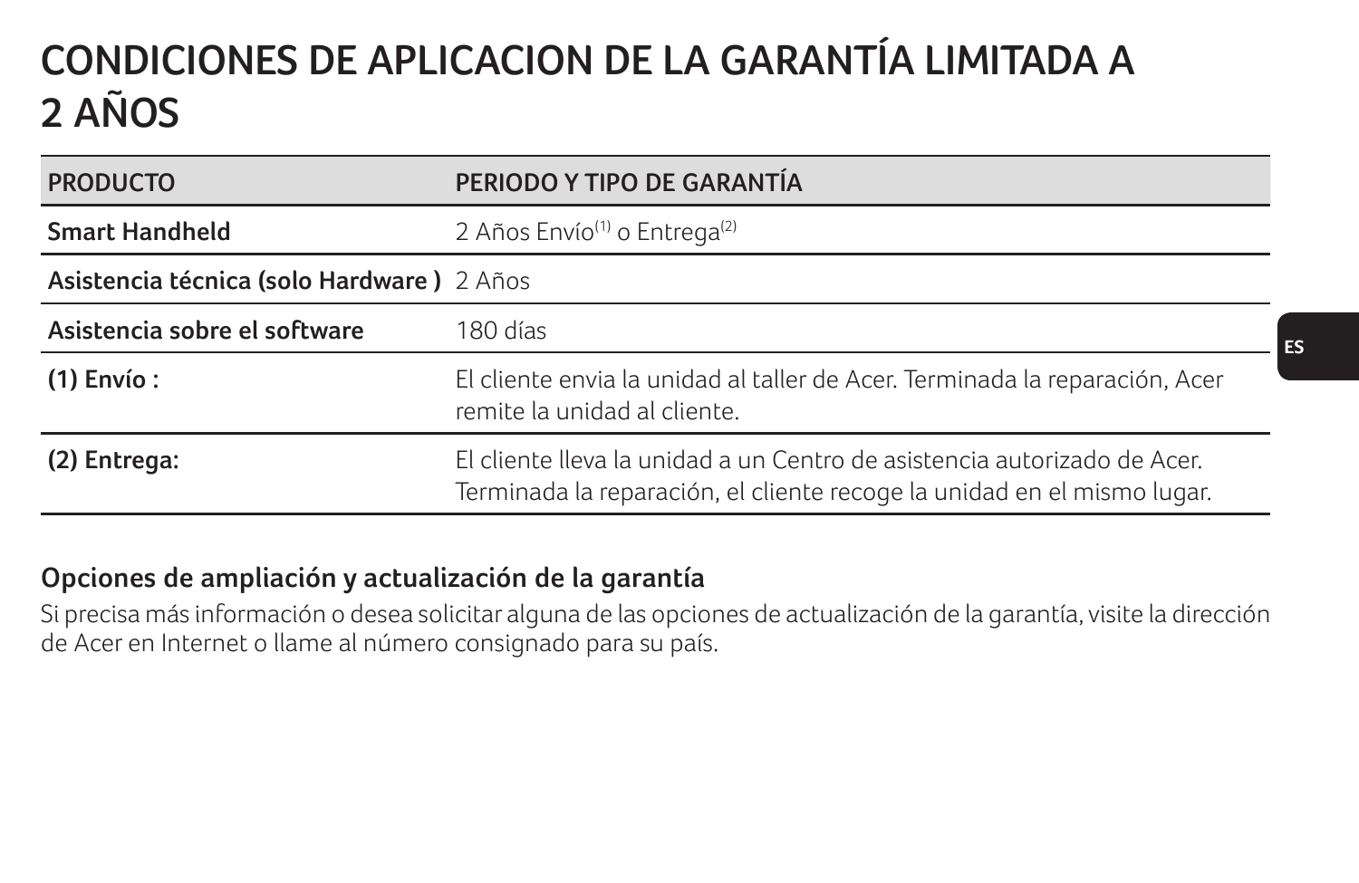# CONDICIONES DE APLICACION DE LA GARANTÍA LIMITADA A 2 AÑOS

| PRODUCTO | PERIODO Y TIPO DE GARANTÍA |
|---|---|
| **Smart Handheld** | 2 Años Envío(1) o Entrega(2) |
| **Asistencia técnica (solo Hardware )** | 2 Años |
| **Asistencia sobre el software** | 180 días |
| **(1) Envío :** | El cliente envia la unidad al taller de Acer. Terminada la reparación, Acer remite la unidad al cliente. |
| **(2) Entrega:** | El cliente lleva la unidad a un Centro de asistencia autorizado de Acer. Terminada la reparación, el cliente recoge la unidad en el mismo lugar. |

## Opciones de ampliación y actualización de la garantía

Si precisa más información o desea solicitar alguna de las opciones de actualización de la garantía, visite la dirección de Acer en Internet o llame al número consignado para su país.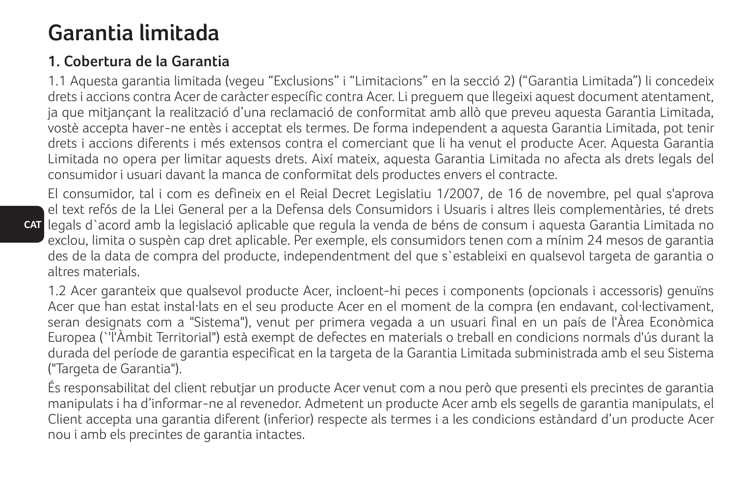# Garantia limitada

## 1. Cobertura de la Garantia

1.1 Aquesta garantia limitada (vegeu “Exclusions” i “Limitacions” en la secció 2) (“Garantia Limitada”) li concedeix drets i accions contra Acer de caràcter específic contra Acer. Li preguem que llegeixi aquest document atentament, ja que mitjançant la realització d’una reclamació de conformitat amb allò que preveu aquesta Garantia Limitada, vostè accepta haver-ne entès i acceptat els termes. De forma independent a aquesta Garantia Limitada, pot tenir drets i accions diferents i més extensos contra el comerciant que li ha venut el producte Acer. Aquesta Garantia Limitada no opera per limitar aquests drets. Així mateix, aquesta Garantia Limitada no afecta als drets legals del consumidor i usuari davant la manca de conformitat dels productes envers el contracte.

El consumidor, tal i com es defineix en el Reial Decret Legislatiu 1/2007, de 16 de novembre, pel qual s'aprova el text refós de la Llei General per a la Defensa dels Consumidors i Usuaris i altres lleis complementàries, té drets legals d`acord amb la legislació aplicable que regula la venda de béns de consum i aquesta Garantia Limitada no exclou, limita o suspèn cap dret aplicable. Per exemple, els consumidors tenen com a mínim 24 mesos de garantia des de la data de compra del producte, independentment del que s`estableixi en qualsevol targeta de garantia o altres materials.

1.2 Acer garanteix que qualsevol producte Acer, incloent-hi peces i components (opcionals i accessoris) genuïns Acer que han estat instal·lats en el seu producte Acer en el moment de la compra (en endavant, col·lectivament, seran designats com a "Sistema"), venut per primera vegada a un usuari final en un país de l'Àrea Econòmica Europea (`'l'Àmbit Territorial") està exempt de defectes en materials o treball en condicions normals d'ús durant la durada del període de garantia especificat en la targeta de la Garantia Limitada subministrada amb el seu Sistema ("Targeta de Garantia").

És responsabilitat del client rebutjar un producte Acer venut com a nou però que presenti els precintes de garantia manipulats i ha d’informar-ne al revenedor. Admetent un producte Acer amb els segells de garantia manipulats, el Client accepta una garantia diferent (inferior) respecte als termes i a les condicions estàndard d’un producte Acer nou i amb els precintes de garantia intactes.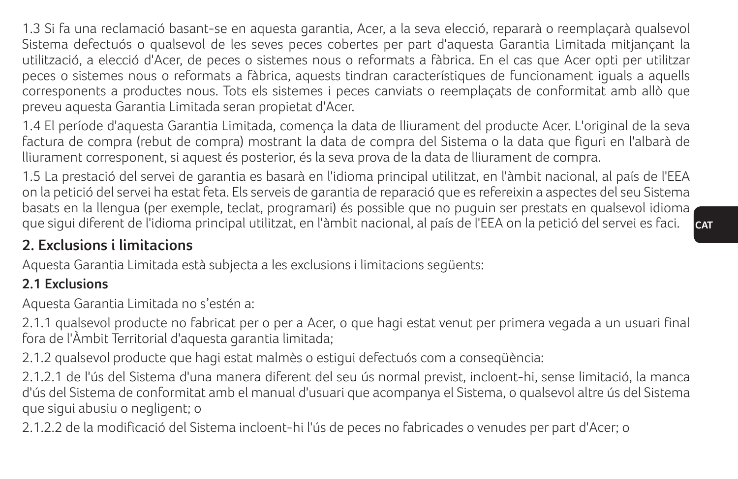1.3 Si fa una reclamació basant-se en aquesta garantia, Acer, a la seva elecció, repararà o reemplaçarà qualsevol Sistema defectuós o qualsevol de les seves peces cobertes per part d'aquesta Garantia Limitada mitjançant la utilització, a elecció d'Acer, de peces o sistemes nous o reformats a fàbrica. En el cas que Acer opti per utilitzar peces o sistemes nous o reformats a fàbrica, aquests tindran característiques de funcionament iguals a aquells corresponents a productes nous. Tots els sistemes i peces canviats o reemplaçats de conformitat amb allò que preveu aquesta Garantia Limitada seran propietat d'Acer.

1.4 El període d'aquesta Garantia Limitada, comença la data de lliurament del producte Acer. L'original de la seva factura de compra (rebut de compra) mostrant la data de compra del Sistema o la data que figuri en l'albarà de lliurament corresponent, si aquest és posterior, és la seva prova de la data de lliurament de compra.

1.5 La prestació del servei de garantia es basarà en l'idioma principal utilitzat, en l'àmbit nacional, al país de l'EEA on la petició del servei ha estat feta. Els serveis de garantia de reparació que es refereixin a aspectes del seu Sistema basats en la llengua (per exemple, teclat, programari) és possible que no puguin ser prestats en qualsevol idioma que sigui diferent de l'idioma principal utilitzat, en l'àmbit nacional, al país de l'EEA on la petició del servei es faci.

## 2. Exclusions i limitacions

Aquesta Garantia Limitada està subjecta a les exclusions i limitacions següents:

### 2.1 Exclusions

Aquesta Garantia Limitada no s'estén a:

2.1.1 qualsevol producte no fabricat per o per a Acer, o que hagi estat venut per primera vegada a un usuari final fora de l'Àmbit Territorial d'aquesta garantia limitada;

2.1.2 qualsevol producte que hagi estat malmès o estigui defectuós com a conseqüència:

2.1.2.1 de l'ús del Sistema d'una manera diferent del seu ús normal previst, incloent-hi, sense limitació, la manca d'ús del Sistema de conformitat amb el manual d'usuari que acompanya el Sistema, o qualsevol altre ús del Sistema que sigui abusiu o negligent; o

2.1.2.2 de la modificació del Sistema incloent-hi l'ús de peces no fabricades o venudes per part d'Acer; o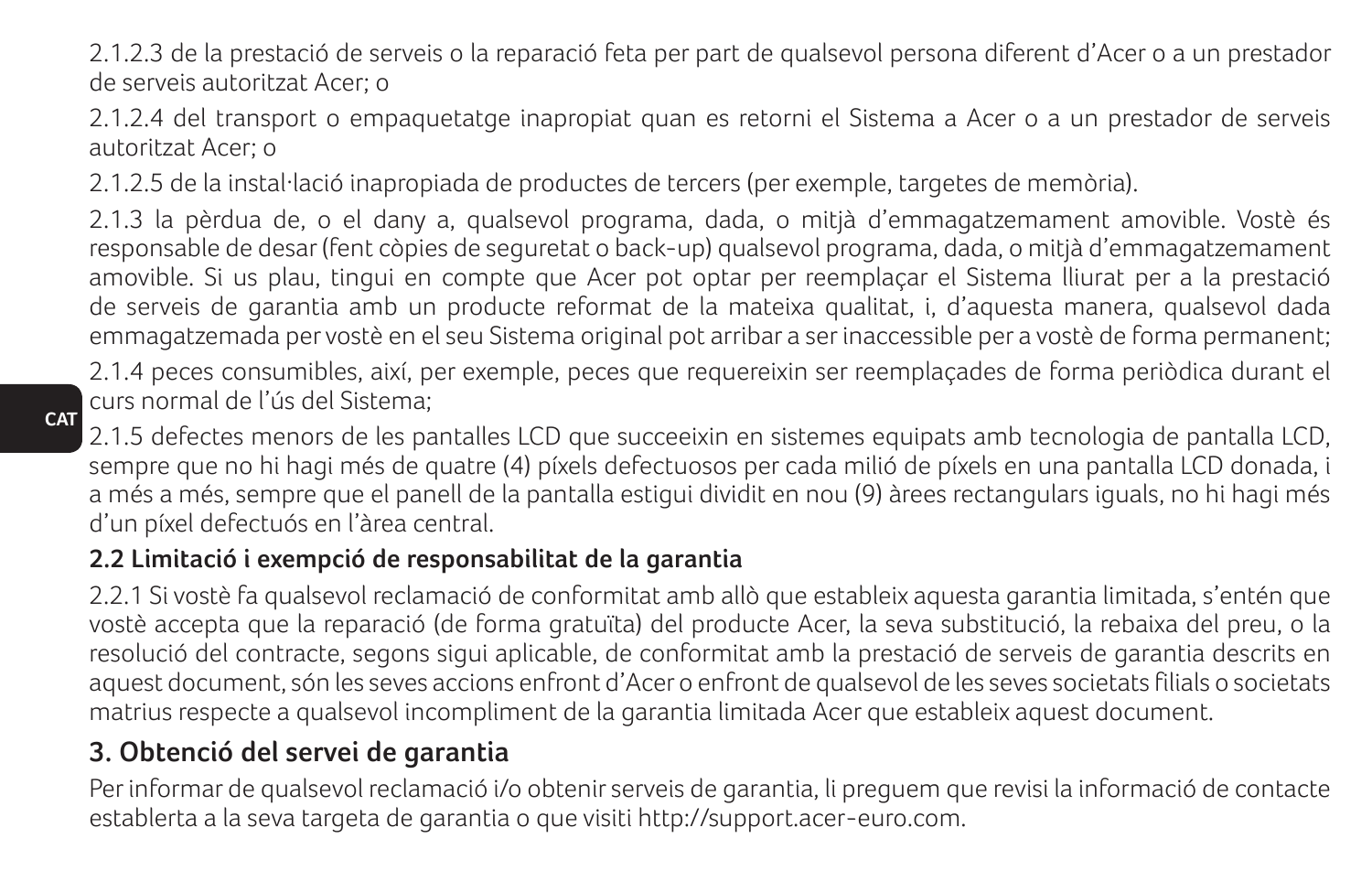2.1.2.3 de la prestació de serveis o la reparació feta per part de qualsevol persona diferent d'Acer o a un prestador de serveis autoritzat Acer; o

2.1.2.4 del transport o empaquetatge inapropiat quan es retorni el Sistema a Acer o a un prestador de serveis autoritzat Acer; o

2.1.2.5 de la instal·lació inapropiada de productes de tercers (per exemple, targetes de memòria).

2.1.3 la pèrdua de, o el dany a, qualsevol programa, dada, o mitjà d'emmagatzemament amovible. Vostè és responsable de desar (fent còpies de seguretat o back-up) qualsevol programa, dada, o mitjà d'emmagatzemament amovible. Si us plau, tingui en compte que Acer pot optar per reemplaçar el Sistema lliurat per a la prestació de serveis de garantia amb un producte reformat de la mateixa qualitat, i, d'aquesta manera, qualsevol dada emmagatzemada per vostè en el seu Sistema original pot arribar a ser inaccessible per a vostè de forma permanent;

2.1.4 peces consumibles, així, per exemple, peces que requereixin ser reemplaçades de forma periòdica durant el curs normal de l'ús del Sistema;

2.1.5 defectes menors de les pantalles LCD que succeeixin en sistemes equipats amb tecnologia de pantalla LCD, sempre que no hi hagi més de quatre (4) píxels defectuosos per cada milió de píxels en una pantalla LCD donada, i a més a més, sempre que el panell de la pantalla estigui dividit en nou (9) àrees rectangulars iguals, no hi hagi més d'un píxel defectuós en l'àrea central.

**2.2 Limitació i exempció de responsabilitat de la garantia**

2.2.1 Si vostè fa qualsevol reclamació de conformitat amb allò que estableix aquesta garantia limitada, s'entén que vostè accepta que la reparació (de forma gratuïta) del producte Acer, la seva substitució, la rebaixa del preu, o la resolució del contracte, segons sigui aplicable, de conformitat amb la prestació de serveis de garantia descrits en aquest document, són les seves accions enfront d'Acer o enfront de qualsevol de les seves societats filials o societats matrius respecte a qualsevol incompliment de la garantia limitada Acer que estableix aquest document.

## 3. Obtenció del servei de garantia

Per informar de qualsevol reclamació i/o obtenir serveis de garantia, li preguem que revisi la informació de contacte establerta a la seva targeta de garantia o que visiti http://support.acer-euro.com.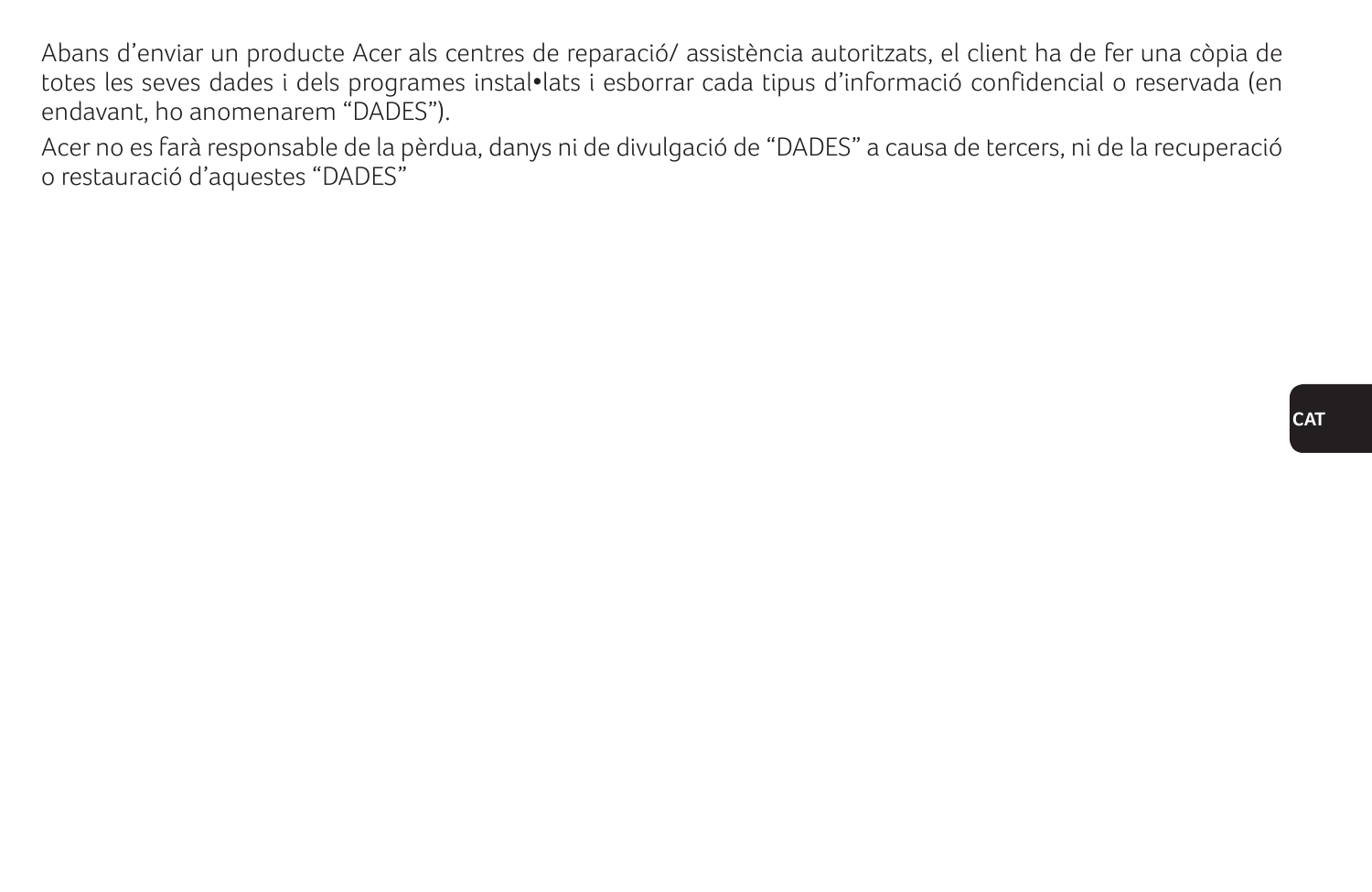Abans d'enviar un producte Acer als centres de reparació/ assistència autoritzats, el client ha de fer una còpia de totes les seves dades i dels programes instal•lats i esborrar cada tipus d'informació confidencial o reservada (en endavant, ho anomenarem "DADES").

Acer no es farà responsable de la pèrdua, danys ni de divulgació de "DADES" a causa de tercers, ni de la recuperació o restauració d'aquestes "DADES"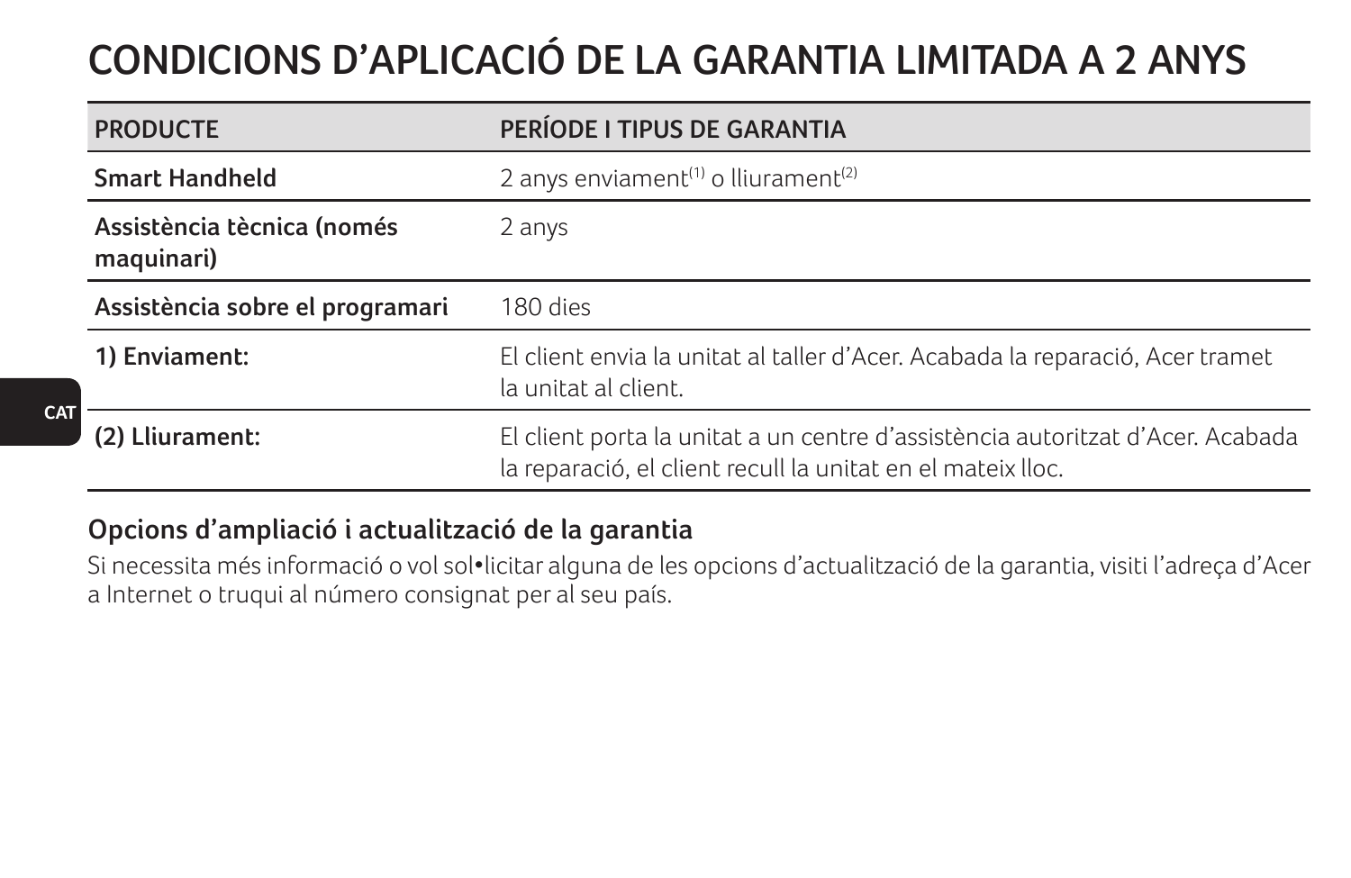# CONDICIONS D'APLICACIÓ DE LA GARANTIA LIMITADA A 2 ANYS

| PRODUCTE | PERÍODE I TIPUS DE GARANTIA |
| --- | --- |
| **Smart Handheld** | 2 anys enviament(1) o lliurament(2) |
| **Assistència tècnica (només maquinari)** | 2 anys |
| **Assistència sobre el programari** | 180 dies |
| **1) Enviament:** | El client envia la unitat al taller d'Acer. Acabada la reparació, Acer tramet la unitat al client. |
| **(2) Lliurament:** | El client porta la unitat a un centre d'assistència autoritzat d'Acer. Acabada la reparació, el client recull la unitat en el mateix lloc. |

### Opcions d'ampliació i actualització de la garantia

Si necessita més informació o vol sol•licitar alguna de les opcions d'actualització de la garantia, visiti l'adreça d'Acer a Internet o truqui al número consignat per al seu país.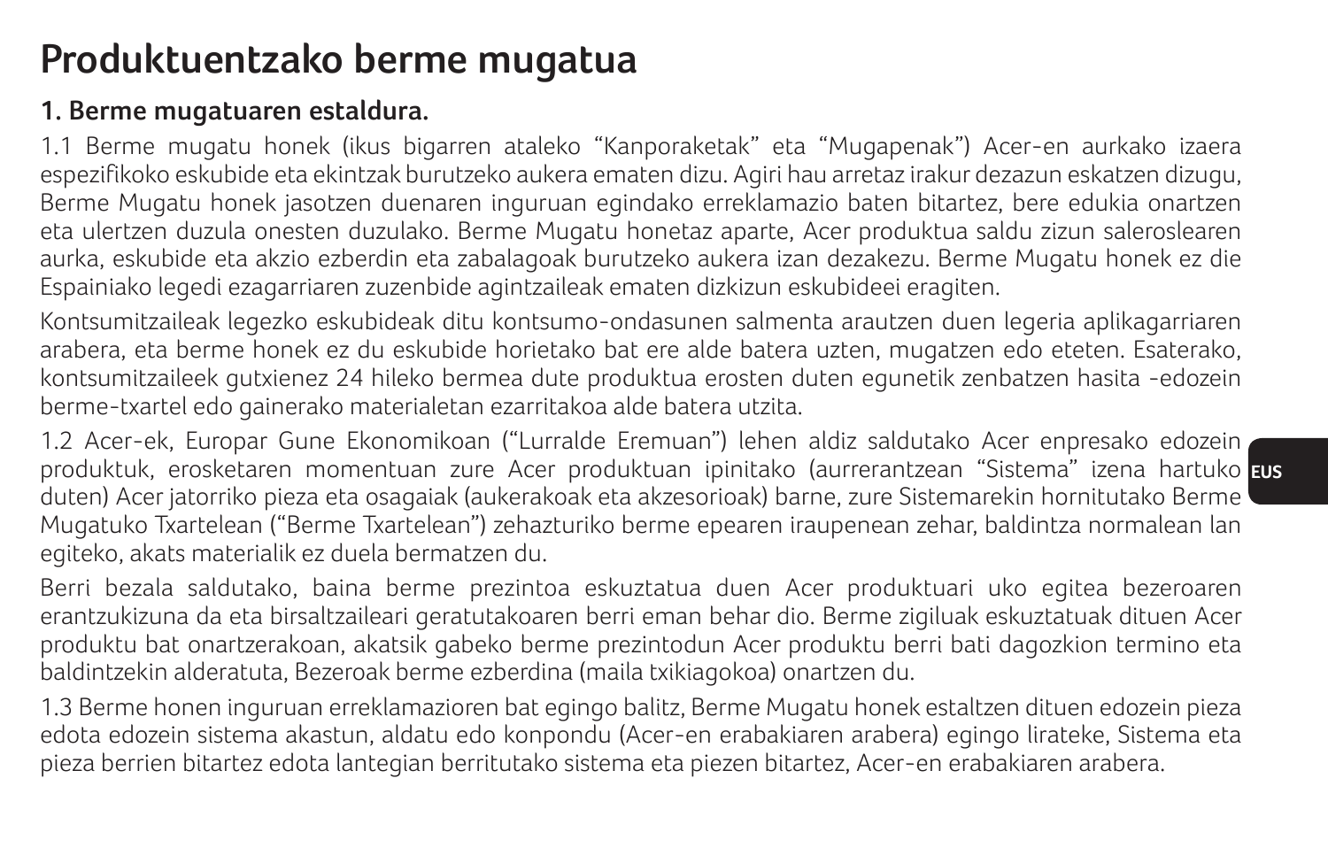# Produktuentzako berme mugatua

## 1. Berme mugatuaren estaldura.

1.1 Berme mugatu honek (ikus bigarren ataleko "Kanporaketak" eta "Mugapenak") Acer-en aurkako izaera espezifikoko eskubide eta ekintzak burutzeko aukera ematen dizu. Agiri hau arretaz irakur dezazun eskatzen dizugu, Berme Mugatu honek jasotzen duenaren inguruan egindako erreklamazio baten bitartez, bere edukia onartzen eta ulertzen duzula onesten duzulako. Berme Mugatu honetaz aparte, Acer produktua saldu zizun saleroslearen aurka, eskubide eta akzio ezberdin eta zabalagoak burutzeko aukera izan dezakezu. Berme Mugatu honek ez die Espainiako legedi ezagarriaren zuzenbide agintzaileak ematen dizkizun eskubideei eragiten.

Kontsumitzaileak legezko eskubideak ditu kontsumo-ondasunen salmenta arautzen duen legeria aplikagarriaren arabera, eta berme honek ez du eskubide horietako bat ere alde batera uzten, mugatzen edo eteten. Esaterako, kontsumitzaileek gutxienez 24 hileko bermea dute produktua erosten duten egunetik zenbatzen hasita -edozein berme-txartel edo gainerako materialetan ezarritakoa alde batera utzita.

1.2 Acer-ek, Europar Gune Ekonomikoan ("Lurralde Eremuan") lehen aldiz saldutako Acer enpresako edozein produktuk, erosketaren momentuan zure Acer produktuan ipinitako (aurrerantzean "Sistema" izena hartuko duten) Acer jatorriko pieza eta osagaiak (aukerakoak eta akzesorioak) barne, zure Sistemarekin hornitutako Berme Mugatuko Txartelean ("Berme Txartelean") zehazturiko berme epearen iraupenean zehar, baldintza normalean lan egiteko, akats materialik ez duela bermatzen du.

Berri bezala saldutako, baina berme prezintoa eskuztatua duen Acer produktuari uko egitea bezeroaren erantzukizuna da eta birsaltzaileari geratutakoaren berri eman behar dio. Berme zigiluak eskuztatuak dituen Acer produktu bat onartzerakoan, akatsik gabeko berme prezintodun Acer produktu berri bati dagozkion termino eta baldintzekin alderatuta, Bezeroak berme ezberdina (maila txikiagokoa) onartzen du.

1.3 Berme honen inguruan erreklamazioren bat egingo balitz, Berme Mugatu honek estaltzen dituen edozein pieza edota edozein sistema akastun, aldatu edo konpondu (Acer-en erabakiaren arabera) egingo lirateke, Sistema eta pieza berrien bitartez edota lantegian berritutako sistema eta piezen bitartez, Acer-en erabakiaren arabera.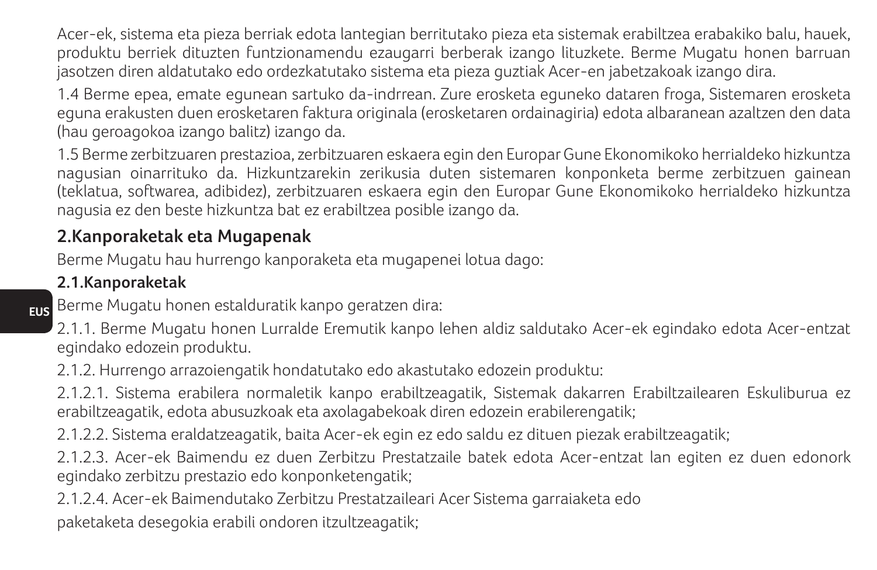Acer-ek, sistema eta pieza berriak edota lantegian berritutako pieza eta sistemak erabiltzea erabakiko balu, hauek, produktu berriek dituzten funtzionamendu ezaugarri berberak izango lituzkete. Berme Mugatu honen barruan jasotzen diren aldatutako edo ordezkatutako sistema eta pieza guztiak Acer-en jabetzakoak izango dira.

1.4 Berme epea, emate egunean sartuko da-indrrean. Zure erosketa eguneko dataren froga, Sistemaren erosketa eguna erakusten duen erosketaren faktura originala (erosketaren ordainagiria) edota albaranean azaltzen den data (hau geroagokoa izango balitz) izango da.

1.5 Berme zerbitzuaren prestazioa, zerbitzuaren eskaera egin den Europar Gune Ekonomikoko herrialdeko hizkuntza nagusian oinarrituko da. Hizkuntzarekin zerikusia duten sistemaren konponketa berme zerbitzuen gainean (teklatua, softwarea, adibidez), zerbitzuaren eskaera egin den Europar Gune Ekonomikoko herrialdeko hizkuntza nagusia ez den beste hizkuntza bat ez erabiltzea posible izango da.

## 2.Kanporaketak eta Mugapenak

Berme Mugatu hau hurrengo kanporaketa eta mugapenei lotua dago:

### 2.1.Kanporaketak

Berme Mugatu honen estalduratik kanpo geratzen dira:

2.1.1. Berme Mugatu honen Lurralde Eremutik kanpo lehen aldiz saldutako Acer-ek egindako edota Acer-entzat egindako edozein produktu.

2.1.2. Hurrengo arrazoiengatik hondatutako edo akastutako edozein produktu:

2.1.2.1. Sistema erabilera normaletik kanpo erabiltzeagatik, Sistemak dakarren Erabiltzailearen Eskuliburua ez erabiltzeagatik, edota abusuzkoak eta axolagabekoak diren edozein erabilerengatik;

2.1.2.2. Sistema eraldatzeagatik, baita Acer-ek egin ez edo saldu ez dituen piezak erabiltzeagatik;

2.1.2.3. Acer-ek Baimendu ez duen Zerbitzu Prestatzaile batek edota Acer-entzat lan egiten ez duen edonork egindako zerbitzu prestazio edo konponketengatik;

2.1.2.4. Acer-ek Baimendutako Zerbitzu Prestatzaileari Acer Sistema garraiaketa edo paketaketa desegokia erabili ondoren itzultzeagatik;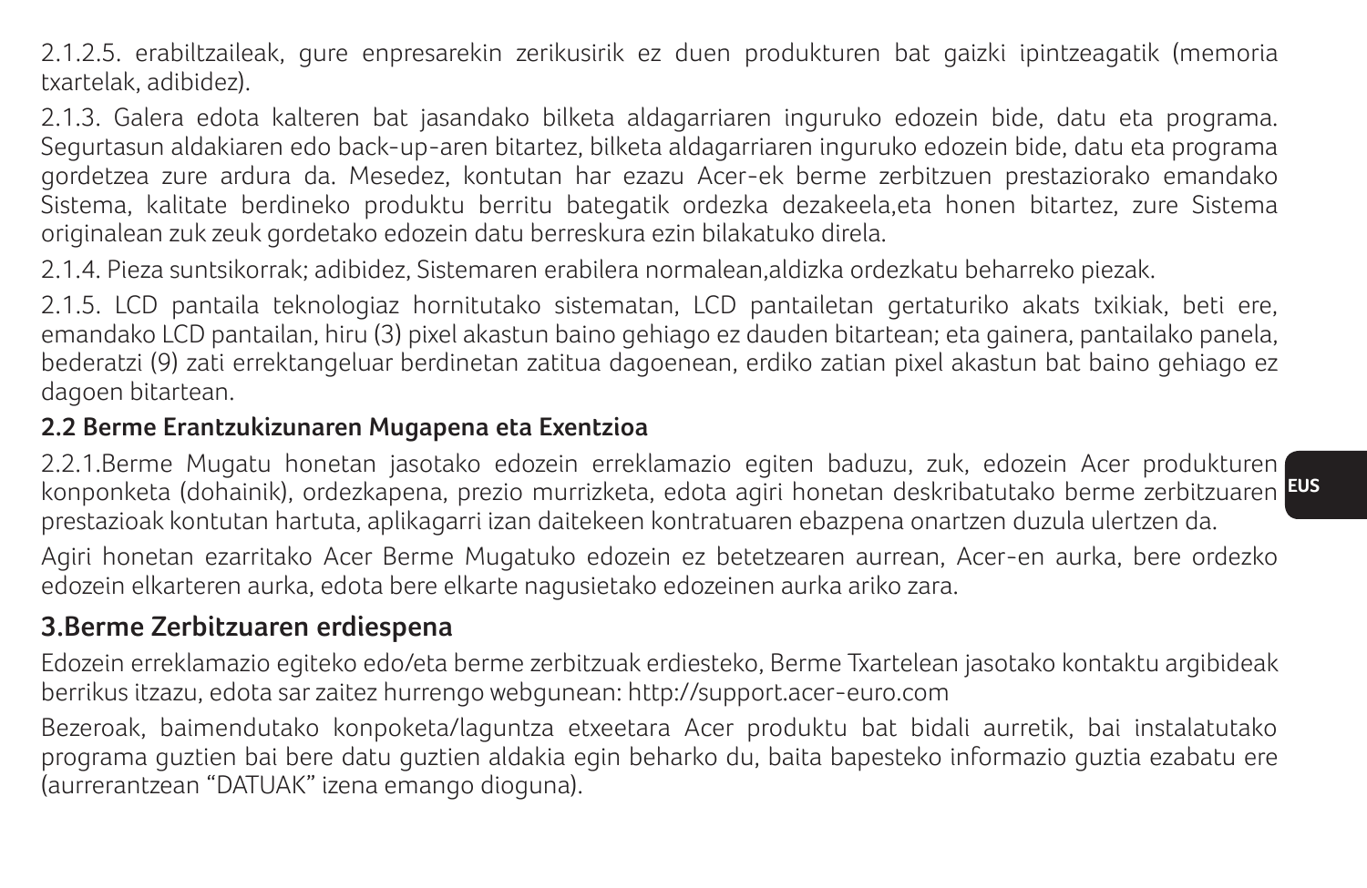2.1.2.5. erabiltzaileak, gure enpresarekin zerikusirik ez duen produkturen bat gaizki ipintzeagatik (memoria txartelak, adibidez).

2.1.3. Galera edota kalteren bat jasandako bilketa aldagarriaren inguruko edozein bide, datu eta programa. Segurtasun aldakiaren edo back-up-aren bitartez, bilketa aldagarriaren inguruko edozein bide, datu eta programa gordetzea zure ardura da. Mesedez, kontutan har ezazu Acer-ek berme zerbitzuen prestaziorako emandako Sistema, kalitate berdineko produktu berritu bategatik ordezka dezakeela,eta honen bitartez, zure Sistema originalean zuk zeuk gordetako edozein datu berreskura ezin bilakatuko direla.

2.1.4. Pieza suntsikorrak; adibidez, Sistemaren erabilera normalean,aldizka ordezkatu beharreko piezak.

2.1.5. LCD pantaila teknologiaz hornitutako sistematan, LCD pantailetan gertaturiko akats txikiak, beti ere, emandako LCD pantailan, hiru (3) pixel akastun baino gehiago ez dauden bitartean; eta gainera, pantailako panela, bederatzi (9) zati errektangeluar berdinetan zatitua dagoenean, erdiko zatian pixel akastun bat baino gehiago ez dagoen bitartean.

**2.2 Berme Erantzukizunaren Mugapena eta Exentzioa**

2.2.1.Berme Mugatu honetan jasotako edozein erreklamazio egiten baduzu, zuk, edozein Acer produkturen konponketa (dohainik), ordezkapena, prezio murrizketa, edota agiri honetan deskribatutako berme zerbitzuaren prestazioak kontutan hartuta, aplikagarri izan daitekeen kontratuaren ebazpena onartzen duzula ulertzen da.

Agiri honetan ezarritako Acer Berme Mugatuko edozein ez betetzearen aurrean, Acer-en aurka, bere ordezko edozein elkarteren aurka, edota bere elkarte nagusietako edozeinen aurka ariko zara.

## 3.Berme Zerbitzuaren erdiespena

Edozein erreklamazio egiteko edo/eta berme zerbitzuak erdiesteko, Berme Txartelean jasotako kontaktu argibideak berrikus itzazu, edota sar zaitez hurrengo webgunean: http://support.acer-euro.com

Bezeroak, baimendutako konpoketa/laguntza etxeetara Acer produktu bat bidali aurretik, bai instalatutako programa guztien bai bere datu guztien aldakia egin beharko du, baita bapesteko informazio guztia ezabatu ere (aurrerantzean "DATUAK" izena emango dioguna).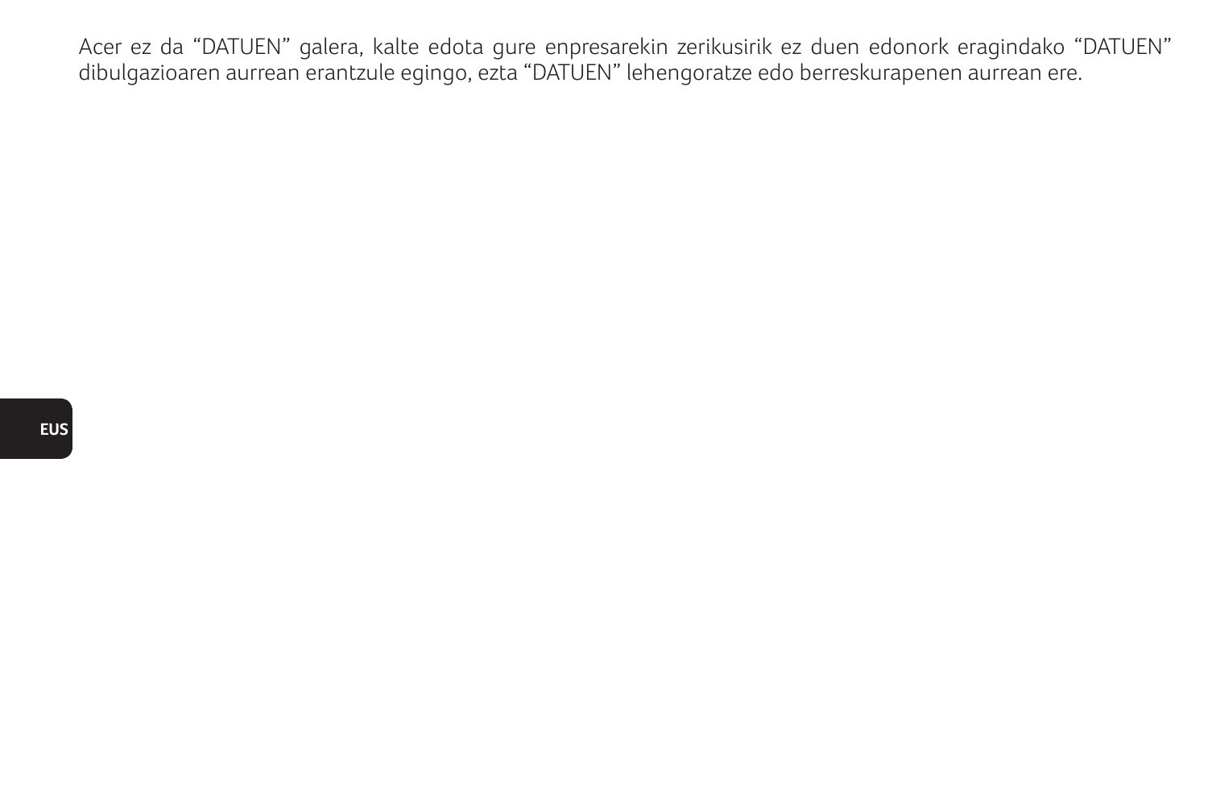Acer ez da “DATUEN” galera, kalte edota gure enpresarekin zerikusirik ez duen edonork eragindako “DATUEN” dibulgazioaren aurrean erantzule egingo, ezta “DATUEN” lehengoratze edo berreskurapenen aurrean ere.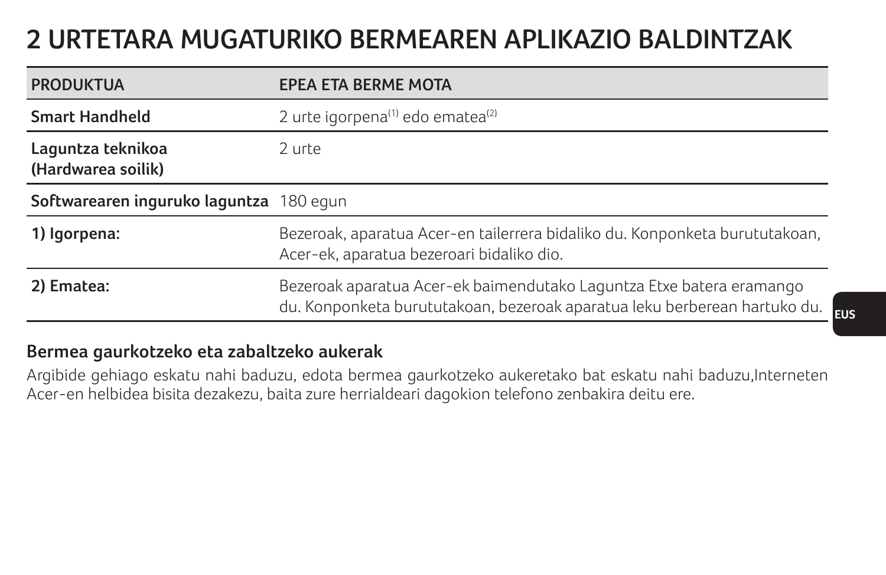# 2 URTETARA MUGATURIKO BERMEAREN APLIKAZIO BALDINTZAK

| PRODUKTUA | EPEA ETA BERME MOTA |
|---|---|
| **Smart Handheld** | 2 urte igorpena(1) edo ematea(2) |
| **Laguntza teknikoa (Hardwarea soilik)** | 2 urte |
| **Softwarearen inguruko laguntza** | 180 egun |
| **1) Igorpena:** | Bezeroak, aparatua Acer-en tailerrera bidaliko du. Konponketa burututakoan, Acer-ek, aparatua bezeroari bidaliko dio. |
| **2) Ematea:** | Bezeroak aparatua Acer-ek baimendutako Laguntza Etxe batera eramango du. Konponketa burututakoan, bezeroak aparatua leku berberean hartuko du. |

**Bermea gaurkotzeko eta zabaltzeko aukerak**

Argibide gehiago eskatu nahi baduzu, edota bermea gaurkotzeko aukeretako bat eskatu nahi baduzu,Interneten Acer-en helbidea bisita dezakezu, baita zure herrialdeari dagokion telefono zenbakira deitu ere.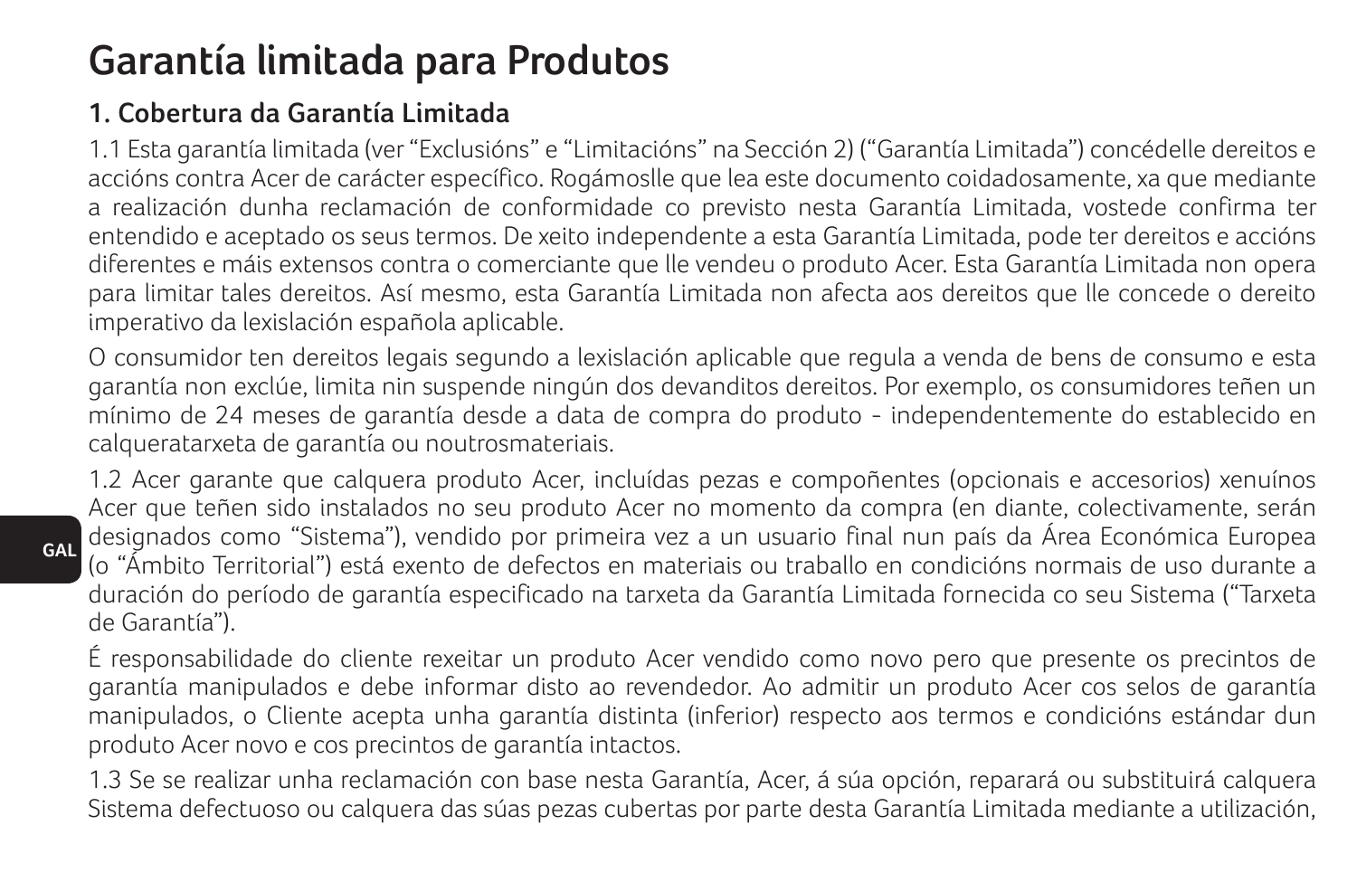# Garantía limitada para Produtos

## 1. Cobertura da Garantía Limitada

1.1 Esta garantía limitada (ver “Exclusións” e “Limitacións” na Sección 2) (“Garantía Limitada”) concédelle dereitos e accións contra Acer de carácter específico. Rogámoslle que lea este documento coidadosamente, xa que mediante a realización dunha reclamación de conformidade co previsto nesta Garantía Limitada, vostede confirma ter entendido e aceptado os seus termos. De xeito independente a esta Garantía Limitada, pode ter dereitos e accións diferentes e máis extensos contra o comerciante que lle vendeu o produto Acer. Esta Garantía Limitada non opera para limitar tales dereitos. Así mesmo, esta Garantía Limitada non afecta aos dereitos que lle concede o dereito imperativo da lexislación española aplicable.

O consumidor ten dereitos legais segundo a lexislación aplicable que regula a venda de bens de consumo e esta garantía non exclúe, limita nin suspende ningún dos devanditos dereitos. Por exemplo, os consumidores teñen un mínimo de 24 meses de garantía desde a data de compra do produto - independentemente do establecido en calqueratarxeta de garantía ou noutrosmateriais.

1.2 Acer garante que calquera produto Acer, incluídas pezas e compoñentes (opcionais e accesorios) xenuínos Acer que teñen sido instalados no seu produto Acer no momento da compra (en diante, colectivamente, serán designados como “Sistema”), vendido por primeira vez a un usuario final nun país da Área Económica Europea (o “Ámbito Territorial”) está exento de defectos en materiais ou traballo en condicións normais de uso durante a duración do período de garantía especificado na tarxeta da Garantía Limitada fornecida co seu Sistema (“Tarxeta de Garantía”).

É responsabilidade do cliente rexeitar un produto Acer vendido como novo pero que presente os precintos de garantía manipulados e debe informar disto ao revendedor. Ao admitir un produto Acer cos selos de garantía manipulados, o Cliente acepta unha garantía distinta (inferior) respecto aos termos e condicións estándar dun produto Acer novo e cos precintos de garantía intactos.

1.3 Se se realizar unha reclamación con base nesta Garantía, Acer, á súa opción, reparará ou substituirá calquera Sistema defectuoso ou calquera das súas pezas cubertas por parte desta Garantía Limitada mediante a utilización,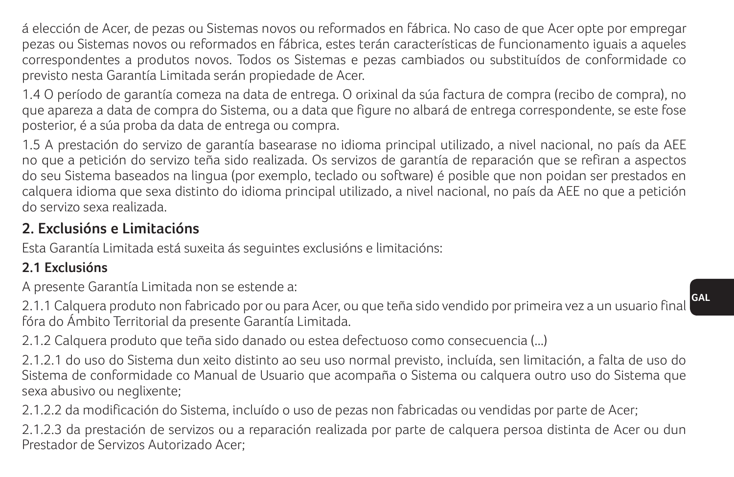á elección de Acer, de pezas ou Sistemas novos ou reformados en fábrica. No caso de que Acer opte por empregar pezas ou Sistemas novos ou reformados en fábrica, estes terán características de funcionamento iguais a aqueles correspondentes a produtos novos. Todos os Sistemas e pezas cambiados ou substituídos de conformidade co previsto nesta Garantía Limitada serán propiedade de Acer.

1.4 O período de garantía comeza na data de entrega. O orixinal da súa factura de compra (recibo de compra), no que apareza a data de compra do Sistema, ou a data que figure no albará de entrega correspondente, se este fose posterior, é a súa proba da data de entrega ou compra.

1.5 A prestación do servizo de garantía basearase no idioma principal utilizado, a nivel nacional, no país da AEE no que a petición do servizo teña sido realizada. Os servizos de garantía de reparación que se refiran a aspectos do seu Sistema baseados na lingua (por exemplo, teclado ou software) é posible que non poidan ser prestados en calquera idioma que sexa distinto do idioma principal utilizado, a nivel nacional, no país da AEE no que a petición do servizo sexa realizada.

## 2. Exclusións e Limitacións

Esta Garantía Limitada está suxeita ás seguintes exclusións e limitacións:

### 2.1 Exclusións

A presente Garantía Limitada non se estende a:

2.1.1 Calquera produto non fabricado por ou para Acer, ou que teña sido vendido por primeira vez a un usuario final fóra do Ámbito Territorial da presente Garantía Limitada.

2.1.2 Calquera produto que teña sido danado ou estea defectuoso como consecuencia (...)

2.1.2.1 do uso do Sistema dun xeito distinto ao seu uso normal previsto, incluída, sen limitación, a falta de uso do Sistema de conformidade co Manual de Usuario que acompaña o Sistema ou calquera outro uso do Sistema que sexa abusivo ou neglixente;

2.1.2.2 da modificación do Sistema, incluído o uso de pezas non fabricadas ou vendidas por parte de Acer;

2.1.2.3 da prestación de servizos ou a reparación realizada por parte de calquera persoa distinta de Acer ou dun Prestador de Servizos Autorizado Acer;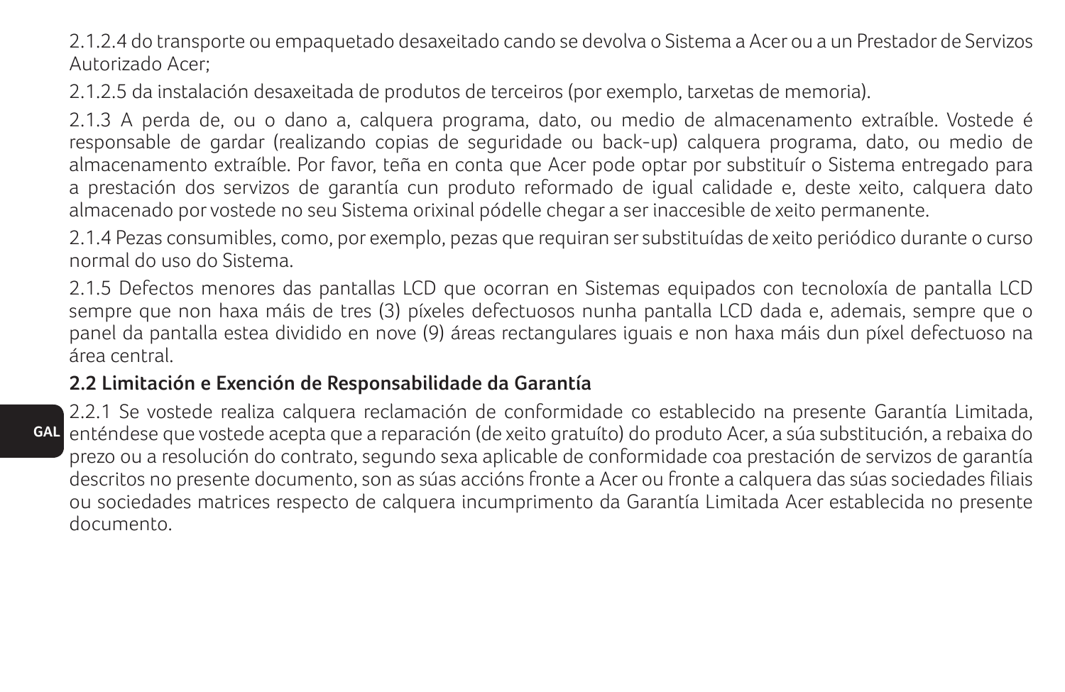2.1.2.4 do transporte ou empaquetado desaxeitado cando se devolva o Sistema a Acer ou a un Prestador de Servizos Autorizado Acer;

2.1.2.5 da instalación desaxeitada de produtos de terceiros (por exemplo, tarxetas de memoria).

2.1.3 A perda de, ou o dano a, calquera programa, dato, ou medio de almacenamento extraíble. Vostede é responsable de gardar (realizando copias de seguridade ou back-up) calquera programa, dato, ou medio de almacenamento extraíble. Por favor, teña en conta que Acer pode optar por substituír o Sistema entregado para a prestación dos servizos de garantía cun produto reformado de igual calidade e, deste xeito, calquera dato almacenado por vostede no seu Sistema orixinal pódelle chegar a ser inaccesible de xeito permanente.

2.1.4 Pezas consumibles, como, por exemplo, pezas que requiran ser substituídas de xeito periódico durante o curso normal do uso do Sistema.

2.1.5 Defectos menores das pantallas LCD que ocorran en Sistemas equipados con tecnoloxía de pantalla LCD sempre que non haxa máis de tres (3) píxeles defectuosos nunha pantalla LCD dada e, ademais, sempre que o panel da pantalla estea dividido en nove (9) áreas rectangulares iguais e non haxa máis dun píxel defectuoso na área central.

**2.2 Limitación e Exención de Responsabilidade da Garantía**

2.2.1 Se vostede realiza calquera reclamación de conformidade co establecido na presente Garantía Limitada, enténdese que vostede acepta que a reparación (de xeito gratuíto) do produto Acer, a súa substitución, a rebaixa do prezo ou a resolución do contrato, segundo sexa aplicable de conformidade coa prestación de servizos de garantía descritos no presente documento, son as súas accións fronte a Acer ou fronte a calquera das súas sociedades filiais ou sociedades matrices respecto de calquera incumprimento da Garantía Limitada Acer establecida no presente documento.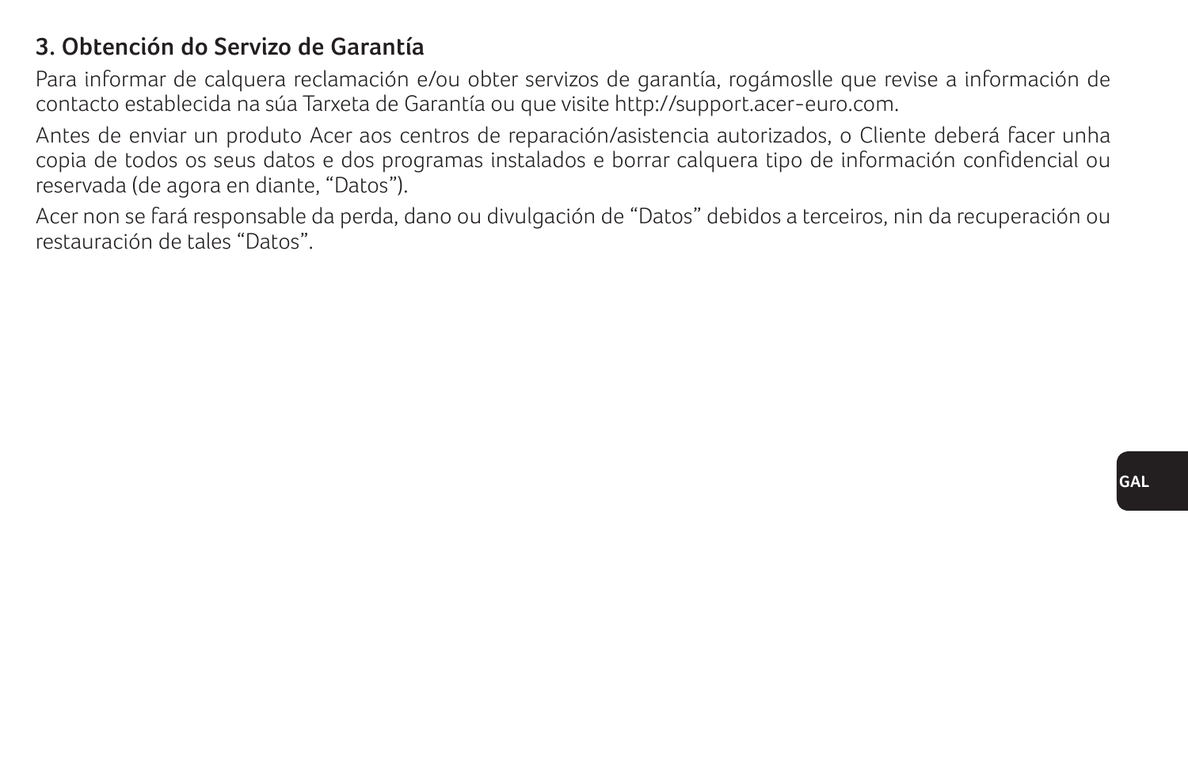## 3. Obtención do Servizo de Garantía

Para informar de calquera reclamación e/ou obter servizos de garantía, rogámoslle que revise a información de contacto establecida na súa Tarxeta de Garantía ou que visite http://support.acer-euro.com.

Antes de enviar un produto Acer aos centros de reparación/asistencia autorizados, o Cliente deberá facer unha copia de todos os seus datos e dos programas instalados e borrar calquera tipo de información confidencial ou reservada (de agora en diante, “Datos”).

Acer non se fará responsable da perda, dano ou divulgación de “Datos” debidos a terceiros, nin da recuperación ou restauración de tales “Datos”.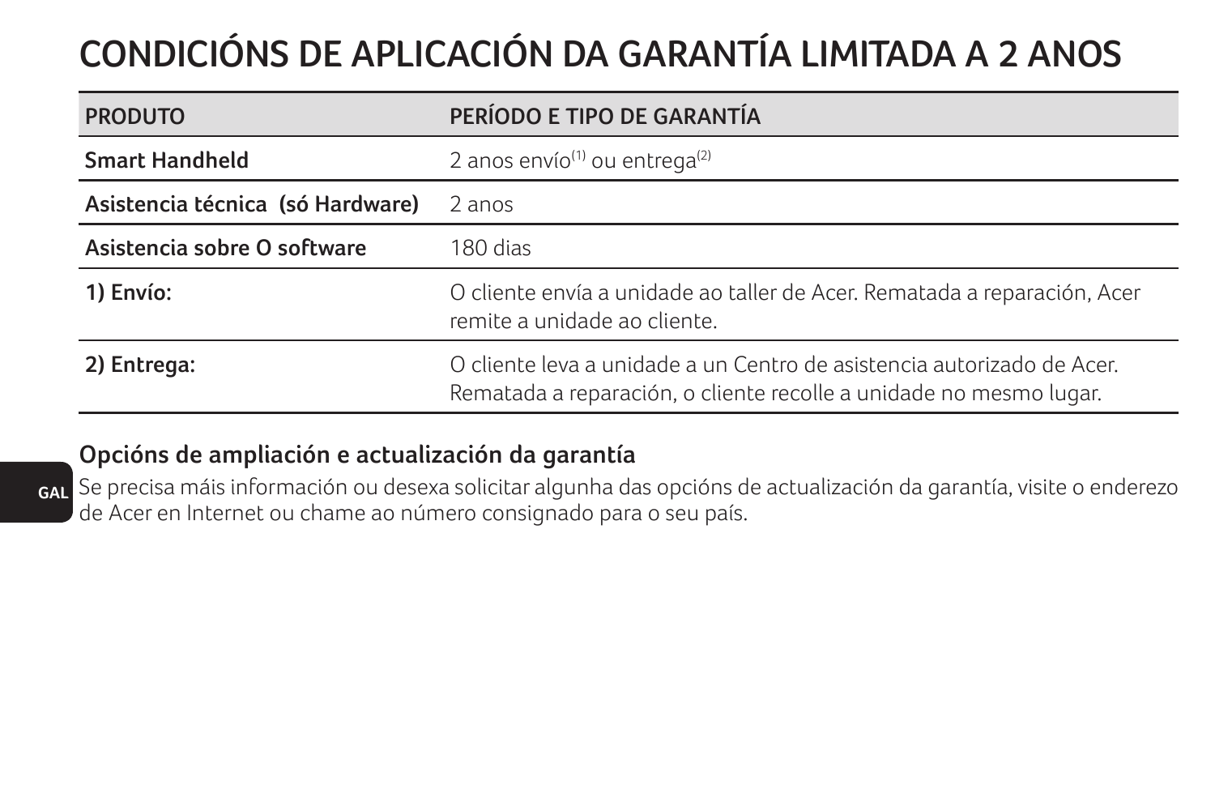# CONDICIÓNS DE APLICACIÓN DA GARANTÍA LIMITADA A 2 ANOS

| PRODUTO | PERÍODO E TIPO DE GARANTÍA |
|---|---|
| **Smart Handheld** | 2 anos envío[(1)] ou entrega[(2)] |
| **Asistencia técnica (só Hardware)** | 2 anos |
| **Asistencia sobre O software** | 180 dias |
| **1) Envío:** | O cliente envía a unidade ao taller de Acer. Rematada a reparación, Acer remite a unidade ao cliente. |
| **2) Entrega:** | O cliente leva a unidade a un Centro de asistencia autorizado de Acer. Rematada a reparación, o cliente recolle a unidade no mesmo lugar. |

## Opcións de ampliación e actualización da garantía

Se precisa máis información ou desexa solicitar algunha das opcións de actualización da garantía, visite o enderezo de Acer en Internet ou chame ao número consignado para o seu país.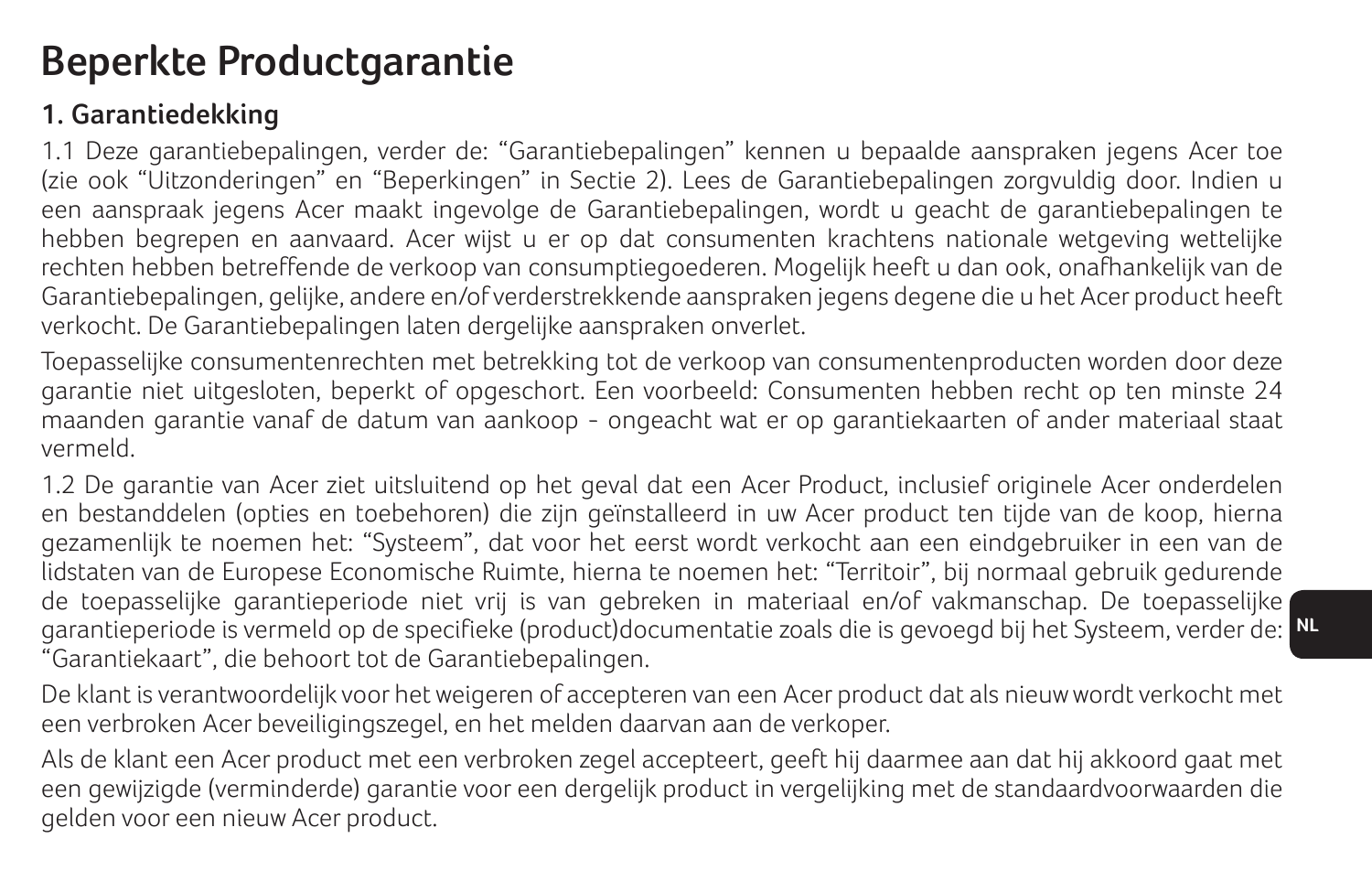# Beperkte Productgarantie

## 1. Garantiedekking

1.1 Deze garantiebepalingen, verder de: “Garantiebepalingen” kennen u bepaalde aanspraken jegens Acer toe (zie ook “Uitzonderingen” en “Beperkingen” in Sectie 2). Lees de Garantiebepalingen zorgvuldig door. Indien u een aanspraak jegens Acer maakt ingevolge de Garantiebepalingen, wordt u geacht de garantiebepalingen te hebben begrepen en aanvaard. Acer wijst u er op dat consumenten krachtens nationale wetgeving wettelijke rechten hebben betreffende de verkoop van consumptiegoederen. Mogelijk heeft u dan ook, onafhankelijk van de Garantiebepalingen, gelijke, andere en/of verderstrekkende aanspraken jegens degene die u het Acer product heeft verkocht. De Garantiebepalingen laten dergelijke aanspraken onverlet.

Toepasselijke consumentenrechten met betrekking tot de verkoop van consumentenproducten worden door deze garantie niet uitgesloten, beperkt of opgeschort. Een voorbeeld: Consumenten hebben recht op ten minste 24 maanden garantie vanaf de datum van aankoop - ongeacht wat er op garantiekaarten of ander materiaal staat vermeld.

1.2 De garantie van Acer ziet uitsluitend op het geval dat een Acer Product, inclusief originele Acer onderdelen en bestanddelen (opties en toebehoren) die zijn geïnstalleerd in uw Acer product ten tijde van de koop, hierna gezamenlijk te noemen het: “Systeem”, dat voor het eerst wordt verkocht aan een eindgebruiker in een van de lidstaten van de Europese Economische Ruimte, hierna te noemen het: “Territoir”, bij normaal gebruik gedurende de toepasselijke garantieperiode niet vrij is van gebreken in materiaal en/of vakmanschap. De toepasselijke garantieperiode is vermeld op de specifieke (product)documentatie zoals die is gevoegd bij het Systeem, verder de: “Garantiekaart”, die behoort tot de Garantiebepalingen.

De klant is verantwoordelijk voor het weigeren of accepteren van een Acer product dat als nieuw wordt verkocht met een verbroken Acer beveiligingszegel, en het melden daarvan aan de verkoper.

Als de klant een Acer product met een verbroken zegel accepteert, geeft hij daarmee aan dat hij akkoord gaat met een gewijzigde (verminderde) garantie voor een dergelijk product in vergelijking met de standaardvoorwaarden die gelden voor een nieuw Acer product.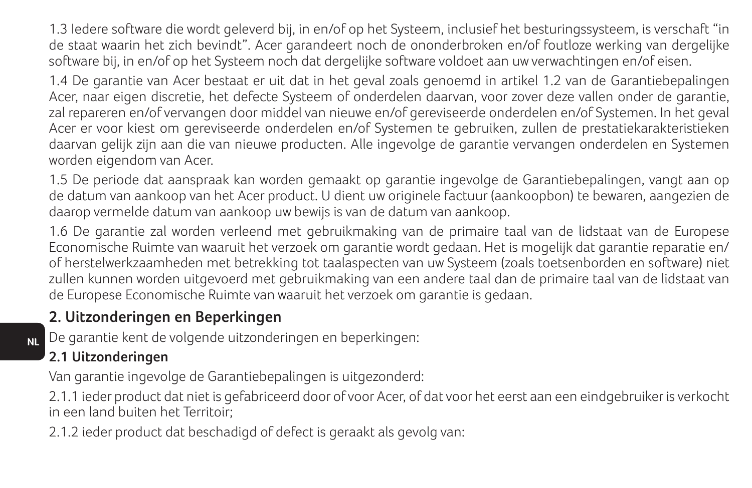1.3 Iedere software die wordt geleverd bij, in en/of op het Systeem, inclusief het besturingssysteem, is verschaft "in de staat waarin het zich bevindt". Acer garandeert noch de ononderbroken en/of foutloze werking van dergelijke software bij, in en/of op het Systeem noch dat dergelijke software voldoet aan uw verwachtingen en/of eisen.

1.4 De garantie van Acer bestaat er uit dat in het geval zoals genoemd in artikel 1.2 van de Garantiebepalingen Acer, naar eigen discretie, het defecte Systeem of onderdelen daarvan, voor zover deze vallen onder de garantie, zal repareren en/of vervangen door middel van nieuwe en/of gereviseerde onderdelen en/of Systemen. In het geval Acer er voor kiest om gereviseerde onderdelen en/of Systemen te gebruiken, zullen de prestatiekarakteristieken daarvan gelijk zijn aan die van nieuwe producten. Alle ingevolge de garantie vervangen onderdelen en Systemen worden eigendom van Acer.

1.5 De periode dat aanspraak kan worden gemaakt op garantie ingevolge de Garantiebepalingen, vangt aan op de datum van aankoop van het Acer product. U dient uw originele factuur (aankoopbon) te bewaren, aangezien de daarop vermelde datum van aankoop uw bewijs is van de datum van aankoop.

1.6 De garantie zal worden verleend met gebruikmaking van de primaire taal van de lidstaat van de Europese Economische Ruimte van waaruit het verzoek om garantie wordt gedaan. Het is mogelijk dat garantie reparatie en/of herstelwerkzaamheden met betrekking tot taalaspecten van uw Systeem (zoals toetsenborden en software) niet zullen kunnen worden uitgevoerd met gebruikmaking van een andere taal dan de primaire taal van de lidstaat van de Europese Economische Ruimte van waaruit het verzoek om garantie is gedaan.

## 2. Uitzonderingen en Beperkingen

De garantie kent de volgende uitzonderingen en beperkingen:

### 2.1 Uitzonderingen

Van garantie ingevolge de Garantiebepalingen is uitgezonderd:

2.1.1 ieder product dat niet is gefabriceerd door of voor Acer, of dat voor het eerst aan een eindgebruiker is verkocht in een land buiten het Territoir;

2.1.2 ieder product dat beschadigd of defect is geraakt als gevolg van: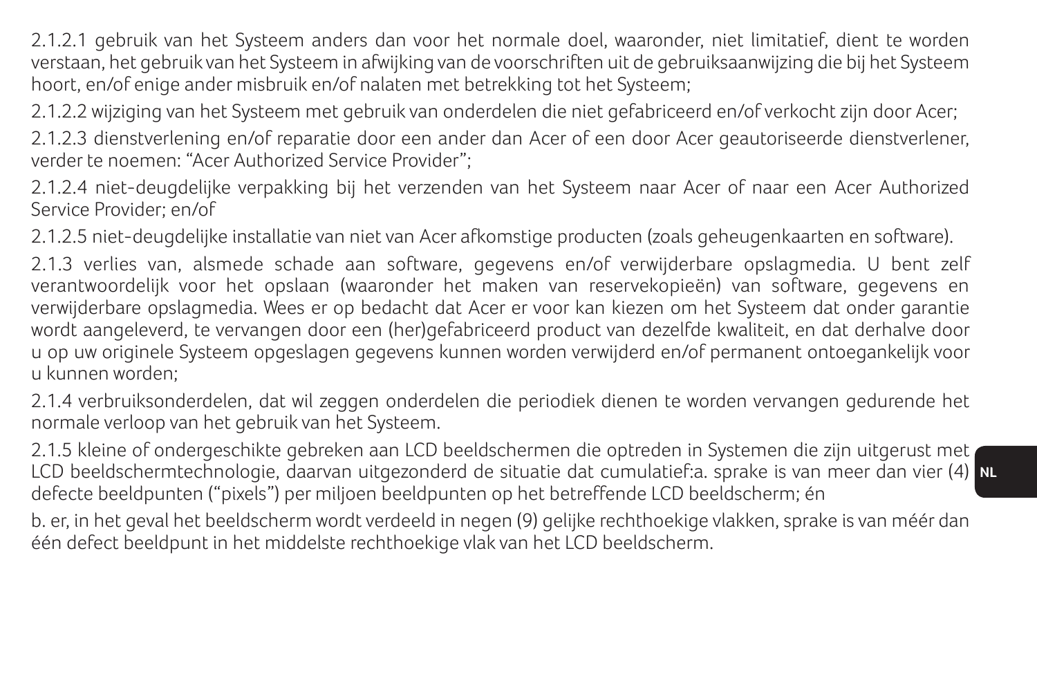2.1.2.1 gebruik van het Systeem anders dan voor het normale doel, waaronder, niet limitatief, dient te worden verstaan, het gebruik van het Systeem in afwijking van de voorschriften uit de gebruiksaanwijzing die bij het Systeem hoort, en/of enige ander misbruik en/of nalaten met betrekking tot het Systeem;

2.1.2.2 wijziging van het Systeem met gebruik van onderdelen die niet gefabriceerd en/of verkocht zijn door Acer;

2.1.2.3 dienstverlening en/of reparatie door een ander dan Acer of een door Acer geautoriseerde dienstverlener, verder te noemen: “Acer Authorized Service Provider”;

2.1.2.4 niet-deugdelijke verpakking bij het verzenden van het Systeem naar Acer of naar een Acer Authorized Service Provider; en/of

2.1.2.5 niet-deugdelijke installatie van niet van Acer afkomstige producten (zoals geheugenkaarten en software).

2.1.3 verlies van, alsmede schade aan software, gegevens en/of verwijderbare opslagmedia. U bent zelf verantwoordelijk voor het opslaan (waaronder het maken van reservekopieën) van software, gegevens en verwijderbare opslagmedia. Wees er op bedacht dat Acer er voor kan kiezen om het Systeem dat onder garantie wordt aangeleverd, te vervangen door een (her)gefabriceerd product van dezelfde kwaliteit, en dat derhalve door u op uw originele Systeem opgeslagen gegevens kunnen worden verwijderd en/of permanent ontoegankelijk voor u kunnen worden;

2.1.4 verbruiksonderdelen, dat wil zeggen onderdelen die periodiek dienen te worden vervangen gedurende het normale verloop van het gebruik van het Systeem.

2.1.5 kleine of ondergeschikte gebreken aan LCD beeldschermen die optreden in Systemen die zijn uitgerust met LCD beeldschermtechnologie, daarvan uitgezonderd de situatie dat cumulatief:a. sprake is van meer dan vier (4) defecte beeldpunten (“pixels”) per miljoen beeldpunten op het betreffende LCD beeldscherm; én

b. er, in het geval het beeldscherm wordt verdeeld in negen (9) gelijke rechthoekige vlakken, sprake is van méér dan één defect beeldpunt in het middelste rechthoekige vlak van het LCD beeldscherm.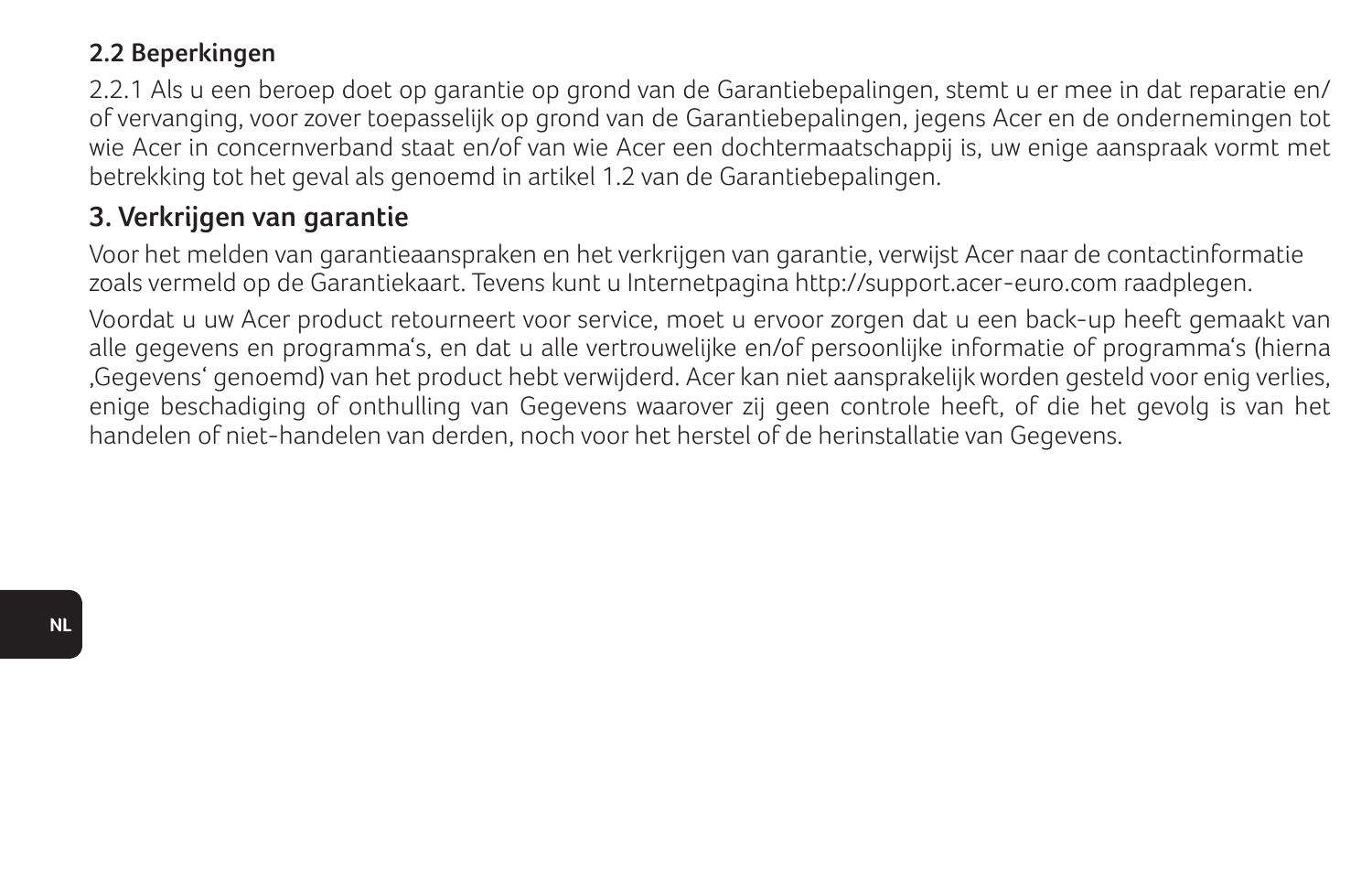### 2.2 Beperkingen

2.2.1 Als u een beroep doet op garantie op grond van de Garantiebepalingen, stemt u er mee in dat reparatie en/of vervanging, voor zover toepasselijk op grond van de Garantiebepalingen, jegens Acer en de ondernemingen tot wie Acer in concernverband staat en/of van wie Acer een dochtermaatschappij is, uw enige aanspraak vormt met betrekking tot het geval als genoemd in artikel 1.2 van de Garantiebepalingen.

## 3. Verkrijgen van garantie

Voor het melden van garantieaanspraken en het verkrijgen van garantie, verwijst Acer naar de contactinformatie zoals vermeld op de Garantiekaart. Tevens kunt u Internetpagina http://support.acer-euro.com raadplegen.

Voordat u uw Acer product retourneert voor service, moet u ervoor zorgen dat u een back-up heeft gemaakt van alle gegevens en programma's, en dat u alle vertrouwelijke en/of persoonlijke informatie of programma's (hierna ‚Gegevens' genoemd) van het product hebt verwijderd. Acer kan niet aansprakelijk worden gesteld voor enig verlies, enige beschadiging of onthulling van Gegevens waarover zij geen controle heeft, of die het gevolg is van het handelen of niet-handelen van derden, noch voor het herstel of de herinstallatie van Gegevens.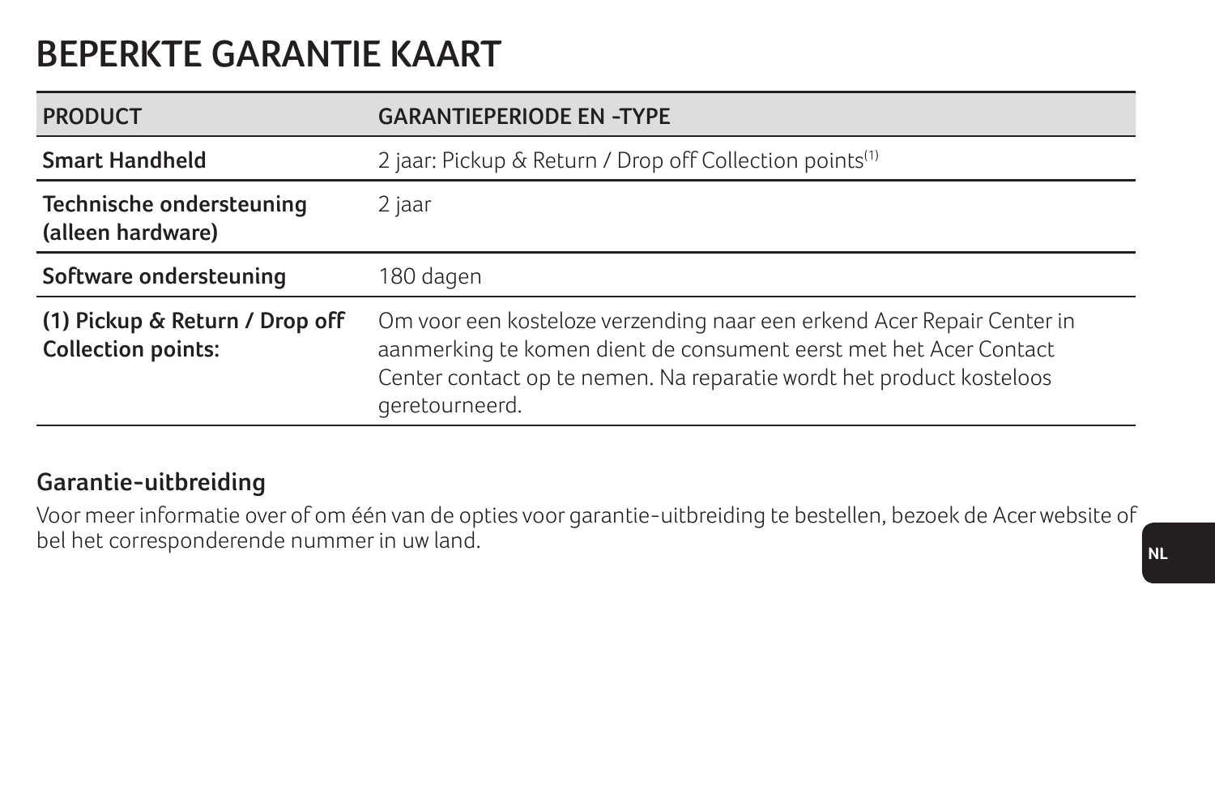# BEPERKTE GARANTIE KAART

| PRODUCT | GARANTIEPERIODE EN -TYPE |
|---|---|
| **Smart Handheld** | 2 jaar: Pickup & Return / Drop off Collection points[1] |
| **Technische ondersteuning (alleen hardware)** | 2 jaar |
| **Software ondersteuning** | 180 dagen |
| **(1) Pickup & Return / Drop off Collection points:** | Om voor een kosteloze verzending naar een erkend Acer Repair Center in aanmerking te komen dient de consument eerst met het Acer Contact Center contact op te nemen. Na reparatie wordt het product kosteloos geretourneerd. |

## Garantie-uitbreiding

Voor meer informatie over of om één van de opties voor garantie-uitbreiding te bestellen, bezoek de Acer website of bel het corresponderende nummer in uw land.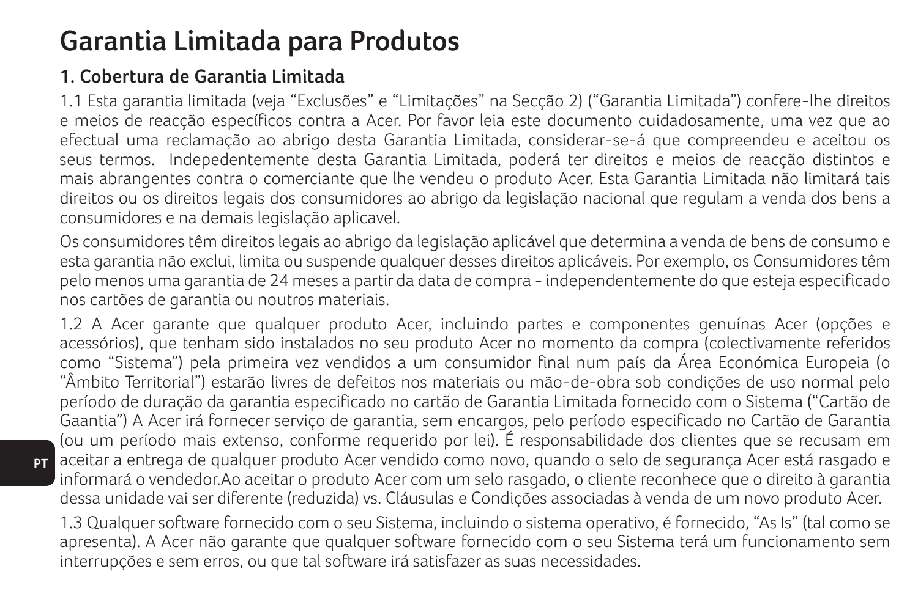# Garantia Limitada para Produtos

## 1. Cobertura de Garantia Limitada

1.1 Esta garantia limitada (veja "Exclusões" e "Limitações" na Secção 2) ("Garantia Limitada") confere-lhe direitos e meios de reacção específicos contra a Acer. Por favor leia este documento cuidadosamente, uma vez que ao efectual uma reclamação ao abrigo desta Garantia Limitada, considerar-se-á que compreendeu e aceitou os seus termos. Indepedentemente desta Garantia Limitada, poderá ter direitos e meios de reacção distintos e mais abrangentes contra o comerciante que lhe vendeu o produto Acer. Esta Garantia Limitada não limitará tais direitos ou os direitos legais dos consumidores ao abrigo da legislação nacional que regulam a venda dos bens a consumidores e na demais legislação aplicavel.

Os consumidores têm direitos legais ao abrigo da legislação aplicável que determina a venda de bens de consumo e esta garantia não exclui, limita ou suspende qualquer desses direitos aplicáveis. Por exemplo, os Consumidores têm pelo menos uma garantia de 24 meses a partir da data de compra - independentemente do que esteja especificado nos cartões de garantia ou noutros materiais.

1.2 A Acer garante que qualquer produto Acer, incluindo partes e componentes genuínas Acer (opções e acessórios), que tenham sido instalados no seu produto Acer no momento da compra (colectivamente referidos como "Sistema") pela primeira vez vendidos a um consumidor final num país da Área Económica Europeia (o "Âmbito Territorial") estarão livres de defeitos nos materiais ou mão-de-obra sob condições de uso normal pelo período de duração da garantia especificado no cartão de Garantia Limitada fornecido com o Sistema ("Cartão de Gaantia") A Acer irá fornecer serviço de garantia, sem encargos, pelo período especificado no Cartão de Garantia (ou um período mais extenso, conforme requerido por lei). É responsabilidade dos clientes que se recusam em aceitar a entrega de qualquer produto Acer vendido como novo, quando o selo de segurança Acer está rasgado e informará o vendedor.Ao aceitar o produto Acer com um selo rasgado, o cliente reconhece que o direito à garantia dessa unidade vai ser diferente (reduzida) vs. Cláusulas e Condições associadas à venda de um novo produto Acer.

1.3 Qualquer software fornecido com o seu Sistema, incluindo o sistema operativo, é fornecido, "As Is" (tal como se apresenta). A Acer não garante que qualquer software fornecido com o seu Sistema terá um funcionamento sem interrupções e sem erros, ou que tal software irá satisfazer as suas necessidades.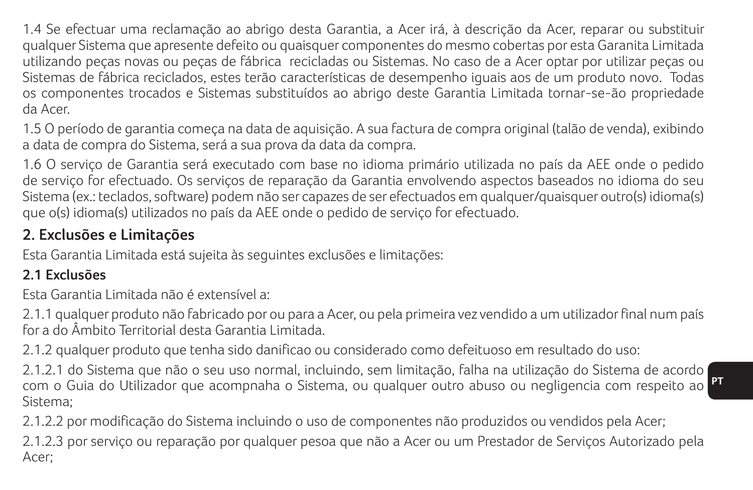1.4 Se efectuar uma reclamação ao abrigo desta Garantia, a Acer irá, à descrição da Acer, reparar ou substituir qualquer Sistema que apresente defeito ou quaisquer componentes do mesmo cobertas por esta Garanita Limitada utilizando peças novas ou peças de fábrica recicladas ou Sistemas. No caso de a Acer optar por utilizar peças ou Sistemas de fábrica reciclados, estes terão características de desempenho iguais aos de um produto novo. Todas os componentes trocados e Sistemas substituídos ao abrigo deste Garantia Limitada tornar-se-ão propriedade da Acer.

1.5 O período de garantia começa na data de aquisição. A sua factura de compra original (talão de venda), exibindo a data de compra do Sistema, será a sua prova da data da compra.

1.6 O serviço de Garantia será executado com base no idioma primário utilizada no país da AEE onde o pedido de serviço for efectuado. Os serviços de reparação da Garantia envolvendo aspectos baseados no idioma do seu Sistema (ex.: teclados, software) podem não ser capazes de ser efectuados em qualquer/quaisquer outro(s) idioma(s) que o(s) idioma(s) utilizados no país da AEE onde o pedido de serviço for efectuado.

## 2. Exclusões e Limitações

Esta Garantia Limitada está sujeita às seguintes exclusões e limitações:

### 2.1 Exclusões

Esta Garantia Limitada não é extensível a:

2.1.1 qualquer produto não fabricado por ou para a Acer, ou pela primeira vez vendido a um utilizador final num país for a do Âmbito Territorial desta Garantia Limitada.

2.1.2 qualquer produto que tenha sido danificao ou considerado como defeituoso em resultado do uso:

2.1.2.1 do Sistema que não o seu uso normal, incluindo, sem limitação, falha na utilização do Sistema de acordo com o Guia do Utilizador que acompnaha o Sistema, ou qualquer outro abuso ou negligencia com respeito ao Sistema;

2.1.2.2 por modificação do Sistema incluindo o uso de componentes não produzidos ou vendidos pela Acer;

2.1.2.3 por serviço ou reparação por qualquer pesoa que não a Acer ou um Prestador de Serviços Autorizado pela Acer;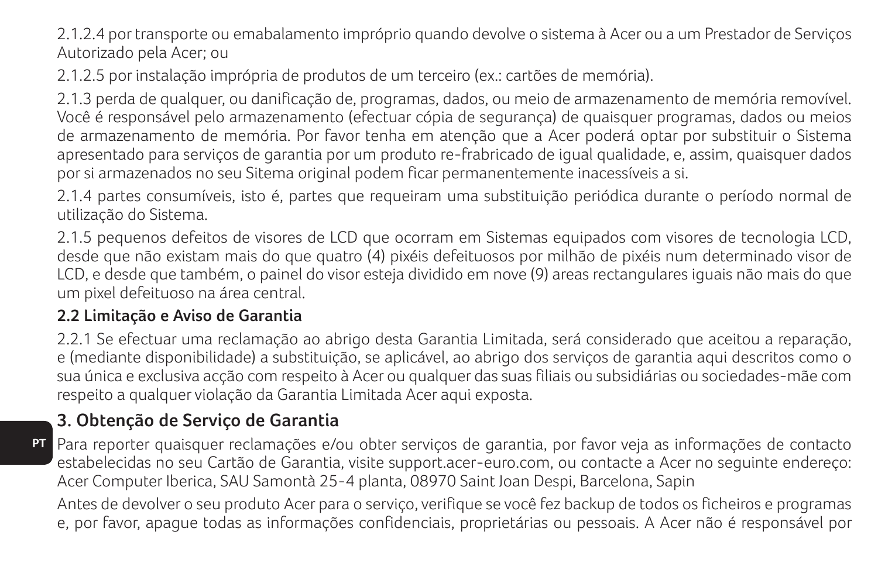2.1.2.4 por transporte ou emabalamento impróprio quando devolve o sistema à Acer ou a um Prestador de Serviços Autorizado pela Acer; ou

2.1.2.5 por instalação imprópria de produtos de um terceiro (ex.: cartões de memória).

2.1.3 perda de qualquer, ou danificação de, programas, dados, ou meio de armazenamento de memória removível. Você é responsável pelo armazenamento (efectuar cópia de segurança) de quaisquer programas, dados ou meios de armazenamento de memória. Por favor tenha em atenção que a Acer poderá optar por substituir o Sistema apresentado para serviços de garantia por um produto re-frabricado de igual qualidade, e, assim, quaisquer dados por si armazenados no seu Sitema original podem ficar permanentemente inacessíveis a si.

2.1.4 partes consumíveis, isto é, partes que requeiram uma substituição periódica durante o período normal de utilização do Sistema.

2.1.5 pequenos defeitos de visores de LCD que ocorram em Sistemas equipados com visores de tecnologia LCD, desde que não existam mais do que quatro (4) pixéis defeituosos por milhão de pixéis num determinado visor de LCD, e desde que também, o painel do visor esteja dividido em nove (9) areas rectangulares iguais não mais do que um pixel defeituoso na área central.

### 2.2 Limitação e Aviso de Garantia

2.2.1 Se efectuar uma reclamação ao abrigo desta Garantia Limitada, será considerado que aceitou a reparação, e (mediante disponibilidade) a substituição, se aplicável, ao abrigo dos serviços de garantia aqui descritos como o sua única e exclusiva acção com respeito à Acer ou qualquer das suas filiais ou subsidiárias ou sociedades-mãe com respeito a qualquer violação da Garantia Limitada Acer aqui exposta.

## 3. Obtenção de Serviço de Garantia

Para reporter quaisquer reclamações e/ou obter serviços de garantia, por favor veja as informações de contacto estabelecidas no seu Cartão de Garantia, visite support.acer-euro.com, ou contacte a Acer no seguinte endereço: Acer Computer Iberica, SAU Samontà 25-4 planta, 08970 Saint Joan Despi, Barcelona, Sapin

Antes de devolver o seu produto Acer para o serviço, verifique se você fez backup de todos os ficheiros e programas e, por favor, apague todas as informações confidenciais, proprietárias ou pessoais. A Acer não é responsável por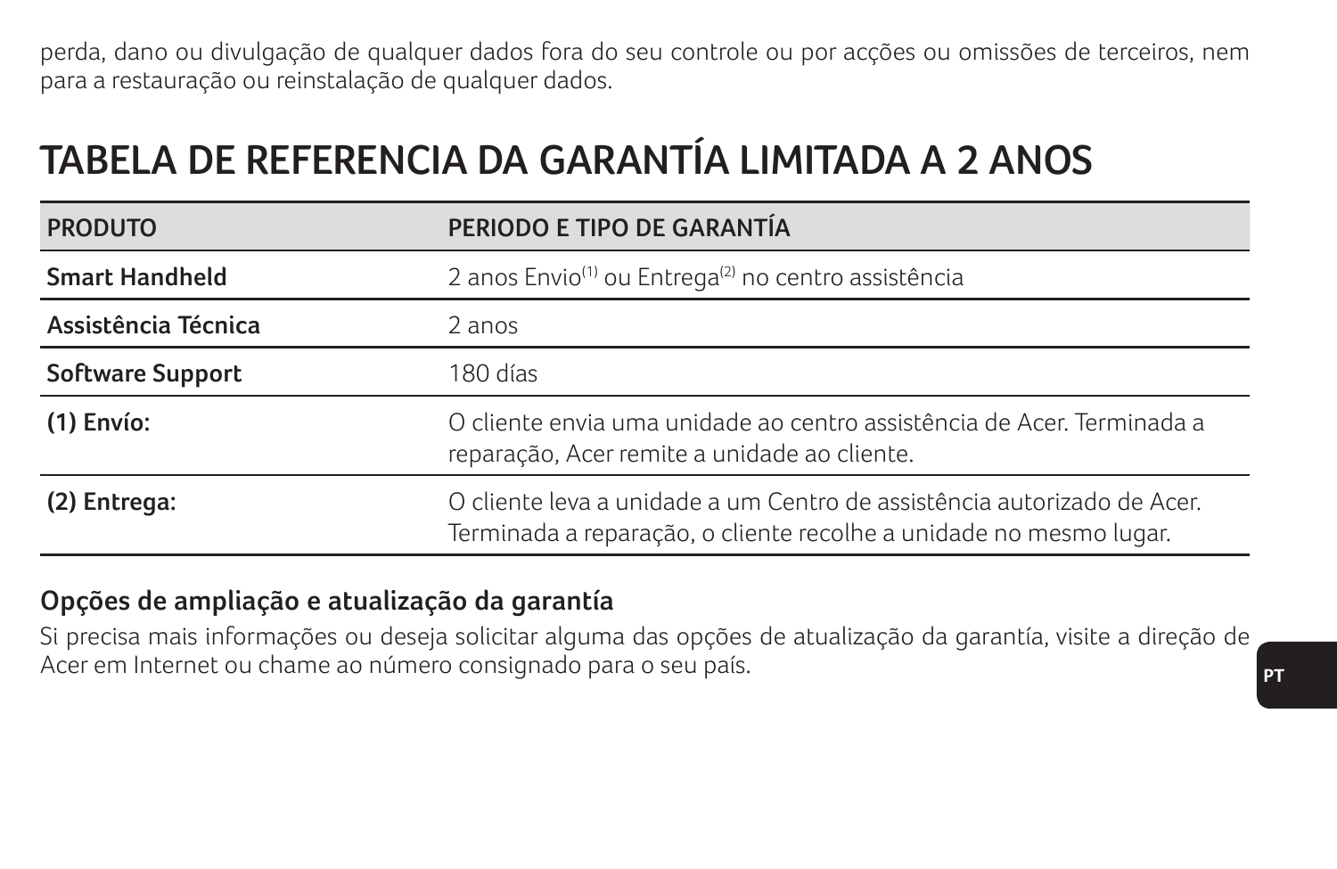perda, dano ou divulgação de qualquer dados fora do seu controle ou por acções ou omissões de terceiros, nem para a restauração ou reinstalação de qualquer dados.

# TABELA DE REFERENCIA DA GARANTÍA LIMITADA A 2 ANOS

| PRODUTO | PERIODO E TIPO DE GARANTÍA |
| --- | --- |
| **Smart Handheld** | 2 anos Envio(1) ou Entrega(2) no centro assistência |
| **Assistência Técnica** | 2 anos |
| **Software Support** | 180 días |
| **(1) Envío:** | O cliente envia uma unidade ao centro assistência de Acer. Terminada a reparação, Acer remite a unidade ao cliente. |
| **(2) Entrega:** | O cliente leva a unidade a um Centro de assistência autorizado de Acer. Terminada a reparação, o cliente recolhe a unidade no mesmo lugar. |

### Opções de ampliação e atualização da garantía

Si precisa mais informações ou deseja solicitar alguma das opções de atualização da garantía, visite a direção de Acer em Internet ou chame ao número consignado para o seu país.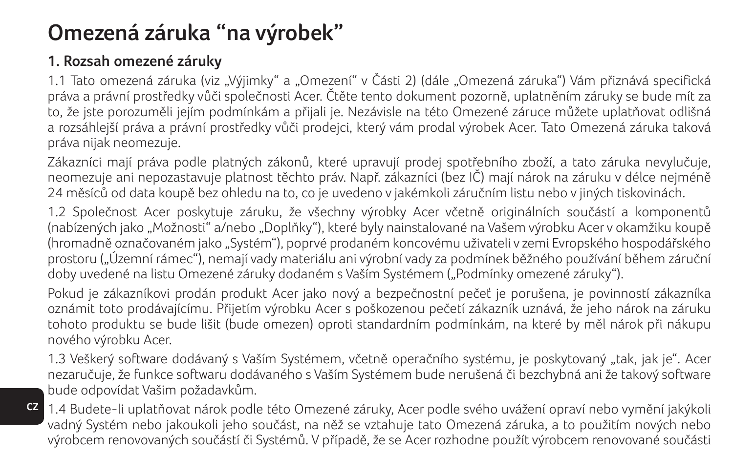# Omezená záruka “na výrobek”

## 1. Rozsah omezené záruky

1.1 Tato omezená záruka (viz „Výjimky“ a „Omezení“ v Části 2) (dále „Omezená záruka“) Vám přiznává specifická práva a právní prostředky vůči společnosti Acer. Čtěte tento dokument pozorně, uplatněním záruky se bude mít za to, že jste porozuměli jejím podmínkám a přijali je. Nezávisle na této Omezené záruce můžete uplatňovat odlišná a rozsáhlejší práva a právní prostředky vůči prodejci, který vám prodal výrobek Acer. Tato Omezená záruka taková práva nijak neomezuje.

Zákazníci mají práva podle platných zákonů, které upravují prodej spotřebního zboží, a tato záruka nevylučuje, neomezuje ani nepozastavuje platnost těchto práv. Např. zákazníci (bez IČ) mají nárok na záruku v délce nejméně 24 měsíců od data koupě bez ohledu na to, co je uvedeno v jakémkoli záručním listu nebo v jiných tiskovinách.

1.2 Společnost Acer poskytuje záruku, že všechny výrobky Acer včetně originálních součástí a komponentů (nabízených jako „Možnosti“ a/nebo „Doplňky“), které byly nainstalované na Vašem výrobku Acer v okamžiku koupě (hromadně označovaném jako „Systém“), poprvé prodaném koncovému uživateli v zemi Evropského hospodářského prostoru („Územní rámec“), nemají vady materiálu ani výrobní vady za podmínek běžného používání během záruční doby uvedené na listu Omezené záruky dodaném s Vaším Systémem („Podmínky omezené záruky“).

Pokud je zákazníkovi prodán produkt Acer jako nový a bezpečnostní pečeť je porušena, je povinností zákazníka oznámit toto prodávajícímu. Přijetím výrobku Acer s poškozenou pečetí zákazník uznává, že jeho nárok na záruku tohoto produktu se bude lišit (bude omezen) oproti standardním podmínkám, na které by měl nárok při nákupu nového výrobku Acer.

1.3 Veškerý software dodávaný s Vaším Systémem, včetně operačního systému, je poskytovaný „tak, jak je“. Acer nezaručuje, že funkce softwaru dodávaného s Vaším Systémem bude nerušená či bezchybná ani že takový software bude odpovídat Vašim požadavkům.

1.4 Budete-li uplatňovat nárok podle této Omezené záruky, Acer podle svého uvážení opraví nebo vymění jakýkoli vadný Systém nebo jakoukoli jeho součást, na něž se vztahuje tato Omezená záruka, a to použitím nových nebo výrobcem renovovaných součástí či Systémů. V případě, že se Acer rozhodne použít výrobcem renovované součásti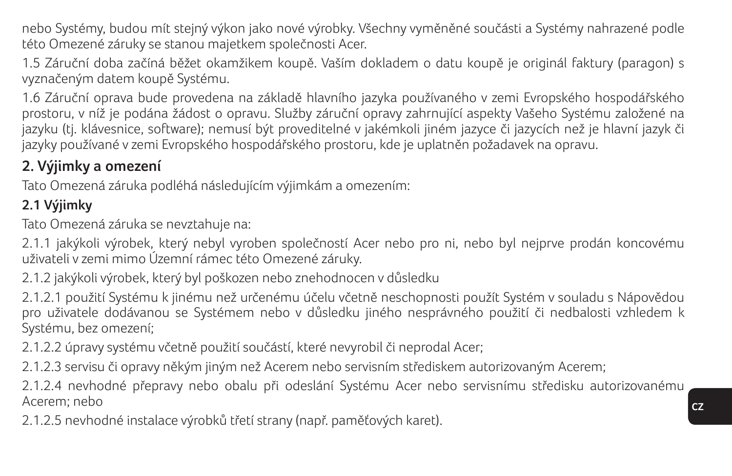nebo Systémy, budou mít stejný výkon jako nové výrobky. Všechny vyměněné součásti a Systémy nahrazené podle této Omezené záruky se stanou majetkem společnosti Acer.

1.5 Záruční doba začíná běžet okamžikem koupě. Vaším dokladem o datu koupě je originál faktury (paragon) s vyznačeným datem koupě Systému.

1.6 Záruční oprava bude provedena na základě hlavního jazyka používaného v zemi Evropského hospodářského prostoru, v níž je podána žádost o opravu. Služby záruční opravy zahrnující aspekty Vašeho Systému založené na jazyku (tj. klávesnice, software); nemusí být proveditelné v jakémkoli jiném jazyce či jazycích než je hlavní jazyk či jazyky používané v zemi Evropského hospodářského prostoru, kde je uplatněn požadavek na opravu.

## 2. Výjimky a omezení

Tato Omezená záruka podléhá následujícím výjimkám a omezením:

### 2.1 Výjimky

Tato Omezená záruka se nevztahuje na:

2.1.1 jakýkoli výrobek, který nebyl vyroben společností Acer nebo pro ni, nebo byl nejprve prodán koncovému uživateli v zemi mimo Územní rámec této Omezené záruky.

2.1.2 jakýkoli výrobek, který byl poškozen nebo znehodnocen v důsledku

2.1.2.1 použití Systému k jinému než určenému účelu včetně neschopnosti použít Systém v souladu s Nápovědou pro uživatele dodávanou se Systémem nebo v důsledku jiného nesprávného použití či nedbalosti vzhledem k Systému, bez omezení;

2.1.2.2 úpravy systému včetně použití součástí, které nevyrobil či neprodal Acer;

2.1.2.3 servisu či opravy někým jiným než Acerem nebo servisním střediskem autorizovaným Acerem;

2.1.2.4 nevhodné přepravy nebo obalu při odeslání Systému Acer nebo servisnímu středisku autorizovanému Acerem; nebo

2.1.2.5 nevhodné instalace výrobků třetí strany (např. paměťových karet).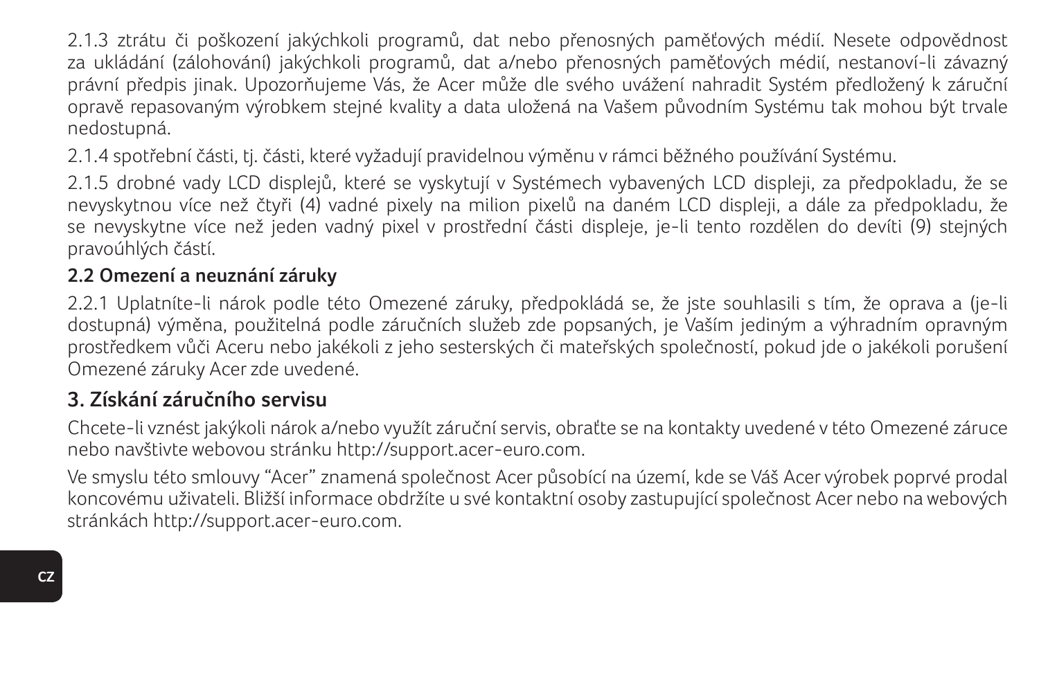2.1.3 ztrátu či poškození jakýchkoli programů, dat nebo přenosných paměťových médií. Nesete odpovědnost za ukládání (zálohování) jakýchkoli programů, dat a/nebo přenosných paměťových médií, nestanoví-li závazný právní předpis jinak. Upozorňujeme Vás, že Acer může dle svého uvážení nahradit Systém předložený k záruční opravě repasovaným výrobkem stejné kvality a data uložená na Vašem původním Systému tak mohou být trvale nedostupná.

2.1.4 spotřební části, tj. části, které vyžadují pravidelnou výměnu v rámci běžného používání Systému.

2.1.5 drobné vady LCD displejů, které se vyskytují v Systémech vybavených LCD displeji, za předpokladu, že se nevyskytnou více než čtyři (4) vadné pixely na milion pixelů na daném LCD displeji, a dále za předpokladu, že se nevyskytne více než jeden vadný pixel v prostřední části displeje, je-li tento rozdělen do devíti (9) stejných pravoúhlých částí.

**2.2 Omezení a neuznání záruky**

2.2.1 Uplatníte-li nárok podle této Omezené záruky, předpokládá se, že jste souhlasili s tím, že oprava a (je-li dostupná) výměna, použitelná podle záručních služeb zde popsaných, je Vaším jediným a výhradním opravným prostředkem vůči Aceru nebo jakékoli z jeho sesterských či mateřských společností, pokud jde o jakékoli porušení Omezené záruky Acer zde uvedené.

## 3. Získání záručního servisu

Chcete-li vznést jakýkoli nárok a/nebo využít záruční servis, obraťte se na kontakty uvedené v této Omezené záruce nebo navštivte webovou stránku http://support.acer-euro.com.

Ve smyslu této smlouvy "Acer" znamená společnost Acer působící na území, kde se Váš Acer výrobek poprvé prodal koncovému uživateli. Bližší informace obdržíte u své kontaktní osoby zastupující společnost Acer nebo na webových stránkách http://support.acer-euro.com.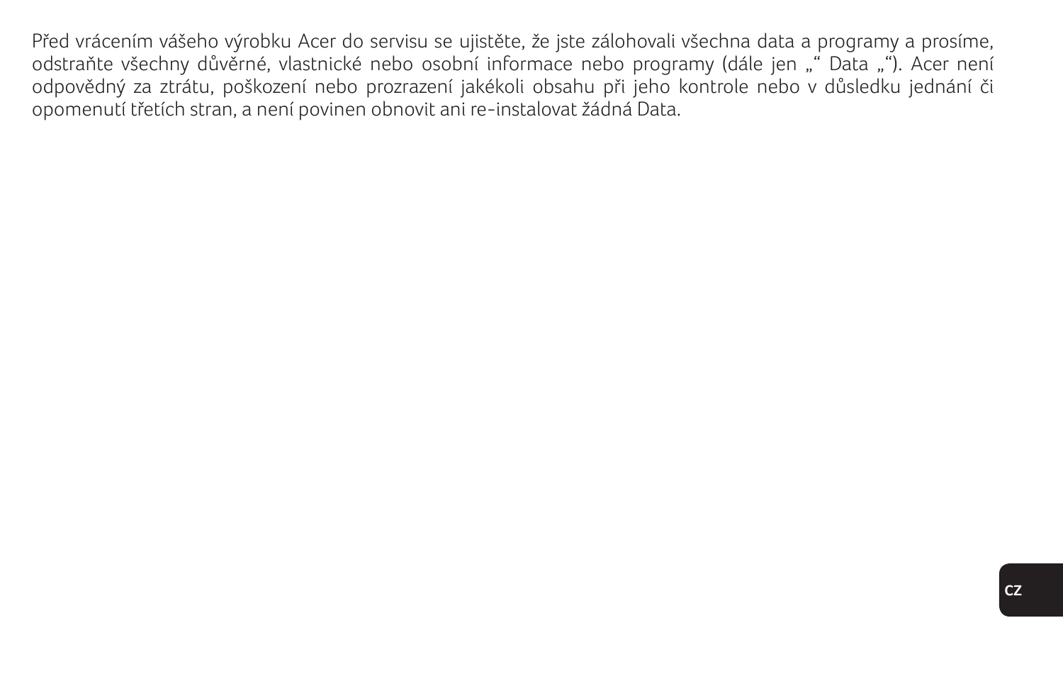Před vrácením vášeho výrobku Acer do servisu se ujistěte, že jste zálohovali všechna data a programy a prosíme, odstraňte všechny důvěrné, vlastnické nebo osobní informace nebo programy (dále jen „“ Data „“). Acer není odpovědný za ztrátu, poškození nebo prozrazení jakékoli obsahu při jeho kontrole nebo v důsledku jednání či opomenutí třetích stran, a není povinen obnovit ani re-instalovat žádná Data.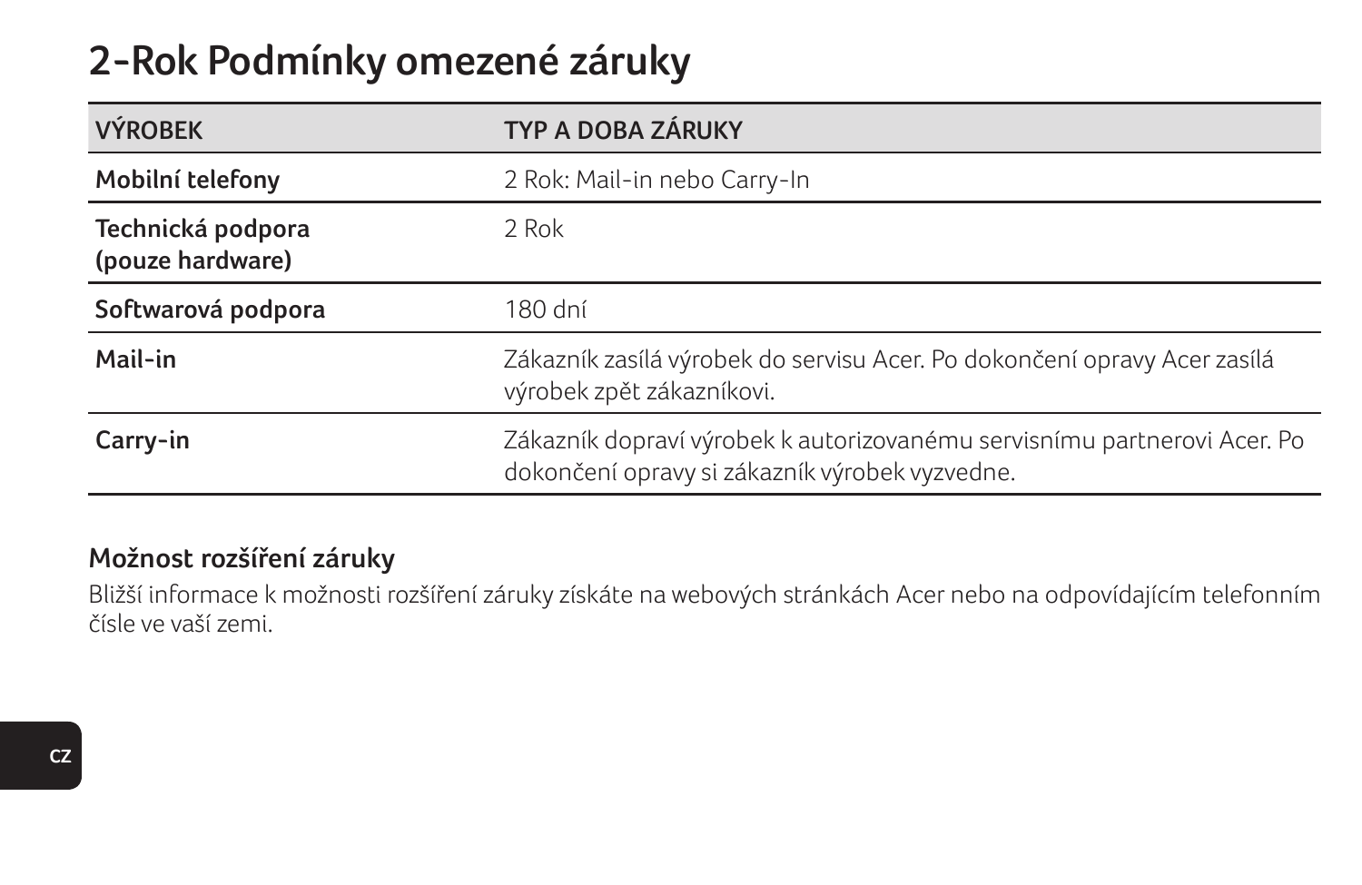# 2-Rok Podmínky omezené záruky

| VÝROBEK | TYP A DOBA ZÁRUKY |
|---|---|
| **Mobilní telefony** | 2 Rok: Mail-in nebo Carry-In |
| **Technická podpora (pouze hardware)** | 2 Rok |
| **Softwarová podpora** | 180 dní |
| **Mail-in** | Zákazník zasílá výrobek do servisu Acer. Po dokončení opravy Acer zasílá výrobek zpět zákazníkovi. |
| **Carry-in** | Zákazník dopraví výrobek k autorizovanému servisnímu partnerovi Acer. Po dokončení opravy si zákazník výrobek vyzvedne. |

## Možnost rozšíření záruky

Bližší informace k možnosti rozšíření záruky získáte na webových stránkách Acer nebo na odpovídajícím telefonním čísle ve vaší zemi.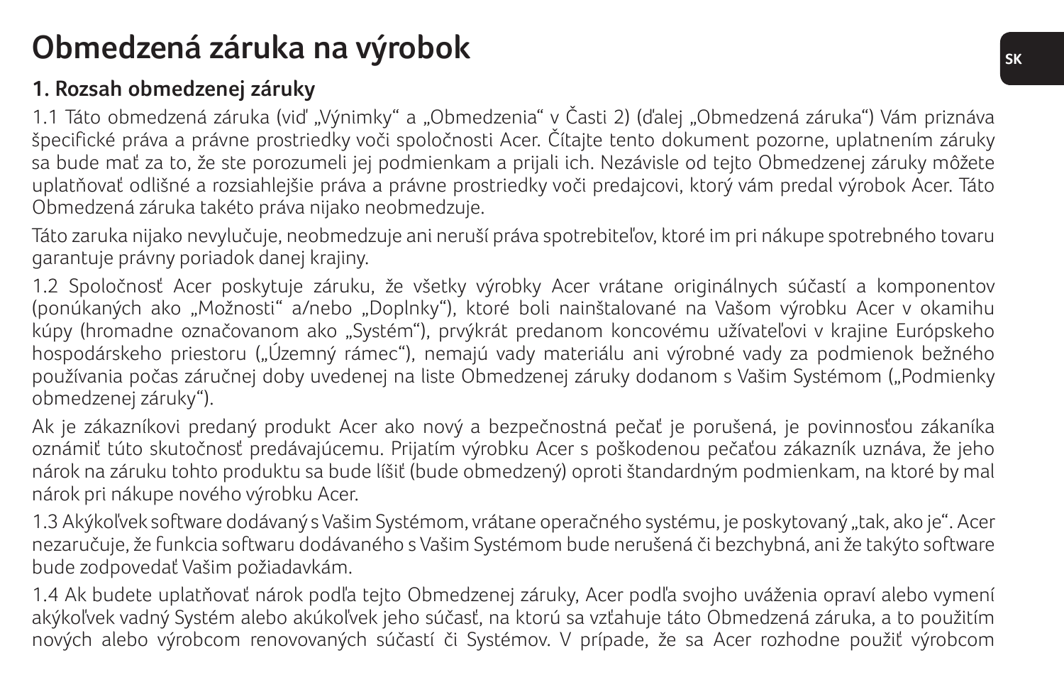# Obmedzená záruka na výrobok

## 1. Rozsah obmedzenej záruky

1.1 Táto obmedzená záruka (viď „Výnimky" a „Obmedzenia" v Časti 2) (ďalej „Obmedzená záruka") Vám priznáva špecifické práva a právne prostriedky voči spoločnosti Acer. Čítajte tento dokument pozorne, uplatnením záruky sa bude mať za to, že ste porozumeli jej podmienkam a prijali ich. Nezávisle od tejto Obmedzenej záruky môžete uplatňovať odlišné a rozsiahlejšie práva a právne prostriedky voči predajcovi, ktorý vám predal výrobok Acer. Táto Obmedzená záruka takéto práva nijako neobmedzuje.

Táto zaruka nijako nevylučuje, neobmedzuje ani neruší práva spotrebiteľov, ktoré im pri nákupe spotrebného tovaru garantuje právny poriadok danej krajiny.

1.2 Spoločnosť Acer poskytuje záruku, že všetky výrobky Acer vrátane originálnych súčastí a komponentov (ponúkaných ako „Možnosti" a/nebo „Doplnky"), ktoré boli nainštalované na Vašom výrobku Acer v okamihu kúpy (hromadne označovanom ako „Systém"), prvýkrát predanom koncovému užívateľovi v krajine Európskeho hospodárskeho priestoru („Územný rámec"), nemajú vady materiálu ani výrobné vady za podmienok bežného používania počas záručnej doby uvedenej na liste Obmedzenej záruky dodanom s Vašim Systémom („Podmienky obmedzenej záruky").

Ak je zákazníkovi predaný produkt Acer ako nový a bezpečnostná pečať je porušená, je povinnosťou zákaníka oznámiť túto skutočnosť predávajúcemu. Prijatím výrobku Acer s poškodenou pečaťou zákazník uznáva, že jeho nárok na záruku tohto produktu sa bude líšiť (bude obmedzený) oproti štandardným podmienkam, na ktoré by mal nárok pri nákupe nového výrobku Acer.

1.3 Akýkoľvek software dodávaný s Vašim Systémom, vrátane operačného systému, je poskytovaný „tak, ako je". Acer nezaručuje, že funkcia softwaru dodávaného s Vašim Systémom bude nerušená či bezchybná, ani že takýto software bude zodpovedať Vašim požiadavkám.

1.4 Ak budete uplatňovať nárok podľa tejto Obmedzenej záruky, Acer podľa svojho uváženia opraví alebo vymení akýkoľvek vadný Systém alebo akúkoľvek jeho súčasť, na ktorú sa vzťahuje táto Obmedzená záruka, a to použitím nových alebo výrobcom renovovaných súčastí či Systémov. V prípade, že sa Acer rozhodne použiť výrobcom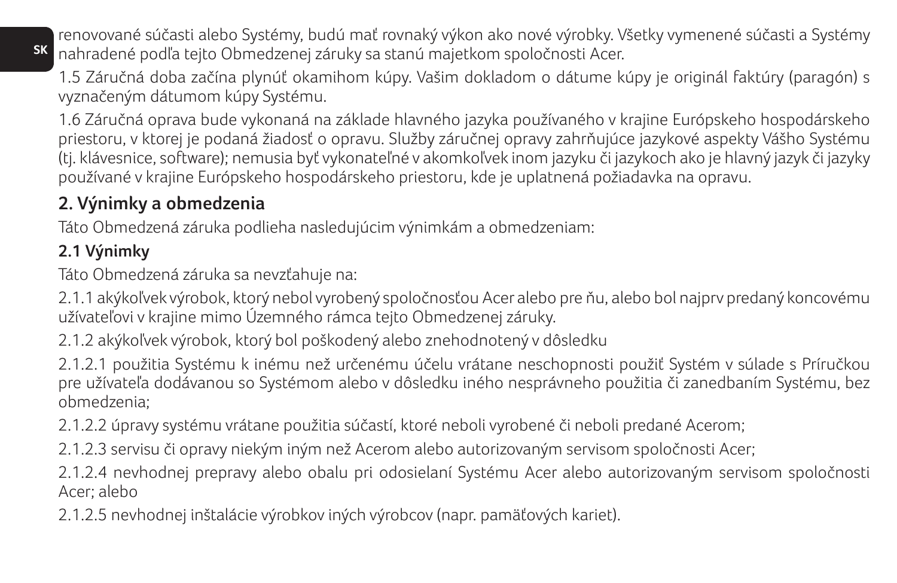renovované súčasti alebo Systémy, budú mať rovnaký výkon ako nové výrobky. Všetky vymenené súčasti a Systémy nahradené podľa tejto Obmedzenej záruky sa stanú majetkom spoločnosti Acer.

1.5 Záručná doba začína plynúť okamihom kúpy. Vaším dokladom o dátume kúpy je originál faktúry (paragón) s vyznačeným dátumom kúpy Systému.

1.6 Záručná oprava bude vykonaná na základe hlavného jazyka používaného v krajine Európskeho hospodárskeho priestoru, v ktorej je podaná žiadosť o opravu. Služby záručnej opravy zahrňujúce jazykové aspekty Vášho Systému (tj. klávesnice, software); nemusia byť vykonateľné v akomkoľvek inom jazyku či jazykoch ako je hlavný jazyk či jazyky používané v krajine Európskeho hospodárskeho priestoru, kde je uplatnená požiadavka na opravu.

## 2. Výnimky a obmedzenia

Táto Obmedzená záruka podlieha nasledujúcim výnimkám a obmedzeniam:

### 2.1 Výnimky

Táto Obmedzená záruka sa nevzťahuje na:

2.1.1 akýkoľvek výrobok, ktorý nebol vyrobený spoločnosťou Acer alebo pre ňu, alebo bol najprv predaný koncovému užívateľovi v krajine mimo Územného rámca tejto Obmedzenej záruky.

2.1.2 akýkoľvek výrobok, ktorý bol poškodený alebo znehodnotený v dôsledku

2.1.2.1 použitia Systému k inému než určenému účelu vrátane neschopnosti použiť Systém v súlade s Príručkou pre užívateľa dodávanou so Systémom alebo v dôsledku iného nesprávneho použitia či zanedbaním Systému, bez obmedzenia;

2.1.2.2 úpravy systému vrátane použitia súčastí, ktoré neboli vyrobené či neboli predané Acerom;

2.1.2.3 servisu či opravy niekým iným než Acerom alebo autorizovaným servisom spoločnosti Acer;

2.1.2.4 nevhodnej prepravy alebo obalu pri odosielaní Systému Acer alebo autorizovaným servisom spoločnosti Acer; alebo

2.1.2.5 nevhodnej inštalácie výrobkov iných výrobcov (napr. pamäťových kariet).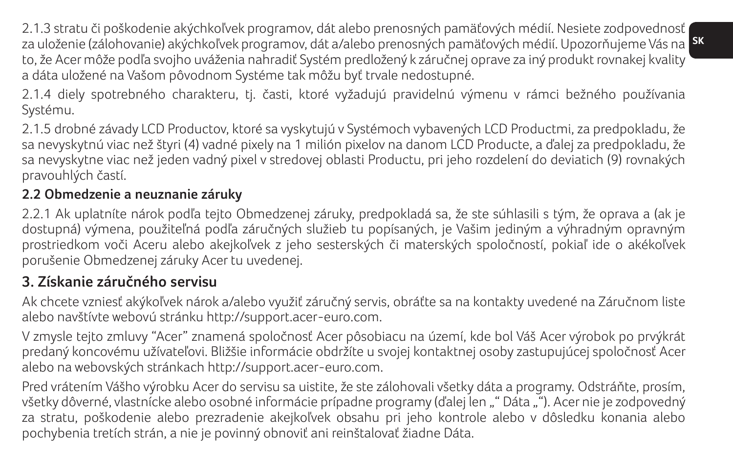2.1.3 stratu či poškodenie akýchkoľvek programov, dát alebo prenosných pamäťových médií. Nesiete zodpovednosť za uloženie (zálohovanie) akýchkoľvek programov, dát a/alebo prenosných pamäťových médií. Upozorňujeme Vás na to, že Acer môže podľa svojho uváženia nahradiť Systém predložený k záručnej oprave za iný produkt rovnakej kvality a dáta uložené na Vašom pôvodnom Systéme tak môžu byť trvale nedostupné.

2.1.4 diely spotrebného charakteru, tj. časti, ktoré vyžadujú pravidelnú výmenu v rámci bežného používania Systému.

2.1.5 drobné závady LCD Productov, ktoré sa vyskytujú v Systémoch vybavených LCD Productmi, za predpokladu, že sa nevyskytnú viac než štyri (4) vadné pixely na 1 milión pixelov na danom LCD Producte, a ďalej za predpokladu, že sa nevyskytne viac než jeden vadný pixel v stredovej oblasti Productu, pri jeho rozdelení do deviatich (9) rovnakých pravouhlých častí.

**2.2 Obmedzenie a neuznanie záruky**

2.2.1 Ak uplatníte nárok podľa tejto Obmedzenej záruky, predpokladá sa, že ste súhlasili s tým, že oprava a (ak je dostupná) výmena, použiteľná podľa záručných služieb tu popísaných, je Vašim jediným a výhradným opravným prostriedkom voči Aceru alebo akejkoľvek z jeho sesterských či materských spoločností, pokiaľ ide o akékoľvek porušenie Obmedzenej záruky Acer tu uvedenej.

## 3. Získanie záručného servisu

Ak chcete vzniesť akýkoľvek nárok a/alebo využiť záručný servis, obráťte sa na kontakty uvedené na Záručnom liste alebo navštívte webovú stránku http://support.acer-euro.com.

V zmysle tejto zmluvy "Acer" znamená spoločnosť Acer pôsobiacu na území, kde bol Váš Acer výrobok po prvýkrát predaný koncovému užívateľovi. Bližšie informácie obdržíte u svojej kontaktnej osoby zastupujúcej spoločnosť Acer alebo na webovských stránkach http://support.acer-euro.com.

Pred vrátením Vášho výrobku Acer do servisu sa uistite, že ste zálohovali všetky dáta a programy. Odstráňte, prosím, všetky dôverné, vlastnícke alebo osobné informácie prípadne programy (ďalej len „“ Dáta „“). Acer nie je zodpovedný za stratu, poškodenie alebo prezradenie akejkoľvek obsahu pri jeho kontrole alebo v dôsledku konania alebo pochybenia tretích strán, a nie je povinný obnoviť ani reinštalovať žiadne Dáta.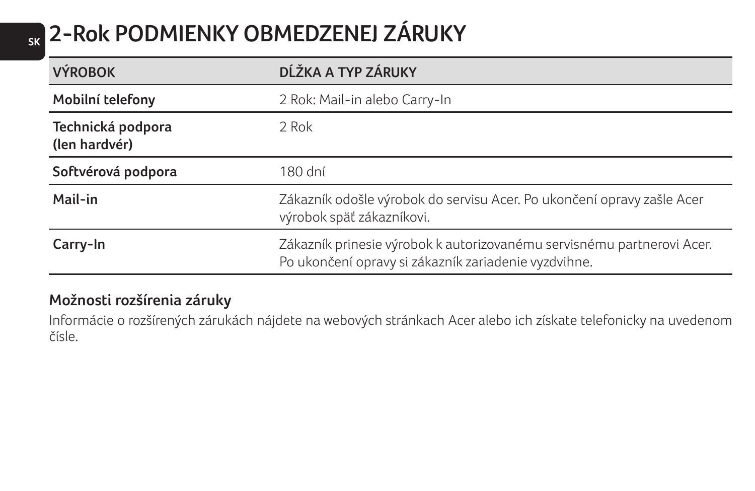# 2-Rok PODMIENKY OBMEDZENEJ ZÁRUKY

| VÝROBOK | DĹŽKA A TYP ZÁRUKY |
|---|---|
| **Mobilní telefony** | 2 Rok: Mail-in alebo Carry-In |
| **Technická podpora (len hardvér)** | 2 Rok |
| **Softvérová podpora** | 180 dní |
| **Mail-in** | Zákazník odošle výrobok do servisu Acer. Po ukončení opravy zašle Acer výrobok späť zákazníkovi. |
| **Carry-In** | Zákazník prinesie výrobok k autorizovanému servisnému partnerovi Acer. Po ukončení opravy si zákazník zariadenie vyzdvihne. |

### Možnosti rozšírenia záruky

Informácie o rozšírených zárukách nájdete na webových stránkach Acer alebo ich získate telefonicky na uvedenom čísle.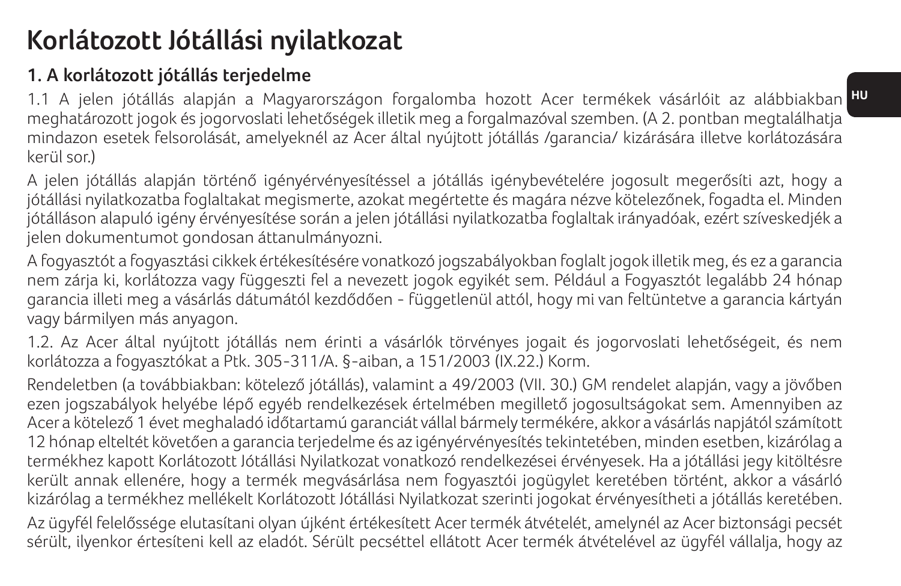# Korlátozott Jótállási nyilatkozat

## 1. A korlátozott jótállás terjedelme

1.1 A jelen jótállás alapján a Magyarországon forgalomba hozott Acer termékek vásárlóit az alábbiakban meghatározott jogok és jogorvoslati lehetőségek illetik meg a forgalmazóval szemben. (A 2. pontban megtalálhatja mindazon esetek felsorolását, amelyeknél az Acer által nyújtott jótállás /garancia/ kizárására illetve korlátozására kerül sor.)

A jelen jótállás alapján történő igényérvényesítéssel a jótállás igénybevételére jogosult megerősíti azt, hogy a jótállási nyilatkozatba foglaltakat megismerte, azokat megértette és magára nézve kötelezőnek, fogadta el. Minden jótálláson alapuló igény érvényesítése során a jelen jótállási nyilatkozatba foglaltak irányadóak, ezért szíveskedjék a jelen dokumentumot gondosan áttanulmányozni.

A fogyasztót a fogyasztási cikkek értékesítésére vonatkozó jogszabályokban foglalt jogok illetik meg, és ez a garancia nem zárja ki, korlátozza vagy függeszti fel a nevezett jogok egyikét sem. Például a Fogyasztót legalább 24 hónap garancia illeti meg a vásárlás dátumától kezdődően - függetlenül attól, hogy mi van feltüntetve a garancia kártyán vagy bármilyen más anyagon.

1.2. Az Acer által nyújtott jótállás nem érinti a vásárlók törvényes jogait és jogorvoslati lehetőségeit, és nem korlátozza a fogyasztókat a Ptk. 305-311/A. §-aiban, a 151/2003 (IX.22.) Korm.

Rendeletben (a továbbiakban: kötelező jótállás), valamint a 49/2003 (VII. 30.) GM rendelet alapján, vagy a jövőben ezen jogszabályok helyébe lépő egyéb rendelkezések értelmében megillető jogosultságokat sem. Amennyiben az Acer a kötelező 1 évet meghaladó időtartamú garanciát vállal bármely termékére, akkor a vásárlás napjától számított 12 hónap elteltét követően a garancia terjedelme és az igényérvényesítés tekintetében, minden esetben, kizárólag a termékhez kapott Korlátozott Jótállási Nyilatkozat vonatkozó rendelkezései érvényesek. Ha a jótállási jegy kitöltésre került annak ellenére, hogy a termék megvásárlása nem fogyasztói jogügylet keretében történt, akkor a vásárló kizárólag a termékhez mellékelt Korlátozott Jótállási Nyilatkozat szerinti jogokat érvényesítheti a jótállás keretében.

Az ügyfél felelőssége elutasítani olyan újként értékesített Acer termék átvételét, amelynél az Acer biztonsági pecsét sérült, ilyenkor értesíteni kell az eladót. Sérült pecséttel ellátott Acer termék átvételével az ügyfél vállalja, hogy az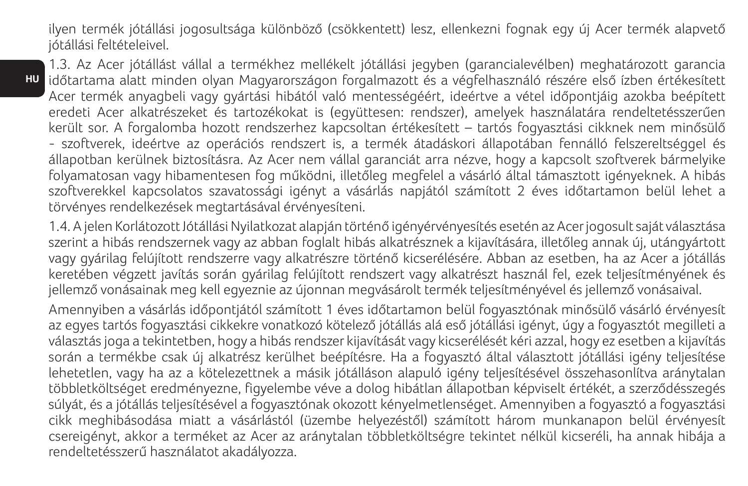ilyen termék jótállási jogosultsága különböző (csökkentett) lesz, ellenkezni fognak egy új Acer termék alapvető jótállási feltételeivel.

1.3. Az Acer jótállást vállal a termékhez mellékelt jótállási jegyben (garancialevélben) meghatározott garancia időtartama alatt minden olyan Magyarországon forgalmazott és a végfelhasználó részére első ízben értékesített Acer termék anyagbeli vagy gyártási hibától való mentességéért, ideértve a vétel időpontjáig azokba beépített eredeti Acer alkatrészeket és tartozékokat is (együttesen: rendszer), amelyek használatára rendeltetésszerűen került sor. A forgalomba hozott rendszerhez kapcsoltan értékesített – tartós fogyasztási cikknek nem minősülő - szoftverek, ideértve az operációs rendszert is, a termék átadáskori állapotában fennálló felszereltséggel és állapotban kerülnek biztosításra. Az Acer nem vállal garanciát arra nézve, hogy a kapcsolt szoftverek bármelyike folyamatosan vagy hibamentesen fog működni, illetőleg megfelel a vásárló által támasztott igényeknek. A hibás szoftverekkel kapcsolatos szavatossági igényt a vásárlás napjától számított 2 éves időtartamon belül lehet a törvényes rendelkezések megtartásával érvényesíteni.

1.4. A jelen Korlátozott Jótállási Nyilatkozat alapján történő igényérvényesítés esetén az Acer jogosult saját választása szerint a hibás rendszernek vagy az abban foglalt hibás alkatrésznek a kijavítására, illetőleg annak új, utángyártott vagy gyárilag felújított rendszerre vagy alkatrészre történő kicserélésére. Abban az esetben, ha az Acer a jótállás keretében végzett javítás során gyárilag felújított rendszert vagy alkatrészt használ fel, ezek teljesítményének és jellemző vonásainak meg kell egyeznie az újonnan megvásárolt termék teljesítményével és jellemző vonásaival.

Amennyiben a vásárlás időpontjától számított 1 éves időtartamon belül fogyasztónak minősülő vásárló érvényesít az egyes tartós fogyasztási cikkekre vonatkozó kötelező jótállás alá eső jótállási igényt, úgy a fogyasztót megilleti a választás joga a tekintetben, hogy a hibás rendszer kijavítását vagy kicserélését kéri azzal, hogy ez esetben a kijavítás során a termékbe csak új alkatrész kerülhet beépítésre. Ha a fogyasztó által választott jótállási igény teljesítése lehetetlen, vagy ha az a kötelezettnek a másik jótálláson alapuló igény teljesítésével összehasonlítva aránytalan többletköltséget eredményezne, figyelembe véve a dolog hibátlan állapotban képviselt értékét, a szerződésszegés súlyát, és a jótállás teljesítésével a fogyasztónak okozott kényelmetlenséget. Amennyiben a fogyasztó a fogyasztási cikk meghibásodása miatt a vásárlástól (üzembe helyezéstől) számított három munkanapon belül érvényesít csereigényt, akkor a terméket az Acer az aránytalan többletköltségre tekintet nélkül kicseréli, ha annak hibája a rendeltetésszerű használatot akadályozza.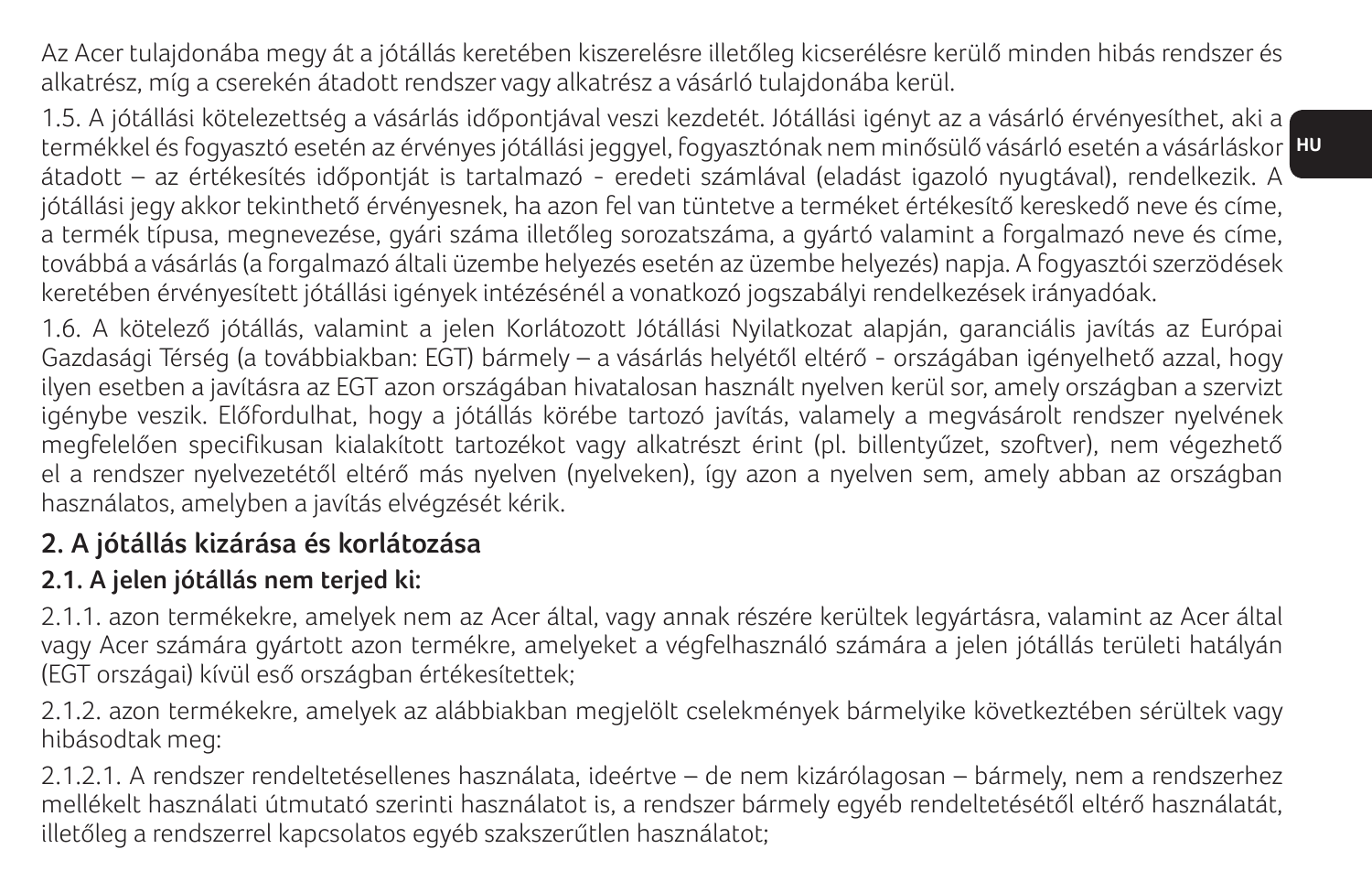Az Acer tulajdonába megy át a jótállás keretében kiszerelésre illetőleg kicserélésre kerülő minden hibás rendszer és alkatrész, míg a cserekén átadott rendszer vagy alkatrész a vásárló tulajdonába kerül.

1.5. A jótállási kötelezettség a vásárlás időpontjával veszi kezdetét. Jótállási igényt az a vásárló érvényesíthet, aki a termékkel és fogyasztó esetén az érvényes jótállási jeggyel, fogyasztónak nem minősülő vásárló esetén a vásárláskor átadott – az értékesítés időpontját is tartalmazó - eredeti számlával (eladást igazoló nyugtával), rendelkezik. A jótállási jegy akkor tekinthető érvényesnek, ha azon fel van tüntetve a terméket értékesítő kereskedő neve és címe, a termék típusa, megnevezése, gyári száma illetőleg sorozatszáma, a gyártó valamint a forgalmazó neve és címe, továbbá a vásárlás (a forgalmazó általi üzembe helyezés esetén az üzembe helyezés) napja. A fogyasztói szerződések keretében érvényesített jótállási igények intézésénél a vonatkozó jogszabályi rendelkezések irányadóak.

1.6. A kötelező jótállás, valamint a jelen Korlátozott Jótállási Nyilatkozat alapján, garanciális javítás az Európai Gazdasági Térség (a továbbiakban: EGT) bármely – a vásárlás helyétől eltérő - országában igényelhető azzal, hogy ilyen esetben a javításra az EGT azon országában hivatalosan használt nyelven kerül sor, amely országban a szervizt igénybe veszik. Előfordulhat, hogy a jótállás körébe tartozó javítás, valamely a megvásárolt rendszer nyelvének megfelelően specifikusan kialakított tartozékot vagy alkatrészt érint (pl. billentyűzet, szoftver), nem végezhető el a rendszer nyelvezetétől eltérő más nyelven (nyelveken), így azon a nyelven sem, amely abban az országban használatos, amelyben a javítás elvégzését kérik.

## 2. A jótállás kizárása és korlátozása

### 2.1. A jelen jótállás nem terjed ki:

2.1.1. azon termékekre, amelyek nem az Acer által, vagy annak részére kerültek legyártásra, valamint az Acer által vagy Acer számára gyártott azon termékre, amelyeket a végfelhasználó számára a jelen jótállás területi hatályán (EGT országai) kívül eső országban értékesítettek;

2.1.2. azon termékekre, amelyek az alábbiakban megjelölt cselekmények bármelyike következtében sérültek vagy hibásodtak meg:

2.1.2.1. A rendszer rendeltetésellenes használata, ideértve – de nem kizárólagosan – bármely, nem a rendszerhez mellékelt használati útmutató szerinti használatot is, a rendszer bármely egyéb rendeltetésétől eltérő használatát, illetőleg a rendszerrel kapcsolatos egyéb szakszerűtlen használatot;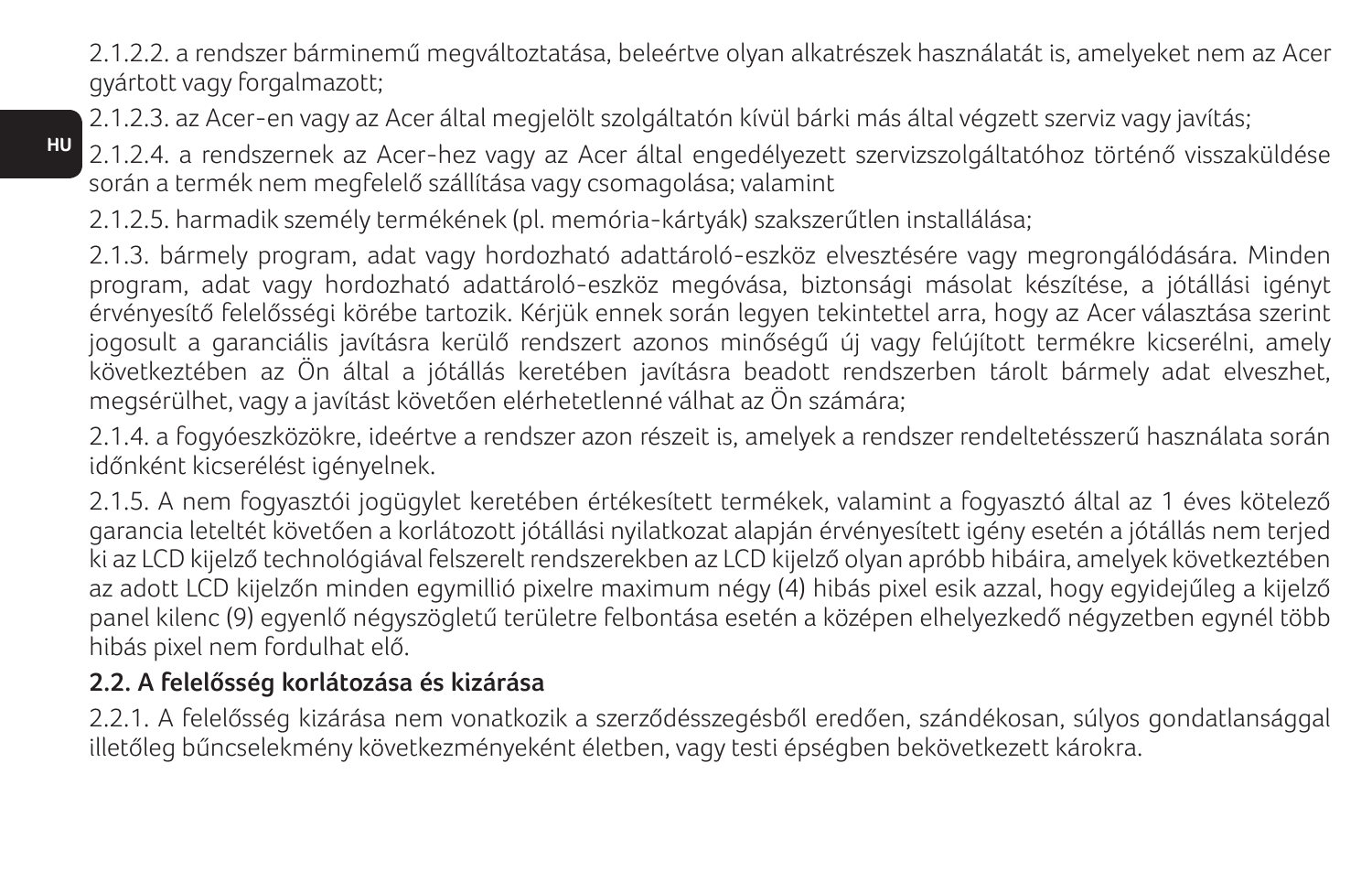2.1.2.2. a rendszer bárminemű megváltoztatása, beleértve olyan alkatrészek használatát is, amelyeket nem az Acer gyártott vagy forgalmazott;

2.1.2.3. az Acer-en vagy az Acer által megjelölt szolgáltatón kívül bárki más által végzett szerviz vagy javítás;

2.1.2.4. a rendszernek az Acer-hez vagy az Acer által engedélyezett szervizszolgáltatóhoz történő visszaküldése során a termék nem megfelelő szállítása vagy csomagolása; valamint

2.1.2.5. harmadik személy termékének (pl. memória-kártyák) szakszerűtlen installálása;

2.1.3. bármely program, adat vagy hordozható adattároló-eszköz elvesztésére vagy megrongálódására. Minden program, adat vagy hordozható adattároló-eszköz megóvása, biztonsági másolat készítése, a jótállási igényt érvényesítő felelősségi körébe tartozik. Kérjük ennek során legyen tekintettel arra, hogy az Acer választása szerint jogosult a garanciális javításra kerülő rendszert azonos minőségű új vagy felújított termékre kicserélni, amely következtében az Ön által a jótállás keretében javításra beadott rendszerben tárolt bármely adat elveszhet, megsérülhet, vagy a javítást követően elérhetetlenné válhat az Ön számára;

2.1.4. a fogyóeszközökre, ideértve a rendszer azon részeit is, amelyek a rendszer rendeltetésszerű használata során időnként kicserélést igényelnek.

2.1.5. A nem fogyasztói jogügylet keretében értékesített termékek, valamint a fogyasztó által az 1 éves kötelező garancia leteltét követően a korlátozott jótállási nyilatkozat alapján érvényesített igény esetén a jótállás nem terjed ki az LCD kijelző technológiával felszerelt rendszerekben az LCD kijelző olyan apróbb hibáira, amelyek következtében az adott LCD kijelzőn minden egymillió pixelre maximum négy (4) hibás pixel esik azzal, hogy egyidejűleg a kijelző panel kilenc (9) egyenlő négyszögletű területre felbontása esetén a középen elhelyezkedő négyzetben egynél több hibás pixel nem fordulhat elő.

**2.2. A felelősség korlátozása és kizárása**

2.2.1. A felelősség kizárása nem vonatkozik a szerződésszegésből eredően, szándékosan, súlyos gondatlansággal illetőleg bűncselekmény következményeként életben, vagy testi épségben bekövetkezett károkra.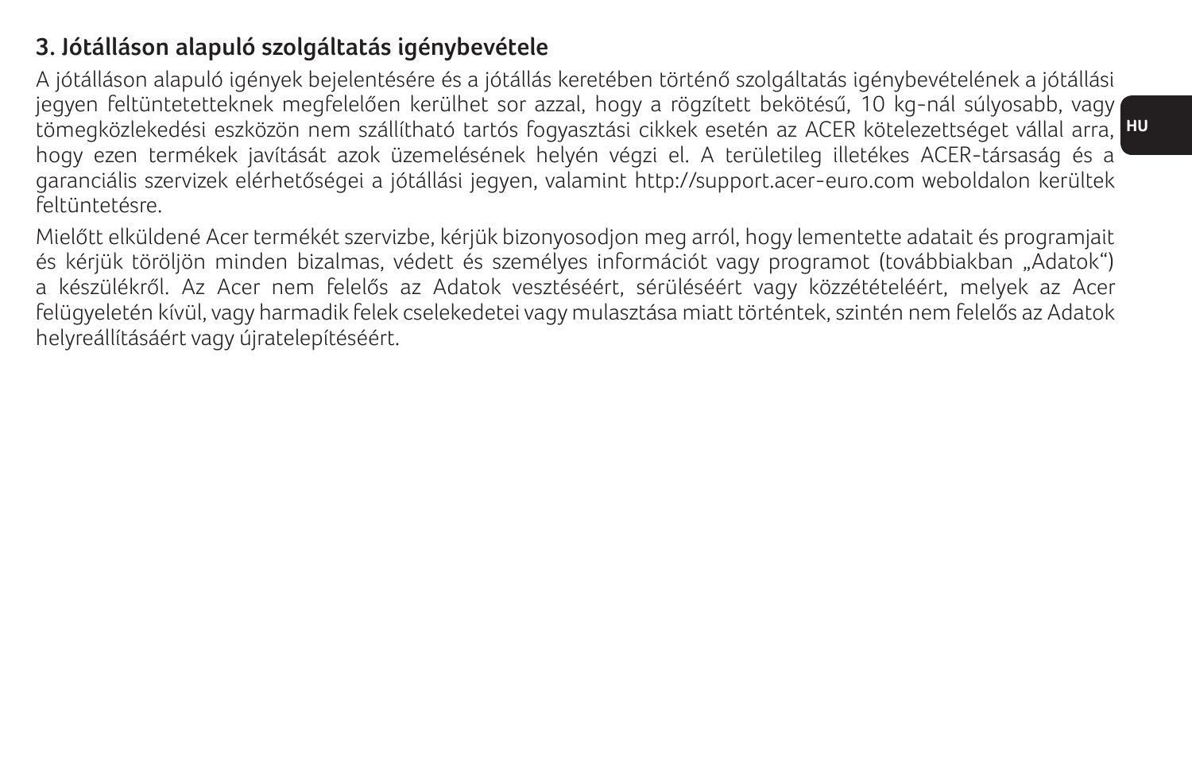### 3. Jótálláson alapuló szolgáltatás igénybevétele

A jótálláson alapuló igények bejelentésére és a jótállás keretében történő szolgáltatás igénybevételének a jótállási jegyen feltüntetetteknek megfelelően kerülhet sor azzal, hogy a rögzített bekötésű, 10 kg-nál súlyosabb, vagy tömegközlekedési eszközön nem szállítható tartós fogyasztási cikkek esetén az ACER kötelezettséget vállal arra, hogy ezen termékek javítását azok üzemelésének helyén végzi el. A területileg illetékes ACER-társaság és a garanciális szervizek elérhetőségei a jótállási jegyen, valamint http://support.acer-euro.com weboldalon kerültek feltüntetésre.

Mielőtt elküldené Acer termékét szervizbe, kérjük bizonyosodjon meg arról, hogy lementette adatait és programjait és kérjük töröljön minden bizalmas, védett és személyes információt vagy programot (továbbiakban „Adatok") a készülékről. Az Acer nem felelős az Adatok vesztéséért, sérüléséért vagy közzétételéért, melyek az Acer felügyeletén kívül, vagy harmadik felek cselekedetei vagy mulasztása miatt történtek, szintén nem felelős az Adatok helyreállításáért vagy újratelepítéséért.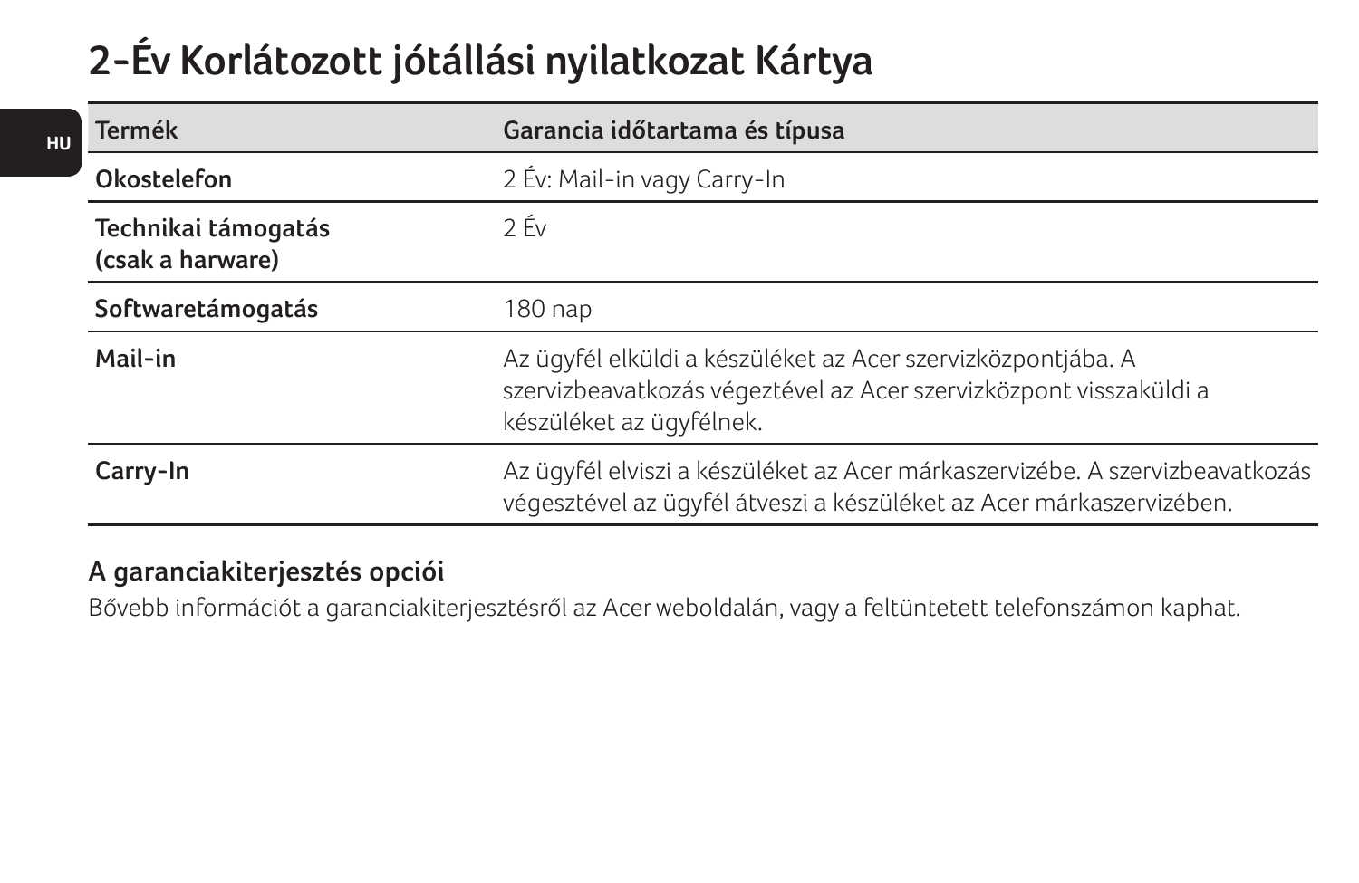# 2-Év Korlátozott jótállási nyilatkozat Kártya

| Termék | Garancia időtartama és típusa |
|---|---|
| **Okostelefon** | 2 Év: Mail-in vagy Carry-In |
| **Technikai támogatás (csak a harware)** | 2 Év |
| **Softwaretámogatás** | 180 nap |
| **Mail-in** | Az ügyfél elküldi a készüléket az Acer szervizközpontjába. A szervizbeavatkozás végeztével az Acer szervizközpont visszaküldi a készüléket az ügyfélnek. |
| **Carry-In** | Az ügyfél elviszi a készüléket az Acer márkaszervizébe. A szervizbeavatkozás végesztével az ügyfél átveszi a készüléket az Acer márkaszervizében. |

## A garanciakiterjesztés opciói

Bővebb információt a garanciakiterjesztésről az Acer weboldalán, vagy a feltüntetett telefonszámon kaphat.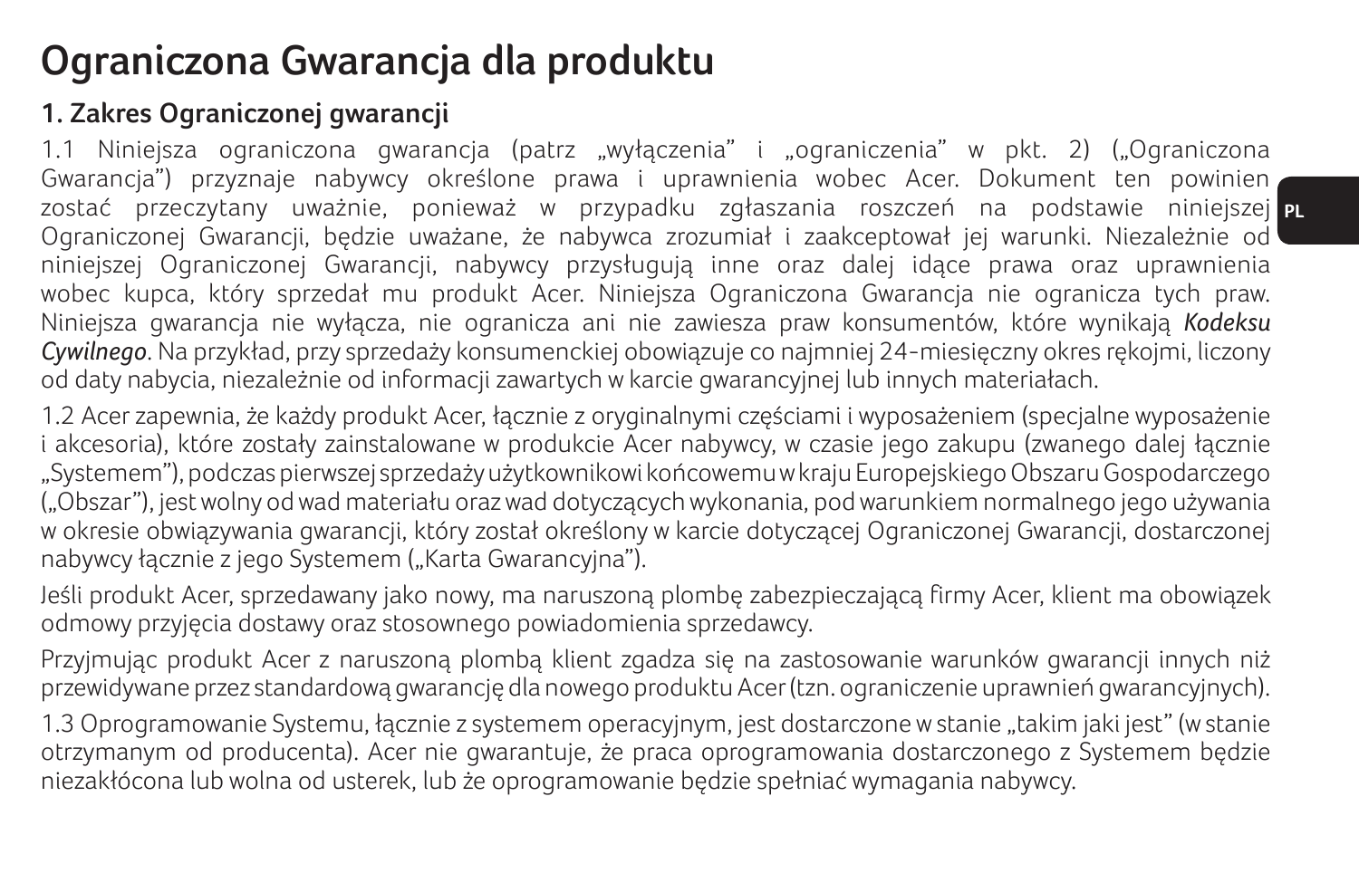# Ograniczona Gwarancja dla produktu

## 1. Zakres Ograniczonej gwarancji

1.1 Niniejsza ograniczona gwarancja (patrz „wyłączenia" i „ograniczenia" w pkt. 2) („Ograniczona Gwarancja") przyznaje nabywcy określone prawa i uprawnienia wobec Acer. Dokument ten powinien zostać przeczytany uważnie, ponieważ w przypadku zgłaszania roszczeń na podstawie niniejszej Ograniczonej Gwarancji, będzie uważane, że nabywca zrozumiał i zaakceptował jej warunki. Niezależnie od niniejszej Ograniczonej Gwarancji, nabywcy przysługują inne oraz dalej idące prawa oraz uprawnienia wobec kupca, który sprzedał mu produkt Acer. Niniejsza Ograniczona Gwarancja nie ogranicza tych praw. Niniejsza gwarancja nie wyłącza, nie ogranicza ani nie zawiesza praw konsumentów, które wynikają ***Kodeksu Cywilnego***. Na przykład, przy sprzedaży konsumenckiej obowiązuje co najmniej 24-miesięczny okres rękojmi, liczony od daty nabycia, niezależnie od informacji zawartych w karcie gwarancyjnej lub innych materiałach.

1.2 Acer zapewnia, że każdy produkt Acer, łącznie z oryginalnymi częściami i wyposażeniem (specjalne wyposażenie i akcesoria), które zostały zainstalowane w produkcie Acer nabywcy, w czasie jego zakupu (zwanego dalej łącznie „Systemem"), podczas pierwszej sprzedaży użytkownikowi końcowemu w kraju Europejskiego Obszaru Gospodarczego („Obszar"), jest wolny od wad materiału oraz wad dotyczących wykonania, pod warunkiem normalnego jego używania w okresie obwiązywania gwarancji, który został określony w karcie dotyczącej Ograniczonej Gwarancji, dostarczonej nabywcy łącznie z jego Systemem („Karta Gwarancyjna").

Jeśli produkt Acer, sprzedawany jako nowy, ma naruszoną plombę zabezpieczającą firmy Acer, klient ma obowiązek odmowy przyjęcia dostawy oraz stosownego powiadomienia sprzedawcy.

Przyjmując produkt Acer z naruszoną plombą klient zgadza się na zastosowanie warunków gwarancji innych niż przewidywane przez standardową gwarancję dla nowego produktu Acer (tzn. ograniczenie uprawnień gwarancyjnych).

1.3 Oprogramowanie Systemu, łącznie z systemem operacyjnym, jest dostarczone w stanie „takim jaki jest" (w stanie otrzymanym od producenta). Acer nie gwarantuje, że praca oprogramowania dostarczonego z Systemem będzie niezakłócona lub wolna od usterek, lub że oprogramowanie będzie spełniać wymagania nabywcy.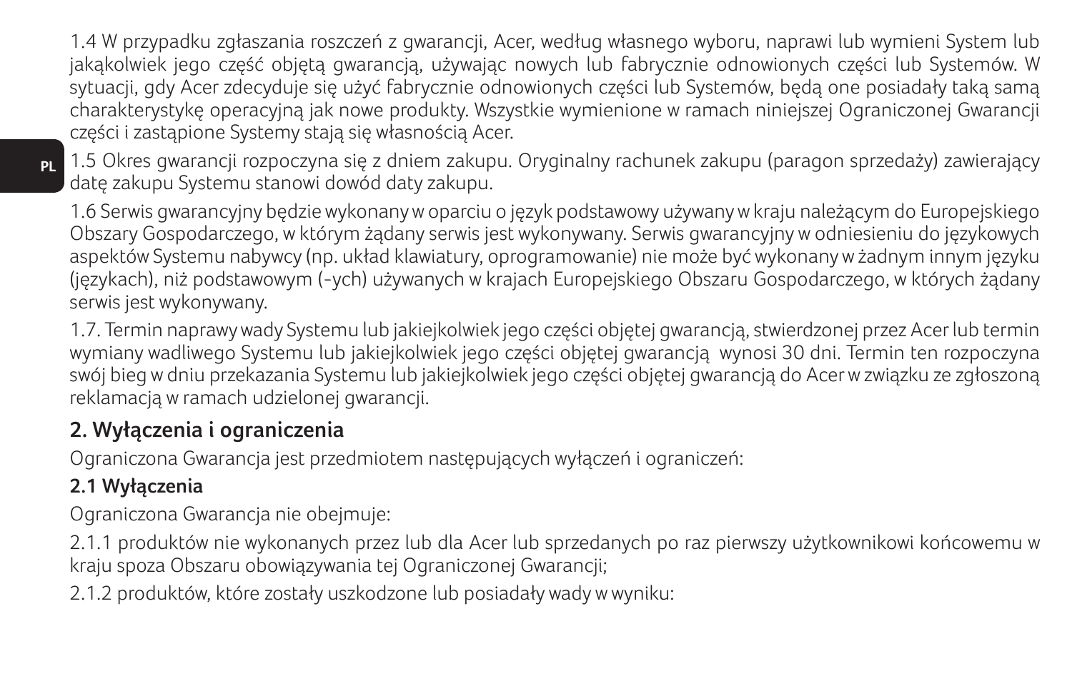1.4 W przypadku zgłaszania roszczeń z gwarancji, Acer, według własnego wyboru, naprawi lub wymieni System lub jakąkolwiek jego część objętą gwarancją, używając nowych lub fabrycznie odnowionych części lub Systemów. W sytuacji, gdy Acer zdecyduje się użyć fabrycznie odnowionych części lub Systemów, będą one posiadały taką samą charakterystykę operacyjną jak nowe produkty. Wszystkie wymienione w ramach niniejszej Ograniczonej Gwarancji części i zastąpione Systemy stają się własnością Acer.

1.5 Okres gwarancji rozpoczyna się z dniem zakupu. Oryginalny rachunek zakupu (paragon sprzedaży) zawierający datę zakupu Systemu stanowi dowód daty zakupu.

1.6 Serwis gwarancyjny będzie wykonany w oparciu o język podstawowy używany w kraju należącym do Europejskiego Obszary Gospodarczego, w którym żądany serwis jest wykonywany. Serwis gwarancyjny w odniesieniu do językowych aspektów Systemu nabywcy (np. układ klawiatury, oprogramowanie) nie może być wykonany w żadnym innym języku (językach), niż podstawowym (-ych) używanych w krajach Europejskiego Obszaru Gospodarczego, w których żądany serwis jest wykonywany.

1.7. Termin naprawy wady Systemu lub jakiejkolwiek jego części objętej gwarancją, stwierdzonej przez Acer lub termin wymiany wadliwego Systemu lub jakiejkolwiek jego części objętej gwarancją wynosi 30 dni. Termin ten rozpoczyna swój bieg w dniu przekazania Systemu lub jakiejkolwiek jego części objętej gwarancją do Acer w związku ze zgłoszoną reklamacją w ramach udzielonej gwarancji.

## 2. Wyłączenia i ograniczenia

Ograniczona Gwarancja jest przedmiotem następujących wyłączeń i ograniczeń:

### 2.1 Wyłączenia

Ograniczona Gwarancja nie obejmuje:

2.1.1 produktów nie wykonanych przez lub dla Acer lub sprzedanych po raz pierwszy użytkownikowi końcowemu w kraju spoza Obszaru obowiązywania tej Ograniczonej Gwarancji;

2.1.2 produktów, które zostały uszkodzone lub posiadały wady w wyniku: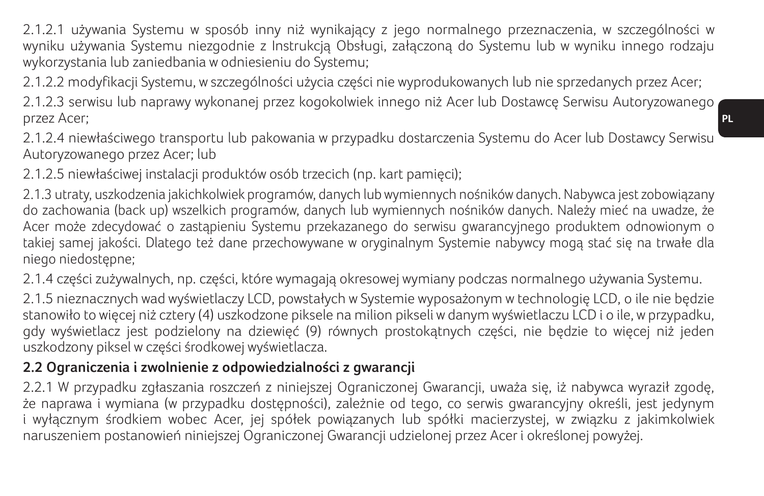2.1.2.1 używania Systemu w sposób inny niż wynikający z jego normalnego przeznaczenia, w szczególności w wyniku używania Systemu niezgodnie z Instrukcją Obsługi, załączoną do Systemu lub w wyniku innego rodzaju wykorzystania lub zaniedbania w odniesieniu do Systemu;

2.1.2.2 modyfikacji Systemu, w szczególności użycia części nie wyprodukowanych lub nie sprzedanych przez Acer;

2.1.2.3 serwisu lub naprawy wykonanej przez kogokolwiek innego niż Acer lub Dostawcę Serwisu Autoryzowanego przez Acer;

2.1.2.4 niewłaściwego transportu lub pakowania w przypadku dostarczenia Systemu do Acer lub Dostawcy Serwisu Autoryzowanego przez Acer; lub

2.1.2.5 niewłaściwej instalacji produktów osób trzecich (np. kart pamięci);

2.1.3 utraty, uszkodzenia jakichkolwiek programów, danych lub wymiennych nośników danych. Nabywca jest zobowiązany do zachowania (back up) wszelkich programów, danych lub wymiennych nośników danych. Należy mieć na uwadze, że Acer może zdecydować o zastąpieniu Systemu przekazanego do serwisu gwarancyjnego produktem odnowionym o takiej samej jakości. Dlatego też dane przechowywane w oryginalnym Systemie nabywcy mogą stać się na trwałe dla niego niedostępne;

2.1.4 części zużywalnych, np. części, które wymagają okresowej wymiany podczas normalnego używania Systemu.

2.1.5 nieznacznych wad wyświetlaczy LCD, powstałych w Systemie wyposażonym w technologię LCD, o ile nie będzie stanowiło to więcej niż cztery (4) uszkodzone piksele na milion pikseli w danym wyświetlaczu LCD i o ile, w przypadku, gdy wyświetlacz jest podzielony na dziewięć (9) równych prostokątnych części, nie będzie to więcej niż jeden uszkodzony piksel w części środkowej wyświetlacza.

**2.2 Ograniczenia i zwolnienie z odpowiedzialności z gwarancji**

2.2.1 W przypadku zgłaszania roszczeń z niniejszej Ograniczonej Gwarancji, uważa się, iż nabywca wyraził zgodę, że naprawa i wymiana (w przypadku dostępności), zależnie od tego, co serwis gwarancyjny określi, jest jedynym i wyłącznym środkiem wobec Acer, jej spółek powiązanych lub spółki macierzystej, w związku z jakimkolwiek naruszeniem postanowień niniejszej Ograniczonej Gwarancji udzielonej przez Acer i określonej powyżej.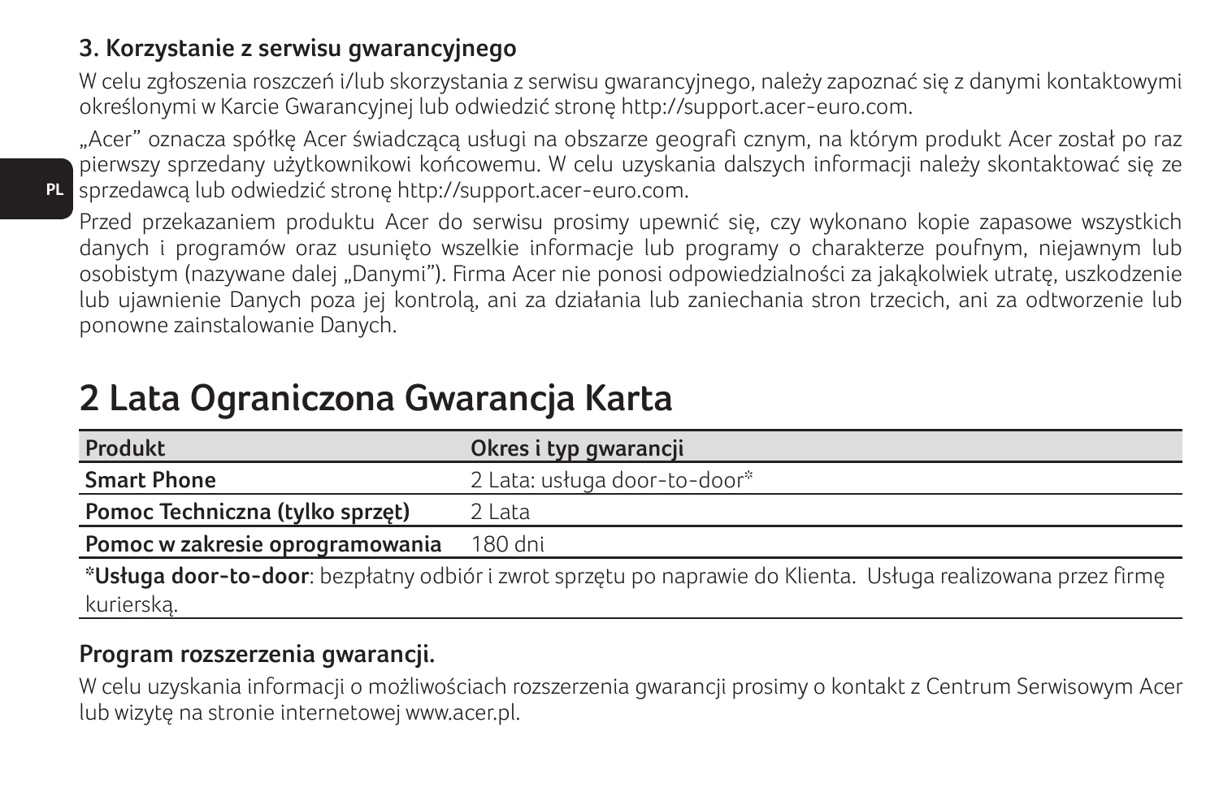### 3. Korzystanie z serwisu gwarancyjnego

W celu zgłoszenia roszczeń i/lub skorzystania z serwisu gwarancyjnego, należy zapoznać się z danymi kontaktowymi określonymi w Karcie Gwarancyjnej lub odwiedzić stronę http://support.acer-euro.com.

„Acer" oznacza spółkę Acer świadczącą usługi na obszarze geografi cznym, na którym produkt Acer został po raz pierwszy sprzedany użytkownikowi końcowemu. W celu uzyskania dalszych informacji należy skontaktować się ze sprzedawcą lub odwiedzić stronę http://support.acer-euro.com.

Przed przekazaniem produktu Acer do serwisu prosimy upewnić się, czy wykonano kopie zapasowe wszystkich danych i programów oraz usunięto wszelkie informacje lub programy o charakterze poufnym, niejawnym lub osobistym (nazywane dalej „Danymi"). Firma Acer nie ponosi odpowiedzialności za jakąkolwiek utratę, uszkodzenie lub ujawnienie Danych poza jej kontrolą, ani za działania lub zaniechania stron trzecich, ani za odtworzenie lub ponowne zainstalowanie Danych.

# 2 Lata Ograniczona Gwarancja Karta

| Produkt | Okres i typ gwarancji |
|---|---|
| **Smart Phone** | 2 Lata: usługa door-to-door* |
| **Pomoc Techniczna (tylko sprzęt)** | 2 Lata |
| **Pomoc w zakresie oprogramowania** | 180 dni |

***Usługa door-to-door**: bezpłatny odbiór i zwrot sprzętu po naprawie do Klienta. Usługa realizowana przez firmę kurierską.

### Program rozszerzenia gwarancji.

W celu uzyskania informacji o możliwościach rozszerzenia gwarancji prosimy o kontakt z Centrum Serwisowym Acer lub wizytę na stronie internetowej www.acer.pl.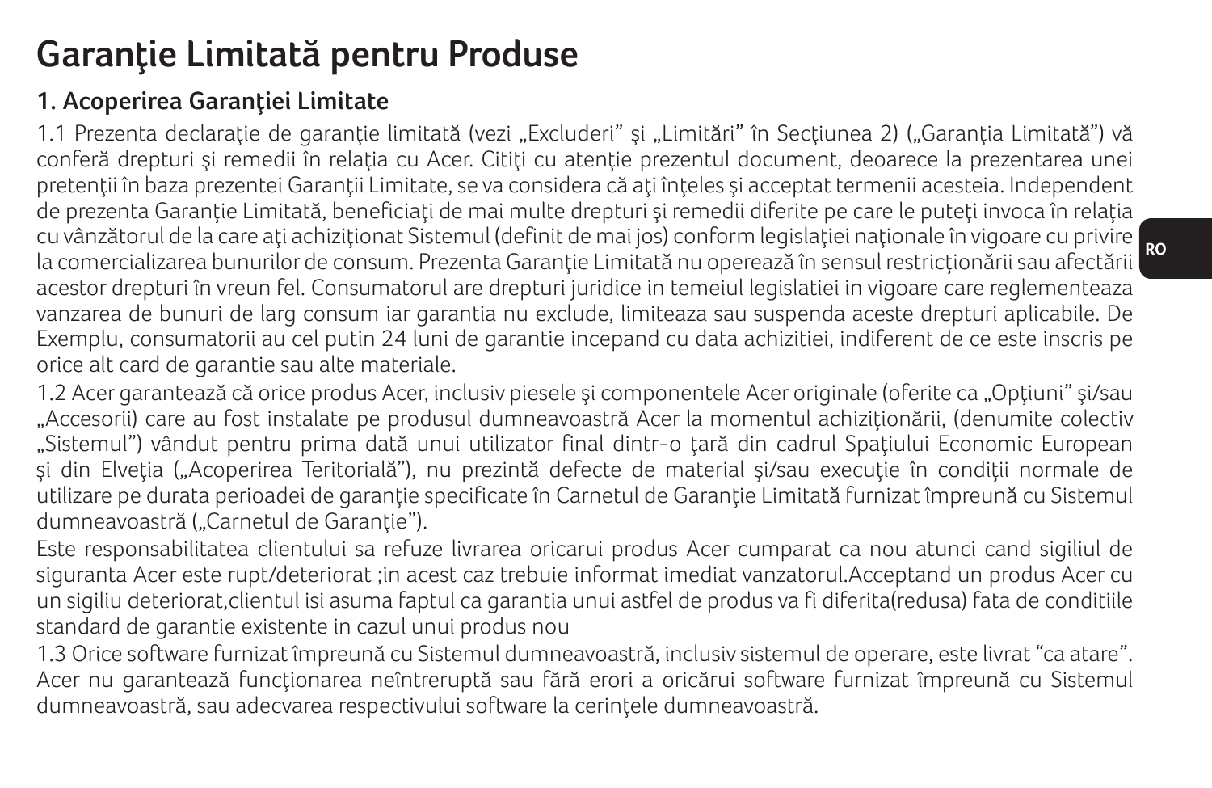# Garanţie Limitată pentru Produse

## 1. Acoperirea Garanţiei Limitate

1.1 Prezenta declaraţie de garanţie limitată (vezi „Excluderi" şi „Limitări" în Secţiunea 2) („Garanţia Limitată") vă conferă drepturi şi remedii în relaţia cu Acer. Citiţi cu atenţie prezentul document, deoarece la prezentarea unei pretenţii în baza prezentei Garanţii Limitate, se va considera că aţi înţeles şi acceptat termenii acesteia. Independent de prezenta Garanţie Limitată, beneficiaţi de mai multe drepturi şi remedii diferite pe care le puteţi invoca în relaţia cu vânzătorul de la care aţi achiziţionat Sistemul (definit de mai jos) conform legislaţiei naţionale în vigoare cu privire la comercializarea bunurilor de consum. Prezenta Garanţie Limitată nu operează în sensul restricţionării sau afectării acestor drepturi în vreun fel. Consumatorul are drepturi juridice in temeiul legislatiei in vigoare care reglementeaza vanzarea de bunuri de larg consum iar garantia nu exclude, limiteaza sau suspenda aceste drepturi aplicabile. De Exemplu, consumatorii au cel putin 24 luni de garantie incepand cu data achizitiei, indiferent de ce este inscris pe orice alt card de garantie sau alte materiale.

1.2 Acer garantează că orice produs Acer, inclusiv piesele şi componentele Acer originale (oferite ca „Opţiuni" şi/sau „Accesorii) care au fost instalate pe produsul dumneavoastră Acer la momentul achiziţionării, (denumite colectiv „Sistemul") vândut pentru prima dată unui utilizator final dintr-o ţară din cadrul Spaţiului Economic European şi din Elveţia („Acoperirea Teritorială"), nu prezintă defecte de material şi/sau execuţie în condiţii normale de utilizare pe durata perioadei de garanţie specificate în Carnetul de Garanţie Limitată furnizat împreună cu Sistemul dumneavoastră („Carnetul de Garanţie").

Este responsabilitatea clientului sa refuze livrarea oricarui produs Acer cumparat ca nou atunci cand sigiliul de siguranta Acer este rupt/deteriorat ;in acest caz trebuie informat imediat vanzatorul.Acceptand un produs Acer cu un sigiliu deteriorat,clientul isi asuma faptul ca garantia unui astfel de produs va fi diferita(redusa) fata de conditiile standard de garantie existente in cazul unui produs nou

1.3 Orice software furnizat împreună cu Sistemul dumneavoastră, inclusiv sistemul de operare, este livrat "ca atare". Acer nu garantează funcţionarea neîntreruptă sau fără erori a oricărui software furnizat împreună cu Sistemul dumneavoastră, sau adecvarea respectivului software la cerinţele dumneavoastră.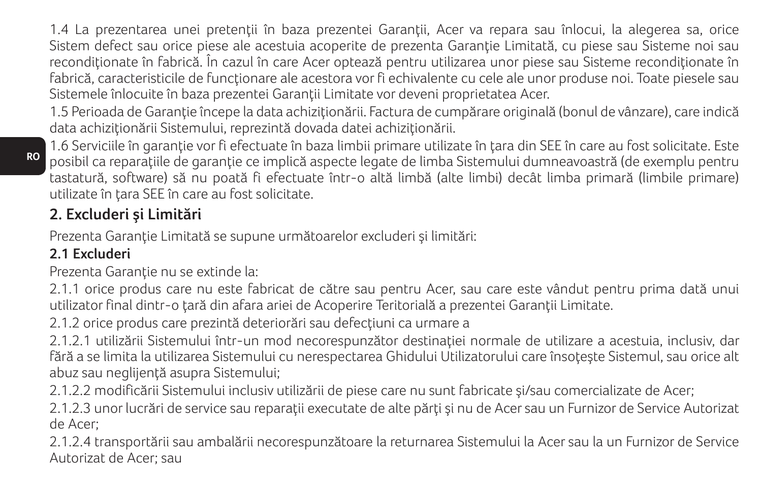1.4 La prezentarea unei pretenţii în baza prezentei Garanţii, Acer va repara sau înlocui, la alegerea sa, orice Sistem defect sau orice piese ale acestuia acoperite de prezenta Garanţie Limitată, cu piese sau Sisteme noi sau recondiţionate în fabrică. În cazul în care Acer optează pentru utilizarea unor piese sau Sisteme recondiţionate în fabrică, caracteristicile de funcţionare ale acestora vor fi echivalente cu cele ale unor produse noi. Toate piesele sau Sistemele înlocuite în baza prezentei Garanţii Limitate vor deveni proprietatea Acer.

1.5 Perioada de Garanţie începe la data achiziţionării. Factura de cumpărare originală (bonul de vânzare), care indică data achiziţionării Sistemului, reprezintă dovada datei achiziţionării.

1.6 Serviciile în garanţie vor fi efectuate în baza limbii primare utilizate în ţara din SEE în care au fost solicitate. Este posibil ca reparaţiile de garanţie ce implică aspecte legate de limba Sistemului dumneavoastră (de exemplu pentru tastatură, software) să nu poată fi efectuate într-o altă limbă (alte limbi) decât limba primară (limbile primare) utilizate în ţara SEE în care au fost solicitate.

## 2. Excluderi şi Limitări

Prezenta Garanţie Limitată se supune următoarelor excluderi şi limitări:

**2.1 Excluderi**

Prezenta Garanţie nu se extinde la:

2.1.1 orice produs care nu este fabricat de către sau pentru Acer, sau care este vândut pentru prima dată unui utilizator final dintr-o ţară din afara ariei de Acoperire Teritorială a prezentei Garanţii Limitate.

2.1.2 orice produs care prezintă deteriorări sau defecţiuni ca urmare a

2.1.2.1 utilizării Sistemului într-un mod necorespunzător destinaţiei normale de utilizare a acestuia, inclusiv, dar fără a se limita la utilizarea Sistemului cu nerespectarea Ghidului Utilizatorului care însoţeşte Sistemul, sau orice alt abuz sau neglijenţă asupra Sistemului;

2.1.2.2 modificării Sistemului inclusiv utilizării de piese care nu sunt fabricate şi/sau comercializate de Acer;

2.1.2.3 unor lucrări de service sau reparaţii executate de alte părţi şi nu de Acer sau un Furnizor de Service Autorizat de Acer;

2.1.2.4 transportării sau ambalării necorespunzătoare la returnarea Sistemului la Acer sau la un Furnizor de Service Autorizat de Acer; sau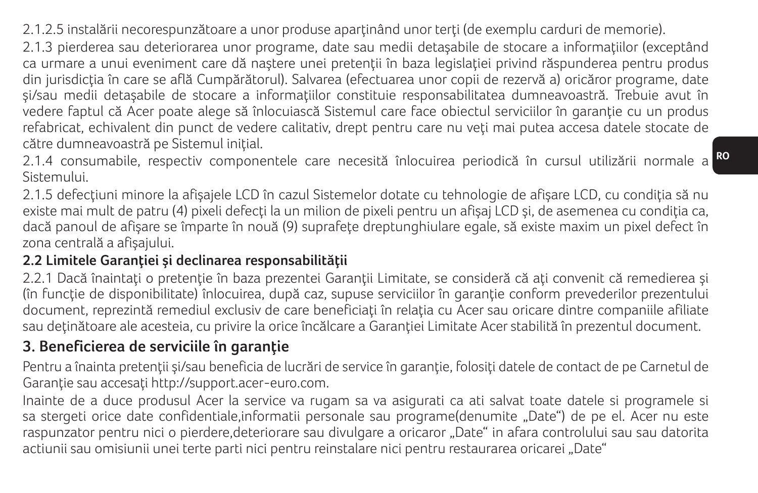2.1.2.5 instalării necorespunzătoare a unor produse aparţinând unor terţi (de exemplu carduri de memorie).

2.1.3 pierderea sau deteriorarea unor programe, date sau medii detaşabile de stocare a informaţiilor (exceptând ca urmare a unui eveniment care dă naştere unei pretenţii în baza legislaţiei privind răspunderea pentru produs din jurisdicţia în care se află Cumpărătorul). Salvarea (efectuarea unor copii de rezervă a) oricăror programe, date şi/sau medii detaşabile de stocare a informaţiilor constituie responsabilitatea dumneavoastră. Trebuie avut în vedere faptul că Acer poate alege să înlocuiască Sistemul care face obiectul serviciilor în garanţie cu un produs refabricat, echivalent din punct de vedere calitativ, drept pentru care nu veţi mai putea accesa datele stocate de către dumneavoastră pe Sistemul iniţial.

2.1.4 consumabile, respectiv componentele care necesită înlocuirea periodică în cursul utilizării normale a Sistemului.

2.1.5 defecţiuni minore la afişajele LCD în cazul Sistemelor dotate cu tehnologie de afişare LCD, cu condiţia să nu existe mai mult de patru (4) pixeli defecţi la un milion de pixeli pentru un afişaj LCD şi, de asemenea cu condiţia ca, dacă panoul de afişare se împarte în nouă (9) suprafeţe dreptunghiulare egale, să existe maxim un pixel defect în zona centrală a afişajului.

**2.2 Limitele Garanţiei şi declinarea responsabilităţii**

2.2.1 Dacă înaintaţi o pretenţie în baza prezentei Garanţii Limitate, se consideră că aţi convenit că remedierea şi (în funcţie de disponibilitate) înlocuirea, după caz, supuse serviciilor în garanţie conform prevederilor prezentului document, reprezintă remediul exclusiv de care beneficiaţi în relaţia cu Acer sau oricare dintre companiile afiliate sau deţinătoare ale acesteia, cu privire la orice încălcare a Garanţiei Limitate Acer stabilită în prezentul document.

## 3. Beneficierea de serviciile în garanţie

Pentru a înainta pretenţii şi/sau beneficia de lucrări de service în garanţie, folosiţi datele de contact de pe Carnetul de Garanţie sau accesaţi http://support.acer-euro.com.

Inainte de a duce produsul Acer la service va rugam sa va asigurati ca ati salvat toate datele si programele si sa stergeti orice date confidentiale,informatii personale sau programe(denumite „Date") de pe el. Acer nu este raspunzator pentru nici o pierdere,deteriorare sau divulgare a oricaror „Date" in afara controlului sau sau datorita actiunii sau omisiunii unei terte parti nici pentru reinstalare nici pentru restaurarea oricarei „Date"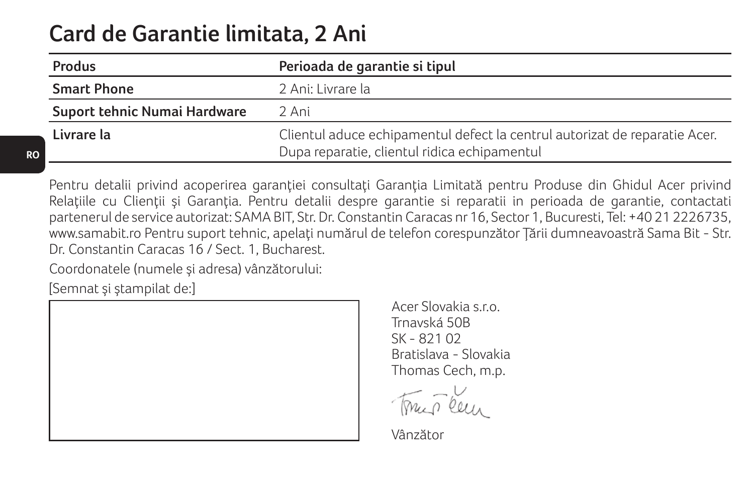# Card de Garantie limitata, 2 Ani

| Produs | Perioada de garantie si tipul |
|---|---|
| **Smart Phone** | 2 Ani: Livrare la |
| **Suport tehnic Numai Hardware** | 2 Ani |
| **Livrare la** | Clientul aduce echipamentul defect la centrul autorizat de reparatie Acer. Dupa reparatie, clientul ridica echipamentul |

Pentru detalii privind acoperirea garanţiei consultaţi Garanţia Limitată pentru Produse din Ghidul Acer privind Relaţiile cu Clienţii şi Garanţia. Pentru detalii despre garantie si reparatii in perioada de garantie, contactati partenerul de service autorizat: SAMA BIT, Str. Dr. Constantin Caracas nr 16, Sector 1, Bucuresti, Tel: +40 21 2226735, www.samabit.ro Pentru suport tehnic, apelaţi numărul de telefon corespunzător Ţării dumneavoastră Sama Bit - Str. Dr. Constantin Caracas 16 / Sect. 1, Bucharest.

Coordonatele (numele şi adresa) vânzătorului:

[Semnat şi ştampilat de:]

Acer Slovakia s.r.o.
Trnavská 50B
SK - 821 02
Bratislava - Slovakia
Thomas Cech, m.p.

Vânzător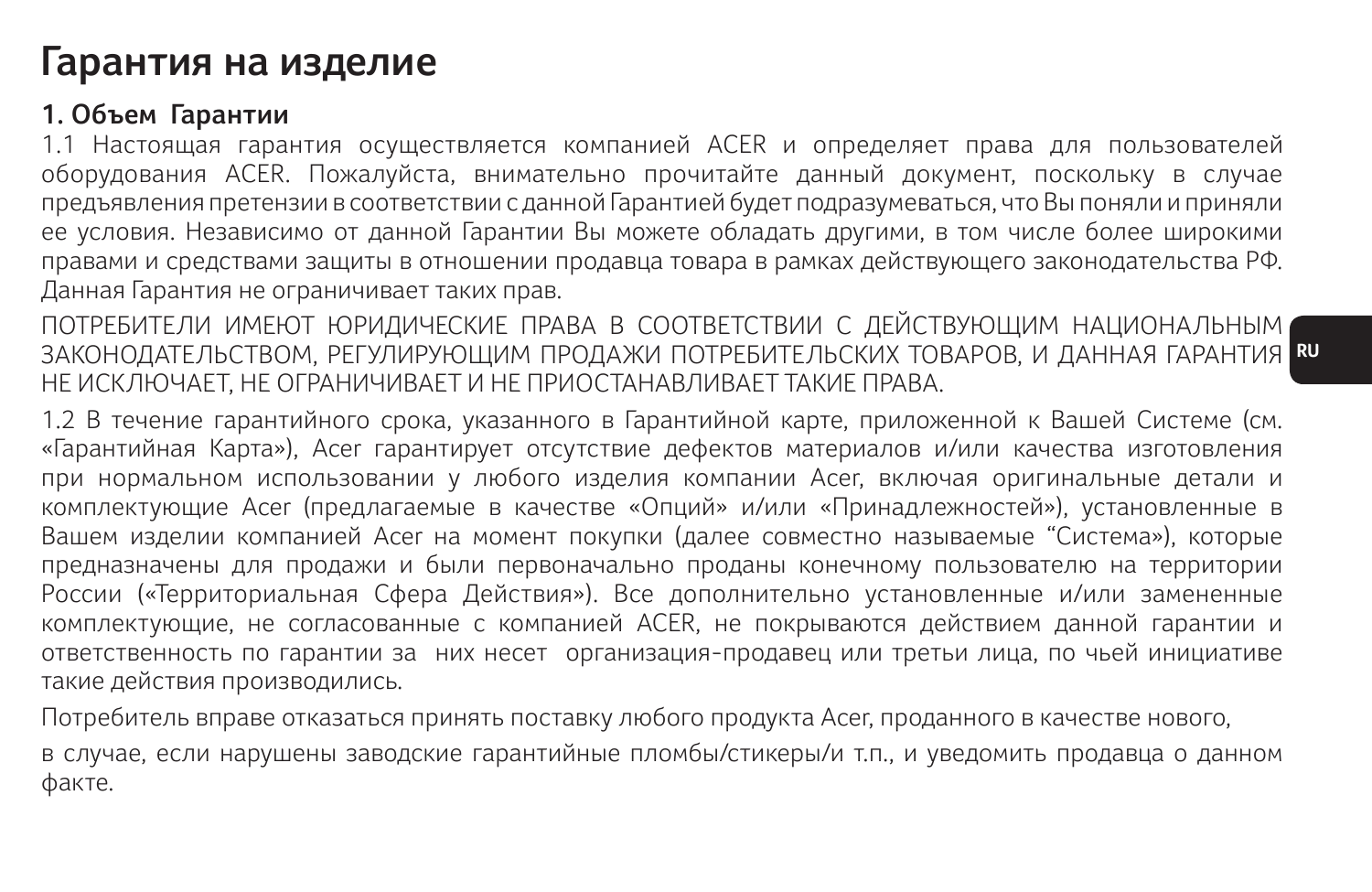# Гарантия на изделие

## 1. Объем Гарантии

1.1 Настоящая гарантия осуществляется компанией ACER и определяет права для пользователей оборудования ACER. Пожалуйста, внимательно прочитайте данный документ, поскольку в случае предъявления претензии в соответствии с данной Гарантией будет подразумеваться, что Вы поняли и приняли ее условия. Независимо от данной Гарантии Вы можете обладать другими, в том числе более широкими правами и средствами защиты в отношении продавца товара в рамках действующего законодательства РФ. Данная Гарантия не ограничивает таких прав.

ПОТРЕБИТЕЛИ ИМЕЮТ ЮРИДИЧЕСКИЕ ПРАВА В СООТВЕТСТВИИ С ДЕЙСТВУЮЩИМ НАЦИОНАЛЬНЫМ ЗАКОНОДАТЕЛЬСТВОМ, РЕГУЛИРУЮЩИМ ПРОДАЖИ ПОТРЕБИТЕЛЬСКИХ ТОВАРОВ, И ДАННАЯ ГАРАНТИЯ НЕ ИСКЛЮЧАЕТ, НЕ ОГРАНИЧИВАЕТ И НЕ ПРИОСТАНАВЛИВАЕТ ТАКИЕ ПРАВА.

1.2 В течение гарантийного срока, указанного в Гарантийной карте, приложенной к Вашей Системе (см. «Гарантийная Карта»), Acer гарантирует отсутствие дефектов материалов и/или качества изготовления при нормальном использовании у любого изделия компании Acer, включая оригинальные детали и комплектующие Acer (предлагаемые в качестве «Опций» и/или «Принадлежностей»), установленные в Вашем изделии компанией Acer на момент покупки (далее совместно называемые “Система»), которые предназначены для продажи и были первоначально проданы конечному пользователю на территории России («Территориальная Сфера Действия»). Все дополнительно установленные и/или замененные комплектующие, не согласованные с компанией ACER, не покрываются действием данной гарантии и ответственность по гарантии за них несет организация-продавец или третьи лица, по чьей инициативе такие действия производились.

Потребитель вправе отказаться принять поставку любого продукта Acer, проданного в качестве нового,

в случае, если нарушены заводские гарантийные пломбы/стикеры/и т.п., и уведомить продавца о данном факте.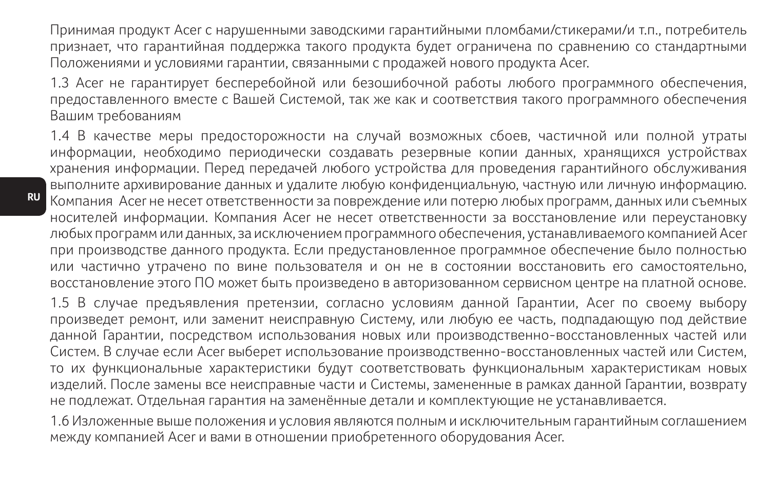Принимая продукт Acer с нарушенными заводскими гарантийными пломбами/стикерами/и т.п., потребитель признает, что гарантийная поддержка такого продукта будет ограничена по сравнению со стандартными Положениями и условиями гарантии, связанными с продажей нового продукта Acer.

1.3 Acer не гарантирует бесперебойной или безошибочной работы любого программного обеспечения, предоставленного вместе с Вашей Системой, так же как и соответствия такого программного обеспечения Вашим требованиям

1.4 В качестве меры предосторожности на случай возможных сбоев, частичной или полной утраты информации, необходимо периодически создавать резервные копии данных, хранящихся устройствах хранения информации. Перед передачей любого устройства для проведения гарантийного обслуживания выполните архивирование данных и удалите любую конфиденциальную, частную или личную информацию. Компания Acer не несет ответственности за повреждение или потерю любых программ, данных или съемных носителей информации. Компания Acer не несет ответственности за восстановление или переустановку любых программ или данных, за исключением программного обеспечения, устанавливаемого компанией Acer при производстве данного продукта. Если предустановленное программное обеспечение было полностью или частично утрачено по вине пользователя и он не в состоянии восстановить его самостоятельно, восстановление этого ПО может быть произведено в авторизованном сервисном центре на платной основе.

1.5 В случае предъявления претензии, согласно условиям данной Гарантии, Acer по своему выбору произведет ремонт, или заменит неисправную Систему, или любую ее часть, подпадающую под действие данной Гарантии, посредством использования новых или производственно-восстановленных частей или Систем. В случае если Acer выберет использование производственно-восстановленных частей или Систем, то их функциональные характеристики будут соответствовать функциональным характеристикам новых изделий. После замены все неисправные части и Системы, замененные в рамках данной Гарантии, возврату не подлежат. Отдельная гарантия на заменённые детали и комплектующие не устанавливается.

1.6 Изложенные выше положения и условия являются полным и исключительным гарантийным соглашением между компанией Acer и вами в отношении приобретенного оборудования Acer.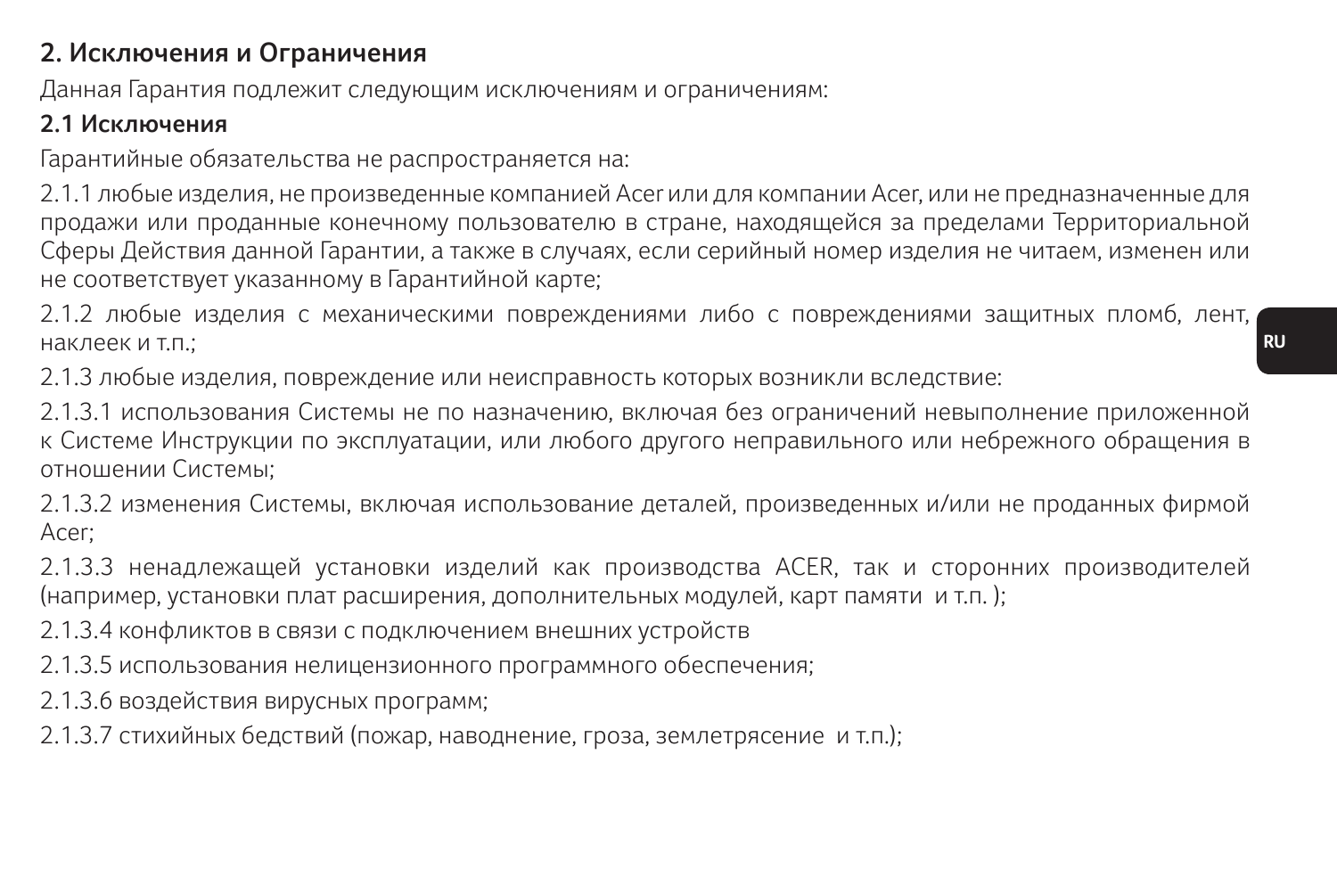## 2. Исключения и Ограничения

Данная Гарантия подлежит следующим исключениям и ограничениям:

### 2.1 Исключения

Гарантийные обязательства не распространяется на:

2.1.1 любые изделия, не произведенные компанией Acer или для компании Acer, или не предназначенные для продажи или проданные конечному пользователю в стране, находящейся за пределами Территориальной Сферы Действия данной Гарантии, а также в случаях, если серийный номер изделия не читаем, изменен или не соответствует указанному в Гарантийной карте;

2.1.2 любые изделия с механическими повреждениями либо с повреждениями защитных пломб, лент, наклеек и т.п.;

2.1.3 любые изделия, повреждение или неисправность которых возникли вследствие:

2.1.3.1 использования Системы не по назначению, включая без ограничений невыполнение приложенной к Системе Инструкции по эксплуатации, или любого другого неправильного или небрежного обращения в отношении Системы;

2.1.3.2 изменения Системы, включая использование деталей, произведенных и/или не проданных фирмой Acer;

2.1.3.3 ненадлежащей установки изделий как производства ACER, так и сторонних производителей (например, установки плат расширения, дополнительных модулей, карт памяти и т.п. );

2.1.3.4 конфликтов в связи с подключением внешних устройств

2.1.3.5 использования нелицензионного программного обеспечения;

2.1.3.6 воздействия вирусных программ;

2.1.3.7 стихийных бедствий (пожар, наводнение, гроза, землетрясение и т.п.);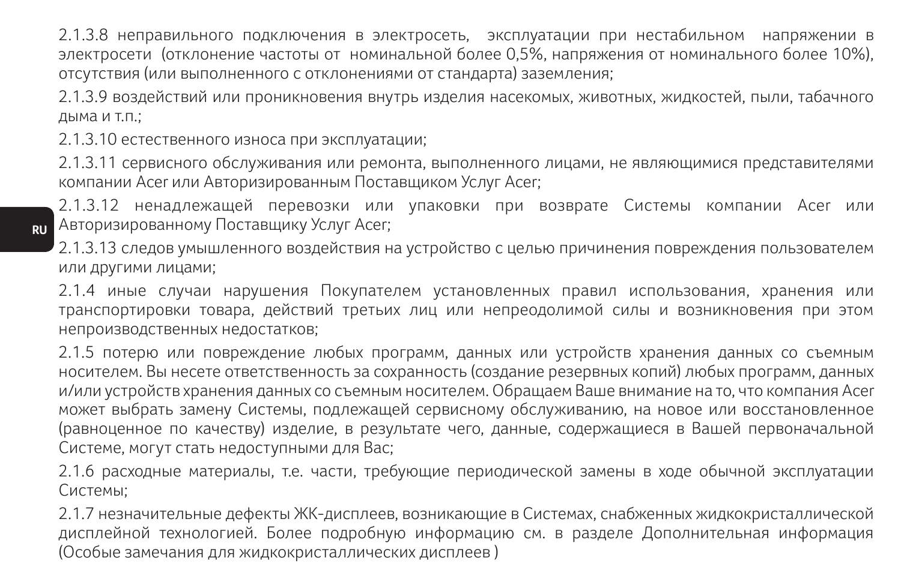2.1.3.8 неправильного подключения в электросеть, эксплуатации при нестабильном напряжении в электросети (отклонение частоты от номинальной более 0,5%, напряжения от номинального более 10%), отсутствия (или выполненного с отклонениями от стандарта) заземления;

2.1.3.9 воздействий или проникновения внутрь изделия насекомых, животных, жидкостей, пыли, табачного дыма и т.п.;

2.1.3.10 естественного износа при эксплуатации;

2.1.3.11 сервисного обслуживания или ремонта, выполненного лицами, не являющимися представителями компании Acer или Авторизированным Поставщиком Услуг Acer;

2.1.3.12 ненадлежащей перевозки или упаковки при возврате Системы компании Acer или Авторизированному Поставщику Услуг Acer;

2.1.3.13 следов умышленного воздействия на устройство с целью причинения повреждения пользователем или другими лицами;

2.1.4 иные случаи нарушения Покупателем установленных правил использования, хранения или транспортировки товара, действий третьих лиц или непреодолимой силы и возникновения при этом непроизводственных недостатков;

2.1.5 потерю или повреждение любых программ, данных или устройств хранения данных со съемным носителем. Вы несете ответственность за сохранность (создание резервных копий) любых программ, данных и/или устройств хранения данных со съемным носителем. Обращаем Ваше внимание на то, что компания Acer может выбрать замену Системы, подлежащей сервисному обслуживанию, на новое или восстановленное (равноценное по качеству) изделие, в результате чего, данные, содержащиеся в Вашей первоначальной Системе, могут стать недоступными для Вас;

2.1.6 расходные материалы, т.е. части, требующие периодической замены в ходе обычной эксплуатации Системы;

2.1.7 незначительные дефекты ЖК-дисплеев, возникающие в Системах, снабженных жидкокристаллической дисплейной технологией. Более подробную информацию см. в разделе Дополнительная информация (Особые замечания для жидкокристаллических дисплеев )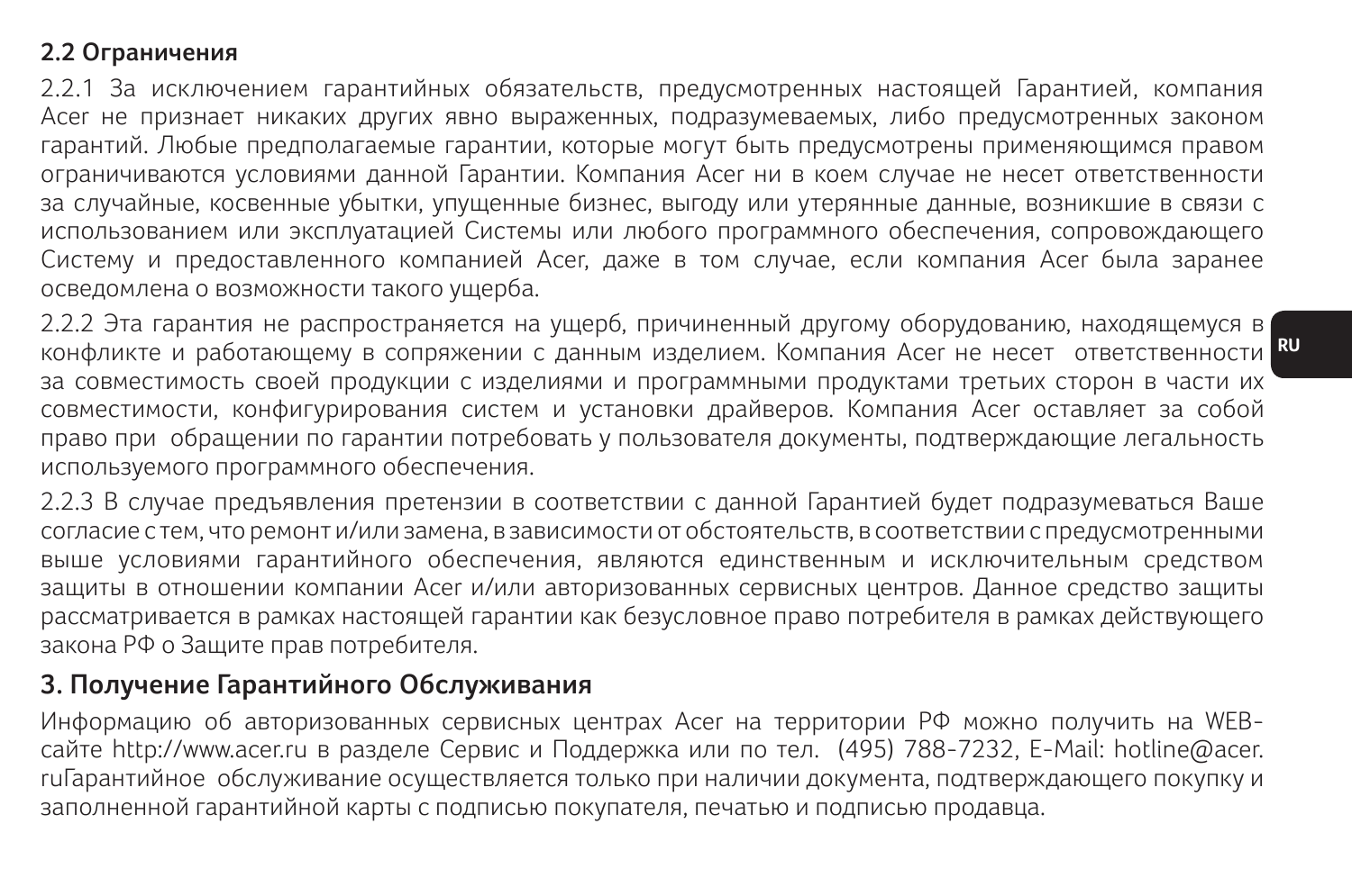## 2.2 Ограничения

2.2.1 За исключением гарантийных обязательств, предусмотренных настоящей Гарантией, компания Acer не признает никаких других явно выраженных, подразумеваемых, либо предусмотренных законом гарантий. Любые предполагаемые гарантии, которые могут быть предусмотрены применяющимся правом ограничиваются условиями данной Гарантии. Компания Acer ни в коем случае не несет ответственности за случайные, косвенные убытки, упущенные бизнес, выгоду или утерянные данные, возникшие в связи с использованием или эксплуатацией Системы или любого программного обеспечения, сопровождающего Систему и предоставленного компанией Acer, даже в том случае, если компания Acer была заранее осведомлена о возможности такого ущерба.

2.2.2 Эта гарантия не распространяется на ущерб, причиненный другому оборудованию, находящемуся в конфликте и работающему в сопряжении с данным изделием. Компания Acer не несет ответственности за совместимость своей продукции с изделиями и программными продуктами третьих сторон в части их совместимости, конфигурирования систем и установки драйверов. Компания Acer оставляет за собой право при обращении по гарантии потребовать у пользователя документы, подтверждающие легальность используемого программного обеспечения.

2.2.3 В случае предъявления претензии в соответствии с данной Гарантией будет подразумеваться Ваше согласие с тем, что ремонт и/или замена, в зависимости от обстоятельств, в соответствии с предусмотренными выше условиями гарантийного обеспечения, являются единственным и исключительным средством защиты в отношении компании Acer и/или авторизованных сервисных центров. Данное средство защиты рассматривается в рамках настоящей гарантии как безусловное право потребителя в рамках действующего закона РФ о Защите прав потребителя.

## 3. Получение Гарантийного Обслуживания

Информацию об авторизованных сервисных центрах Acer на территории РФ можно получить на WEB-сайте http://www.acer.ru в разделе Сервис и Поддержка или по тел. (495) 788-7232, E-Mail: hotline@acer.ruГарантийное обслуживание осуществляется только при наличии документа, подтверждающего покупку и заполненной гарантийной карты с подписью покупателя, печатью и подписью продавца.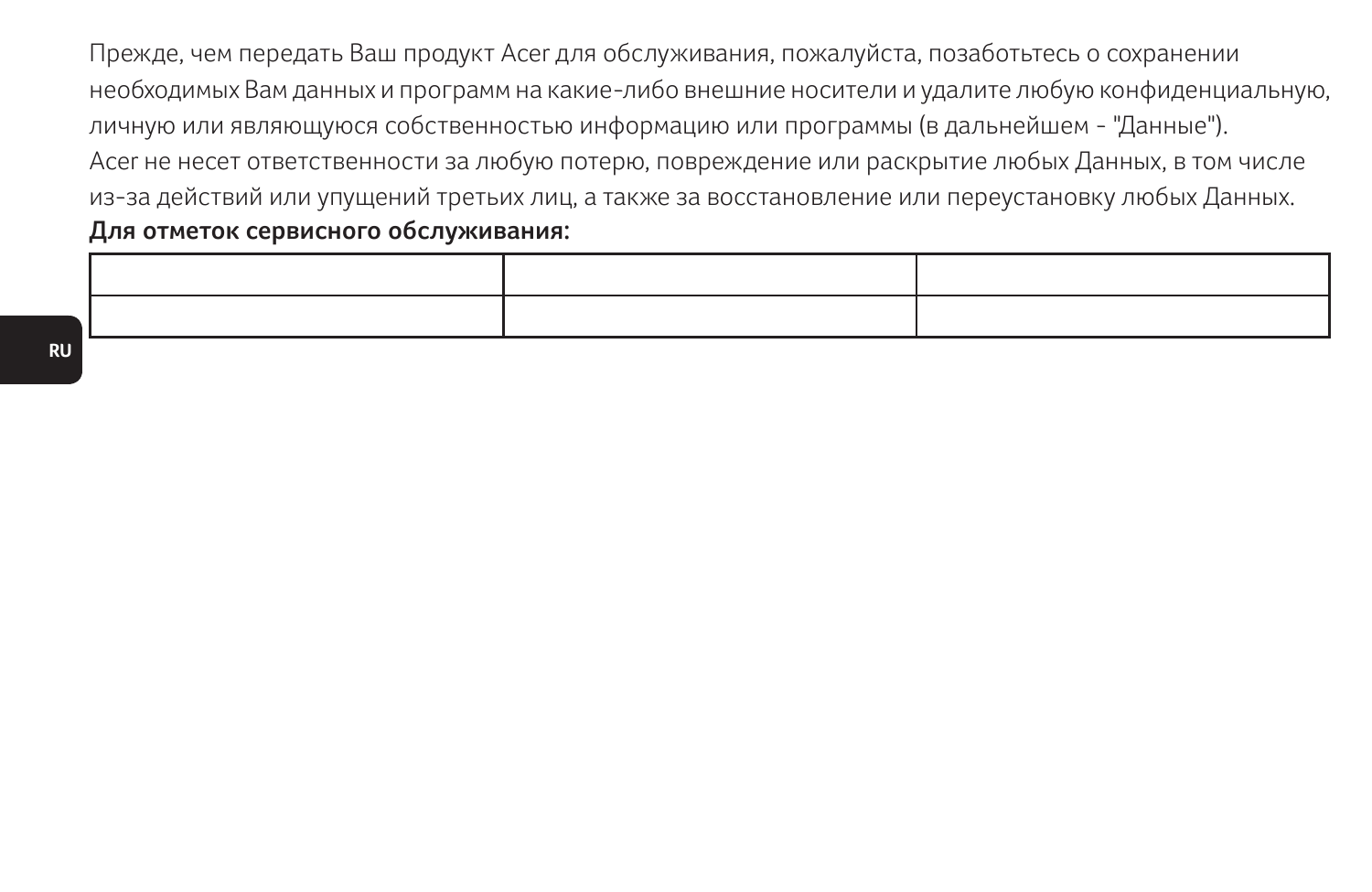Прежде, чем передать Ваш продукт Acer для обслуживания, пожалуйста, позаботьтесь о сохранении необходимых Вам данных и программ на какие-либо внешние носители и удалите любую конфиденциальную, личную или являющуюся собственностью информацию или программы (в дальнейшем - "Данные").
Acer не несет ответственности за любую потерю, повреждение или раскрытие любых Данных, в том числе из-за действий или упущений третьих лиц, а также за восстановление или переустановку любых Данных.

**Для отметок сервисного обслуживания:**

| | | |
|---|---|---|
| | | |
| | | |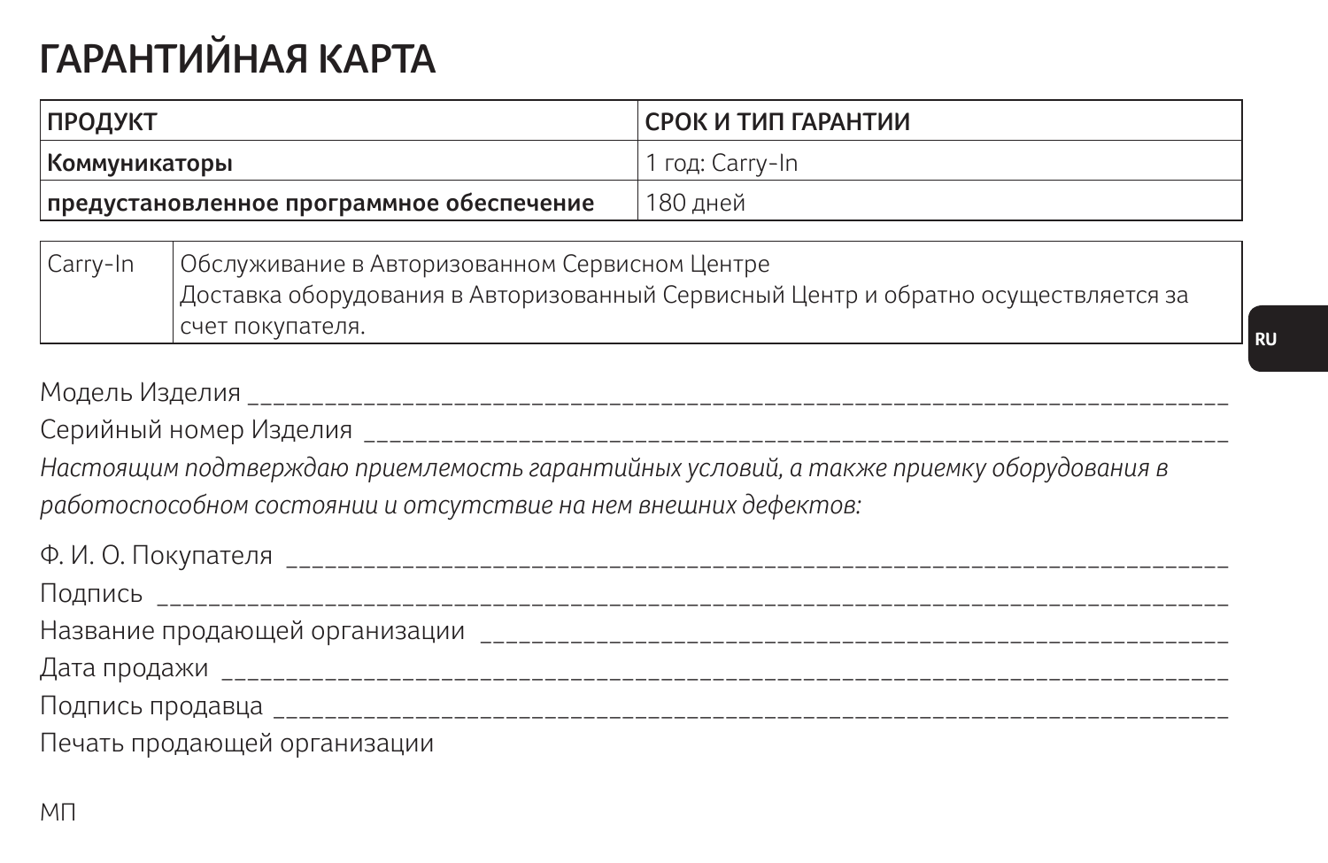# ГАРАНТИЙНАЯ КАРТА

| ПРОДУКТ | СРОК И ТИП ГАРАНТИИ |
|---|---|
| **Коммуникаторы** | 1 год: Carry-In |
| **предустановленное программное обеспечение** | 180 дней |

| Carry-In | Обслуживание в Авторизованном Сервисном Центре<br>Доставка оборудования в Авторизованный Сервисный Центр и обратно осуществляется за счет покупателя. |
|---|---|

Модель Изделия ___________________________________________________________________________

Серийный номер Изделия ____________________________________________________________________

*Настоящим подтверждаю приемлемость гарантийных условий, а также приемку оборудования в работоспособном состоянии и отсутствие на нем внешних дефектов:*

Ф. И. О. Покупателя _______________________________________________________________________

Подпись __________________________________________________________________________________

Название продающей организации ___________________________________________________________

Дата продажи _____________________________________________________________________________

Подпись продавца _________________________________________________________________________

Печать продающей организации

МП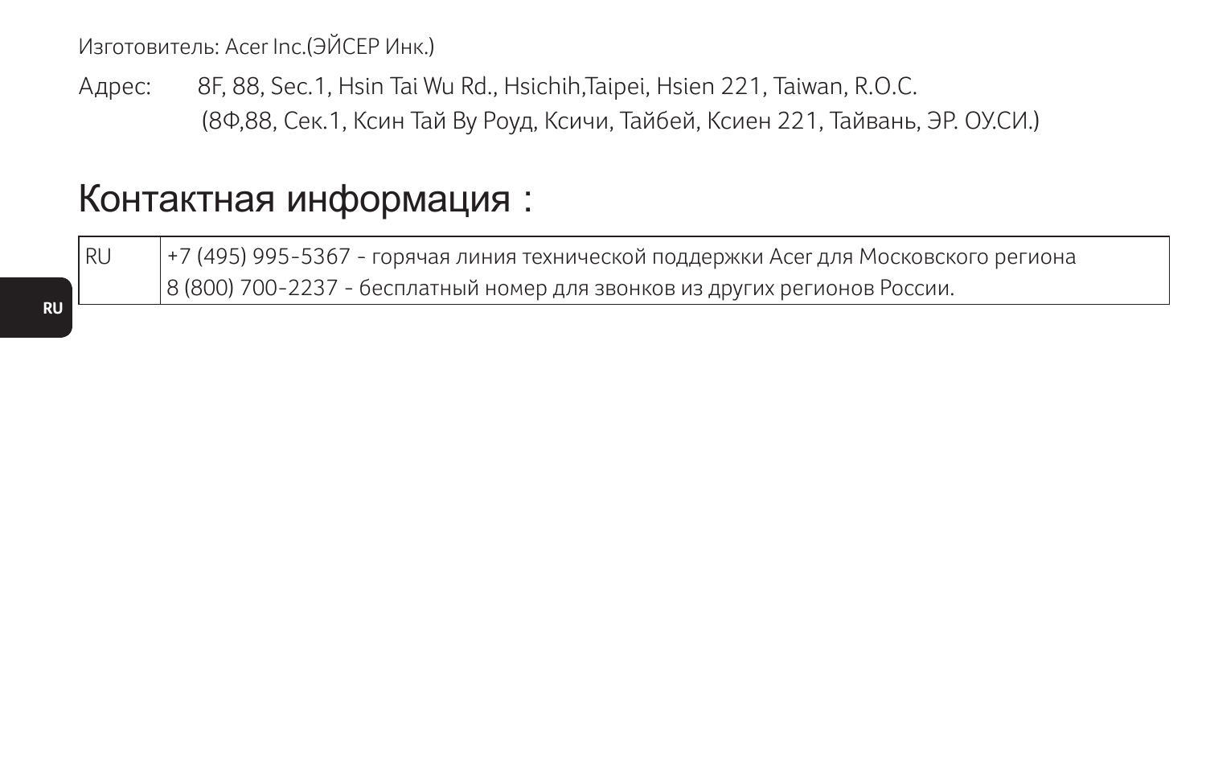Изготовитель: Acer Inc.(ЭЙСЕР Инк.)

Адрес: 8F, 88, Sec.1, Hsin Tai Wu Rd., Hsichih,Taipei, Hsien 221, Taiwan, R.O.C.
(8Ф,88, Сек.1, Ксин Тай Ву Роуд, Ксичи, Тайбей, Ксиен 221, Тайвань, ЭР. ОУ.СИ.)

# Контактная информация :

| | |
|---|---|
| RU | +7 (495) 995-5367 - горячая линия технической поддержки Acer для Московского региона<br>8 (800) 700-2237 - бесплатный номер для звонков из других регионов России. |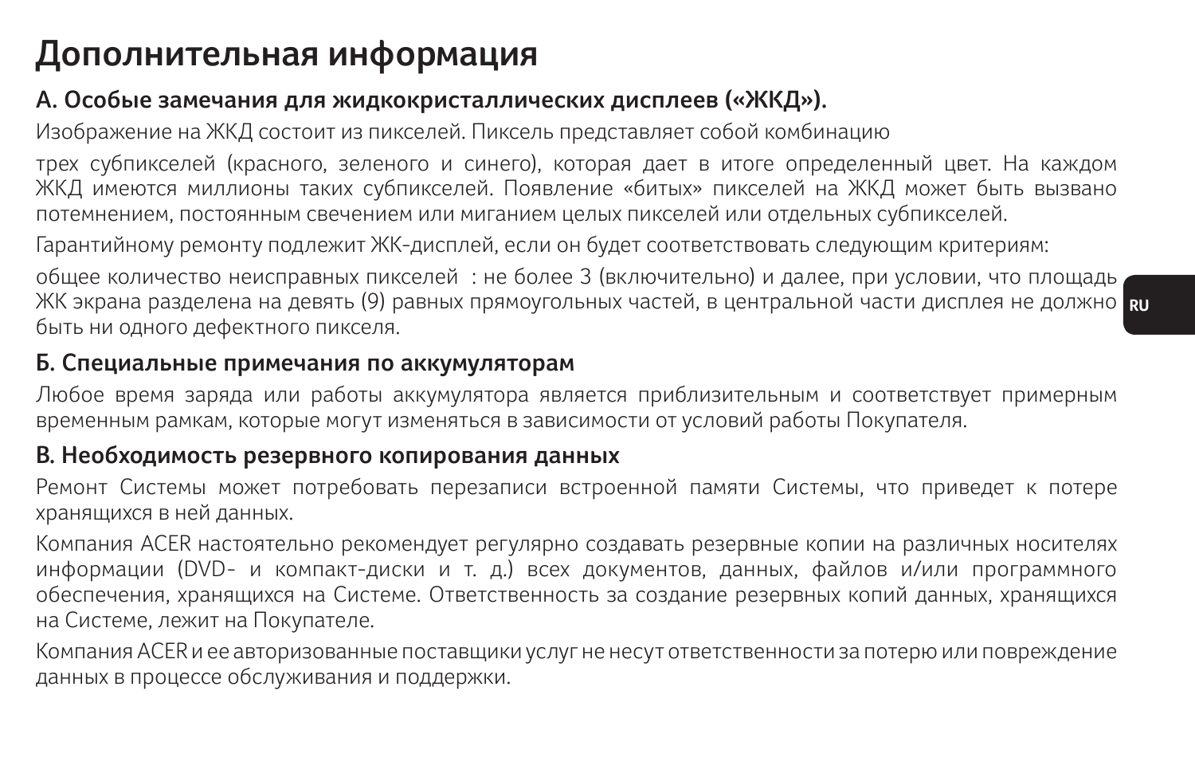# Дополнительная информация

## А. Особые замечания для жидкокристаллических дисплеев («ЖКД»).

Изображение на ЖКД состоит из пикселей. Пиксель представляет собой комбинацию

трех субпикселей (красного, зеленого и синего), которая дает в итоге определенный цвет. На каждом ЖКД имеются миллионы таких субпикселей. Появление «битых» пикселей на ЖКД может быть вызвано потемнением, постоянным свечением или миганием целых пикселей или отдельных субпикселей.

Гарантийному ремонту подлежит ЖК-дисплей, если он будет соответствовать следующим критериям:

общее количество неисправных пикселей : не более 3 (включительно) и далее, при условии, что площадь ЖК экрана разделена на девять (9) равных прямоугольных частей, в центральной части дисплея не должно быть ни одного дефектного пикселя.

## Б. Специальные примечания по аккумуляторам

Любое время заряда или работы аккумулятора является приблизительным и соответствует примерным временным рамкам, которые могут изменяться в зависимости от условий работы Покупателя.

## В. Необходимость резервного копирования данных

Ремонт Системы может потребовать перезаписи встроенной памяти Системы, что приведет к потере хранящихся в ней данных.

Компания ACER настоятельно рекомендует регулярно создавать резервные копии на различных носителях информации (DVD- и компакт-диски и т. д.) всех документов, данных, файлов и/или программного обеспечения, хранящихся на Системе. Ответственность за создание резервных копий данных, хранящихся на Системе, лежит на Покупателе.

Компания ACER и ее авторизованные поставщики услуг не несут ответственности за потерю или повреждение данных в процессе обслуживания и поддержки.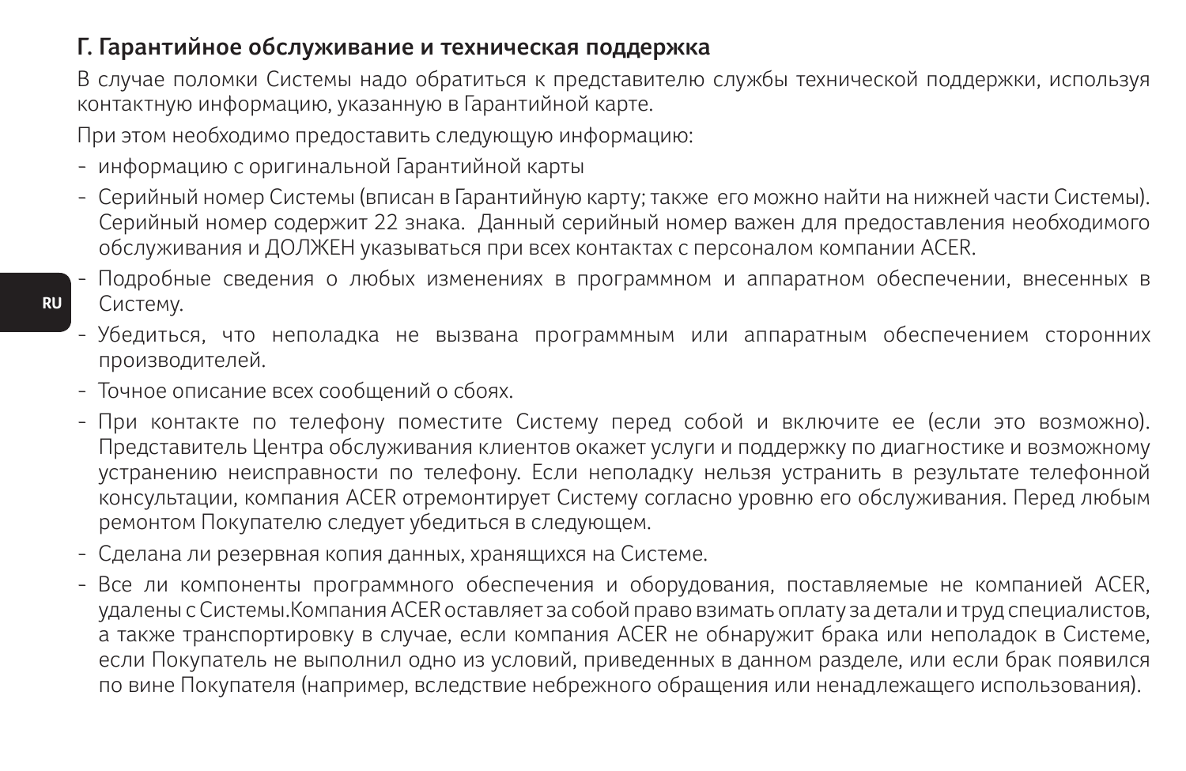## Г. Гарантийное обслуживание и техническая поддержка

В случае поломки Системы надо обратиться к представителю службы технической поддержки, используя контактную информацию, указанную в Гарантийной карте.

При этом необходимо предоставить следующую информацию:

- информацию с оригинальной Гарантийной карты
- Серийный номер Системы (вписан в Гарантийную карту; также его можно найти на нижней части Системы). Серийный номер содержит 22 знака. Данный серийный номер важен для предоставления необходимого обслуживания и ДОЛЖЕН указываться при всех контактах с персоналом компании ACER.
- Подробные сведения о любых изменениях в программном и аппаратном обеспечении, внесенных в Систему.
- Убедиться, что неполадка не вызвана программным или аппаратным обеспечением сторонних производителей.
- Точное описание всех сообщений о сбоях.
- При контакте по телефону поместите Систему перед собой и включите ее (если это возможно). Представитель Центра обслуживания клиентов окажет услуги и поддержку по диагностике и возможному устранению неисправности по телефону. Если неполадку нельзя устранить в результате телефонной консультации, компания ACER отремонтирует Систему согласно уровню его обслуживания. Перед любым ремонтом Покупателю следует убедиться в следующем.
- Сделана ли резервная копия данных, хранящихся на Системе.
- Все ли компоненты программного обеспечения и оборудования, поставляемые не компанией ACER, удалены с Системы.Компания ACER оставляет за собой право взимать оплату за детали и труд специалистов, а также транспортировку в случае, если компания ACER не обнаружит брака или неполадок в Системе, если Покупатель не выполнил одно из условий, приведенных в данном разделе, или если брак появился по вине Покупателя (например, вследствие небрежного обращения или ненадлежащего использования).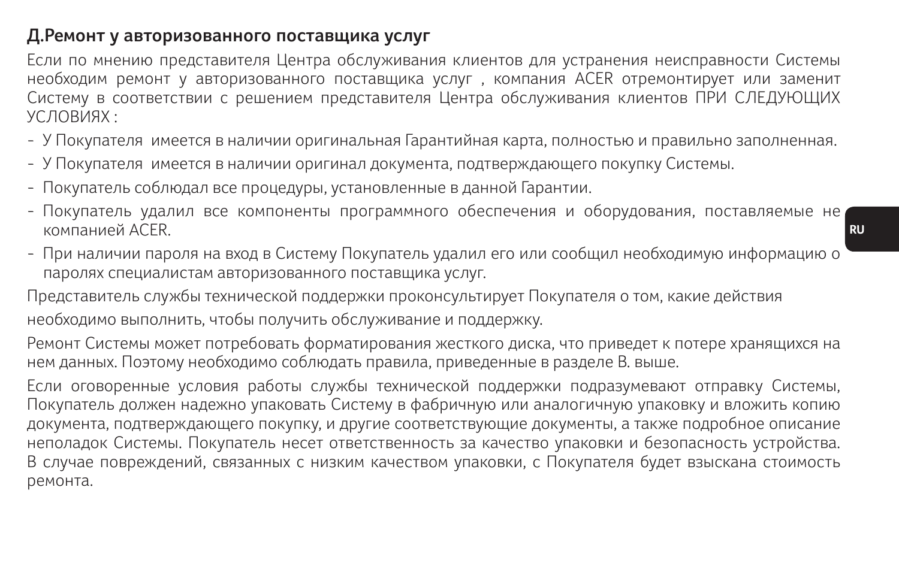## Д.Ремонт у авторизованного поставщика услуг

Если по мнению представителя Центра обслуживания клиентов для устранения неисправности Системы необходим ремонт у авторизованного поставщика услуг , компания ACER отремонтирует или заменит Систему в соответствии с решением представителя Центра обслуживания клиентов ПРИ СЛЕДУЮЩИХ УСЛОВИЯХ :

- У Покупателя имеется в наличии оригинальная Гарантийная карта, полностью и правильно заполненная.
- У Покупателя имеется в наличии оригинал документа, подтверждающего покупку Системы.
- Покупатель соблюдал все процедуры, установленные в данной Гарантии.
- Покупатель удалил все компоненты программного обеспечения и оборудования, поставляемые не компанией ACER.
- При наличии пароля на вход в Систему Покупатель удалил его или сообщил необходимую информацию о паролях специалистам авторизованного поставщика услуг.

Представитель службы технической поддержки проконсультирует Покупателя о том, какие действия необходимо выполнить, чтобы получить обслуживание и поддержку.

Ремонт Системы может потребовать форматирования жесткого диска, что приведет к потере хранящихся на нем данных. Поэтому необходимо соблюдать правила, приведенные в разделе В. выше.

Если оговоренные условия работы службы технической поддержки подразумевают отправку Системы, Покупатель должен надежно упаковать Систему в фабричную или аналогичную упаковку и вложить копию документа, подтверждающего покупку, и другие соответствующие документы, а также подробное описание неполадок Системы. Покупатель несет ответственность за качество упаковки и безопасность устройства. В случае повреждений, связанных с низким качеством упаковки, с Покупателя будет взыскана стоимость ремонта.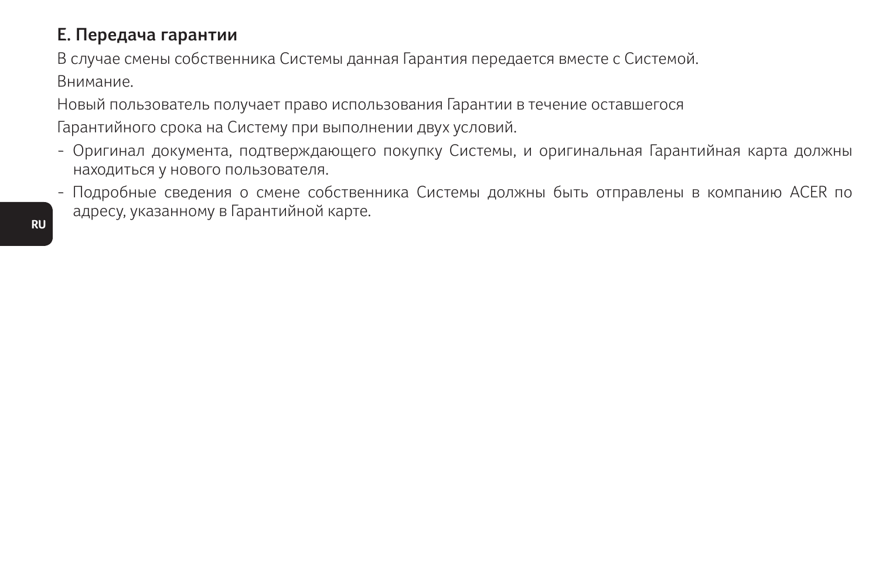## E. Передача гарантии

В случае смены собственника Системы данная Гарантия передается вместе с Системой.

Внимание.

Новый пользователь получает право использования Гарантии в течение оставшегося

Гарантийного срока на Систему при выполнении двух условий.

- Оригинал документа, подтверждающего покупку Системы, и оригинальная Гарантийная карта должны находиться у нового пользователя.
- Подробные сведения о смене собственника Системы должны быть отправлены в компанию ACER по адресу, указанному в Гарантийной карте.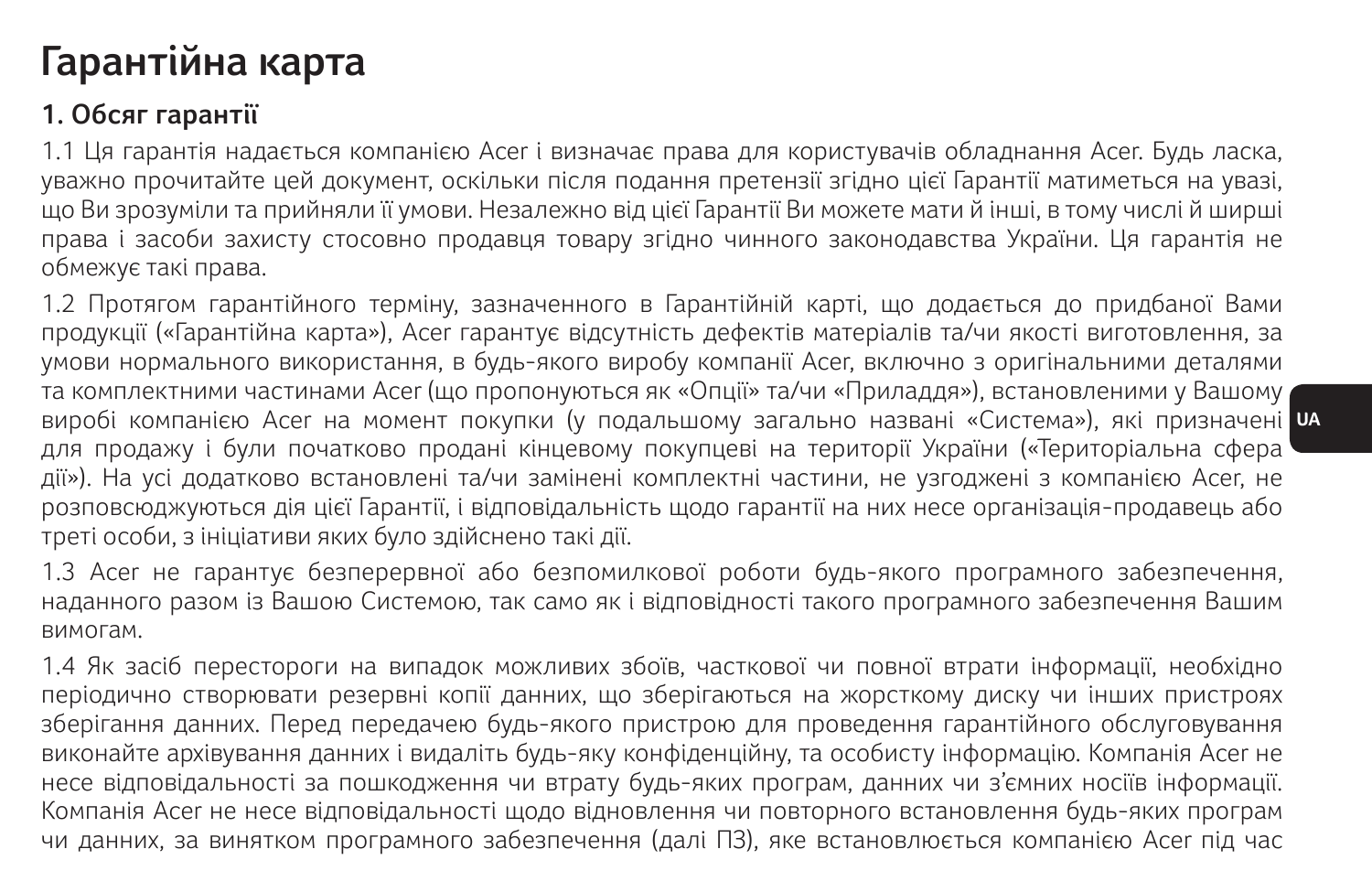# Гарантійна карта

## 1. Обсяг гарантії

1.1 Ця гарантія надається компанією Acer і визначає права для користувачів обладнання Acer. Будь ласка, уважно прочитайте цей документ, оскільки після подання претензії згідно цієї Гарантії матиметься на увазі, що Ви зрозуміли та прийняли її умови. Незалежно від цієї Гарантії Ви можете мати й інші, в тому числі й ширші права і засоби захисту стосовно продавця товару згідно чинного законодавства України. Ця гарантія не обмежує такі права.

1.2 Протягом гарантійного терміну, зазначенного в Гарантійній карті, що додається до придбаної Вами продукції («Гарантійна карта»), Acer гарантує відсутність дефектів матеріалів та/чи якості виготовлення, за умови нормального використання, в будь-якого виробу компанії Acer, включно з оригінальними деталями та комплектними частинами Acer (що пропонуються як «Опції» та/чи «Приладдя»), встановленими у Вашому виробі компанією Acer на момент покупки (у подальшому загально названі «Система»), які призначені для продажу і були початково продані кінцевому покупцеві на території України («Територіальна сфера дії»). На усі додатково встановлені та/чи замінені комплектні частини, не узгоджені з компанією Acer, не розповсюджуються дія цієї Гарантії, і відповідальність щодо гарантії на них несе організація-продавець або треті особи, з ініціативи яких було здійснено такі дії.

1.3 Acer не гарантує безперервної або безпомилкової роботи будь-якого програмного забезпечення, наданного разом із Вашою Системою, так само як і відповідності такого програмного забезпечення Вашим вимогам.

1.4 Як засіб перестороги на випадок можливих збоїв, часткової чи повної втрати інформації, необхідно періодично створювати резервні копії данних, що зберігаються на жорсткому диску чи інших пристроях зберігання данних. Перед передачею будь-якого пристрою для проведення гарантійного обслуговування виконайте архівування данних і видаліть будь-яку конфіденційну, та особисту інформацію. Компанія Acer не несе відповідальності за пошкодження чи втрату будь-яких програм, данних чи з'ємних носіїв інформації. Компанія Acer не несе відповідальності щодо відновлення чи повторного встановлення будь-яких програм чи данних, за винятком програмного забезпечення (далі ПЗ), яке встановлюється компанією Acer під час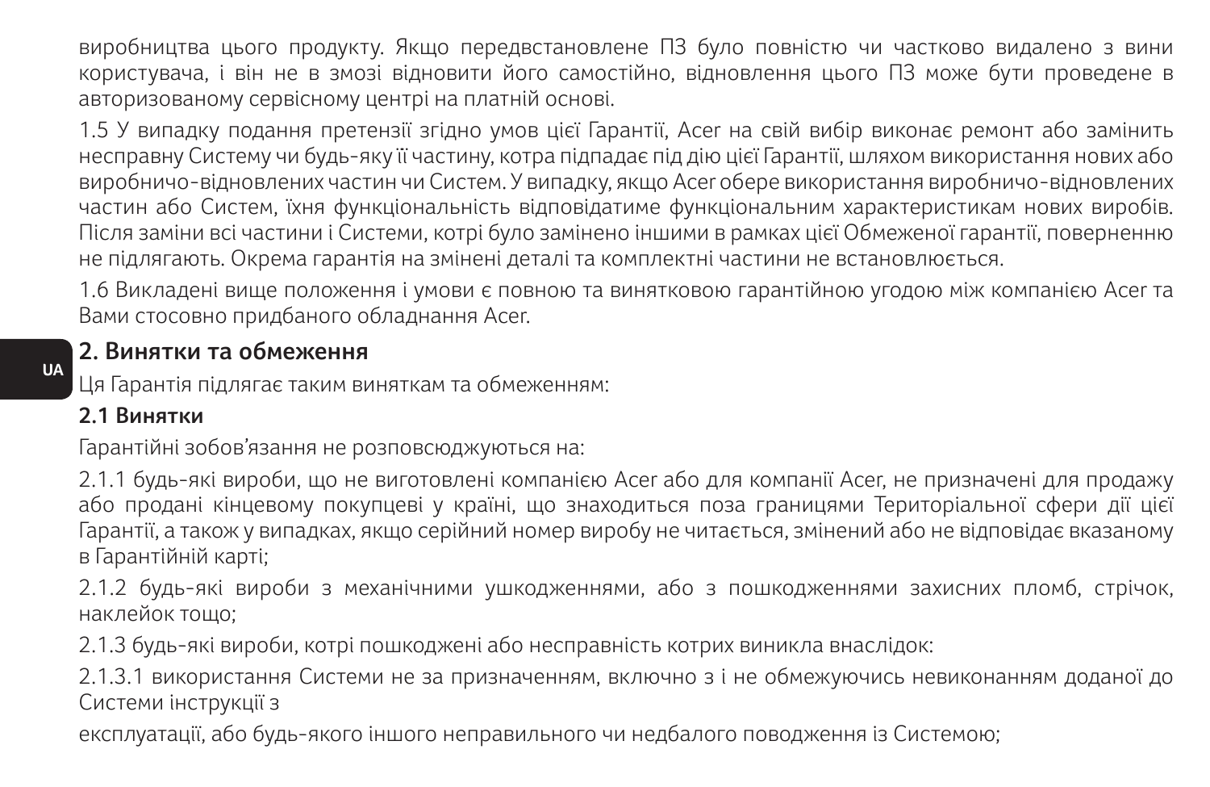виробництва цього продукту. Якщо передвстановлене ПЗ було повністю чи частково видалено з вини користувача, і він не в змозі відновити його самостійно, відновлення цього ПЗ може бути проведене в авторизованому сервісному центрі на платній основі.

1.5 У випадку подання претензії згідно умов цієї Гарантії, Acer на свій вибір виконає ремонт або замінить несправну Систему чи будь-яку її частину, котра підпадає під дію цієї Гарантії, шляхом використання нових або виробничо-відновлених частин чи Систем. У випадку, якщо Acer обере використання виробничо-відновлених частин або Систем, їхня функціональність відповідатиме функціональним характеристикам нових виробів. Після заміни всі частини і Системи, котрі було замінено іншими в рамках цієї Обмеженої гарантії, поверненню не підлягають. Окрема гарантія на змінені деталі та комплектні частини не встановлюється.

1.6 Викладені вище положення і умови є повною та винятковою гарантійною угодою між компанією Acer та Вами стосовно придбаного обладнання Acer.

## 2. Винятки та обмеження

Ця Гарантія підлягає таким виняткам та обмеженням:

### 2.1 Винятки

Гарантійні зобов'язання не розповсюджуються на:

2.1.1 будь-які вироби, що не виготовлені компанією Acer або для компанії Acer, не призначені для продажу або продані кінцевому покупцеві у країні, що знаходиться поза границями Територіальної сфери дії цієї Гарантії, а також у випадках, якщо серійний номер виробу не читається, змінений або не відповідає вказаному в Гарантійній карті;

2.1.2 будь-які вироби з механічними ушкодженнями, або з пошкодженнями захисних пломб, стрічок, наклейок тощо;

2.1.3 будь-які вироби, котрі пошкоджені або несправність котрих виникла внаслідок:

2.1.3.1 використання Системи не за призначенням, включно з і не обмежуючись невиконанням доданої до Системи інструкції з

експлуатації, або будь-якого іншого неправильного чи недбалого поводження із Системою;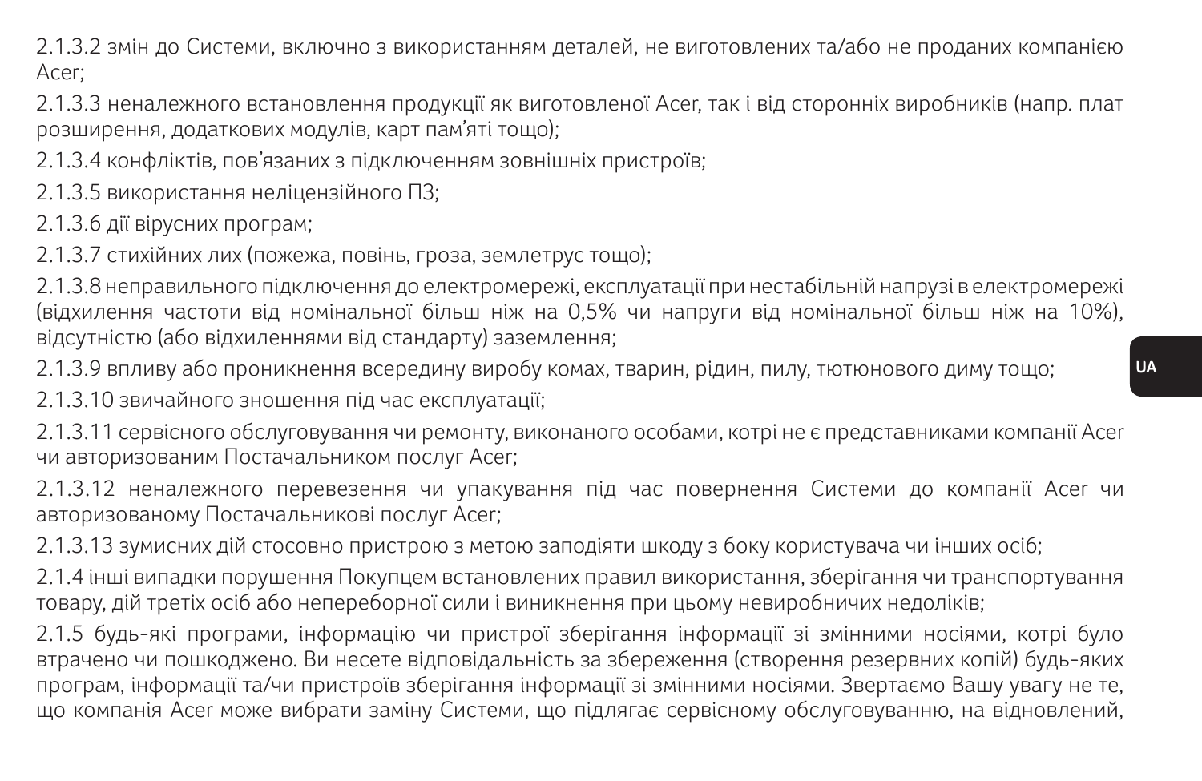2.1.3.2 змін до Системи, включно з використанням деталей, не виготовлених та/або не проданих компанією Acer;

2.1.3.3 неналежного встановлення продукції як виготовленої Acer, так і від сторонніх виробників (напр. плат розширення, додаткових модулів, карт пам'яті тощо);

2.1.3.4 конфліктів, пов'язаних з підключенням зовнішніх пристроїв;

2.1.3.5 використання неліцензійного ПЗ;

2.1.3.6 дії вірусних програм;

2.1.3.7 стихійних лих (пожежа, повінь, гроза, землетрус тощо);

2.1.3.8 неправильного підключення до електромережі, експлуатації при нестабільній напрузі в електромережі (відхилення частоти від номінальної більш ніж на 0,5% чи напруги від номінальної більш ніж на 10%), відсутністю (або відхиленнями від стандарту) заземлення;

2.1.3.9 впливу або проникнення всередину виробу комах, тварин, рідин, пилу, тютюнового диму тощо;

2.1.3.10 звичайного зношення під час експлуатації;

2.1.3.11 сервісного обслуговування чи ремонту, виконаного особами, котрі не є представниками компанії Acer чи авторизованим Постачальником послуг Acer;

2.1.3.12 неналежного перевезення чи упакування під час повернення Системи до компанії Acer чи авторизованому Постачальникові послуг Acer;

2.1.3.13 зумисних дій стосовно пристрою з метою заподіяти шкоду з боку користувача чи інших осіб;

2.1.4 інші випадки порушення Покупцем встановлених правил використання, зберігання чи транспортування товару, дій третіх осіб або непереборної сили і виникнення при цьому невиробничих недоліків;

2.1.5 будь-які програми, інформацію чи пристрої зберігання інформації зі змінними носіями, котрі було втрачено чи пошкоджено. Ви несете відповідальність за збереження (створення резервних копій) будь-яких програм, інформації та/чи пристроїв зберігання інформації зі змінними носіями. Звертаємо Вашу увагу не те, що компанія Acer може вибрати заміну Системи, що підлягає сервісному обслуговуванню, на відновлений,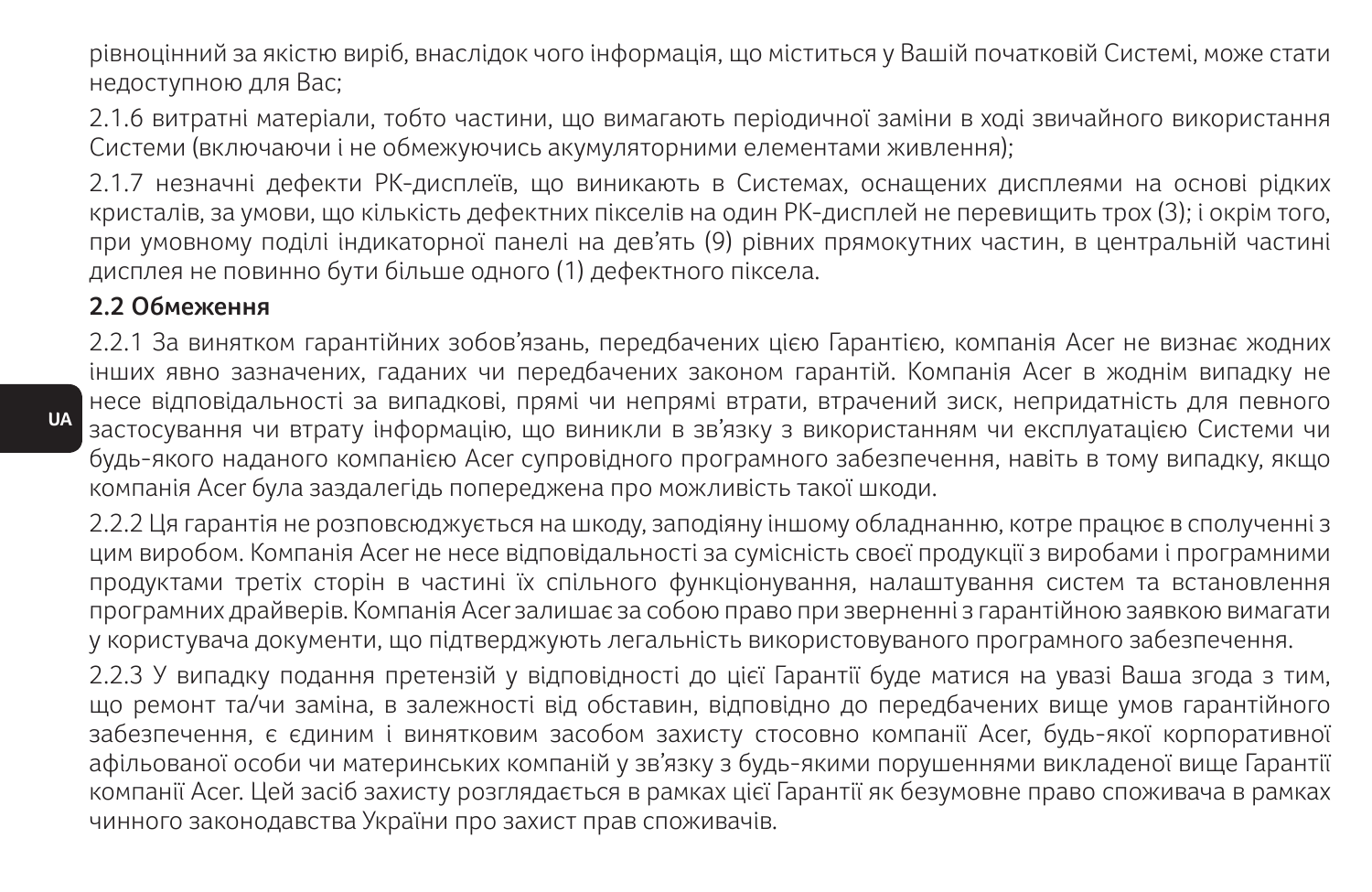рівноцінний за якістю виріб, внаслідок чого інформація, що міститься у Вашій початковій Системі, може стати недоступною для Вас;

2.1.6 витратні матеріали, тобто частини, що вимагають періодичної заміни в ході звичайного використання Системи (включаючи і не обмежуючись акумуляторними елементами живлення);

2.1.7 незначні дефекти РК-дисплеїв, що виникають в Системах, оснащених дисплеями на основі рідких кристалів, за умови, що кількість дефектних пікселів на один РК-дисплей не перевищить трох (3); і окрім того, при умовному поділі індикаторної панелі на дев'ять (9) рівних прямокутних частин, в центральній частині дисплея не повинно бути більше одного (1) дефектного піксела.

**2.2 Обмеження**

2.2.1 За винятком гарантійних зобов'язань, передбачених цією Гарантією, компанія Acer не визнає жодних інших явно зазначених, гаданих чи передбачених законом гарантій. Компанія Acer в жоднім випадку не несе відповідальності за випадкові, прямі чи непрямі втрати, втрачений зиск, непридатність для певного застосування чи втрату інформацію, що виникли в зв'язку з використанням чи експлуатацією Системи чи будь-якого наданого компанією Acer супровідного програмного забезпечення, навіть в тому випадку, якщо компанія Acer була заздалегідь попереджена про можливість такої шкоди.

2.2.2 Ця гарантія не розповсюджується на шкоду, заподіяну іншому обладнанню, котре працює в сполученні з цим виробом. Компанія Acer не несе відповідальності за сумісність своєї продукції з виробами і програмними продуктами третіх сторін в частині їх спільного функціонування, налаштування систем та встановлення програмних драйверів. Компанія Acer залишає за собою право при зверненні з гарантійною заявкою вимагати у користувача документи, що підтверджують легальність використовуваного програмного забезпечення.

2.2.3 У випадку подання претензій у відповідності до цієї Гарантії буде матися на увазі Ваша згода з тим, що ремонт та/чи заміна, в залежності від обставин, відповідно до передбачених вище умов гарантійного забезпечення, є єдиним і винятковим засобом захисту стосовно компанії Acer, будь-якої корпоративної афільованої особи чи материнських компаній у зв'язку з будь-якими порушеннями викладеної вище Гарантії компанії Acer. Цей засіб захисту розглядається в рамках цієї Гарантії як безумовне право споживача в рамках чинного законодавства України про захист прав споживачів.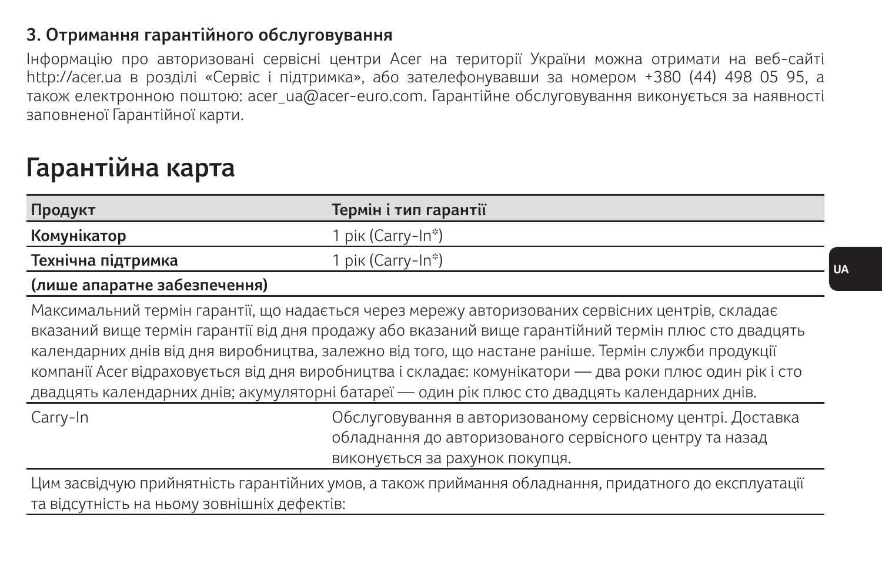### 3. Отримання гарантійного обслуговування

Інформацію про авторизовані сервісні центри Acer на території України можна отримати на веб-сайті http://acer.ua в розділі «Сервіс і підтримка», або зателефонувавши за номером +380 (44) 498 05 95, а також електронною поштою: acer_ua@acer-euro.com. Гарантійне обслуговування виконується за наявності заповненої Гарантійної карти.

# Гарантійна карта

| Продукт | Термін і тип гарантії |
|---|---|
| **Комунікатор** | 1 рік (Carry-In*) |
| **Технічна підтримка** | 1 рік (Carry-In*) |
| **(лише апаратне забезпечення)** | |

Максимальний термін гарантії, що надається через мережу авторизованих сервісних центрів, складає вказаний вище термін гарантії від дня продажу або вказаний вище гарантійний термін плюс сто двадцять календарних днів від дня виробництва, залежно від того, що настане раніше. Термін служби продукції компанії Acer відраховується від дня виробництва і складає: комунікатори — два роки плюс один рік і сто двадцять календарних днів; акумуляторні батареї — один рік плюс сто двадцять календарних днів.

| | |
|---|---|
| Carry-In | Обслуговування в авторизованому сервісному центрі. Доставка обладнання до авторизованого сервісного центру та назад виконується за рахунок покупця. |

Цим засвідчую прийнятність гарантійних умов, а також приймання обладнання, придатного до експлуатації та відсутність на ньому зовнішніх дефектів: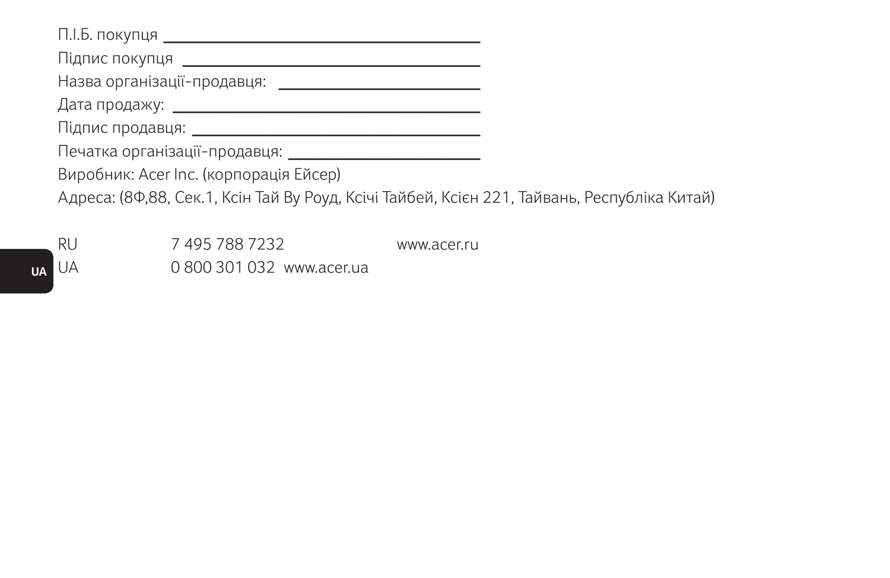П.І.Б. покупця ___________________________________

Підпис покупця ________________________________

Назва організації-продавця: _____________________

Дата продажу: ___________________________________

Підпис продавця: ________________________________

Печатка організації-продавця: ___________________

Виробник: Acer Inc. (корпорація Ейсер)

Адреса: (8Ф,88, Сек.1, Ксін Тай Ву Роуд, Ксічі Тайбей, Ксієн 221, Тайвань, Республіка Китай)

| | | |
|---|---|---|
| RU | 7 495 788 7232 | www.acer.ru |
| UA | 0 800 301 032 | www.acer.ua |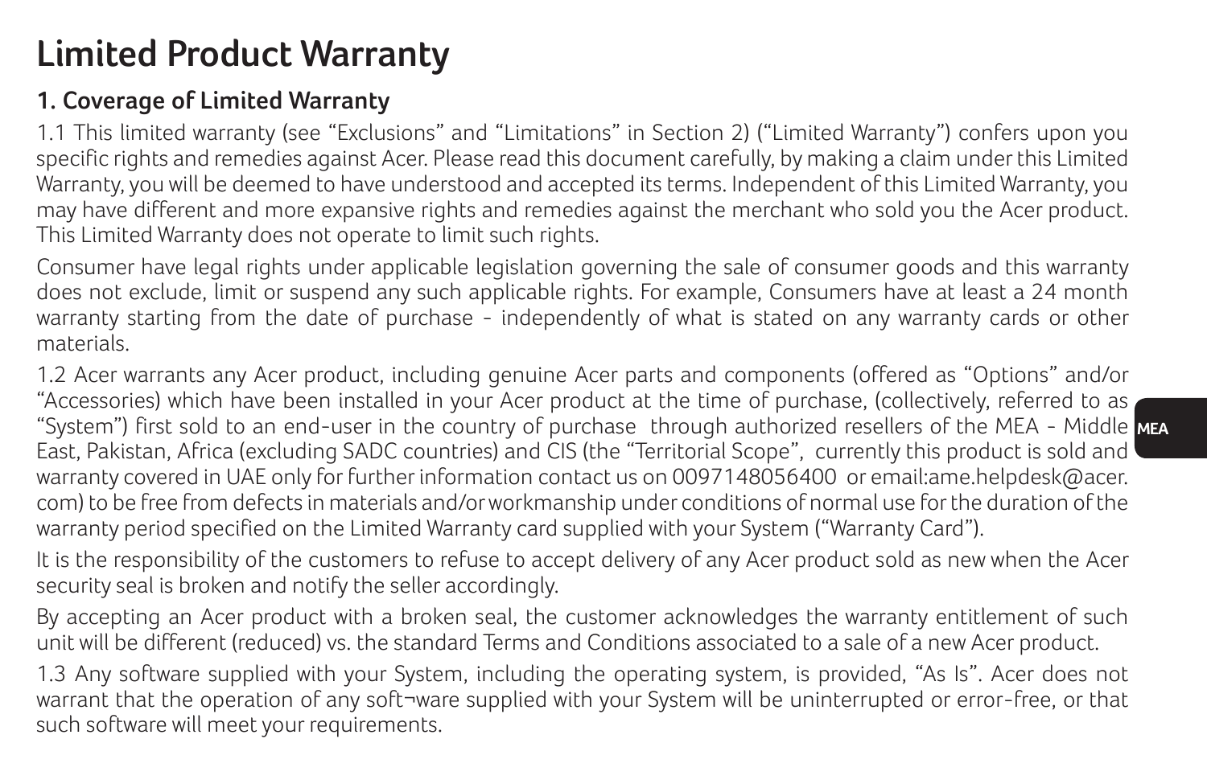# Limited Product Warranty

## 1. Coverage of Limited Warranty

1.1 This limited warranty (see "Exclusions" and "Limitations" in Section 2) ("Limited Warranty") confers upon you specific rights and remedies against Acer. Please read this document carefully, by making a claim under this Limited Warranty, you will be deemed to have understood and accepted its terms. Independent of this Limited Warranty, you may have different and more expansive rights and remedies against the merchant who sold you the Acer product. This Limited Warranty does not operate to limit such rights.

Consumer have legal rights under applicable legislation governing the sale of consumer goods and this warranty does not exclude, limit or suspend any such applicable rights. For example, Consumers have at least a 24 month warranty starting from the date of purchase - independently of what is stated on any warranty cards or other materials.

1.2 Acer warrants any Acer product, including genuine Acer parts and components (offered as "Options" and/or "Accessories) which have been installed in your Acer product at the time of purchase, (collectively, referred to as "System") first sold to an end-user in the country of purchase through authorized resellers of the MEA - Middle East, Pakistan, Africa (excluding SADC countries) and CIS (the "Territorial Scope", currently this product is sold and warranty covered in UAE only for further information contact us on 0097148056400 or email:ame.helpdesk@acer.com) to be free from defects in materials and/or workmanship under conditions of normal use for the duration of the warranty period specified on the Limited Warranty card supplied with your System ("Warranty Card").

It is the responsibility of the customers to refuse to accept delivery of any Acer product sold as new when the Acer security seal is broken and notify the seller accordingly.

By accepting an Acer product with a broken seal, the customer acknowledges the warranty entitlement of such unit will be different (reduced) vs. the standard Terms and Conditions associated to a sale of a new Acer product.

1.3 Any software supplied with your System, including the operating system, is provided, "As Is". Acer does not warrant that the operation of any soft¬ware supplied with your System will be uninterrupted or error-free, or that such software will meet your requirements.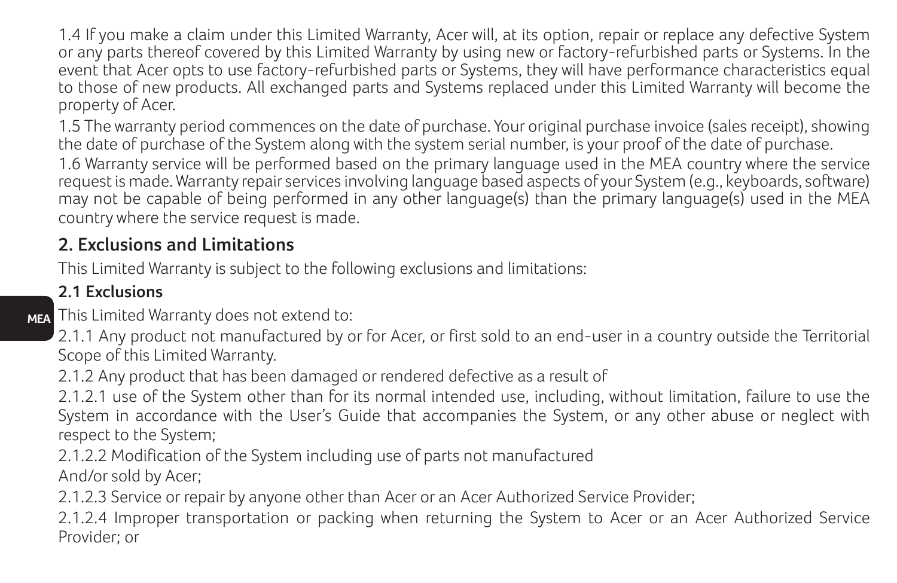1.4 If you make a claim under this Limited Warranty, Acer will, at its option, repair or replace any defective System or any parts thereof covered by this Limited Warranty by using new or factory-refurbished parts or Systems. In the event that Acer opts to use factory-refurbished parts or Systems, they will have performance characteristics equal to those of new products. All exchanged parts and Systems replaced under this Limited Warranty will become the property of Acer.

1.5 The warranty period commences on the date of purchase. Your original purchase invoice (sales receipt), showing the date of purchase of the System along with the system serial number, is your proof of the date of purchase.

1.6 Warranty service will be performed based on the primary language used in the MEA country where the service request is made. Warranty repair services involving language based aspects of your System (e.g., keyboards, software) may not be capable of being performed in any other language(s) than the primary language(s) used in the MEA country where the service request is made.

## 2. Exclusions and Limitations

This Limited Warranty is subject to the following exclusions and limitations:

### 2.1 Exclusions

This Limited Warranty does not extend to:

2.1.1 Any product not manufactured by or for Acer, or first sold to an end-user in a country outside the Territorial Scope of this Limited Warranty.

2.1.2 Any product that has been damaged or rendered defective as a result of

2.1.2.1 use of the System other than for its normal intended use, including, without limitation, failure to use the System in accordance with the User's Guide that accompanies the System, or any other abuse or neglect with respect to the System;

2.1.2.2 Modification of the System including use of parts not manufactured
And/or sold by Acer;

2.1.2.3 Service or repair by anyone other than Acer or an Acer Authorized Service Provider;

2.1.2.4 Improper transportation or packing when returning the System to Acer or an Acer Authorized Service Provider; or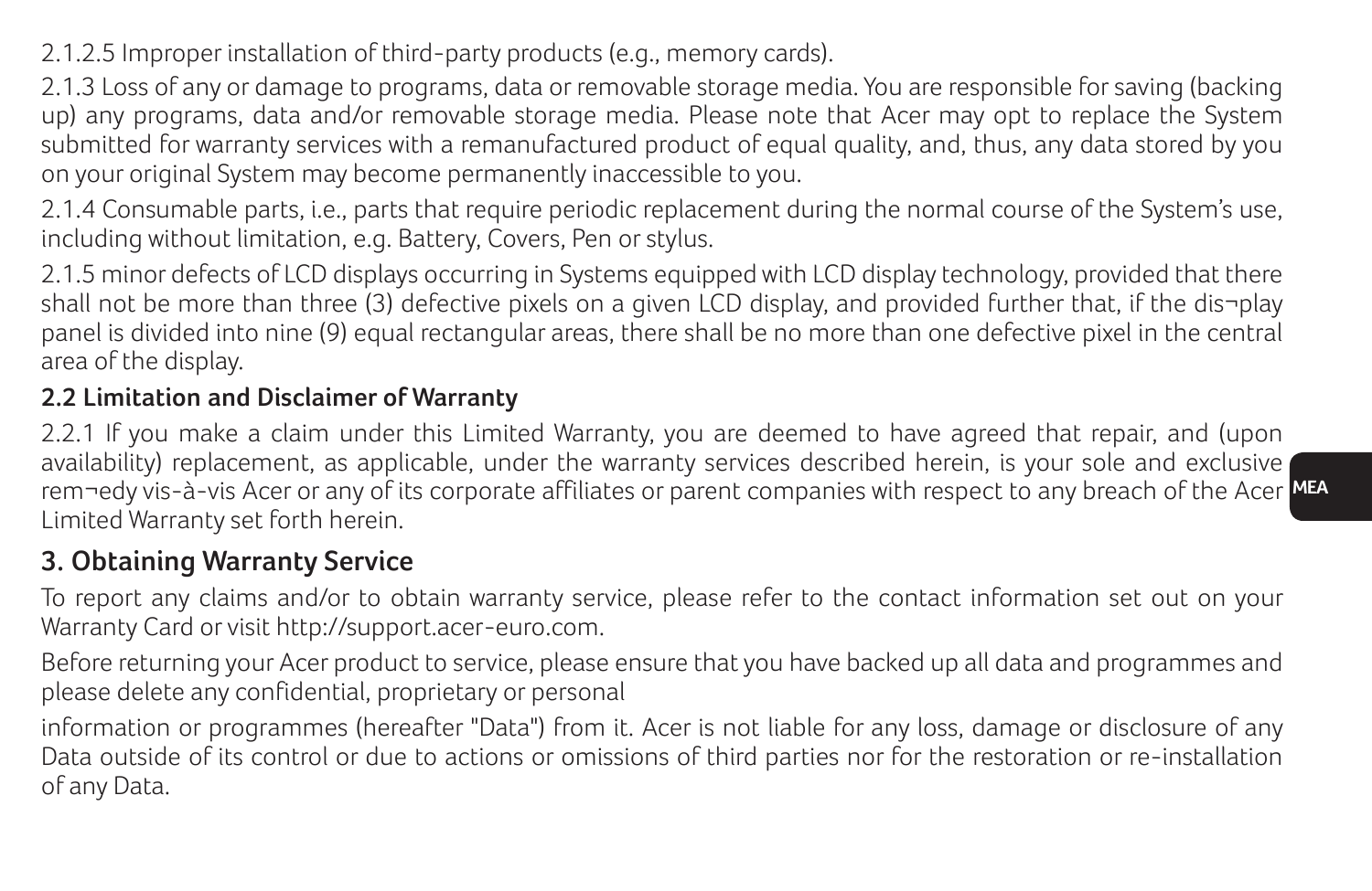2.1.2.5 Improper installation of third-party products (e.g., memory cards).

2.1.3 Loss of any or damage to programs, data or removable storage media. You are responsible for saving (backing up) any programs, data and/or removable storage media. Please note that Acer may opt to replace the System submitted for warranty services with a remanufactured product of equal quality, and, thus, any data stored by you on your original System may become permanently inaccessible to you.

2.1.4 Consumable parts, i.e., parts that require periodic replacement during the normal course of the System's use, including without limitation, e.g. Battery, Covers, Pen or stylus.

2.1.5 minor defects of LCD displays occurring in Systems equipped with LCD display technology, provided that there shall not be more than three (3) defective pixels on a given LCD display, and provided further that, if the dis¬play panel is divided into nine (9) equal rectangular areas, there shall be no more than one defective pixel in the central area of the display.

**2.2 Limitation and Disclaimer of Warranty**

2.2.1 If you make a claim under this Limited Warranty, you are deemed to have agreed that repair, and (upon availability) replacement, as applicable, under the warranty services described herein, is your sole and exclusive rem¬edy vis-à-vis Acer or any of its corporate affiliates or parent companies with respect to any breach of the Acer Limited Warranty set forth herein.

## 3. Obtaining Warranty Service

To report any claims and/or to obtain warranty service, please refer to the contact information set out on your Warranty Card or visit http://support.acer-euro.com.

Before returning your Acer product to service, please ensure that you have backed up all data and programmes and please delete any confidential, proprietary or personal

information or programmes (hereafter "Data") from it. Acer is not liable for any loss, damage or disclosure of any Data outside of its control or due to actions or omissions of third parties nor for the restoration or re-installation of any Data.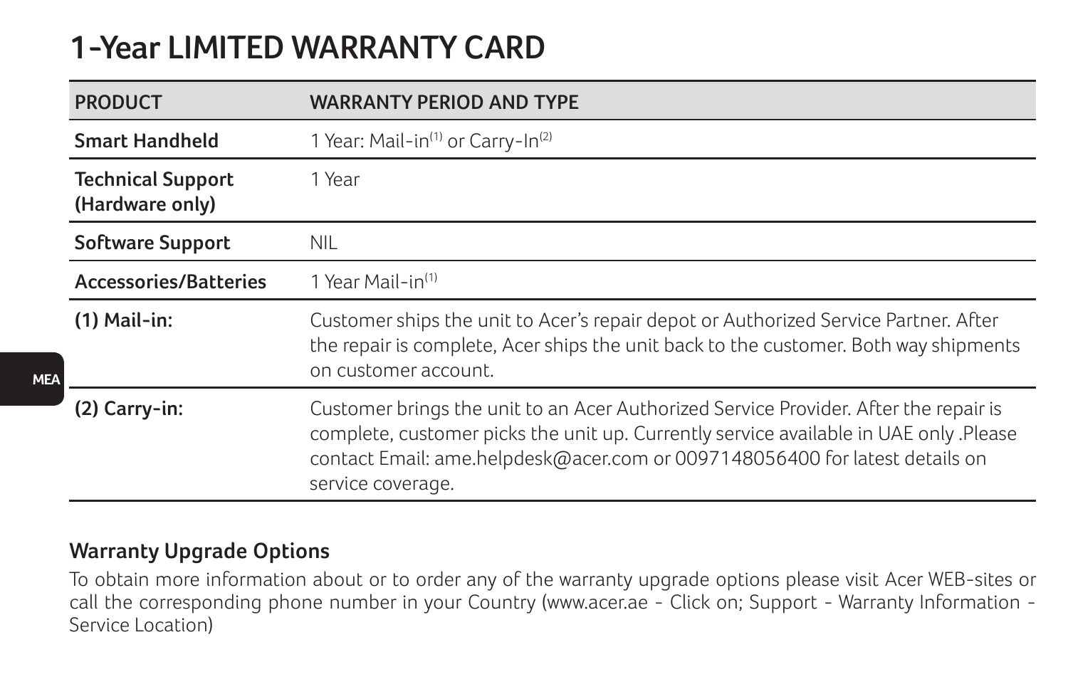# 1-Year LIMITED WARRANTY CARD

| PRODUCT | WARRANTY PERIOD AND TYPE |
|---|---|
| **Smart Handheld** | 1 Year: Mail-in(1) or Carry-In(2) |
| **Technical Support (Hardware only)** | 1 Year |
| **Software Support** | NIL |
| **Accessories/Batteries** | 1 Year Mail-in(1) |
| **(1) Mail-in:** | Customer ships the unit to Acer's repair depot or Authorized Service Partner. After the repair is complete, Acer ships the unit back to the customer. Both way shipments on customer account. |
| **(2) Carry-in:** | Customer brings the unit to an Acer Authorized Service Provider. After the repair is complete, customer picks the unit up. Currently service available in UAE only .Please contact Email: ame.helpdesk@acer.com or 0097148056400 for latest details on service coverage. |

## Warranty Upgrade Options

To obtain more information about or to order any of the warranty upgrade options please visit Acer WEB-sites or call the corresponding phone number in your Country (www.acer.ae - Click on; Support - Warranty Information - Service Location)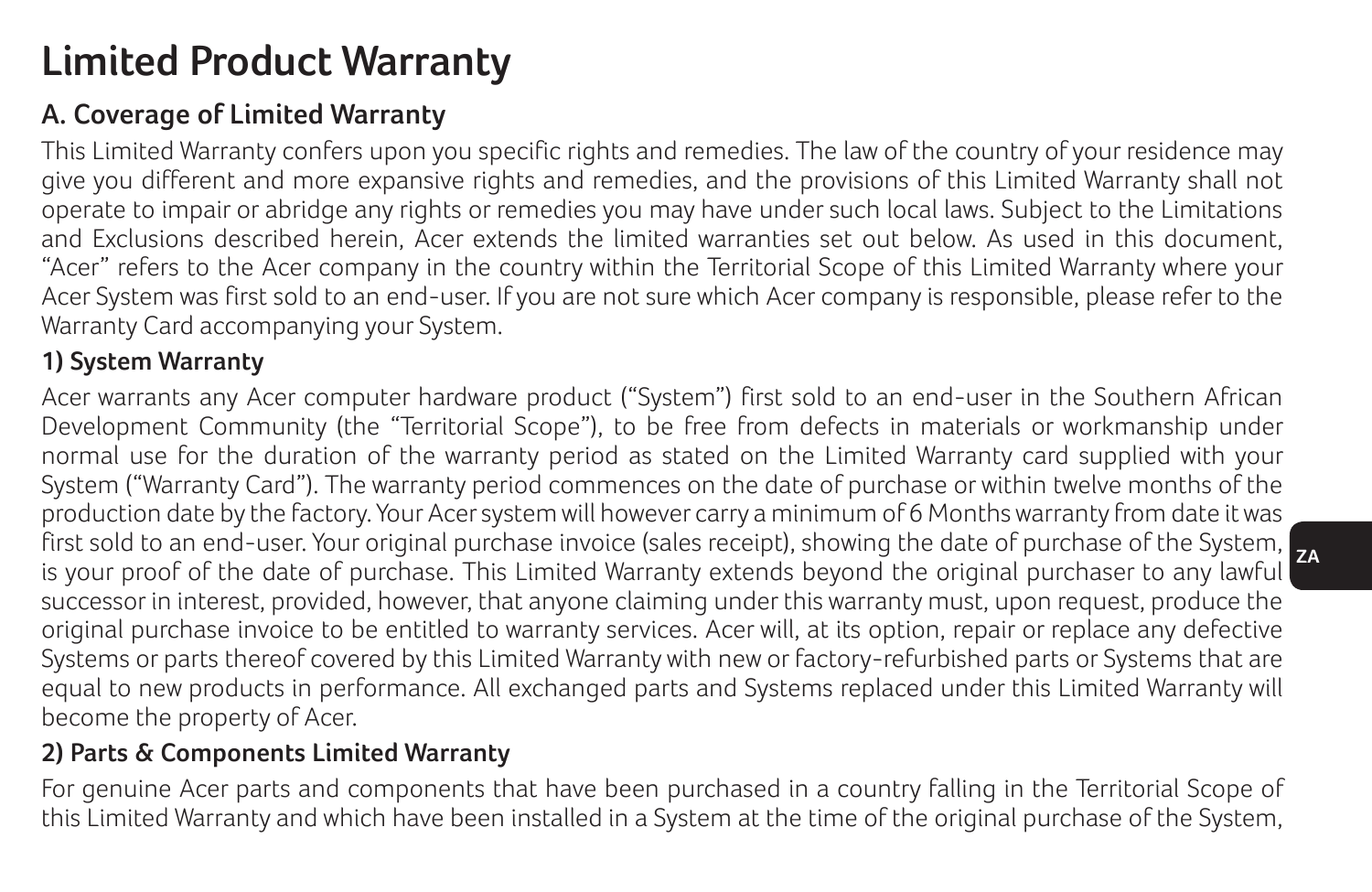# Limited Product Warranty

## A. Coverage of Limited Warranty

This Limited Warranty confers upon you specific rights and remedies. The law of the country of your residence may give you different and more expansive rights and remedies, and the provisions of this Limited Warranty shall not operate to impair or abridge any rights or remedies you may have under such local laws. Subject to the Limitations and Exclusions described herein, Acer extends the limited warranties set out below. As used in this document, "Acer" refers to the Acer company in the country within the Territorial Scope of this Limited Warranty where your Acer System was first sold to an end-user. If you are not sure which Acer company is responsible, please refer to the Warranty Card accompanying your System.

### 1) System Warranty

Acer warrants any Acer computer hardware product ("System") first sold to an end-user in the Southern African Development Community (the "Territorial Scope"), to be free from defects in materials or workmanship under normal use for the duration of the warranty period as stated on the Limited Warranty card supplied with your System ("Warranty Card"). The warranty period commences on the date of purchase or within twelve months of the production date by the factory. Your Acer system will however carry a minimum of 6 Months warranty from date it was first sold to an end-user. Your original purchase invoice (sales receipt), showing the date of purchase of the System, is your proof of the date of purchase. This Limited Warranty extends beyond the original purchaser to any lawful successor in interest, provided, however, that anyone claiming under this warranty must, upon request, produce the original purchase invoice to be entitled to warranty services. Acer will, at its option, repair or replace any defective Systems or parts thereof covered by this Limited Warranty with new or factory-refurbished parts or Systems that are equal to new products in performance. All exchanged parts and Systems replaced under this Limited Warranty will become the property of Acer.

### 2) Parts & Components Limited Warranty

For genuine Acer parts and components that have been purchased in a country falling in the Territorial Scope of this Limited Warranty and which have been installed in a System at the time of the original purchase of the System,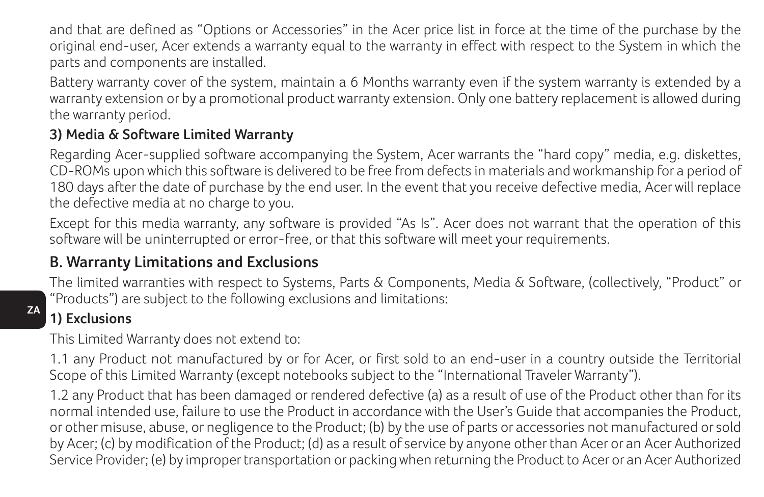and that are defined as "Options or Accessories" in the Acer price list in force at the time of the purchase by the original end-user, Acer extends a warranty equal to the warranty in effect with respect to the System in which the parts and components are installed.

Battery warranty cover of the system, maintain a 6 Months warranty even if the system warranty is extended by a warranty extension or by a promotional product warranty extension. Only one battery replacement is allowed during the warranty period.

### 3) Media & Software Limited Warranty

Regarding Acer-supplied software accompanying the System, Acer warrants the "hard copy" media, e.g. diskettes, CD-ROMs upon which this software is delivered to be free from defects in materials and workmanship for a period of 180 days after the date of purchase by the end user. In the event that you receive defective media, Acer will replace the defective media at no charge to you.

Except for this media warranty, any software is provided "As Is". Acer does not warrant that the operation of this software will be uninterrupted or error-free, or that this software will meet your requirements.

## B. Warranty Limitations and Exclusions

The limited warranties with respect to Systems, Parts & Components, Media & Software, (collectively, "Product" or "Products") are subject to the following exclusions and limitations:

### 1) Exclusions

This Limited Warranty does not extend to:

1.1 any Product not manufactured by or for Acer, or first sold to an end-user in a country outside the Territorial Scope of this Limited Warranty (except notebooks subject to the "International Traveler Warranty").

1.2 any Product that has been damaged or rendered defective (a) as a result of use of the Product other than for its normal intended use, failure to use the Product in accordance with the User's Guide that accompanies the Product, or other misuse, abuse, or negligence to the Product; (b) by the use of parts or accessories not manufactured or sold by Acer; (c) by modification of the Product; (d) as a result of service by anyone other than Acer or an Acer Authorized Service Provider; (e) by improper transportation or packing when returning the Product to Acer or an Acer Authorized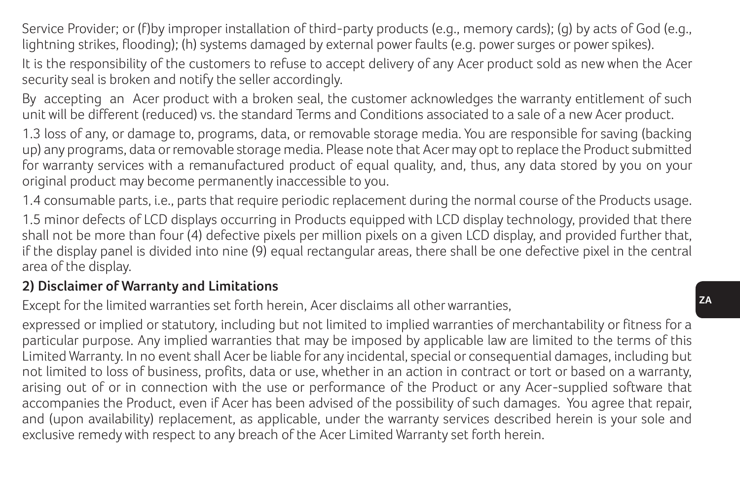Service Provider; or (f)by improper installation of third-party products (e.g., memory cards); (g) by acts of God (e.g., lightning strikes, flooding); (h) systems damaged by external power faults (e.g. power surges or power spikes).

It is the responsibility of the customers to refuse to accept delivery of any Acer product sold as new when the Acer security seal is broken and notify the seller accordingly.

By accepting an Acer product with a broken seal, the customer acknowledges the warranty entitlement of such unit will be different (reduced) vs. the standard Terms and Conditions associated to a sale of a new Acer product.

1.3 loss of any, or damage to, programs, data, or removable storage media. You are responsible for saving (backing up) any programs, data or removable storage media. Please note that Acer may opt to replace the Product submitted for warranty services with a remanufactured product of equal quality, and, thus, any data stored by you on your original product may become permanently inaccessible to you.

1.4 consumable parts, i.e., parts that require periodic replacement during the normal course of the Products usage.

1.5 minor defects of LCD displays occurring in Products equipped with LCD display technology, provided that there shall not be more than four (4) defective pixels per million pixels on a given LCD display, and provided further that, if the display panel is divided into nine (9) equal rectangular areas, there shall be one defective pixel in the central area of the display.

**2) Disclaimer of Warranty and Limitations**

Except for the limited warranties set forth herein, Acer disclaims all other warranties,

expressed or implied or statutory, including but not limited to implied warranties of merchantability or fitness for a particular purpose. Any implied warranties that may be imposed by applicable law are limited to the terms of this Limited Warranty. In no event shall Acer be liable for any incidental, special or consequential damages, including but not limited to loss of business, profits, data or use, whether in an action in contract or tort or based on a warranty, arising out of or in connection with the use or performance of the Product or any Acer-supplied software that accompanies the Product, even if Acer has been advised of the possibility of such damages. You agree that repair, and (upon availability) replacement, as applicable, under the warranty services described herein is your sole and exclusive remedy with respect to any breach of the Acer Limited Warranty set forth herein.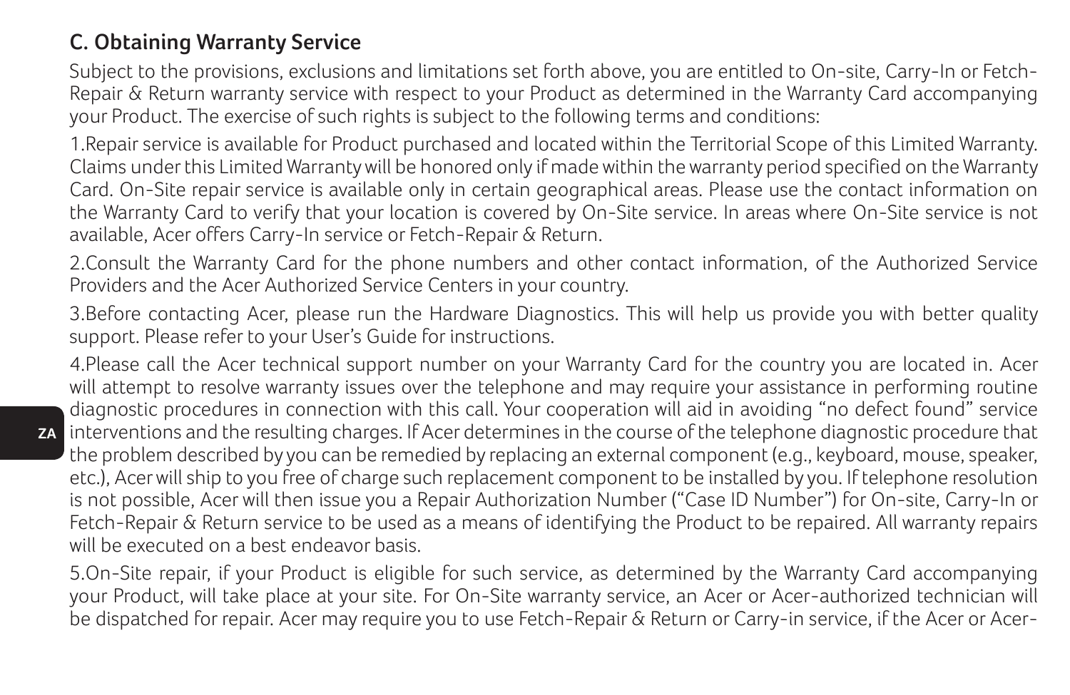## C. Obtaining Warranty Service

Subject to the provisions, exclusions and limitations set forth above, you are entitled to On-site, Carry-In or Fetch-Repair & Return warranty service with respect to your Product as determined in the Warranty Card accompanying your Product. The exercise of such rights is subject to the following terms and conditions:

1.Repair service is available for Product purchased and located within the Territorial Scope of this Limited Warranty. Claims under this Limited Warranty will be honored only if made within the warranty period specified on the Warranty Card. On-Site repair service is available only in certain geographical areas. Please use the contact information on the Warranty Card to verify that your location is covered by On-Site service. In areas where On-Site service is not available, Acer offers Carry-In service or Fetch-Repair & Return.

2.Consult the Warranty Card for the phone numbers and other contact information, of the Authorized Service Providers and the Acer Authorized Service Centers in your country.

3.Before contacting Acer, please run the Hardware Diagnostics. This will help us provide you with better quality support. Please refer to your User's Guide for instructions.

4.Please call the Acer technical support number on your Warranty Card for the country you are located in. Acer will attempt to resolve warranty issues over the telephone and may require your assistance in performing routine diagnostic procedures in connection with this call. Your cooperation will aid in avoiding "no defect found" service interventions and the resulting charges. If Acer determines in the course of the telephone diagnostic procedure that the problem described by you can be remedied by replacing an external component (e.g., keyboard, mouse, speaker, etc.), Acer will ship to you free of charge such replacement component to be installed by you. If telephone resolution is not possible, Acer will then issue you a Repair Authorization Number ("Case ID Number") for On-site, Carry-In or Fetch-Repair & Return service to be used as a means of identifying the Product to be repaired. All warranty repairs will be executed on a best endeavor basis.

5.On-Site repair, if your Product is eligible for such service, as determined by the Warranty Card accompanying your Product, will take place at your site. For On-Site warranty service, an Acer or Acer-authorized technician will be dispatched for repair. Acer may require you to use Fetch-Repair & Return or Carry-in service, if the Acer or Acer-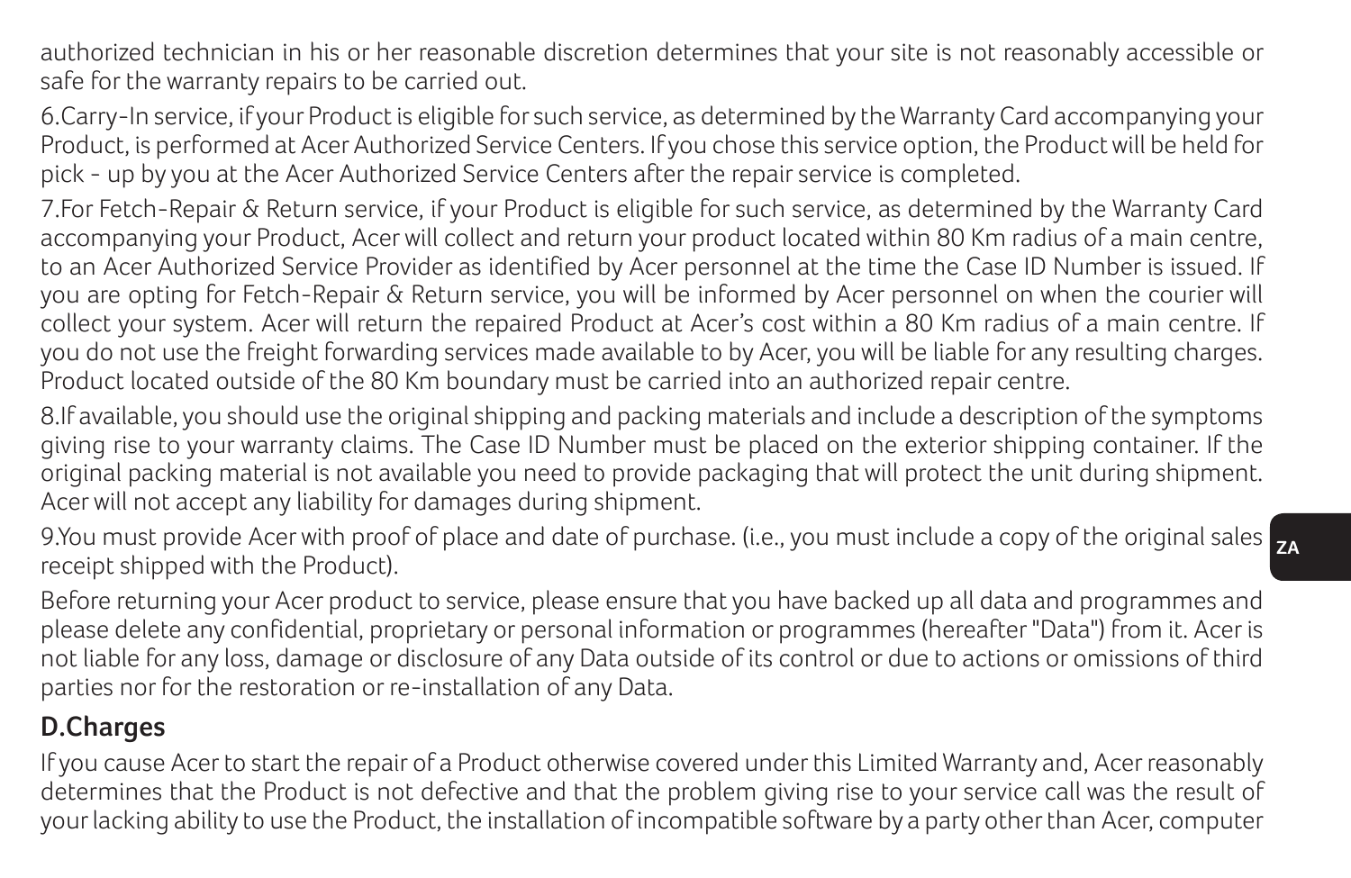authorized technician in his or her reasonable discretion determines that your site is not reasonably accessible or safe for the warranty repairs to be carried out.

6.Carry-In service, if your Product is eligible for such service, as determined by the Warranty Card accompanying your Product, is performed at Acer Authorized Service Centers. If you chose this service option, the Product will be held for pick - up by you at the Acer Authorized Service Centers after the repair service is completed.

7.For Fetch-Repair & Return service, if your Product is eligible for such service, as determined by the Warranty Card accompanying your Product, Acer will collect and return your product located within 80 Km radius of a main centre, to an Acer Authorized Service Provider as identified by Acer personnel at the time the Case ID Number is issued. If you are opting for Fetch-Repair & Return service, you will be informed by Acer personnel on when the courier will collect your system. Acer will return the repaired Product at Acer's cost within a 80 Km radius of a main centre. If you do not use the freight forwarding services made available to by Acer, you will be liable for any resulting charges. Product located outside of the 80 Km boundary must be carried into an authorized repair centre.

8.If available, you should use the original shipping and packing materials and include a description of the symptoms giving rise to your warranty claims. The Case ID Number must be placed on the exterior shipping container. If the original packing material is not available you need to provide packaging that will protect the unit during shipment. Acer will not accept any liability for damages during shipment.

9.You must provide Acer with proof of place and date of purchase. (i.e., you must include a copy of the original sales receipt shipped with the Product).

Before returning your Acer product to service, please ensure that you have backed up all data and programmes and please delete any confidential, proprietary or personal information or programmes (hereafter "Data") from it. Acer is not liable for any loss, damage or disclosure of any Data outside of its control or due to actions or omissions of third parties nor for the restoration or re-installation of any Data.

## D.Charges

If you cause Acer to start the repair of a Product otherwise covered under this Limited Warranty and, Acer reasonably determines that the Product is not defective and that the problem giving rise to your service call was the result of your lacking ability to use the Product, the installation of incompatible software by a party other than Acer, computer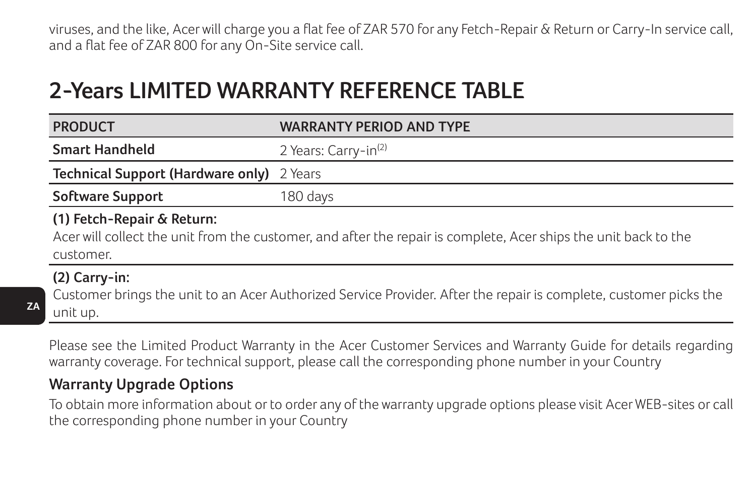viruses, and the like, Acer will charge you a flat fee of ZAR 570 for any Fetch-Repair & Return or Carry-In service call, and a flat fee of ZAR 800 for any On-Site service call.

# 2-Years LIMITED WARRANTY REFERENCE TABLE

| PRODUCT | WARRANTY PERIOD AND TYPE |
|---|---|
| **Smart Handheld** | 2 Years: Carry-in(2) |
| **Technical Support (Hardware only)** | 2 Years |
| **Software Support** | 180 days |

**(1) Fetch-Repair & Return:**

Acer will collect the unit from the customer, and after the repair is complete, Acer ships the unit back to the customer.

**(2) Carry-in:**

Customer brings the unit to an Acer Authorized Service Provider. After the repair is complete, customer picks the unit up.

Please see the Limited Product Warranty in the Acer Customer Services and Warranty Guide for details regarding warranty coverage. For technical support, please call the corresponding phone number in your Country

## Warranty Upgrade Options

To obtain more information about or to order any of the warranty upgrade options please visit Acer WEB-sites or call the corresponding phone number in your Country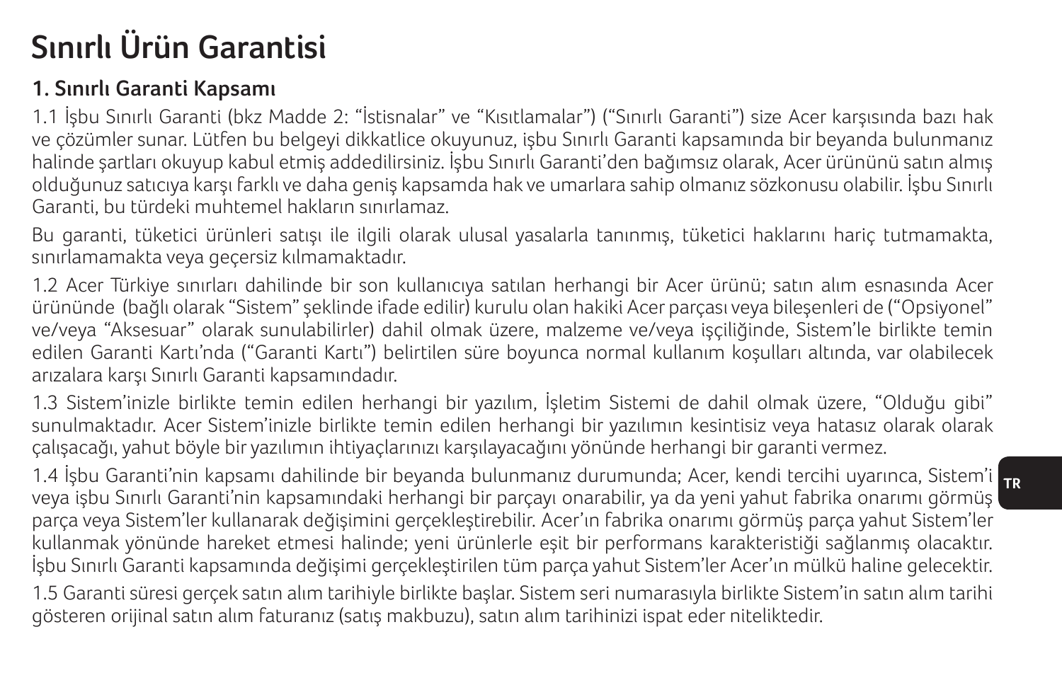# Sınırlı Ürün Garantisi

## 1. Sınırlı Garanti Kapsamı

1.1 İşbu Sınırlı Garanti (bkz Madde 2: "İstisnalar" ve "Kısıtlamalar") ("Sınırlı Garanti") size Acer karşısında bazı hak ve çözümler sunar. Lütfen bu belgeyi dikkatlice okuyunuz, işbu Sınırlı Garanti kapsamında bir beyanda bulunmanız halinde şartları okuyup kabul etmiş addedilirsiniz. İşbu Sınırlı Garanti'den bağımsız olarak, Acer ürününü satın almış olduğunuz satıcıya karşı farklı ve daha geniş kapsamda hak ve umarlara sahip olmanız sözkonusu olabilir. İşbu Sınırlı Garanti, bu türdeki muhtemel hakların sınırlamaz.

Bu garanti, tüketici ürünleri satışı ile ilgili olarak ulusal yasalarla tanınmış, tüketici haklarını hariç tutmamakta, sınırlamamakta veya geçersiz kılmamaktadır.

1.2 Acer Türkiye sınırları dahilinde bir son kullanıcıya satılan herhangi bir Acer ürünü; satın alım esnasında Acer ürününde (bağlı olarak "Sistem" şeklinde ifade edilir) kurulu olan hakiki Acer parçası veya bileşenleri de ("Opsiyonel" ve/veya "Aksesuar" olarak sunulabilirler) dahil olmak üzere, malzeme ve/veya işçiliğinde, Sistem'le birlikte temin edilen Garanti Kartı'nda ("Garanti Kartı") belirtilen süre boyunca normal kullanım koşulları altında, var olabilecek arızalara karşı Sınırlı Garanti kapsamındadır.

1.3 Sistem'inizle birlikte temin edilen herhangi bir yazılım, İşletim Sistemi de dahil olmak üzere, "Olduğu gibi" sunulmaktadır. Acer Sistem'inizle birlikte temin edilen herhangi bir yazılımın kesintisiz veya hatasız olarak olarak çalışacağı, yahut böyle bir yazılımın ihtiyaçlarınızı karşılayacağını yönünde herhangi bir garanti vermez.

1.4 İşbu Garanti'nin kapsamı dahilinde bir beyanda bulunmanız durumunda; Acer, kendi tercihi uyarınca, Sistem'i veya işbu Sınırlı Garanti'nin kapsamındaki herhangi bir parçayı onarabilir, ya da yeni yahut fabrika onarımı görmüş parça veya Sistem'ler kullanarak değişimini gerçekleştirebilir. Acer'ın fabrika onarımı görmüş parça yahut Sistem'ler kullanmak yönünde hareket etmesi halinde; yeni ürünlerle eşit bir performans karakteristiği sağlanmış olacaktır. İşbu Sınırlı Garanti kapsamında değişimi gerçekleştirilen tüm parça yahut Sistem'ler Acer'ın mülkü haline gelecektir.

1.5 Garanti süresi gerçek satın alım tarihiyle birlikte başlar. Sistem seri numarasıyla birlikte Sistem'in satın alım tarihi gösteren orijinal satın alım faturanız (satış makbuzu), satın alım tarihinizi ispat eder niteliktedir.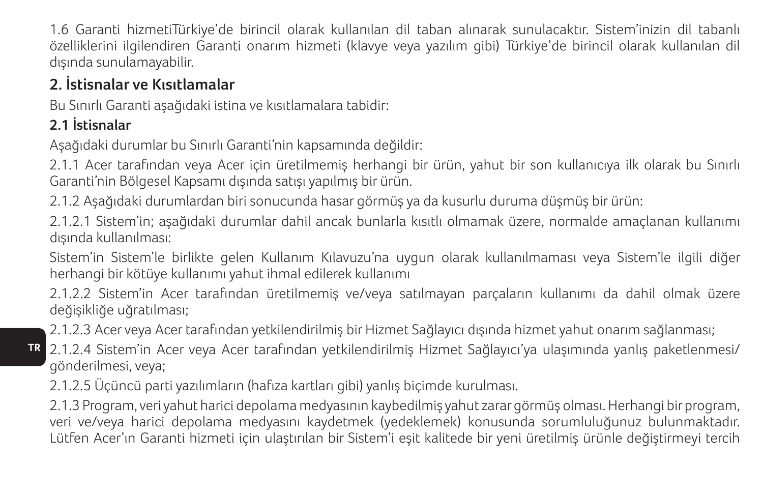1.6 Garanti hizmetiTürkiye'de birincil olarak kullanılan dil taban alınarak sunulacaktır. Sistem'inizin dil tabanlı özelliklerini ilgilendiren Garanti onarım hizmeti (klavye veya yazılım gibi) Türkiye'de birincil olarak kullanılan dil dışında sunulamayabilir.

## 2. İstisnalar ve Kısıtlamalar

Bu Sınırlı Garanti aşağıdaki istina ve kısıtlamalara tabidir:

### 2.1 İstisnalar

Aşağıdaki durumlar bu Sınırlı Garanti'nin kapsamında değildir:

2.1.1 Acer tarafından veya Acer için üretilmemiş herhangi bir ürün, yahut bir son kullanıcıya ilk olarak bu Sınırlı Garanti'nin Bölgesel Kapsamı dışında satışı yapılmış bir ürün.

2.1.2 Aşağıdaki durumlardan biri sonucunda hasar görmüş ya da kusurlu duruma düşmüş bir ürün:

2.1.2.1 Sistem'in; aşağıdaki durumlar dahil ancak bunlarla kısıtlı olmamak üzere, normalde amaçlanan kullanımı dışında kullanılması:

Sistem'in Sistem'le birlikte gelen Kullanım Kılavuzu'na uygun olarak kullanılmaması veya Sistem'le ilgili diğer herhangi bir kötüye kullanımı yahut ihmal edilerek kullanımı

2.1.2.2 Sistem'in Acer tarafından üretilmemiş ve/veya satılmayan parçaların kullanımı da dahil olmak üzere değişikliğe uğratılması;

2.1.2.3 Acer veya Acer tarafından yetkilendirilmiş bir Hizmet Sağlayıcı dışında hizmet yahut onarım sağlanması;

2.1.2.4 Sistem'in Acer veya Acer tarafından yetkilendirilmiş Hizmet Sağlayıcı'ya ulaşımında yanlış paketlenmesi/gönderilmesi, veya;

2.1.2.5 Üçüncü parti yazılımların (hafıza kartları gibi) yanlış biçimde kurulması.

2.1.3 Program, veri yahut harici depolama medyasının kaybedilmiş yahut zarar görmüş olması. Herhangi bir program, veri ve/veya harici depolama medyasını kaydetmek (yedeklemek) konusunda sorumluluğunuz bulunmaktadır. Lütfen Acer'ın Garanti hizmeti için ulaştırılan bir Sistem'i eşit kalitede bir yeni üretilmiş ürünle değiştirmeyi tercih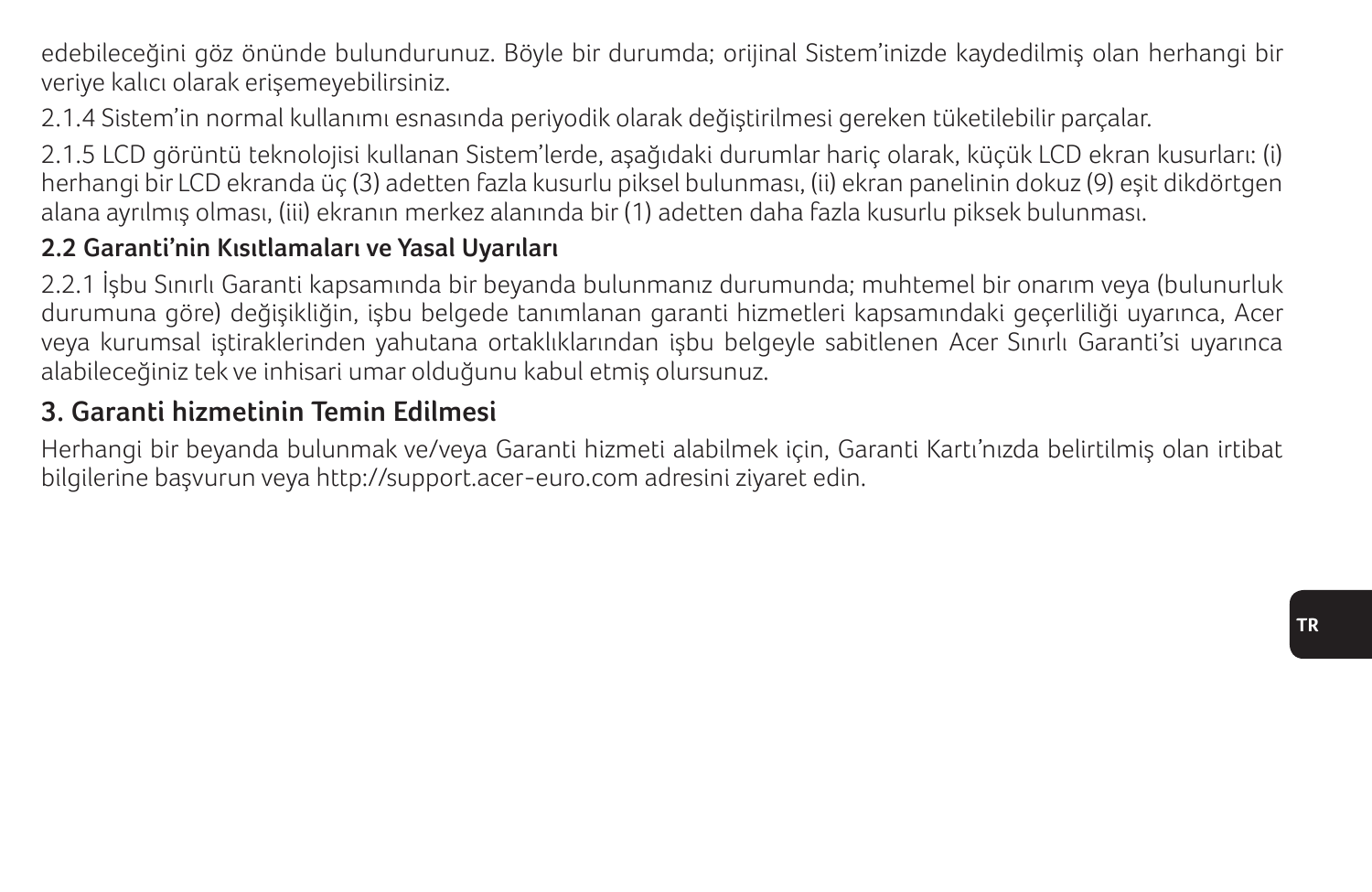edebileceğini göz önünde bulundurunuz. Böyle bir durumda; orijinal Sistem'inizde kaydedilmiş olan herhangi bir veriye kalıcı olarak erişemeyebilirsiniz.

2.1.4 Sistem'in normal kullanımı esnasında periyodik olarak değiştirilmesi gereken tüketilebilir parçalar.

2.1.5 LCD görüntü teknolojisi kullanan Sistem'lerde, aşağıdaki durumlar hariç olarak, küçük LCD ekran kusurları: (i) herhangi bir LCD ekranda üç (3) adetten fazla kusurlu piksel bulunması, (ii) ekran panelinin dokuz (9) eşit dikdörtgen alana ayrılmış olması, (iii) ekranın merkez alanında bir (1) adetten daha fazla kusurlu piksek bulunması.

### 2.2 Garanti'nin Kısıtlamaları ve Yasal Uyarıları

2.2.1 İşbu Sınırlı Garanti kapsamında bir beyanda bulunmanız durumunda; muhtemel bir onarım veya (bulunurluk durumuna göre) değişikliğin, işbu belgede tanımlanan garanti hizmetleri kapsamındaki geçerliliği uyarınca, Acer veya kurumsal iştiraklerinden yahutana ortaklıklarından işbu belgeyle sabitlenen Acer Sınırlı Garanti'si uyarınca alabileceğiniz tek ve inhisari umar olduğunu kabul etmiş olursunuz.

## 3. Garanti hizmetinin Temin Edilmesi

Herhangi bir beyanda bulunmak ve/veya Garanti hizmeti alabilmek için, Garanti Kartı'nızda belirtilmiş olan irtibat bilgilerine başvurun veya http://support.acer-euro.com adresini ziyaret edin.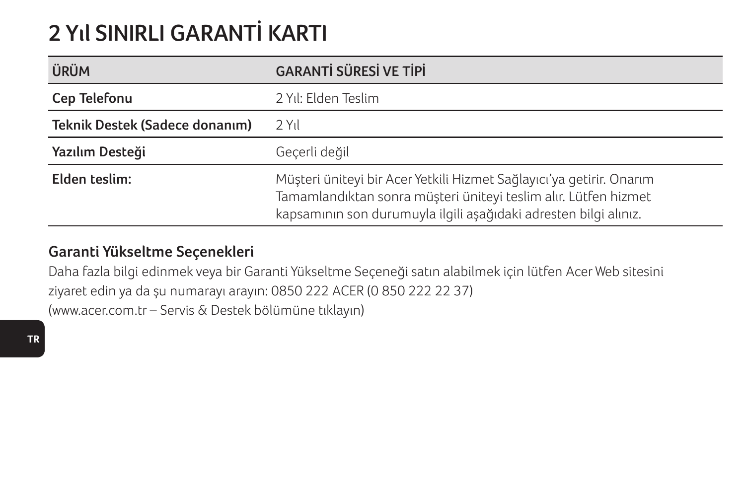# 2 Yıl SINIRLI GARANTİ KARTI

| ÜRÜM | GARANTİ SÜRESİ VE TİPİ |
|---|---|
| **Cep Telefonu** | 2 Yıl: Elden Teslim |
| **Teknik Destek (Sadece donanım)** | 2 Yıl |
| **Yazılım Desteği** | Geçerli değil |
| **Elden teslim:** | Müşteri üniteyi bir Acer Yetkili Hizmet Sağlayıcı'ya getirir. Onarım Tamamlandıktan sonra müşteri üniteyi teslim alır. Lütfen hizmet kapsamının son durumuyla ilgili aşağıdaki adresten bilgi alınız. |

## Garanti Yükseltme Seçenekleri

Daha fazla bilgi edinmek veya bir Garanti Yükseltme Seçeneği satın alabilmek için lütfen Acer Web sitesini ziyaret edin ya da şu numarayı arayın: 0850 222 ACER (0 850 222 22 37)
(www.acer.com.tr – Servis & Destek bölümüne tıklayın)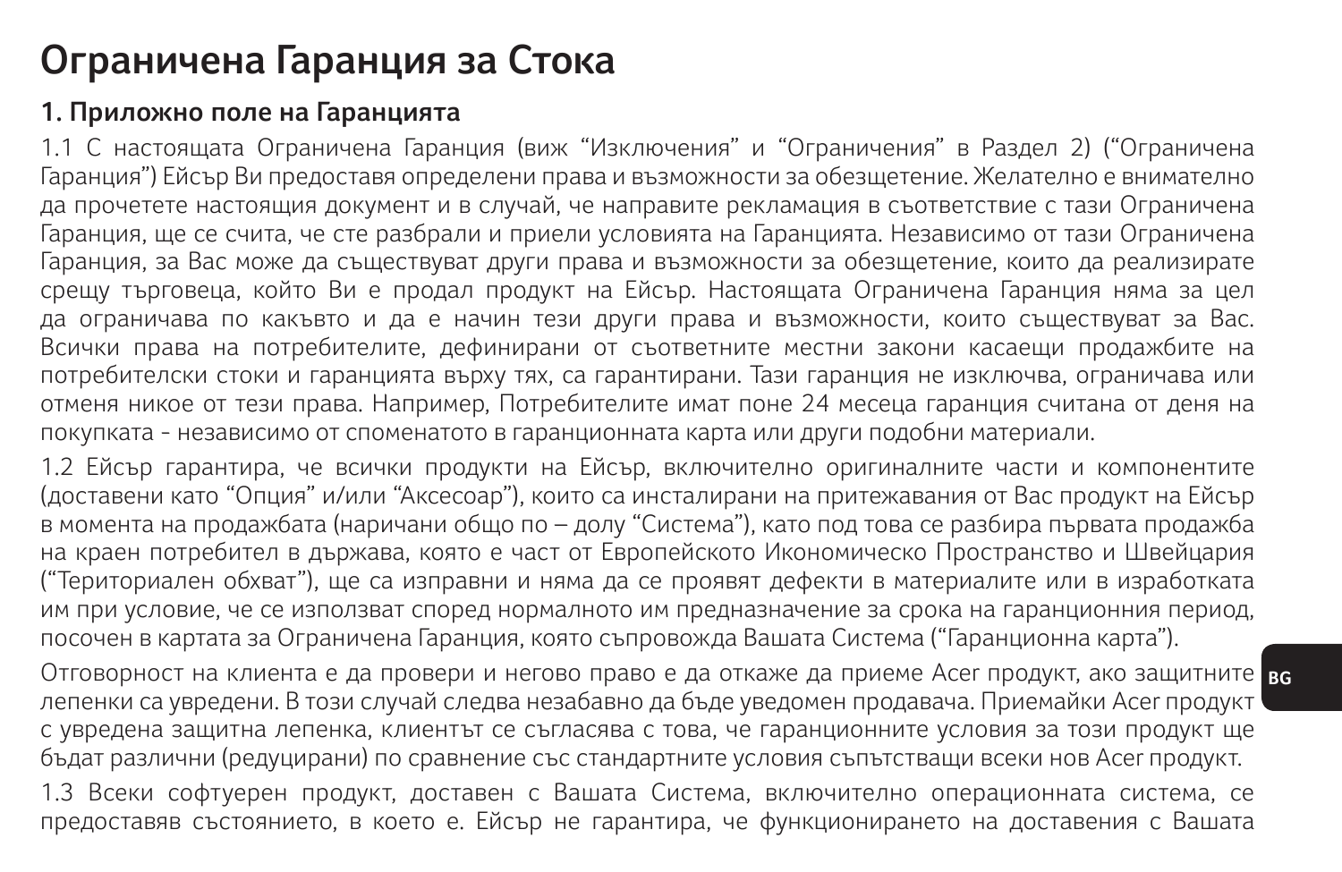# Ограничена Гаранция за Стока

## 1. Приложно поле на Гаранцията

1.1 С настоящата Ограничена Гаранция (виж "Изключения" и "Ограничения" в Раздел 2) ("Ограничена Гаранция") Ейсър Ви предоставя определени права и възможности за обезщетение. Желателно е внимателно да прочетете настоящия документ и в случай, че направите рекламация в съответствие с тази Ограничена Гаранция, ще се счита, че сте разбрали и приели условията на Гаранцията. Независимо от тази Ограничена Гаранция, за Вас може да съществуват други права и възможности за обезщетение, които да реализирате срещу търговеца, който Ви е продал продукт на Ейсър. Настоящата Ограничена Гаранция няма за цел да ограничава по какъвто и да е начин тези други права и възможности, които съществуват за Вас. Всички права на потребителите, дефинирани от съответните местни закони касаещи продажбите на потребителски стоки и гаранцията върху тях, са гарантирани. Тази гаранция не изключва, ограничава или отменя никое от тези права. Например, Потребителите имат поне 24 месеца гаранция считана от деня на покупката - независимо от споменатото в гаранционната карта или други подобни материали.

1.2 Ейсър гарантира, че всички продукти на Ейсър, включително оригиналните части и компонентите (доставени като "Опция" и/или "Аксесоар"), които са инсталирани на притежавания от Вас продукт на Ейсър в момента на продажбата (наричани общо по – долу "Система"), като под това се разбира първата продажба на краен потребител в държава, която е част от Европейското Икономическо Пространство и Швейцария ("Териториален обхват"), ще са изправни и няма да се проявят дефекти в материалите или в изработката им при условие, че се използват според нормалното им предназначение за срока на гаранционния период, посочен в картата за Ограничена Гаранция, която съпровожда Вашата Система ("Гаранционна карта").

Отговорност на клиента е да провери и негово право е да откаже да приеме Acer продукт, ако защитните лепенки са увредени. В този случай следва незабавно да бъде уведомен продавача. Приемайки Acer продукт с увредена защитна лепенка, клиентът се съгласява с това, че гаранционните условия за този продукт ще бъдат различни (редуцирани) по сравнение със стандартните условия съпътстващи всеки нов Acer продукт.

1.3 Всеки софтуерен продукт, доставен с Вашата Система, включително операционната система, се предоставяв състоянието, в което е. Ейсър не гарантира, че функционирането на доставения с Вашата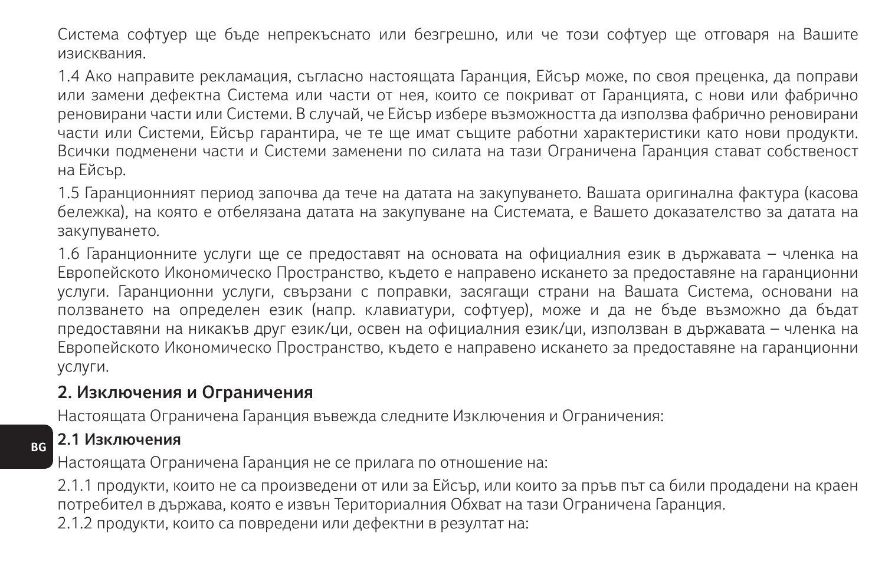Система софтуер ще бъде непрекъснато или безгрешно, или че този софтуер ще отговаря на Вашите изисквания.

1.4 Ако направите рекламация, съгласно настоящата Гаранция, Ейсър може, по своя преценка, да поправи или замени дефектна Система или части от нея, които се покриват от Гаранцията, с нови или фабрично реновирани части или Системи. В случай, че Ейсър избере възможността да използва фабрично реновирани части или Системи, Ейсър гарантира, че те ще имат същите работни характеристики като нови продукти. Всички подменени части и Системи заменени по силата на тази Ограничена Гаранция стават собственост на Ейсър.

1.5 Гаранционният период започва да тече на датата на закупуването. Вашата оригинална фактура (касова бележка), на която е отбелязана датата на закупуване на Системата, е Вашето доказателство за датата на закупуването.

1.6 Гаранционните услуги ще се предоставят на основата на официалния език в държавата – членка на Европейското Икономическо Пространство, където е направено искането за предоставяне на гаранционни услуги. Гаранционни услуги, свързани с поправки, засягащи страни на Вашата Система, основани на ползването на определен език (напр. клавиатури, софтуер), може и да не бъде възможно да бъдат предоставяни на никакъв друг език/ци, освен на официалния език/ци, използван в държавата – членка на Европейското Икономическо Пространство, където е направено искането за предоставяне на гаранционни услуги.

## 2. Изключения и Ограничения

Настоящата Ограничена Гаранция въвежда следните Изключения и Ограничения:

### 2.1 Изключения

Настоящата Ограничена Гаранция не се прилага по отношение на:

2.1.1 продукти, които не са произведени от или за Ейсър, или които за пръв път са били продадени на краен потребител в държава, която е извън Териториалния Обхват на тази Ограничена Гаранция.

2.1.2 продукти, които са повредени или дефектни в резултат на: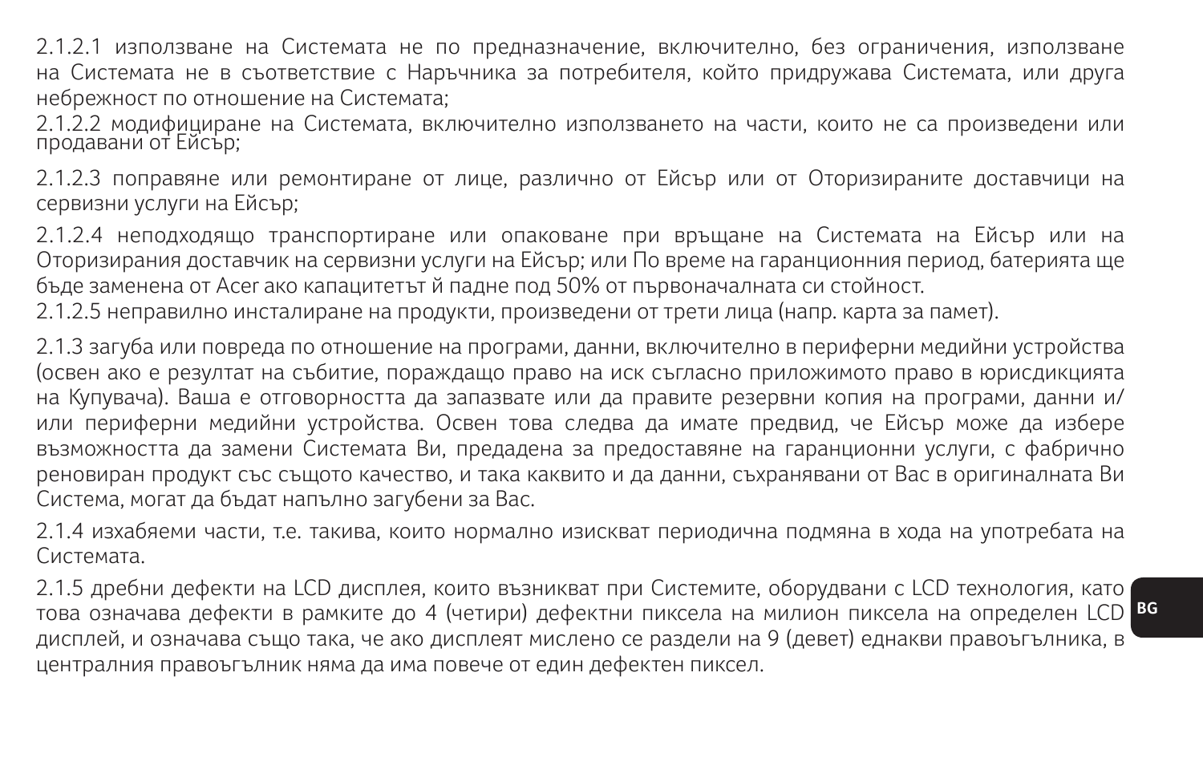2.1.2.1 използване на Системата не по предназначение, включително, без ограничения, използване на Системата не в съответствие с Наръчника за потребителя, който придружава Системата, или друга небрежност по отношение на Системата;

2.1.2.2 модифициране на Системата, включително използването на части, които не са произведени или продавани от Ейсър;

2.1.2.3 поправяне или ремонтиране от лице, различно от Ейсър или от Оторизираните доставчици на сервизни услуги на Ейсър;

2.1.2.4 неподходящо транспортиране или опаковане при връщане на Системата на Ейсър или на Оторизирания доставчик на сервизни услуги на Ейсър; или По време на гаранционния период, батерията ще бъде заменена от Acer ако капацитетът й падне под 50% от първоначалната си стойност.

2.1.2.5 неправилно инсталиране на продукти, произведени от трети лица (напр. карта за памет).

2.1.3 загуба или повреда по отношение на програми, данни, включително в периферни медийни устройства (освен ако е резултат на събитие, пораждащо право на иск съгласно приложимото право в юрисдикцията на Купувача). Ваша е отговорността да запазвате или да правите резервни копия на програми, данни и/или периферни медийни устройства. Освен това следва да имате предвид, че Ейсър може да избере възможността да замени Системата Ви, предадена за предоставяне на гаранционни услуги, с фабрично реновиран продукт със същото качество, и така каквито и да данни, съхранявани от Вас в оригиналната Ви Система, могат да бъдат напълно загубени за Вас.

2.1.4 изхабяеми части, т.е. такива, които нормално изискват периодична подмяна в хода на употребата на Системата.

2.1.5 дребни дефекти на LCD дисплея, които възникват при Системите, оборудвани с LCD технология, като това означава дефекти в рамките до 4 (четири) дефектни пиксела на милион пиксела на определен LCD дисплей, и означава също така, че ако дисплеят мислено се раздели на 9 (девет) еднакви правоъгълника, в централния правоъгълник няма да има повече от един дефектен пиксел.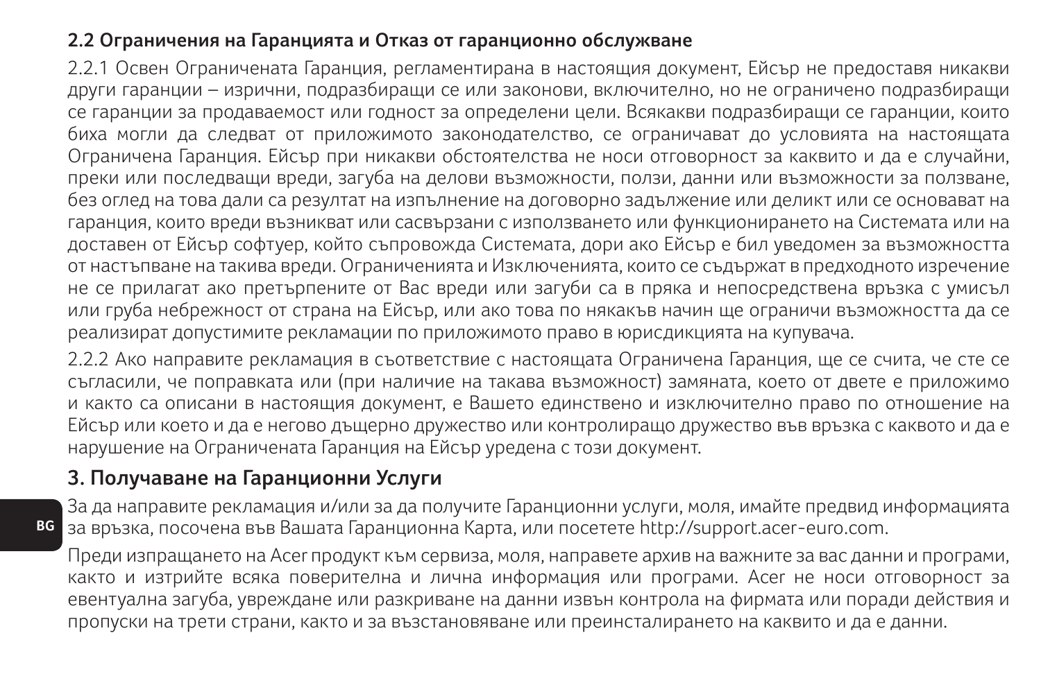### 2.2 Ограничения на Гаранцията и Отказ от гаранционно обслужване

2.2.1 Освен Ограничената Гаранция, регламентирана в настоящия документ, Ейсър не предоставя никакви други гаранции – изрични, подразбиращи се или законови, включително, но не ограничено подразбиращи се гаранции за продаваемост или годност за определени цели. Всякакви подразбиращи се гаранции, които биха могли да следват от приложимото законодателство, се ограничават до условията на настоящата Ограничена Гаранция. Ейсър при никакви обстоятелства не носи отговорност за каквито и да е случайни, преки или последващи вреди, загуба на делови възможности, ползи, данни или възможности за ползване, без оглед на това дали са резултат на изпълнение на договорно задължение или деликт или се основават на гаранция, които вреди възникват или сасвързани с използването или функционирането на Системата или на доставен от Ейсър софтуер, който съпровожда Системата, дори ако Ейсър е бил уведомен за възможността от настъпване на такива вреди. Ограниченията и Изключенията, които се съдържат в предходното изречение не се прилагат ако претърпените от Вас вреди или загуби са в пряка и непосредствена връзка с умисъл или груба небрежност от страна на Ейсър, или ако това по някакъв начин ще ограничи възможността да се реализират допустимите рекламации по приложимото право в юрисдикцията на купувача.

2.2.2 Ако направите рекламация в съответствие с настоящата Ограничена Гаранция, ще се счита, че сте се съгласили, че поправката или (при наличие на такава възможност) замяната, което от двете е приложимо и както са описани в настоящия документ, е Вашето единствено и изключително право по отношение на Ейсър или което и да е негово дъщерно дружество или контролиращо дружество във връзка с каквото и да е нарушение на Ограничената Гаранция на Ейсър уредена с този документ.

## 3. Получаване на Гаранционни Услуги

За да направите рекламация и/или за да получите Гаранционни услуги, моля, имайте предвид информацията за връзка, посочена във Вашата Гаранционна Карта, или посетете http://support.acer-euro.com.

Преди изпращането на Acer продукт към сервиза, моля, направете архив на важните за вас данни и програми, както и изтрийте всяка поверителна и лична информация или програми. Acer не носи отговорност за евентуална загуба, увреждане или разкриване на данни извън контрола на фирмата или поради действия и пропуски на трети страни, както и за възстановяване или преинсталирането на каквито и да е данни.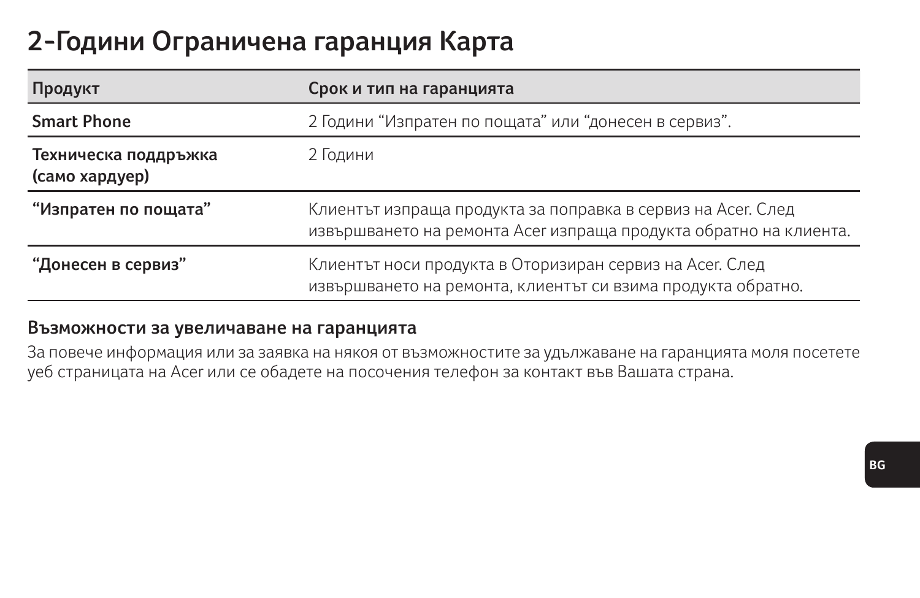# 2-Години Ограничена гаранция Карта

| Продукт | Срок и тип на гаранцията |
| --- | --- |
| **Smart Phone** | 2 Години “Изпратен по пощата” или “донесен в сервиз”. |
| **Техническа поддръжка (само хардуер)** | 2 Години |
| **“Изпратен по пощата”** | Клиентът изпраща продукта за поправка в сервиз на Acer. След извършването на ремонта Acer изпраща продукта обратно на клиента. |
| **“Донесен в сервиз”** | Клиентът носи продукта в Оторизиран сервиз на Acer. След извършването на ремонта, клиентът си взима продукта обратно. |

### Възможности за увеличаване на гаранцията

За повече информация или за заявка на някоя от възможностите за удължаване на гаранцията моля посетете уеб страницата на Acer или се обадете на посочения телефон за контакт във Вашата страна.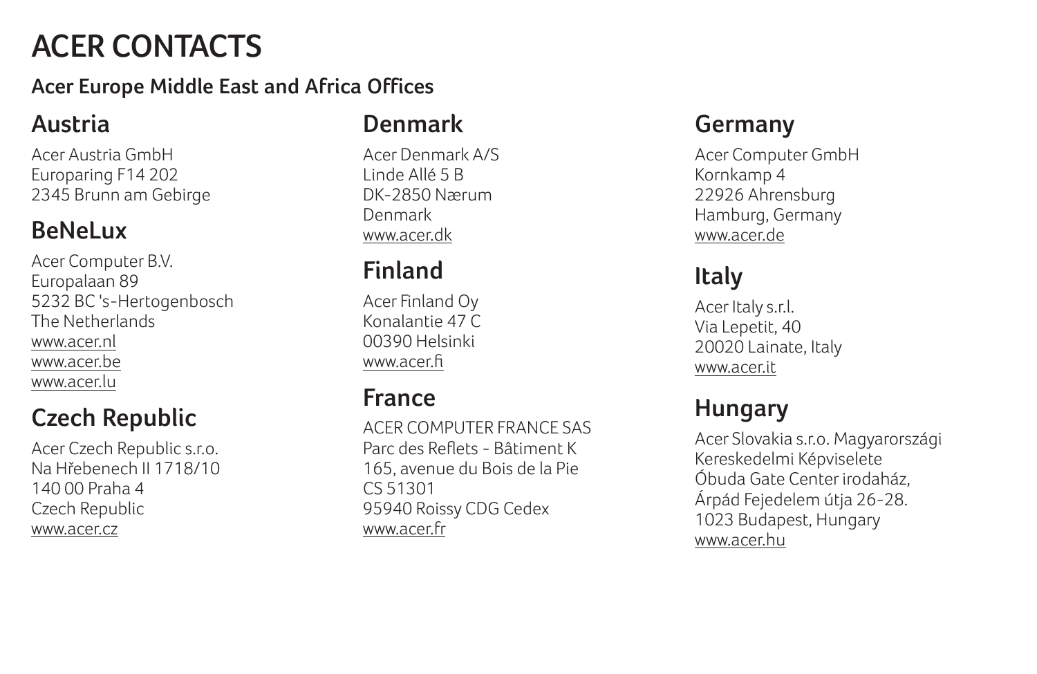# ACER CONTACTS

## Acer Europe Middle East and Africa Offices

### Austria

Acer Austria GmbH
Europaring F14 202
2345 Brunn am Gebirge

### BeNeLux

Acer Computer B.V.
Europalaan 89
5232 BC 's-Hertogenbosch
The Netherlands
www.acer.nl
www.acer.be
www.acer.lu

### Czech Republic

Acer Czech Republic s.r.o.
Na Hřebenech II 1718/10
140 00 Praha 4
Czech Republic
www.acer.cz

### Denmark

Acer Denmark A/S
Linde Allé 5 B
DK-2850 Nærum
Denmark
www.acer.dk

### Finland

Acer Finland Oy
Konalantie 47 C
00390 Helsinki
www.acer.fi

### France

ACER COMPUTER FRANCE SAS
Parc des Reflets - Bâtiment K
165, avenue du Bois de la Pie
CS 51301
95940 Roissy CDG Cedex
www.acer.fr

### Germany

Acer Computer GmbH
Kornkamp 4
22926 Ahrensburg
Hamburg, Germany
www.acer.de

### Italy

Acer Italy s.r.l.
Via Lepetit, 40
20020 Lainate, Italy
www.acer.it

### Hungary

Acer Slovakia s.r.o. Magyarországi
Kereskedelmi Képviselete
Óbuda Gate Center irodaház,
Árpád Fejedelem útja 26-28.
1023 Budapest, Hungary
www.acer.hu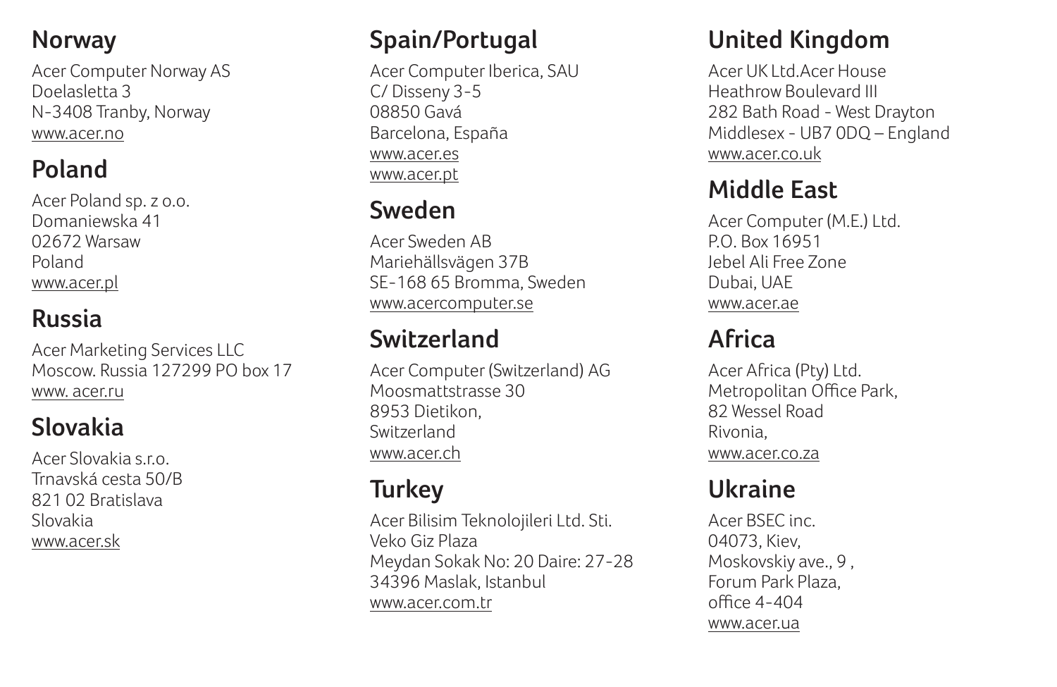## Norway

Acer Computer Norway AS
Doelasletta 3
N-3408 Tranby, Norway
www.acer.no

## Poland

Acer Poland sp. z o.o.
Domaniewska 41
02672 Warsaw
Poland
www.acer.pl

## Russia

Acer Marketing Services LLC
Moscow. Russia 127299 PO box 17
www. acer.ru

## Slovakia

Acer Slovakia s.r.o.
Trnavská cesta 50/B
821 02 Bratislava
Slovakia
www.acer.sk

## Spain/Portugal

Acer Computer Iberica, SAU
C/ Disseny 3-5
08850 Gavá
Barcelona, España
www.acer.es
www.acer.pt

## Sweden

Acer Sweden AB
Mariehällsvägen 37B
SE-168 65 Bromma, Sweden
www.acercomputer.se

## Switzerland

Acer Computer (Switzerland) AG
Moosmattstrasse 30
8953 Dietikon,
Switzerland
www.acer.ch

## Turkey

Acer Bilisim Teknolojileri Ltd. Sti.
Veko Giz Plaza
Meydan Sokak No: 20 Daire: 27-28
34396 Maslak, Istanbul
www.acer.com.tr

## United Kingdom

Acer UK Ltd.Acer House
Heathrow Boulevard III
282 Bath Road - West Drayton
Middlesex - UB7 0DQ – England
www.acer.co.uk

## Middle East

Acer Computer (M.E.) Ltd.
P.O. Box 16951
Jebel Ali Free Zone
Dubai, UAE
www.acer.ae

## Africa

Acer Africa (Pty) Ltd.
Metropolitan Office Park,
82 Wessel Road
Rivonia,
www.acer.co.za

## Ukraine

Acer BSEC inc.
04073, Kiev,
Moskovskiy ave., 9 ,
Forum Park Plaza,
office 4-404
www.acer.ua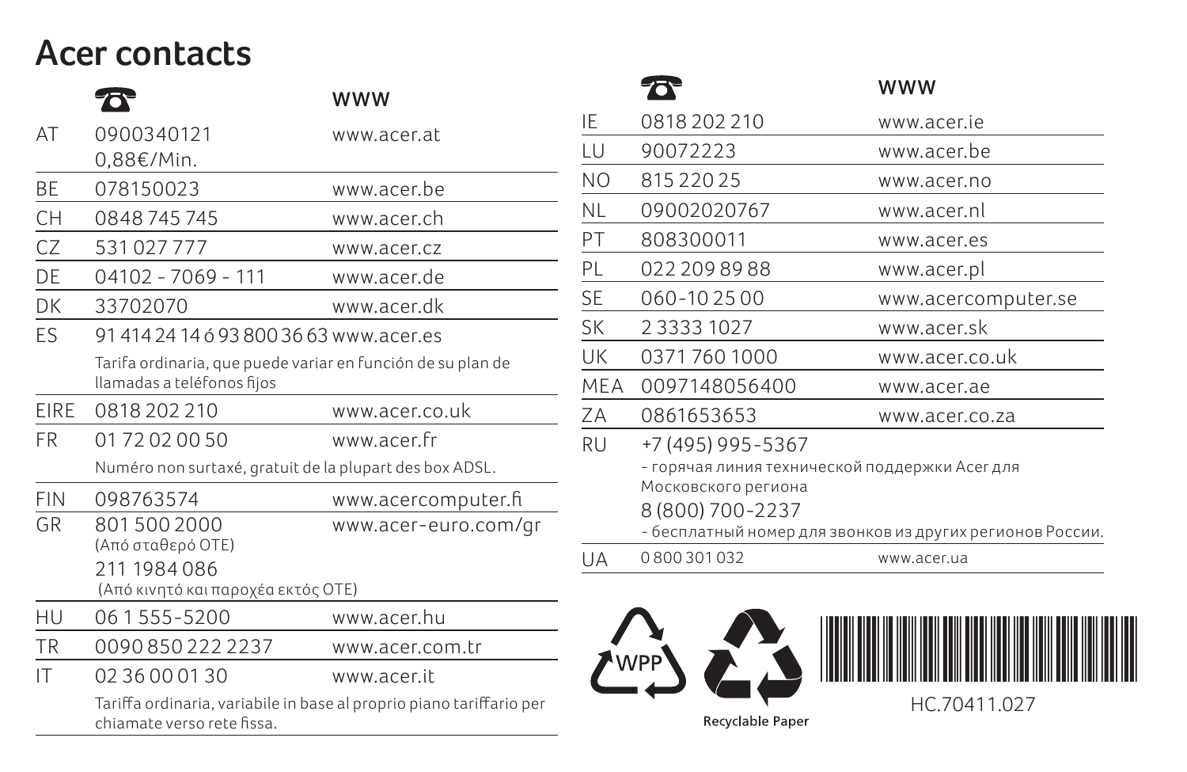# Acer contacts

| | ☎ | www |
|---|---|---|
| AT | 0900340121<br>0,88€/Min. | www.acer.at |
| BE | 078150023 | www.acer.be |
| CH | 0848 745 745 | www.acer.ch |
| CZ | 531 027 777 | www.acer.cz |
| DE | 04102 - 7069 - 111 | www.acer.de |
| DK | 33702070 | www.acer.dk |
| ES | 91 414 24 14 ó 93 800 36 63<br>Tarifa ordinaria, que puede variar en función de su plan de llamadas a teléfonos fijos | www.acer.es |
| EIRE | 0818 202 210 | www.acer.co.uk |
| FR | 01 72 02 00 50<br>Numéro non surtaxé, gratuit de la plupart des box ADSL. | www.acer.fr |
| FIN | 098763574 | www.acercomputer.fi |
| GR | 801 500 2000<br>(Από σταθερό ΟΤΕ)<br>211 1984 086<br>(Από κινητό και παροχέα εκτός ΟΤΕ) | www.acer-euro.com/gr |
| HU | 06 1 555-5200 | www.acer.hu |
| TR | 0090 850 222 2237 | www.acer.com.tr |
| IT | 02 36 00 01 30<br>Tariffa ordinaria, variabile in base al proprio piano tariffario per chiamate verso rete fissa. | www.acer.it |
| IE | 0818 202 210 | www.acer.ie |
| LU | 90072223 | www.acer.be |
| NO | 815 220 25 | www.acer.no |
| NL | 09002020767 | www.acer.nl |
| PT | 808300011 | www.acer.es |
| PL | 022 209 89 88 | www.acer.pl |
| SE | 060-10 25 00 | www.acercomputer.se |
| SK | 2 3333 1027 | www.acer.sk |
| UK | 0371 760 1000 | www.acer.co.uk |
| MEA | 0097148056400 | www.acer.ae |
| ZA | 0861653653 | www.acer.co.za |
| RU | +7 (495) 995-5367<br>- горячая линия технической поддержки Acer для Московского региона<br>8 (800) 700-2237<br>- бесплатный номер для звонков из других регионов России. | |
| UA | 0 800 301 032 | www.acer.ua |

WPP

Recyclable Paper

HC.70411.027